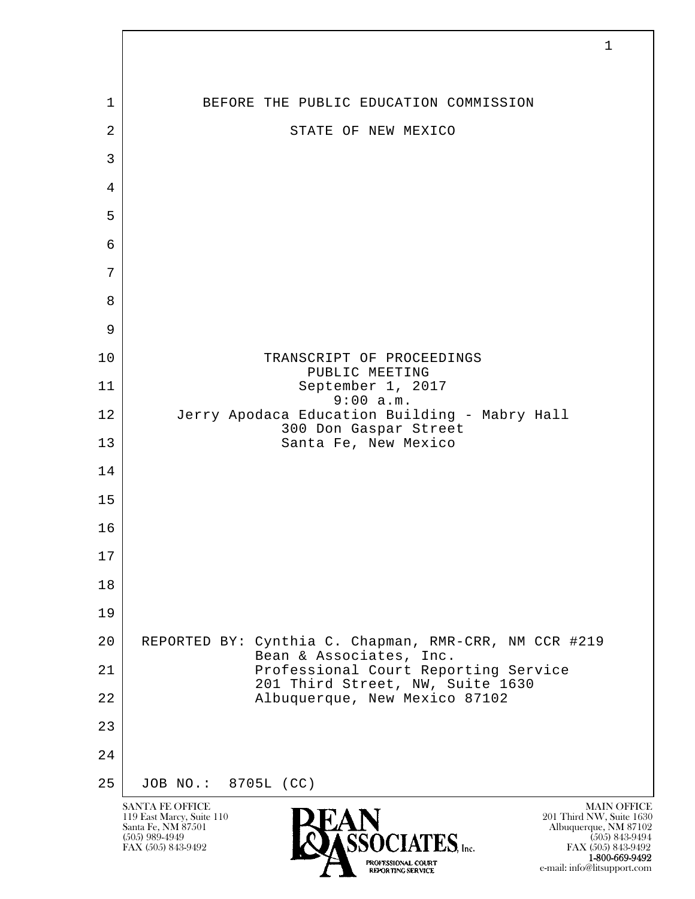BEFORE THE PUBLIC EDUCATION COMMISSION

STATE OF NEW MEXICO

TRANSCRIPT OF PROCEEDINGS
PUBLIC MEETING
September 1, 2017
9:00 a.m.
Jerry Apodaca Education Building - Mabry Hall
300 Don Gaspar Street
Santa Fe, New Mexico

REPORTED BY: Cynthia C. Chapman, RMR-CRR, NM CCR #219
Bean & Associates, Inc.
Professional Court Reporting Service
201 Third Street, NW, Suite 1630
Albuquerque, New Mexico 87102

JOB NO.: 8705L (CC)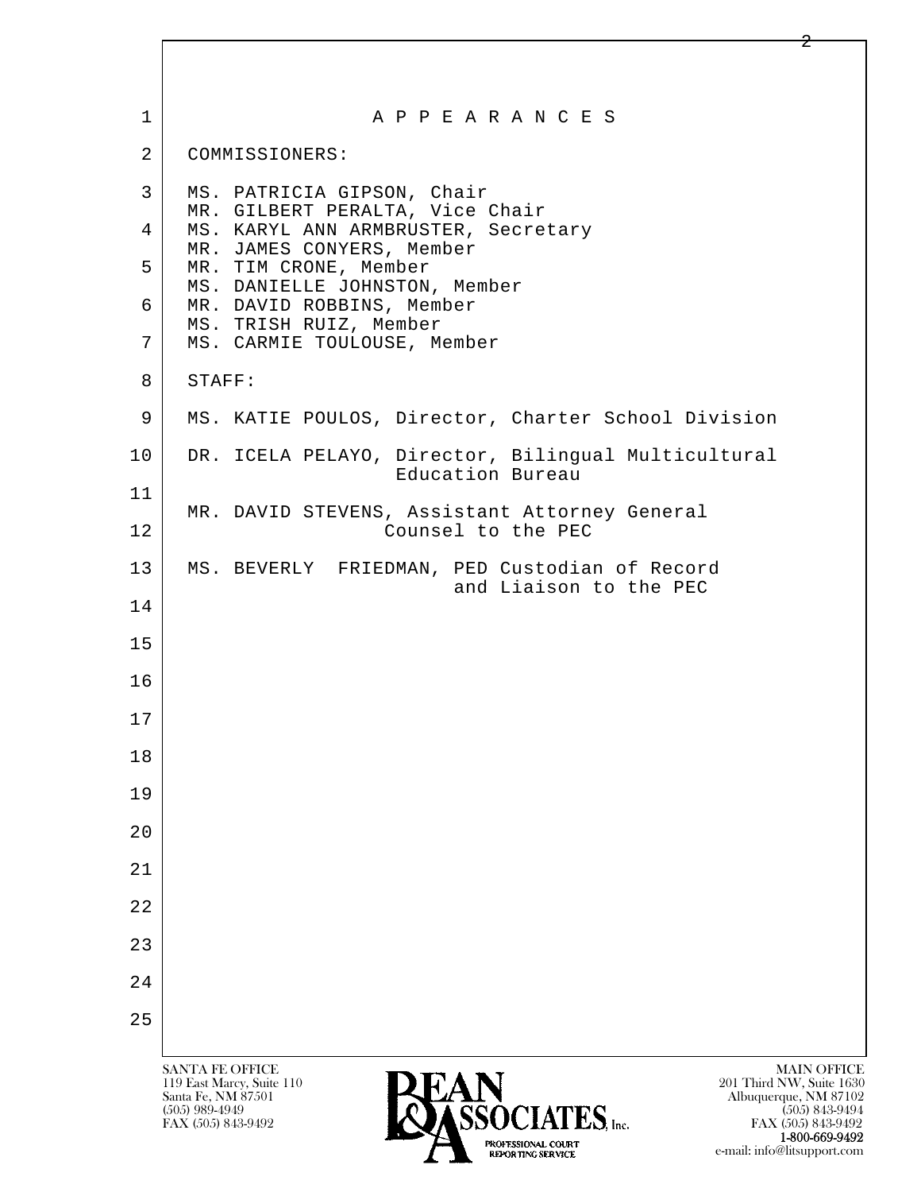# A P P E A R A N C E S

COMMISSIONERS:

MS. PATRICIA GIPSON, Chair
MR. GILBERT PERALTA, Vice Chair
MS. KARYL ANN ARMBRUSTER, Secretary
MR. JAMES CONYERS, Member
MR. TIM CRONE, Member
MS. DANIELLE JOHNSTON, Member
MR. DAVID ROBBINS, Member
MS. TRISH RUIZ, Member
MS. CARMIE TOULOUSE, Member

STAFF:

MS. KATIE POULOS, Director, Charter School Division

DR. ICELA PELAYO, Director, Bilingual Multicultural Education Bureau

MR. DAVID STEVENS, Assistant Attorney General Counsel to the PEC

MS. BEVERLY FRIEDMAN, PED Custodian of Record and Liaison to the PEC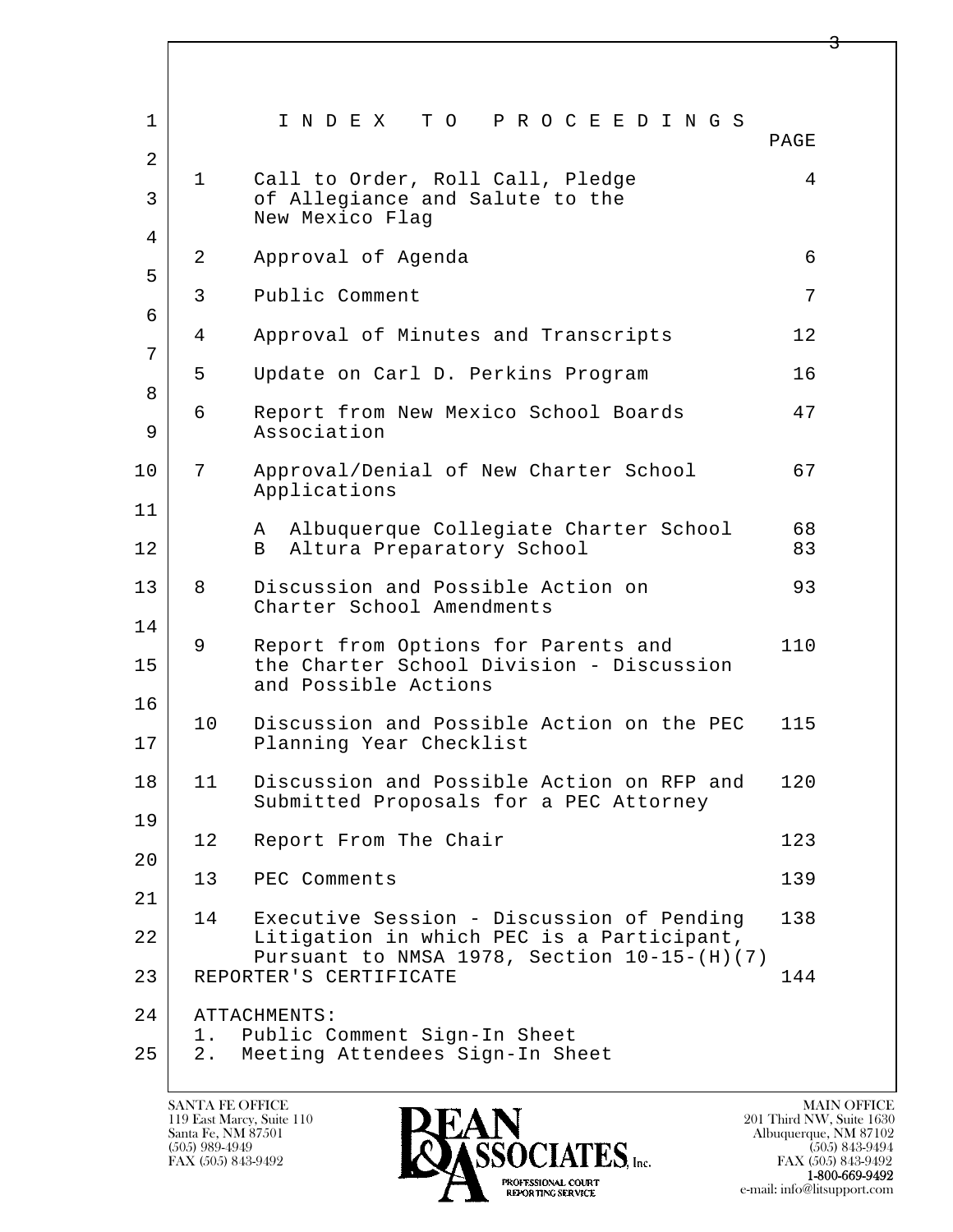# I N D E X T O P R O C E E D I N G S

| | | PAGE |
|---|---|---|
| 1 | Call to Order, Roll Call, Pledge of Allegiance and Salute to the New Mexico Flag | 4 |
| 2 | Approval of Agenda | 6 |
| 3 | Public Comment | 7 |
| 4 | Approval of Minutes and Transcripts | 12 |
| 5 | Update on Carl D. Perkins Program | 16 |
| 6 | Report from New Mexico School Boards Association | 47 |
| 7 | Approval/Denial of New Charter School Applications | 67 |
| | A Albuquerque Collegiate Charter School | 68 |
| | B Altura Preparatory School | 83 |
| 8 | Discussion and Possible Action on Charter School Amendments | 93 |
| 9 | Report from Options for Parents and the Charter School Division - Discussion and Possible Actions | 110 |
| 10 | Discussion and Possible Action on the PEC Planning Year Checklist | 115 |
| 11 | Discussion and Possible Action on RFP and Submitted Proposals for a PEC Attorney | 120 |
| 12 | Report From The Chair | 123 |
| 13 | PEC Comments | 139 |
| 14 | Executive Session - Discussion of Pending Litigation in which PEC is a Participant, Pursuant to NMSA 1978, Section 10-15-(H)(7) | 138 |
| | REPORTER'S CERTIFICATE | 144 |

ATTACHMENTS:

1. Public Comment Sign-In Sheet
2. Meeting Attendees Sign-In Sheet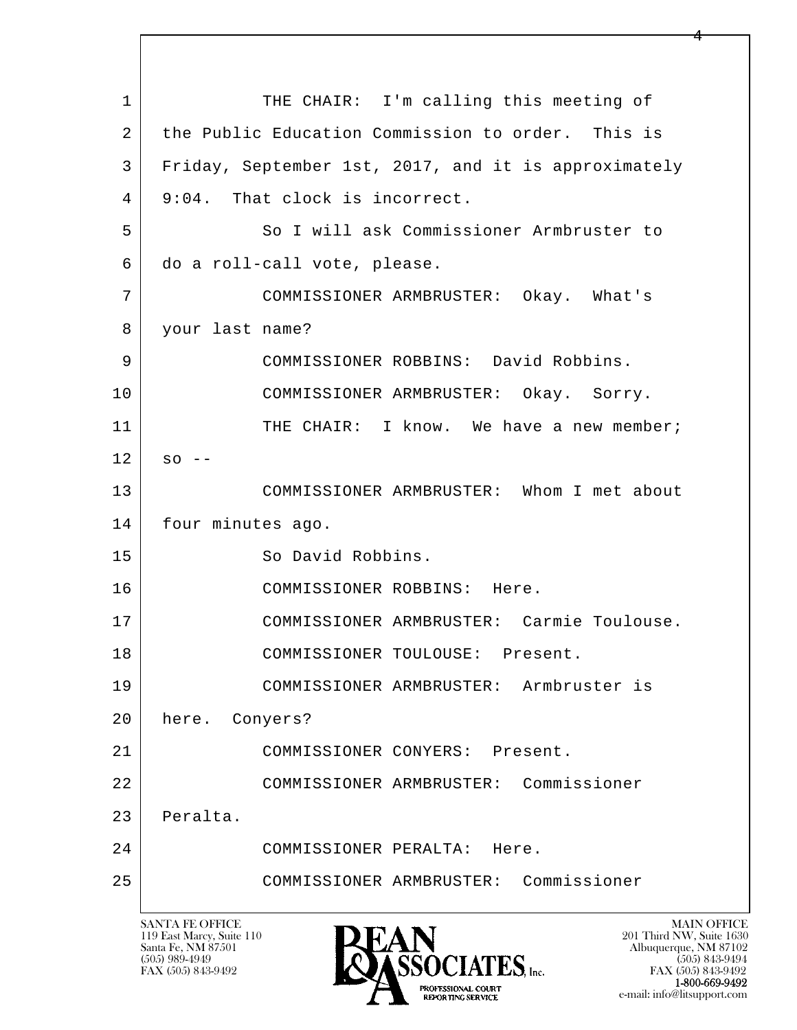1 THE CHAIR: I'm calling this meeting of
2 the Public Education Commission to order. This is
3 Friday, September 1st, 2017, and it is approximately
4 9:04. That clock is incorrect.
5 So I will ask Commissioner Armbruster to
6 do a roll-call vote, please.
7 COMMISSIONER ARMBRUSTER: Okay. What's
8 your last name?
9 COMMISSIONER ROBBINS: David Robbins.
10 COMMISSIONER ARMBRUSTER: Okay. Sorry.
11 THE CHAIR: I know. We have a new member;
12 so --
13 COMMISSIONER ARMBRUSTER: Whom I met about
14 four minutes ago.
15 So David Robbins.
16 COMMISSIONER ROBBINS: Here.
17 COMMISSIONER ARMBRUSTER: Carmie Toulouse.
18 COMMISSIONER TOULOUSE: Present.
19 COMMISSIONER ARMBRUSTER: Armbruster is
20 here. Conyers?
21 COMMISSIONER CONYERS: Present.
22 COMMISSIONER ARMBRUSTER: Commissioner
23 Peralta.
24 COMMISSIONER PERALTA: Here.
25 COMMISSIONER ARMBRUSTER: Commissioner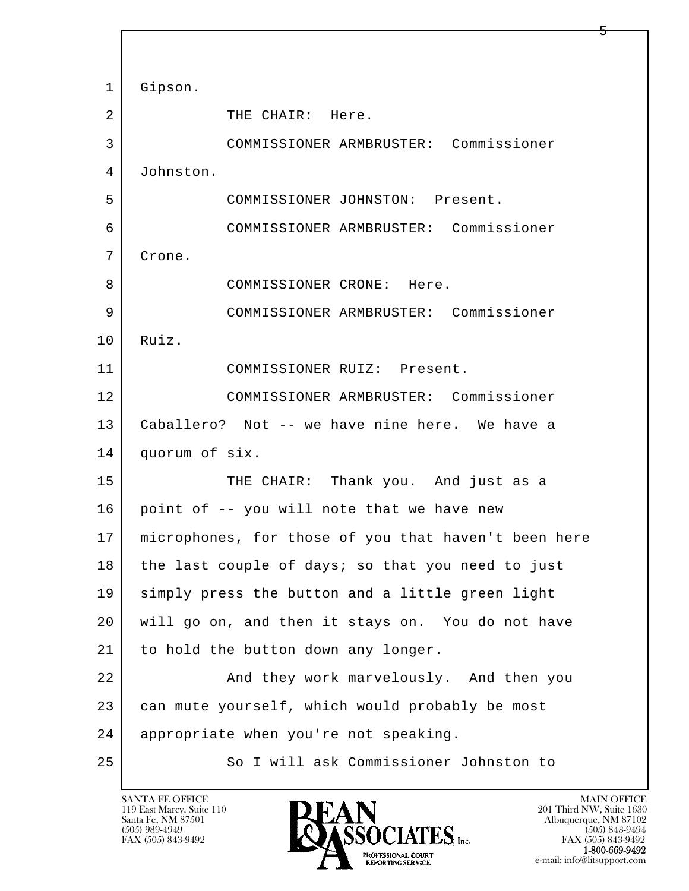1 Gipson.

2 THE CHAIR: Here.

3 COMMISSIONER ARMBRUSTER: Commissioner

4 Johnston.

5 COMMISSIONER JOHNSTON: Present.

6 COMMISSIONER ARMBRUSTER: Commissioner

7 Crone.

8 COMMISSIONER CRONE: Here.

9 COMMISSIONER ARMBRUSTER: Commissioner

10 Ruiz.

11 COMMISSIONER RUIZ: Present.

12 COMMISSIONER ARMBRUSTER: Commissioner

13 Caballero? Not -- we have nine here. We have a

14 quorum of six.

15 THE CHAIR: Thank you. And just as a

16 point of -- you will note that we have new

17 microphones, for those of you that haven't been here

18 the last couple of days; so that you need to just

19 simply press the button and a little green light

20 will go on, and then it stays on. You do not have

21 to hold the button down any longer.

22 And they work marvelously. And then you

23 can mute yourself, which would probably be most

24 appropriate when you're not speaking.

25 So I will ask Commissioner Johnston to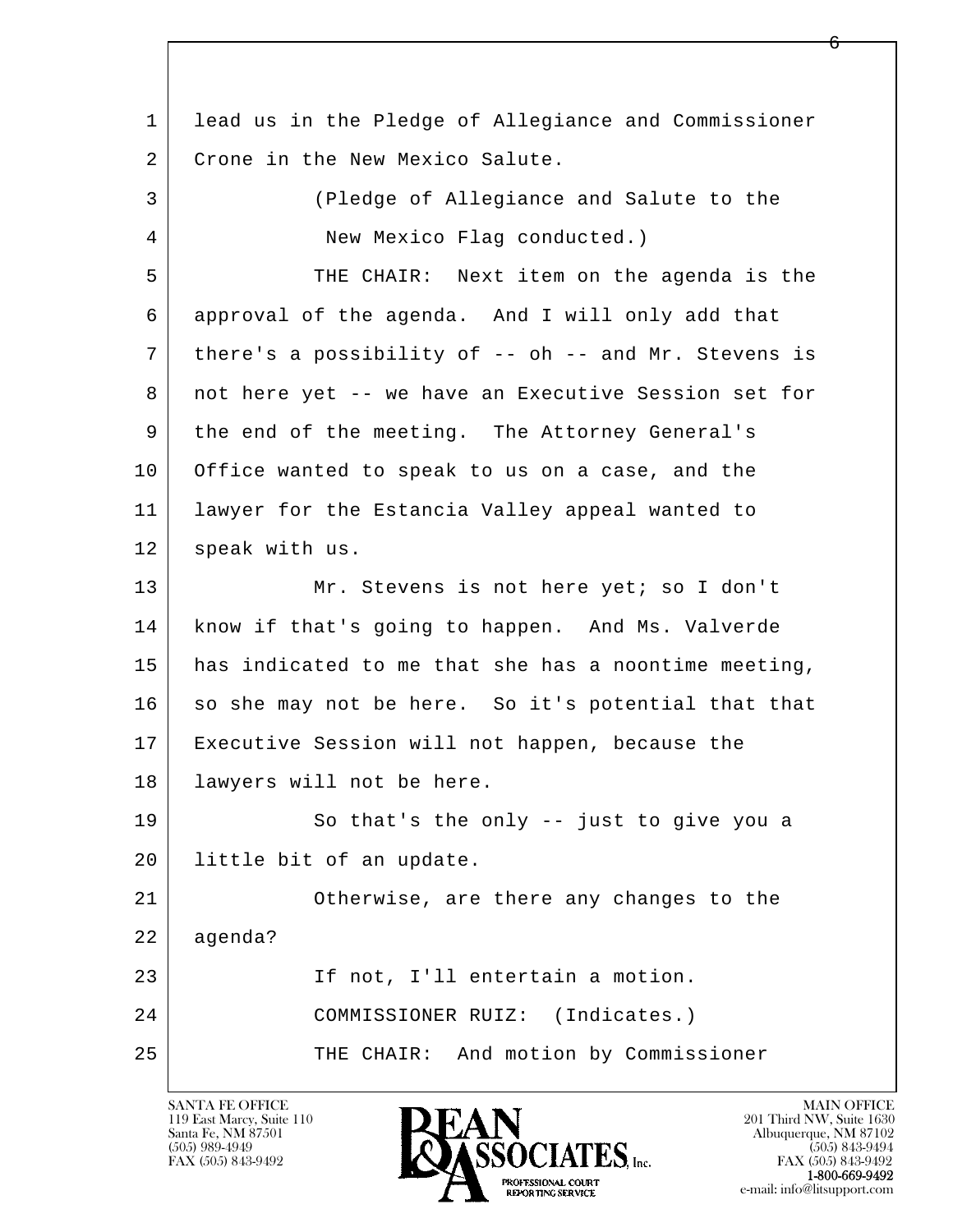lead us in the Pledge of Allegiance and Commissioner Crone in the New Mexico Salute.

(Pledge of Allegiance and Salute to the New Mexico Flag conducted.)

THE CHAIR: Next item on the agenda is the approval of the agenda. And I will only add that there's a possibility of -- oh -- and Mr. Stevens is not here yet -- we have an Executive Session set for the end of the meeting. The Attorney General's Office wanted to speak to us on a case, and the lawyer for the Estancia Valley appeal wanted to speak with us.

Mr. Stevens is not here yet; so I don't know if that's going to happen. And Ms. Valverde has indicated to me that she has a noontime meeting, so she may not be here. So it's potential that that Executive Session will not happen, because the lawyers will not be here.

So that's the only -- just to give you a little bit of an update.

Otherwise, are there any changes to the agenda?

If not, I'll entertain a motion.

COMMISSIONER RUIZ: (Indicates.)

THE CHAIR: And motion by Commissioner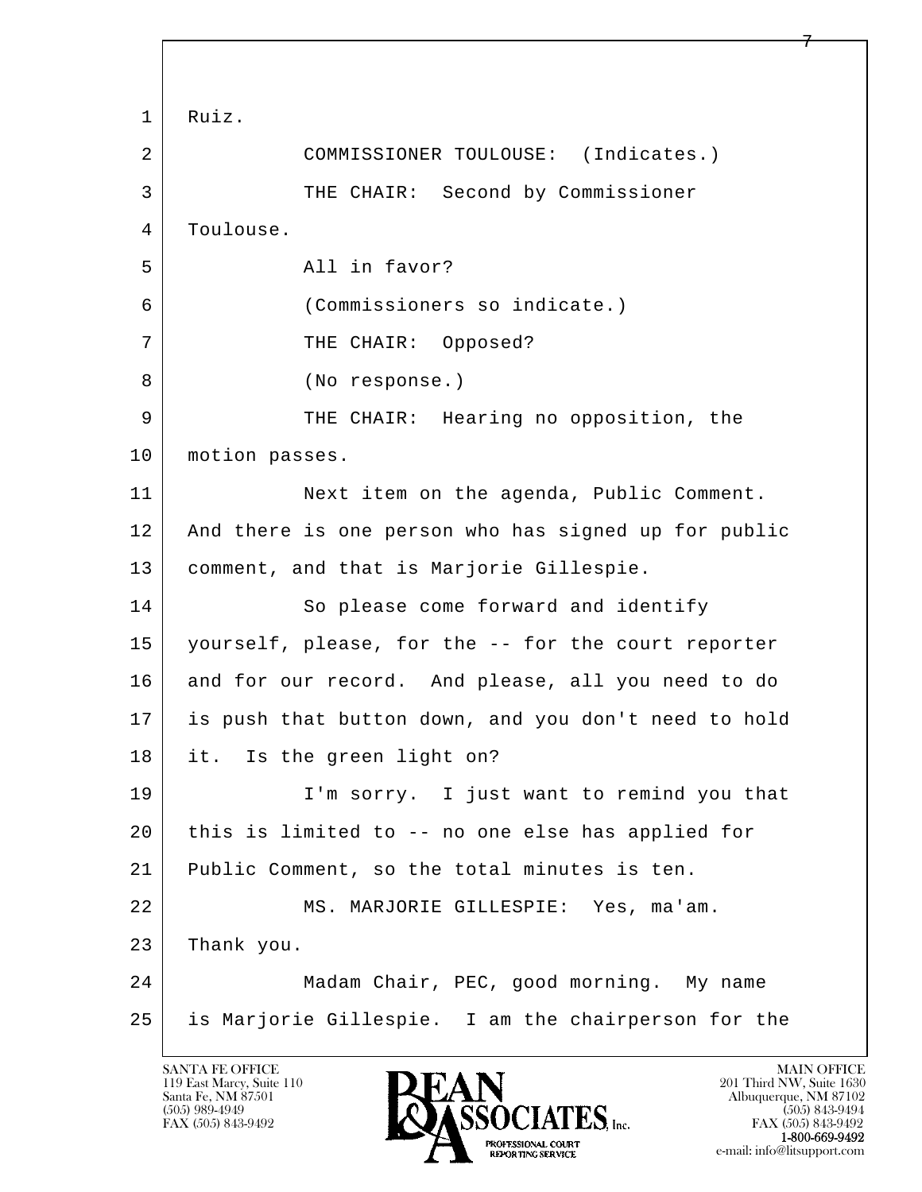Ruiz.

COMMISSIONER TOULOUSE: (Indicates.)

THE CHAIR: Second by Commissioner Toulouse.

All in favor?

(Commissioners so indicate.)

THE CHAIR: Opposed?

(No response.)

THE CHAIR: Hearing no opposition, the motion passes.

Next item on the agenda, Public Comment. And there is one person who has signed up for public comment, and that is Marjorie Gillespie.

So please come forward and identify yourself, please, for the -- for the court reporter and for our record. And please, all you need to do is push that button down, and you don't need to hold it. Is the green light on?

I'm sorry. I just want to remind you that this is limited to -- no one else has applied for Public Comment, so the total minutes is ten.

MS. MARJORIE GILLESPIE: Yes, ma'am. Thank you.

Madam Chair, PEC, good morning. My name is Marjorie Gillespie. I am the chairperson for the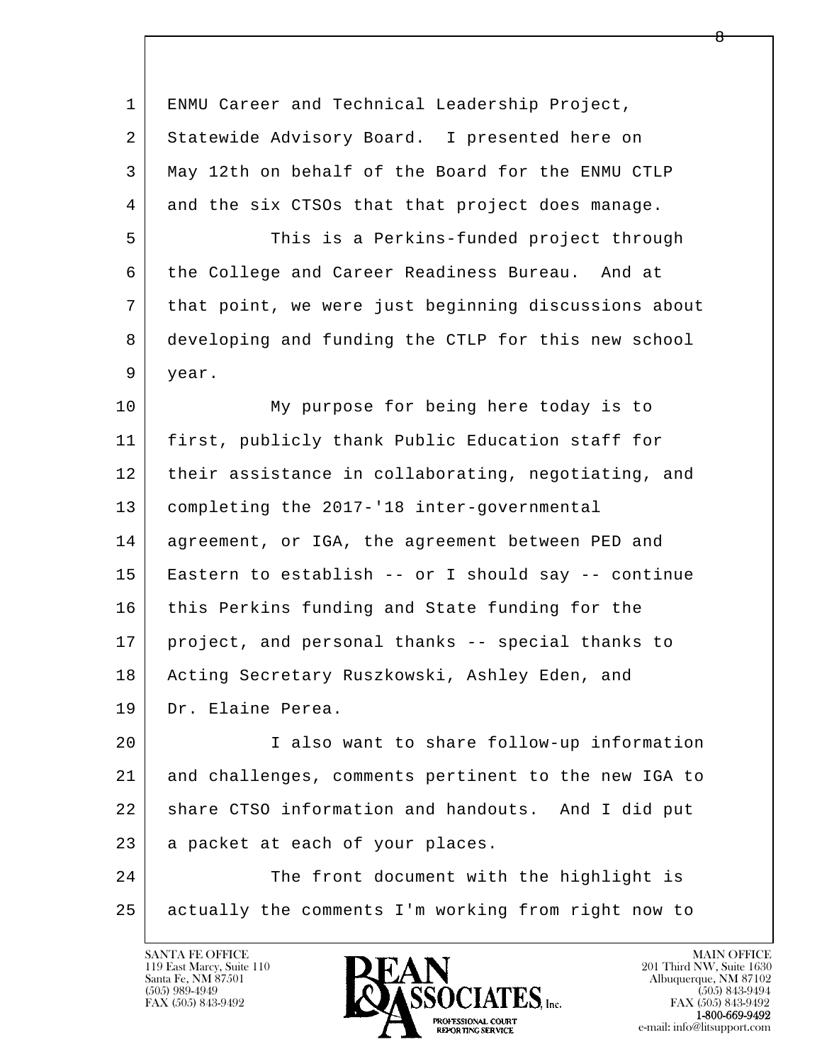1 ENMU Career and Technical Leadership Project,
2 Statewide Advisory Board. I presented here on
3 May 12th on behalf of the Board for the ENMU CTLP
4 and the six CTSOs that that project does manage.
5 This is a Perkins-funded project through
6 the College and Career Readiness Bureau. And at
7 that point, we were just beginning discussions about
8 developing and funding the CTLP for this new school
9 year.
10 My purpose for being here today is to
11 first, publicly thank Public Education staff for
12 their assistance in collaborating, negotiating, and
13 completing the 2017-'18 inter-governmental
14 agreement, or IGA, the agreement between PED and
15 Eastern to establish -- or I should say -- continue
16 this Perkins funding and State funding for the
17 project, and personal thanks -- special thanks to
18 Acting Secretary Ruszkowski, Ashley Eden, and
19 Dr. Elaine Perea.
20 I also want to share follow-up information
21 and challenges, comments pertinent to the new IGA to
22 share CTSO information and handouts. And I did put
23 a packet at each of your places.
24 The front document with the highlight is
25 actually the comments I'm working from right now to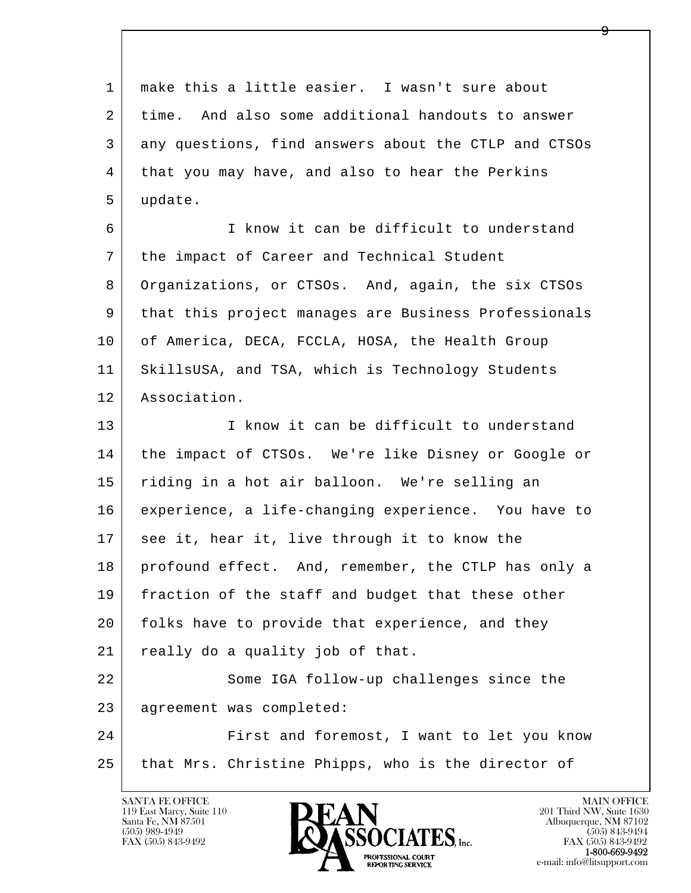make this a little easier. I wasn't sure about time. And also some additional handouts to answer any questions, find answers about the CTLP and CTSOs that you may have, and also to hear the Perkins update.

I know it can be difficult to understand the impact of Career and Technical Student Organizations, or CTSOs. And, again, the six CTSOs that this project manages are Business Professionals of America, DECA, FCCLA, HOSA, the Health Group SkillsUSA, and TSA, which is Technology Students Association.

I know it can be difficult to understand the impact of CTSOs. We're like Disney or Google or riding in a hot air balloon. We're selling an experience, a life-changing experience. You have to see it, hear it, live through it to know the profound effect. And, remember, the CTLP has only a fraction of the staff and budget that these other folks have to provide that experience, and they really do a quality job of that.

Some IGA follow-up challenges since the agreement was completed:

First and foremost, I want to let you know that Mrs. Christine Phipps, who is the director of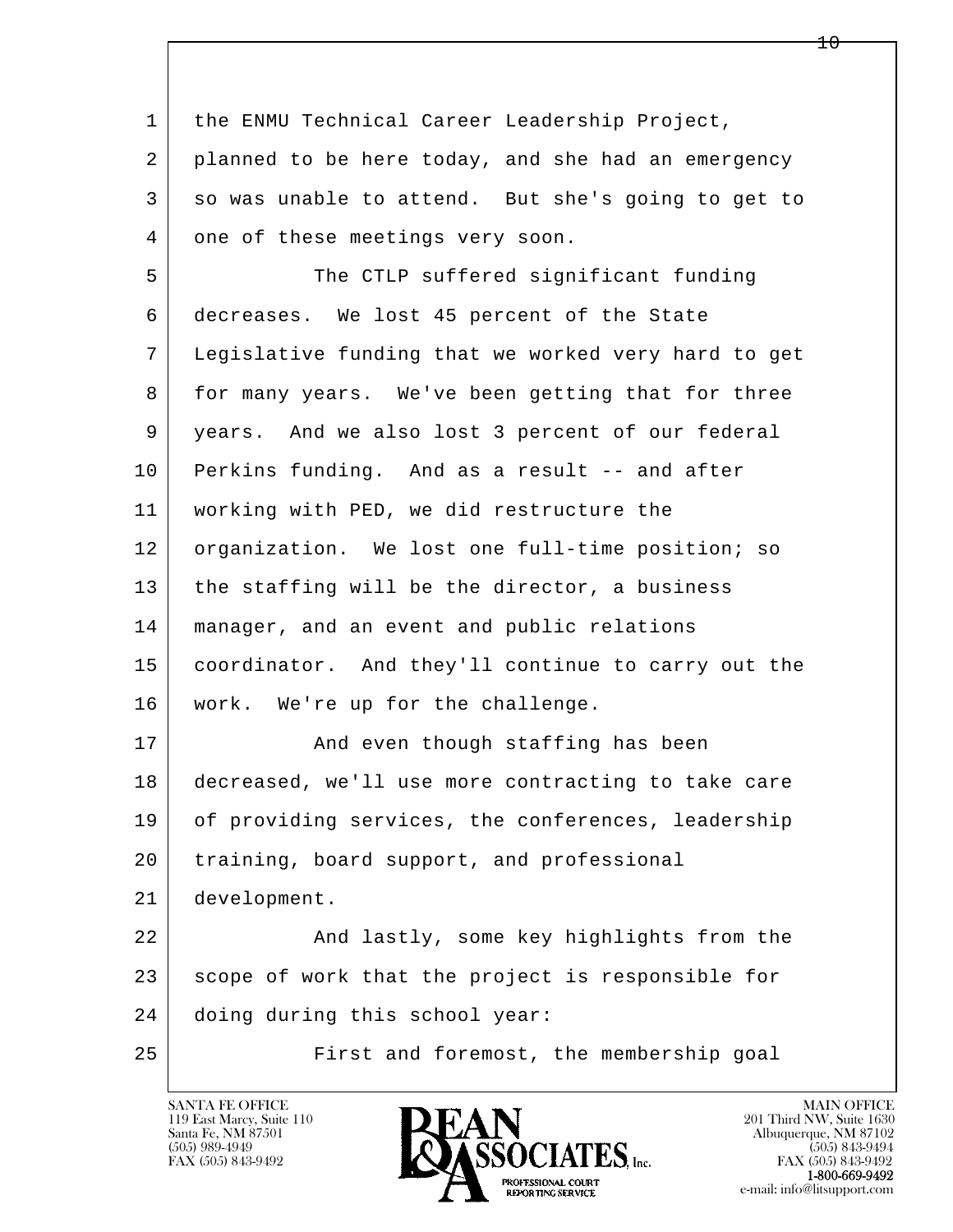the ENMU Technical Career Leadership Project, planned to be here today, and she had an emergency so was unable to attend. But she's going to get to one of these meetings very soon.

The CTLP suffered significant funding decreases. We lost 45 percent of the State Legislative funding that we worked very hard to get for many years. We've been getting that for three years. And we also lost 3 percent of our federal Perkins funding. And as a result -- and after working with PED, we did restructure the organization. We lost one full-time position; so the staffing will be the director, a business manager, and an event and public relations coordinator. And they'll continue to carry out the work. We're up for the challenge.

And even though staffing has been decreased, we'll use more contracting to take care of providing services, the conferences, leadership training, board support, and professional development.

And lastly, some key highlights from the scope of work that the project is responsible for doing during this school year:

First and foremost, the membership goal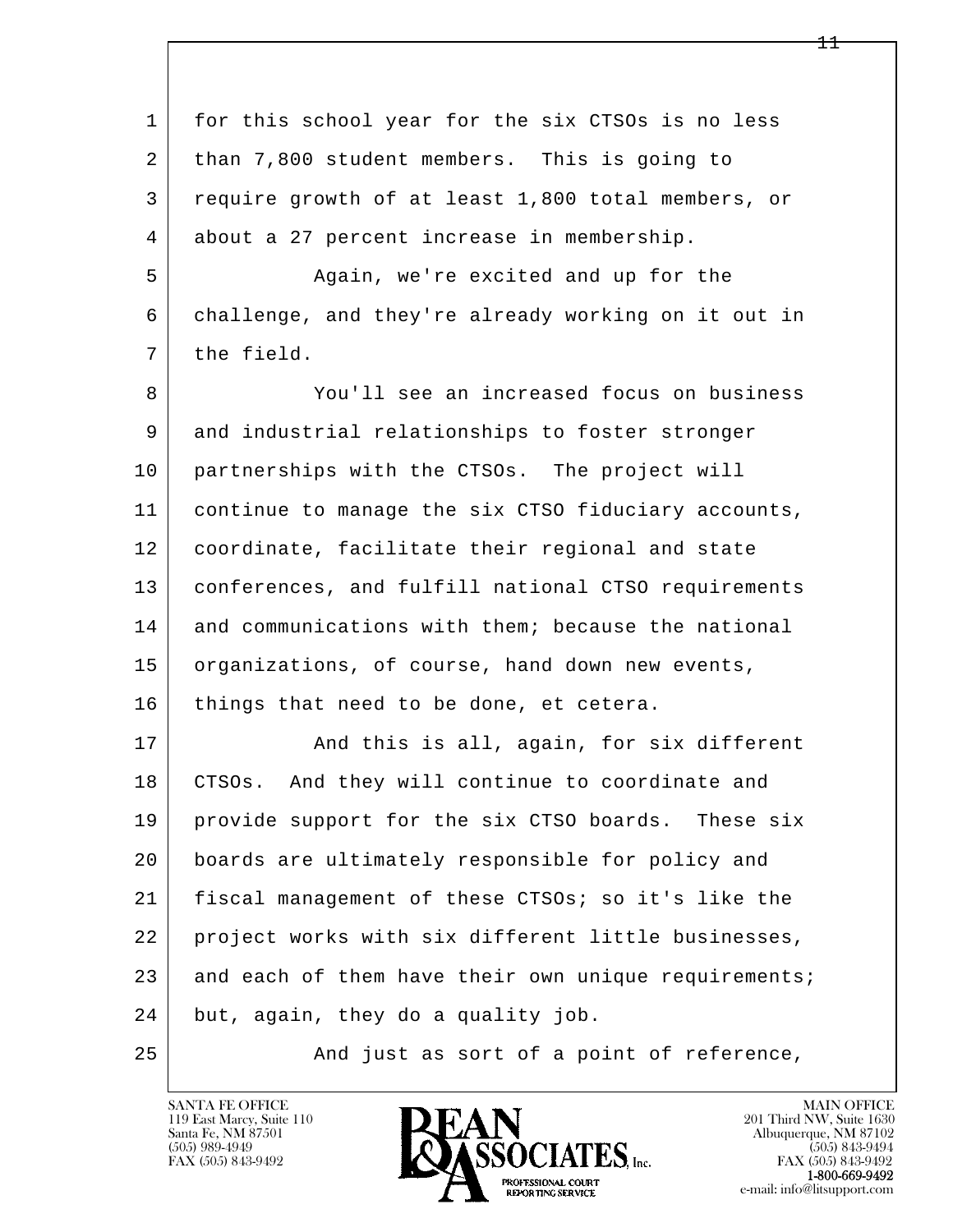for this school year for the six CTSOs is no less than 7,800 student members. This is going to require growth of at least 1,800 total members, or about a 27 percent increase in membership.

Again, we're excited and up for the challenge, and they're already working on it out in the field.

You'll see an increased focus on business and industrial relationships to foster stronger partnerships with the CTSOs. The project will continue to manage the six CTSO fiduciary accounts, coordinate, facilitate their regional and state conferences, and fulfill national CTSO requirements and communications with them; because the national organizations, of course, hand down new events, things that need to be done, et cetera.

And this is all, again, for six different CTSOs. And they will continue to coordinate and provide support for the six CTSO boards. These six boards are ultimately responsible for policy and fiscal management of these CTSOs; so it's like the project works with six different little businesses, and each of them have their own unique requirements; but, again, they do a quality job.

And just as sort of a point of reference,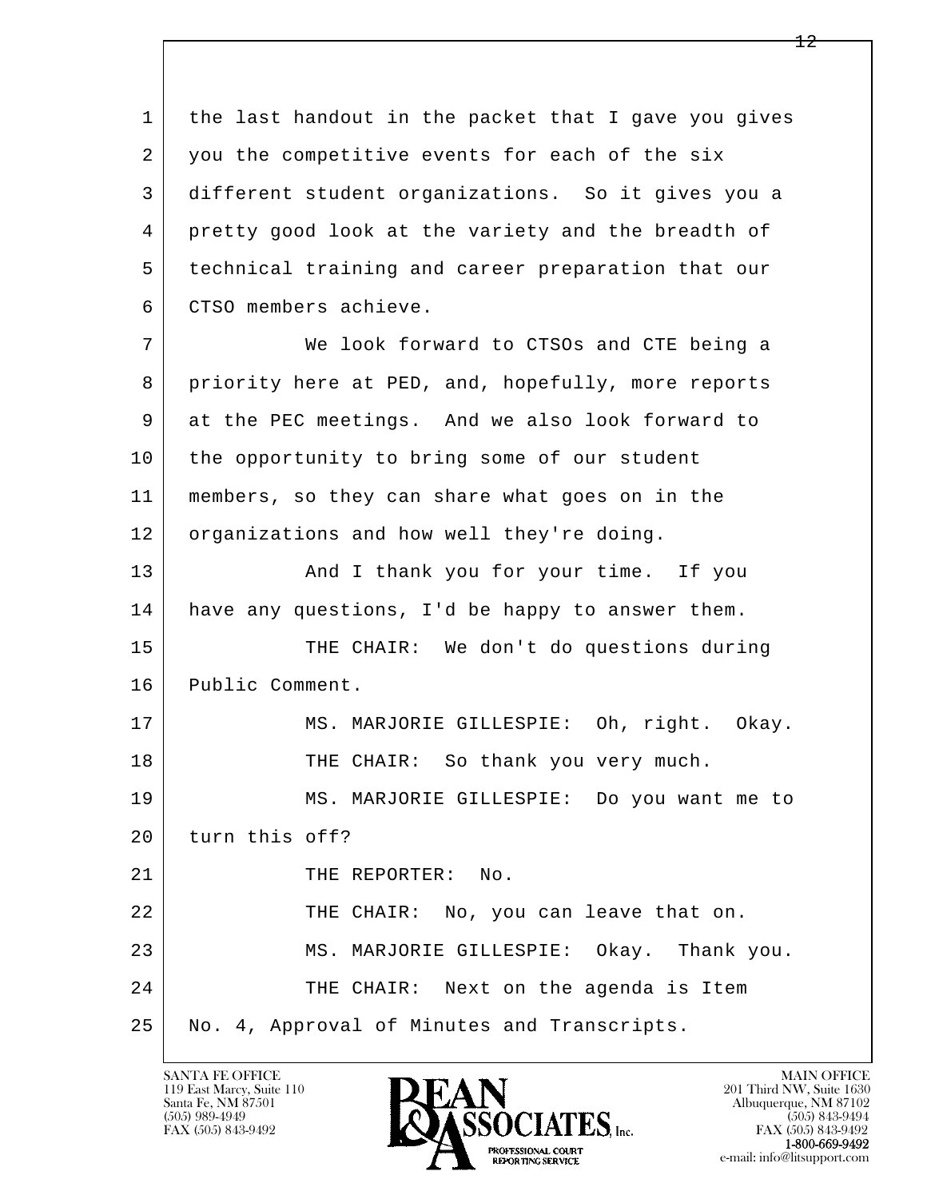1 the last handout in the packet that I gave you gives
2 you the competitive events for each of the six
3 different student organizations. So it gives you a
4 pretty good look at the variety and the breadth of
5 technical training and career preparation that our
6 CTSO members achieve.
7 We look forward to CTSOs and CTE being a
8 priority here at PED, and, hopefully, more reports
9 at the PEC meetings. And we also look forward to
10 the opportunity to bring some of our student
11 members, so they can share what goes on in the
12 organizations and how well they're doing.
13 And I thank you for your time. If you
14 have any questions, I'd be happy to answer them.
15 THE CHAIR: We don't do questions during
16 Public Comment.
17 MS. MARJORIE GILLESPIE: Oh, right. Okay.
18 THE CHAIR: So thank you very much.
19 MS. MARJORIE GILLESPIE: Do you want me to
20 turn this off?
21 THE REPORTER: No.
22 THE CHAIR: No, you can leave that on.
23 MS. MARJORIE GILLESPIE: Okay. Thank you.
24 THE CHAIR: Next on the agenda is Item
25 No. 4, Approval of Minutes and Transcripts.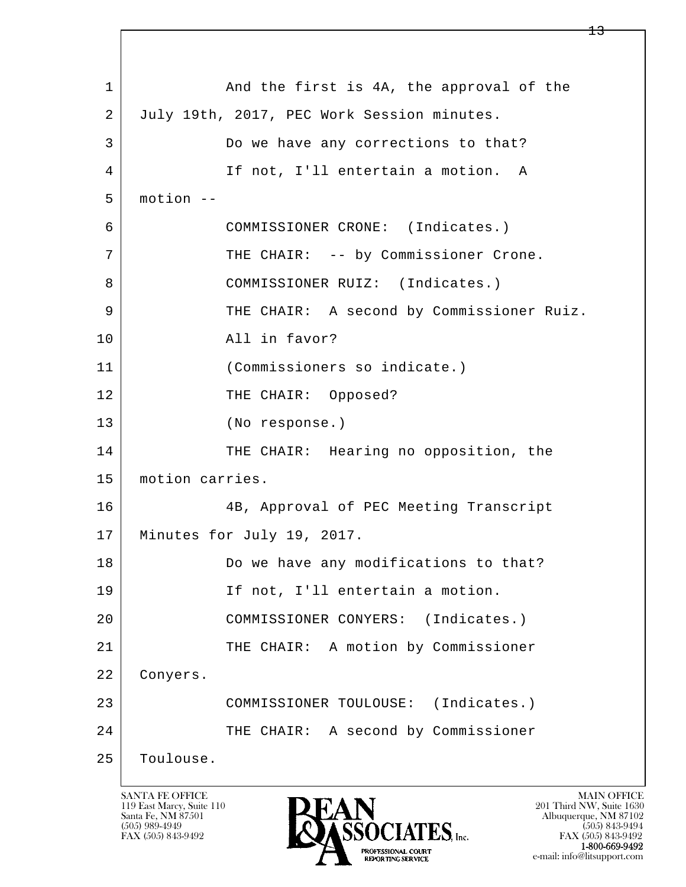1 And the first is 4A, the approval of the
2 July 19th, 2017, PEC Work Session minutes.
3 Do we have any corrections to that?
4 If not, I'll entertain a motion. A
5 motion --
6 COMMISSIONER CRONE: (Indicates.)
7 THE CHAIR: -- by Commissioner Crone.
8 COMMISSIONER RUIZ: (Indicates.)
9 THE CHAIR: A second by Commissioner Ruiz.
10 All in favor?
11 (Commissioners so indicate.)
12 THE CHAIR: Opposed?
13 (No response.)
14 THE CHAIR: Hearing no opposition, the
15 motion carries.
16 4B, Approval of PEC Meeting Transcript
17 Minutes for July 19, 2017.
18 Do we have any modifications to that?
19 If not, I'll entertain a motion.
20 COMMISSIONER CONYERS: (Indicates.)
21 THE CHAIR: A motion by Commissioner
22 Conyers.
23 COMMISSIONER TOULOUSE: (Indicates.)
24 THE CHAIR: A second by Commissioner
25 Toulouse.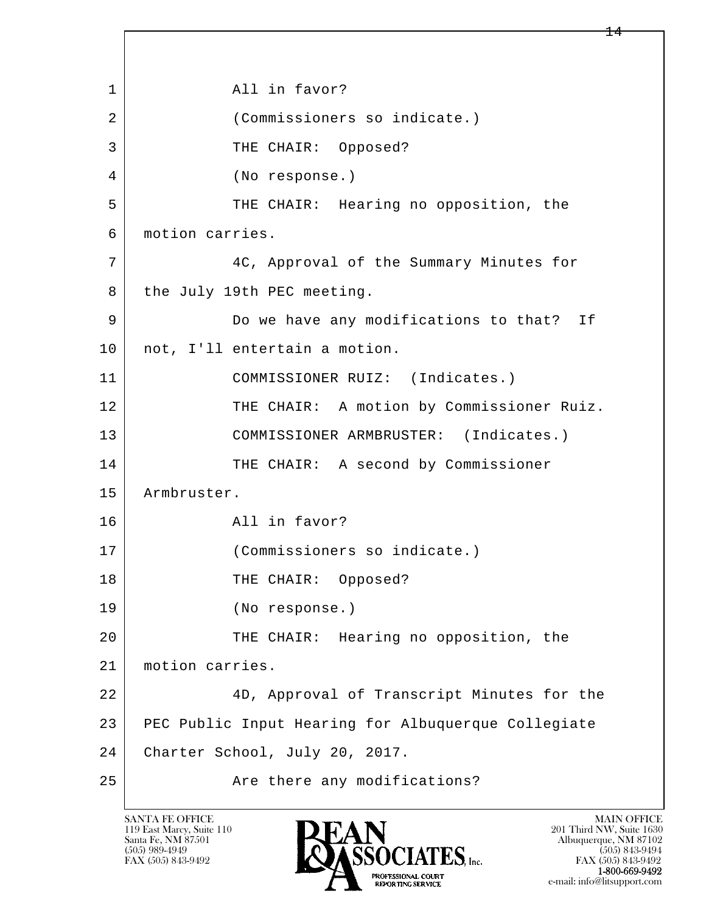All in favor?

(Commissioners so indicate.)

THE CHAIR: Opposed?

(No response.)

THE CHAIR: Hearing no opposition, the motion carries.

4C, Approval of the Summary Minutes for the July 19th PEC meeting.

Do we have any modifications to that? If not, I'll entertain a motion.

COMMISSIONER RUIZ: (Indicates.)

THE CHAIR: A motion by Commissioner Ruiz.

COMMISSIONER ARMBRUSTER: (Indicates.)

THE CHAIR: A second by Commissioner Armbruster.

All in favor?

(Commissioners so indicate.)

THE CHAIR: Opposed?

(No response.)

THE CHAIR: Hearing no opposition, the motion carries.

4D, Approval of Transcript Minutes for the PEC Public Input Hearing for Albuquerque Collegiate Charter School, July 20, 2017.

Are there any modifications?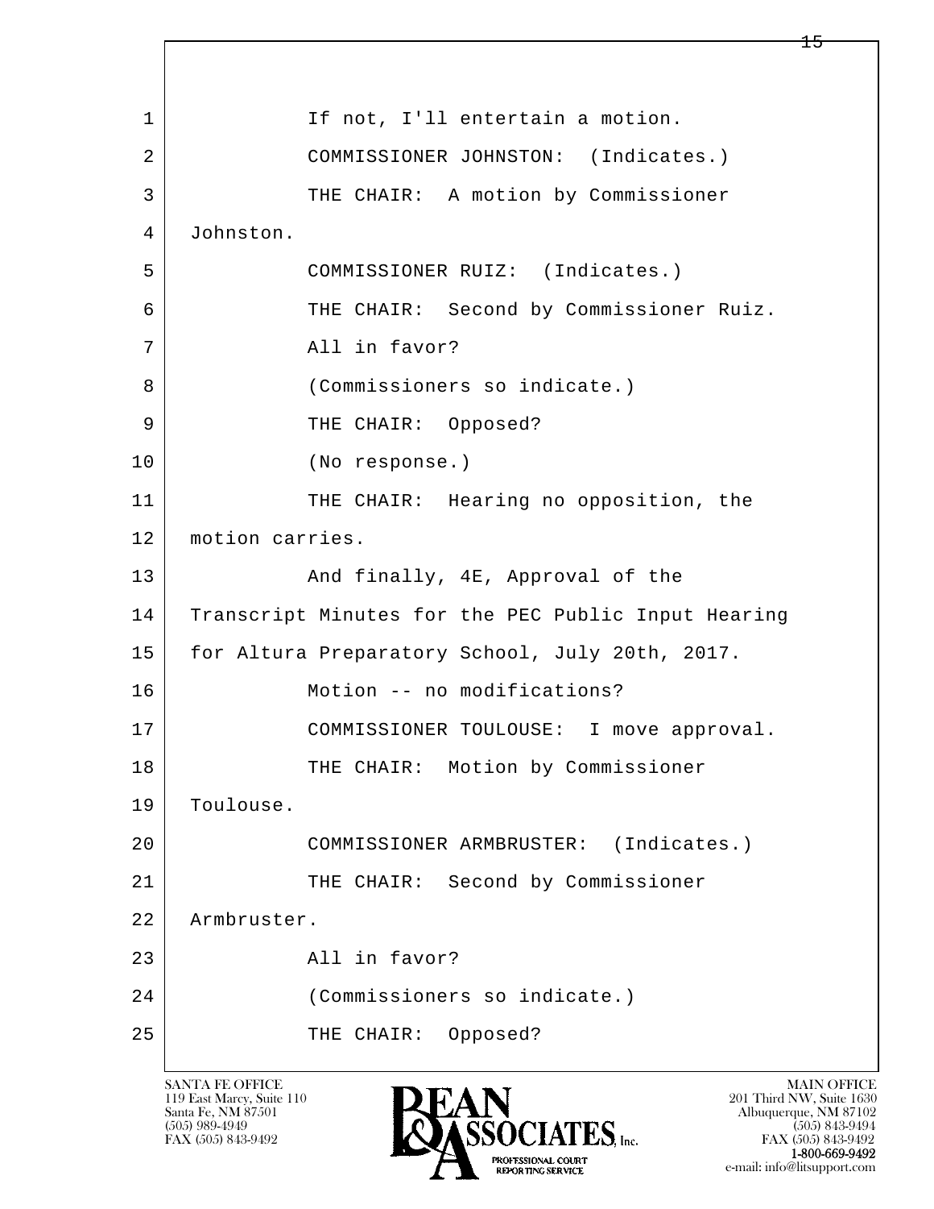1 If not, I'll entertain a motion.

2 COMMISSIONER JOHNSTON: (Indicates.)

3 THE CHAIR: A motion by Commissioner

4 Johnston.

5 COMMISSIONER RUIZ: (Indicates.)

6 THE CHAIR: Second by Commissioner Ruiz.

7 All in favor?

8 (Commissioners so indicate.)

9 THE CHAIR: Opposed?

10 (No response.)

11 THE CHAIR: Hearing no opposition, the

12 motion carries.

13 And finally, 4E, Approval of the

14 Transcript Minutes for the PEC Public Input Hearing

15 for Altura Preparatory School, July 20th, 2017.

16 Motion -- no modifications?

17 COMMISSIONER TOULOUSE: I move approval.

18 THE CHAIR: Motion by Commissioner

19 Toulouse.

20 COMMISSIONER ARMBRUSTER: (Indicates.)

21 THE CHAIR: Second by Commissioner

22 Armbruster.

23 All in favor?

24 (Commissioners so indicate.)

25 THE CHAIR: Opposed?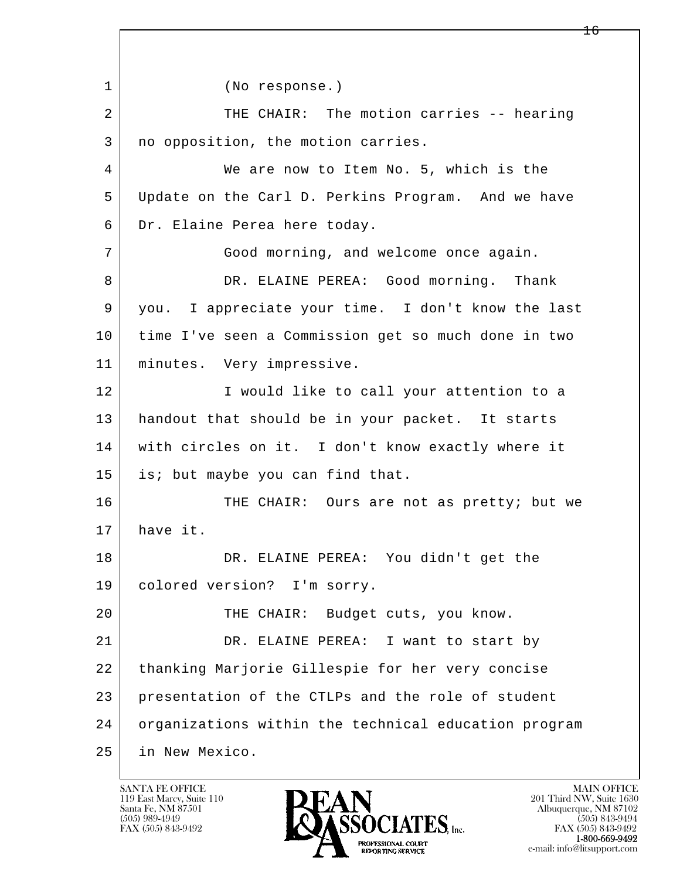(No response.)

THE CHAIR: The motion carries -- hearing no opposition, the motion carries.

We are now to Item No. 5, which is the Update on the Carl D. Perkins Program. And we have Dr. Elaine Perea here today.

Good morning, and welcome once again.

DR. ELAINE PEREA: Good morning. Thank you. I appreciate your time. I don't know the last time I've seen a Commission get so much done in two minutes. Very impressive.

I would like to call your attention to a handout that should be in your packet. It starts with circles on it. I don't know exactly where it is; but maybe you can find that.

THE CHAIR: Ours are not as pretty; but we have it.

DR. ELAINE PEREA: You didn't get the colored version? I'm sorry.

THE CHAIR: Budget cuts, you know.

DR. ELAINE PEREA: I want to start by thanking Marjorie Gillespie for her very concise presentation of the CTLPs and the role of student organizations within the technical education program in New Mexico.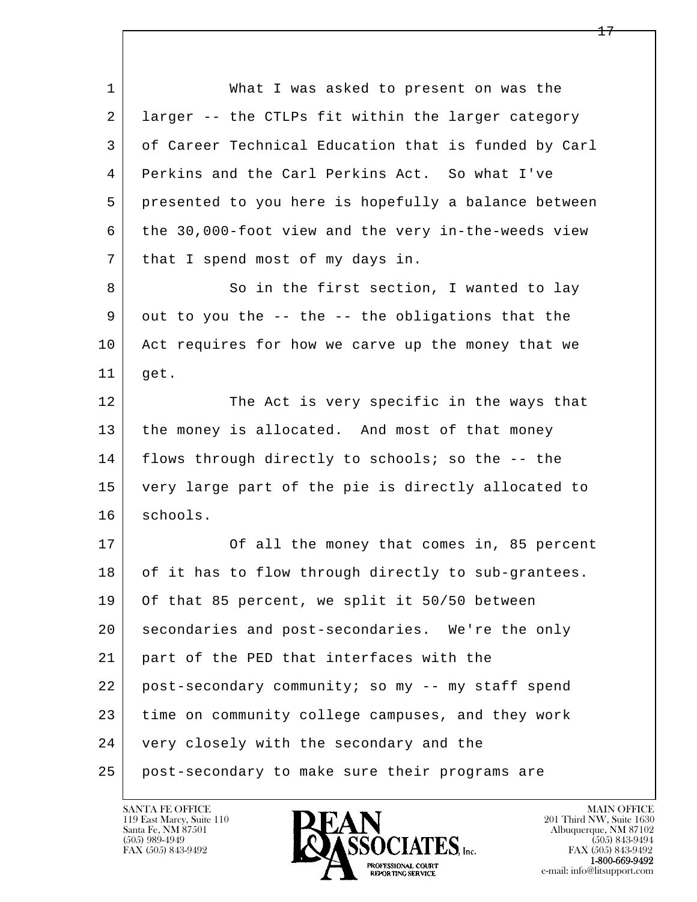What I was asked to present on was the larger -- the CTLPs fit within the larger category of Career Technical Education that is funded by Carl Perkins and the Carl Perkins Act. So what I've presented to you here is hopefully a balance between the 30,000-foot view and the very in-the-weeds view that I spend most of my days in.

So in the first section, I wanted to lay out to you the -- the -- the obligations that the Act requires for how we carve up the money that we get.

The Act is very specific in the ways that the money is allocated. And most of that money flows through directly to schools; so the -- the very large part of the pie is directly allocated to schools.

Of all the money that comes in, 85 percent of it has to flow through directly to sub-grantees. Of that 85 percent, we split it 50/50 between secondaries and post-secondaries. We're the only part of the PED that interfaces with the post-secondary community; so my -- my staff spend time on community college campuses, and they work very closely with the secondary and the post-secondary to make sure their programs are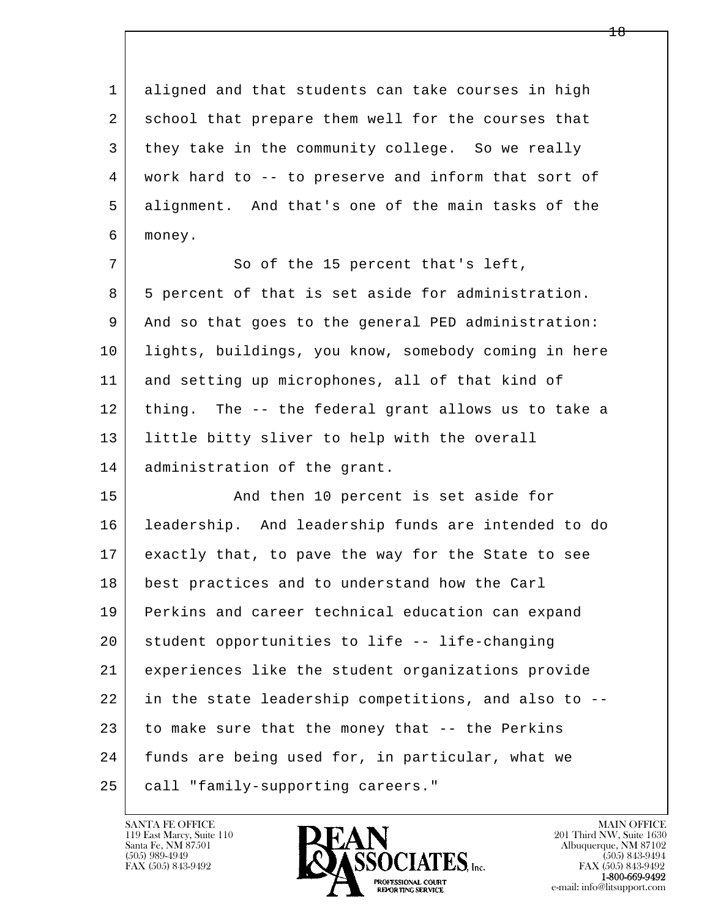aligned and that students can take courses in high school that prepare them well for the courses that they take in the community college. So we really work hard to -- to preserve and inform that sort of alignment. And that's one of the main tasks of the money.

So of the 15 percent that's left, 5 percent of that is set aside for administration. And so that goes to the general PED administration: lights, buildings, you know, somebody coming in here and setting up microphones, all of that kind of thing. The -- the federal grant allows us to take a little bitty sliver to help with the overall administration of the grant.

And then 10 percent is set aside for leadership. And leadership funds are intended to do exactly that, to pave the way for the State to see best practices and to understand how the Carl Perkins and career technical education can expand student opportunities to life -- life-changing experiences like the student organizations provide in the state leadership competitions, and also to -- to make sure that the money that -- the Perkins funds are being used for, in particular, what we call "family-supporting careers."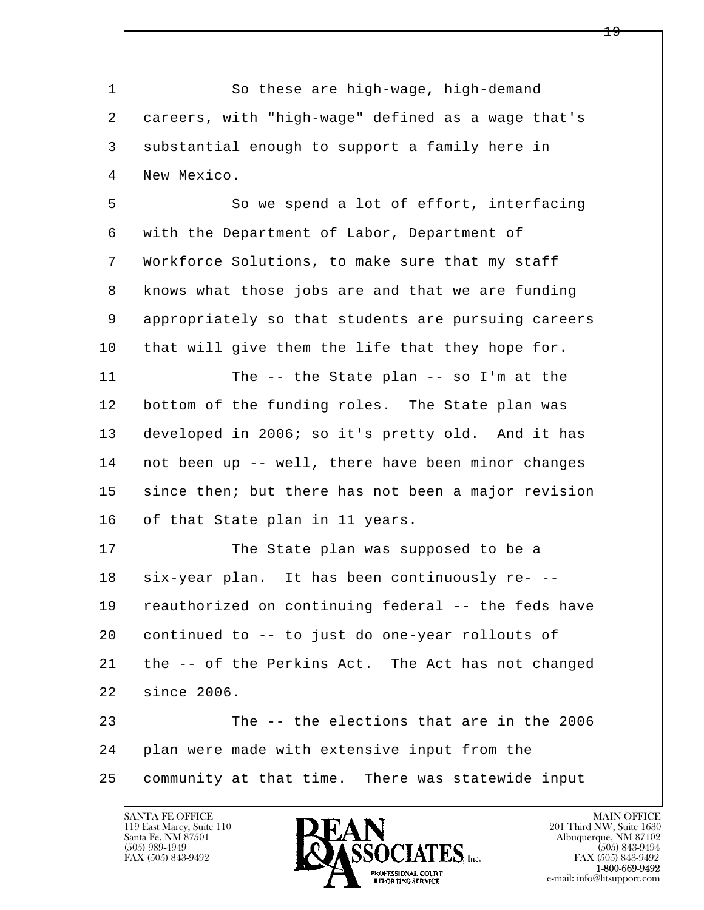So these are high-wage, high-demand careers, with "high-wage" defined as a wage that's substantial enough to support a family here in New Mexico.

So we spend a lot of effort, interfacing with the Department of Labor, Department of Workforce Solutions, to make sure that my staff knows what those jobs are and that we are funding appropriately so that students are pursuing careers that will give them the life that they hope for.

The -- the State plan -- so I'm at the bottom of the funding roles. The State plan was developed in 2006; so it's pretty old. And it has not been up -- well, there have been minor changes since then; but there has not been a major revision of that State plan in 11 years.

The State plan was supposed to be a six-year plan. It has been continuously re- -- reauthorized on continuing federal -- the feds have continued to -- to just do one-year rollouts of the -- of the Perkins Act. The Act has not changed since 2006.

The -- the elections that are in the 2006 plan were made with extensive input from the community at that time. There was statewide input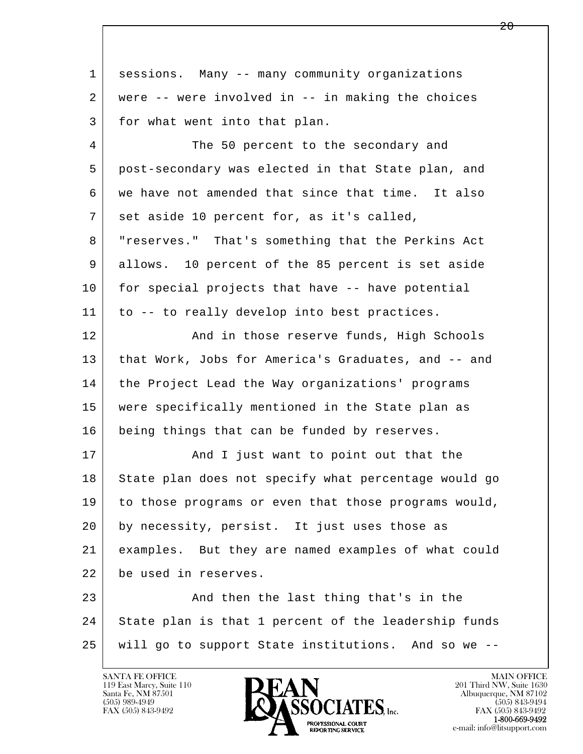sessions. Many -- many community organizations were -- were involved in -- in making the choices for what went into that plan.

The 50 percent to the secondary and post-secondary was elected in that State plan, and we have not amended that since that time. It also set aside 10 percent for, as it's called, "reserves." That's something that the Perkins Act allows. 10 percent of the 85 percent is set aside for special projects that have -- have potential to -- to really develop into best practices.

And in those reserve funds, High Schools that Work, Jobs for America's Graduates, and -- and the Project Lead the Way organizations' programs were specifically mentioned in the State plan as being things that can be funded by reserves.

And I just want to point out that the State plan does not specify what percentage would go to those programs or even that those programs would, by necessity, persist. It just uses those as examples. But they are named examples of what could be used in reserves.

And then the last thing that's in the State plan is that 1 percent of the leadership funds will go to support State institutions. And so we --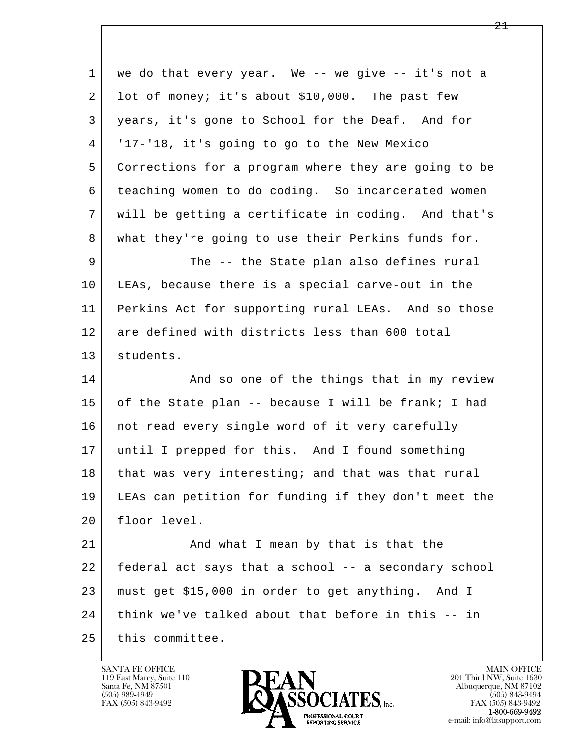we do that every year. We -- we give -- it's not a lot of money; it's about $10,000. The past few years, it's gone to School for the Deaf. And for '17-'18, it's going to go to the New Mexico Corrections for a program where they are going to be teaching women to do coding. So incarcerated women will be getting a certificate in coding. And that's what they're going to use their Perkins funds for.

The -- the State plan also defines rural LEAs, because there is a special carve-out in the Perkins Act for supporting rural LEAs. And so those are defined with districts less than 600 total students.

And so one of the things that in my review of the State plan -- because I will be frank; I had not read every single word of it very carefully until I prepped for this. And I found something that was very interesting; and that was that rural LEAs can petition for funding if they don't meet the floor level.

And what I mean by that is that the federal act says that a school -- a secondary school must get $15,000 in order to get anything. And I think we've talked about that before in this -- in this committee.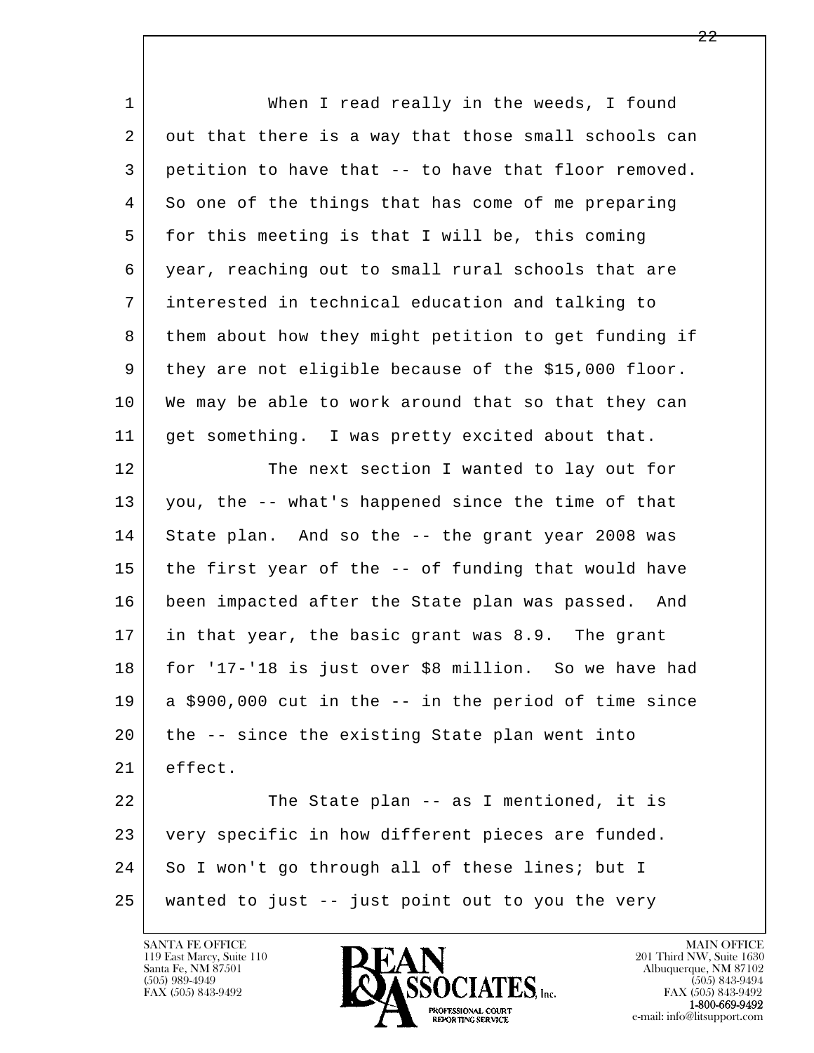When I read really in the weeds, I found out that there is a way that those small schools can petition to have that -- to have that floor removed. So one of the things that has come of me preparing for this meeting is that I will be, this coming year, reaching out to small rural schools that are interested in technical education and talking to them about how they might petition to get funding if they are not eligible because of the $15,000 floor. We may be able to work around that so that they can get something. I was pretty excited about that.

The next section I wanted to lay out for you, the -- what's happened since the time of that State plan. And so the -- the grant year 2008 was the first year of the -- of funding that would have been impacted after the State plan was passed. And in that year, the basic grant was 8.9. The grant for '17-'18 is just over $8 million. So we have had a $900,000 cut in the -- in the period of time since the -- since the existing State plan went into effect.

The State plan -- as I mentioned, it is very specific in how different pieces are funded. So I won't go through all of these lines; but I wanted to just -- just point out to you the very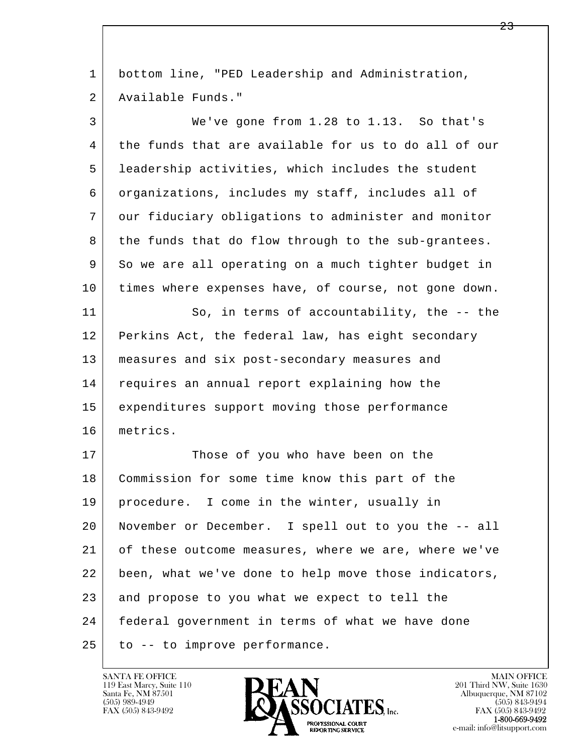bottom line, "PED Leadership and Administration, Available Funds."

We've gone from 1.28 to 1.13. So that's the funds that are available for us to do all of our leadership activities, which includes the student organizations, includes my staff, includes all of our fiduciary obligations to administer and monitor the funds that do flow through to the sub-grantees. So we are all operating on a much tighter budget in times where expenses have, of course, not gone down.

So, in terms of accountability, the -- the Perkins Act, the federal law, has eight secondary measures and six post-secondary measures and requires an annual report explaining how the expenditures support moving those performance metrics.

Those of you who have been on the Commission for some time know this part of the procedure. I come in the winter, usually in November or December. I spell out to you the -- all of these outcome measures, where we are, where we've been, what we've done to help move those indicators, and propose to you what we expect to tell the federal government in terms of what we have done to -- to improve performance.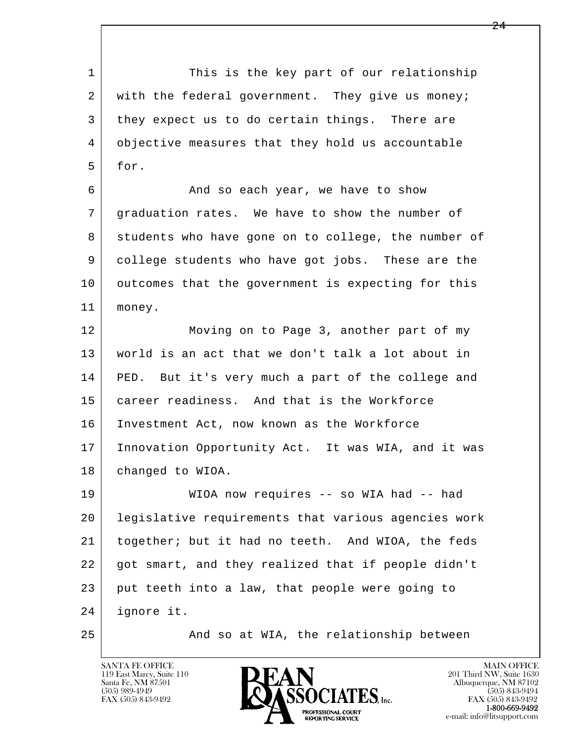This is the key part of our relationship with the federal government. They give us money; they expect us to do certain things. There are objective measures that they hold us accountable for.

And so each year, we have to show graduation rates. We have to show the number of students who have gone on to college, the number of college students who have got jobs. These are the outcomes that the government is expecting for this money.

Moving on to Page 3, another part of my world is an act that we don't talk a lot about in PED. But it's very much a part of the college and career readiness. And that is the Workforce Investment Act, now known as the Workforce Innovation Opportunity Act. It was WIA, and it was changed to WIOA.

WIOA now requires -- so WIA had -- had legislative requirements that various agencies work together; but it had no teeth. And WIOA, the feds got smart, and they realized that if people didn't put teeth into a law, that people were going to ignore it.

And so at WIA, the relationship between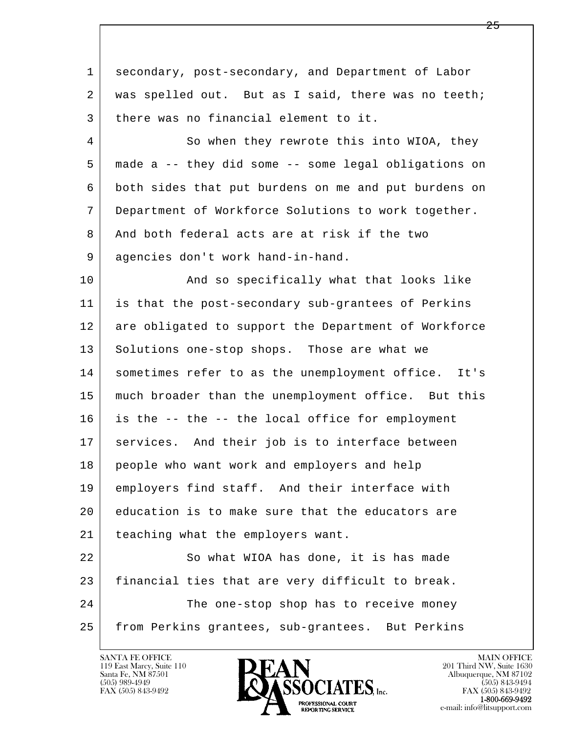secondary, post-secondary, and Department of Labor was spelled out. But as I said, there was no teeth; there was no financial element to it.

So when they rewrote this into WIOA, they made a -- they did some -- some legal obligations on both sides that put burdens on me and put burdens on Department of Workforce Solutions to work together. And both federal acts are at risk if the two agencies don't work hand-in-hand.

And so specifically what that looks like is that the post-secondary sub-grantees of Perkins are obligated to support the Department of Workforce Solutions one-stop shops. Those are what we sometimes refer to as the unemployment office. It's much broader than the unemployment office. But this is the -- the -- the local office for employment services. And their job is to interface between people who want work and employers and help employers find staff. And their interface with education is to make sure that the educators are teaching what the employers want.

So what WIOA has done, it is has made financial ties that are very difficult to break.

The one-stop shop has to receive money from Perkins grantees, sub-grantees. But Perkins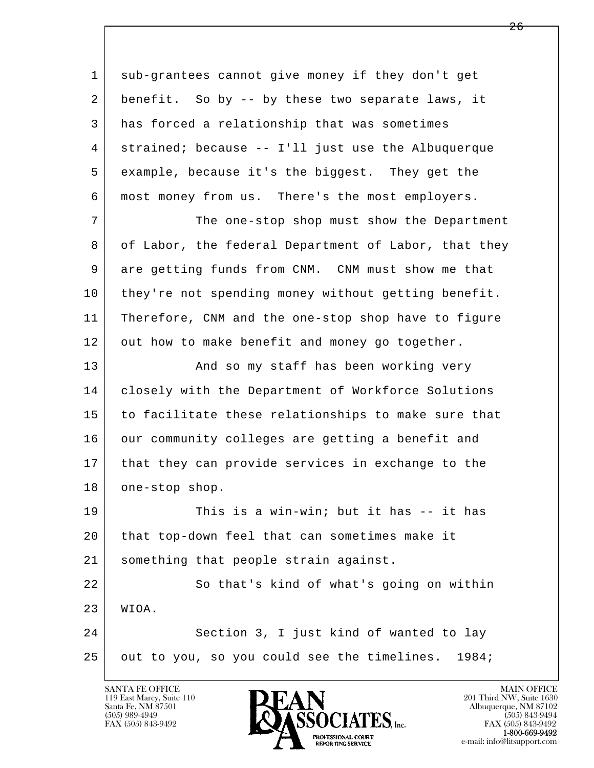sub-grantees cannot give money if they don't get benefit. So by -- by these two separate laws, it has forced a relationship that was sometimes strained; because -- I'll just use the Albuquerque example, because it's the biggest. They get the most money from us. There's the most employers.

The one-stop shop must show the Department of Labor, the federal Department of Labor, that they are getting funds from CNM. CNM must show me that they're not spending money without getting benefit. Therefore, CNM and the one-stop shop have to figure out how to make benefit and money go together.

And so my staff has been working very closely with the Department of Workforce Solutions to facilitate these relationships to make sure that our community colleges are getting a benefit and that they can provide services in exchange to the one-stop shop.

This is a win-win; but it has -- it has that top-down feel that can sometimes make it something that people strain against.

So that's kind of what's going on within WIOA.

Section 3, I just kind of wanted to lay out to you, so you could see the timelines. 1984;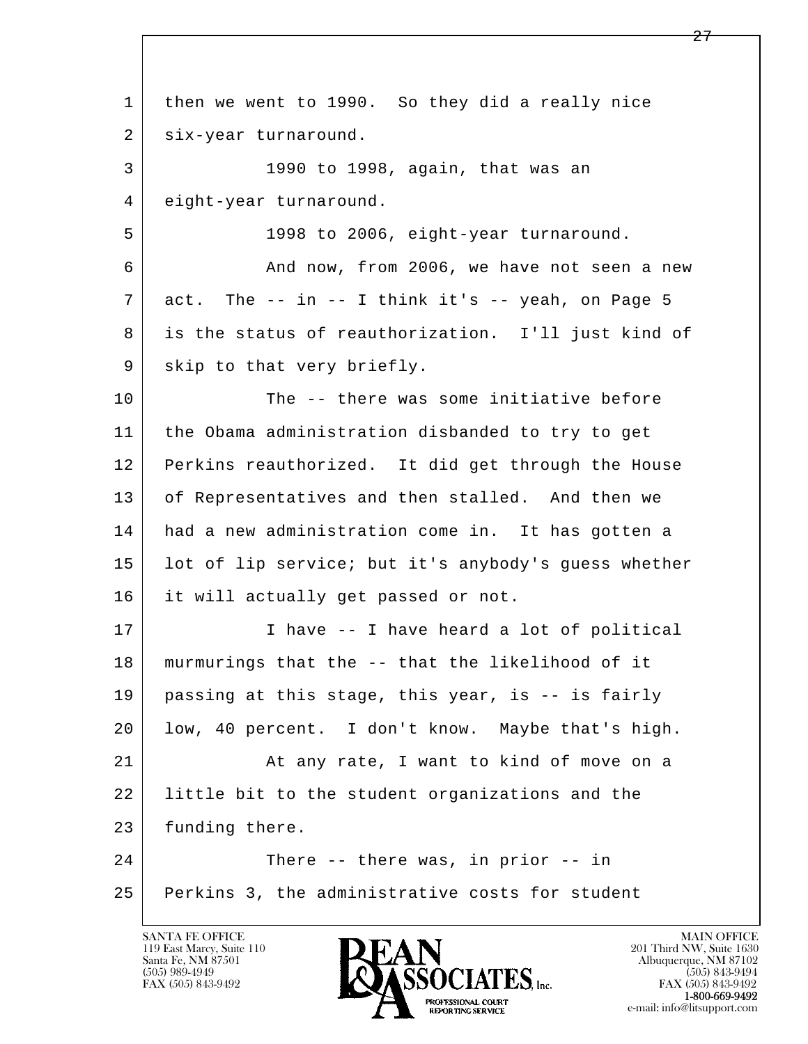then we went to 1990. So they did a really nice six-year turnaround.

1990 to 1998, again, that was an eight-year turnaround.

1998 to 2006, eight-year turnaround.

And now, from 2006, we have not seen a new act. The -- in -- I think it's -- yeah, on Page 5 is the status of reauthorization. I'll just kind of skip to that very briefly.

The -- there was some initiative before the Obama administration disbanded to try to get Perkins reauthorized. It did get through the House of Representatives and then stalled. And then we had a new administration come in. It has gotten a lot of lip service; but it's anybody's guess whether it will actually get passed or not.

I have -- I have heard a lot of political murmurings that the -- that the likelihood of it passing at this stage, this year, is -- is fairly low, 40 percent. I don't know. Maybe that's high.

At any rate, I want to kind of move on a little bit to the student organizations and the funding there.

There -- there was, in prior -- in Perkins 3, the administrative costs for student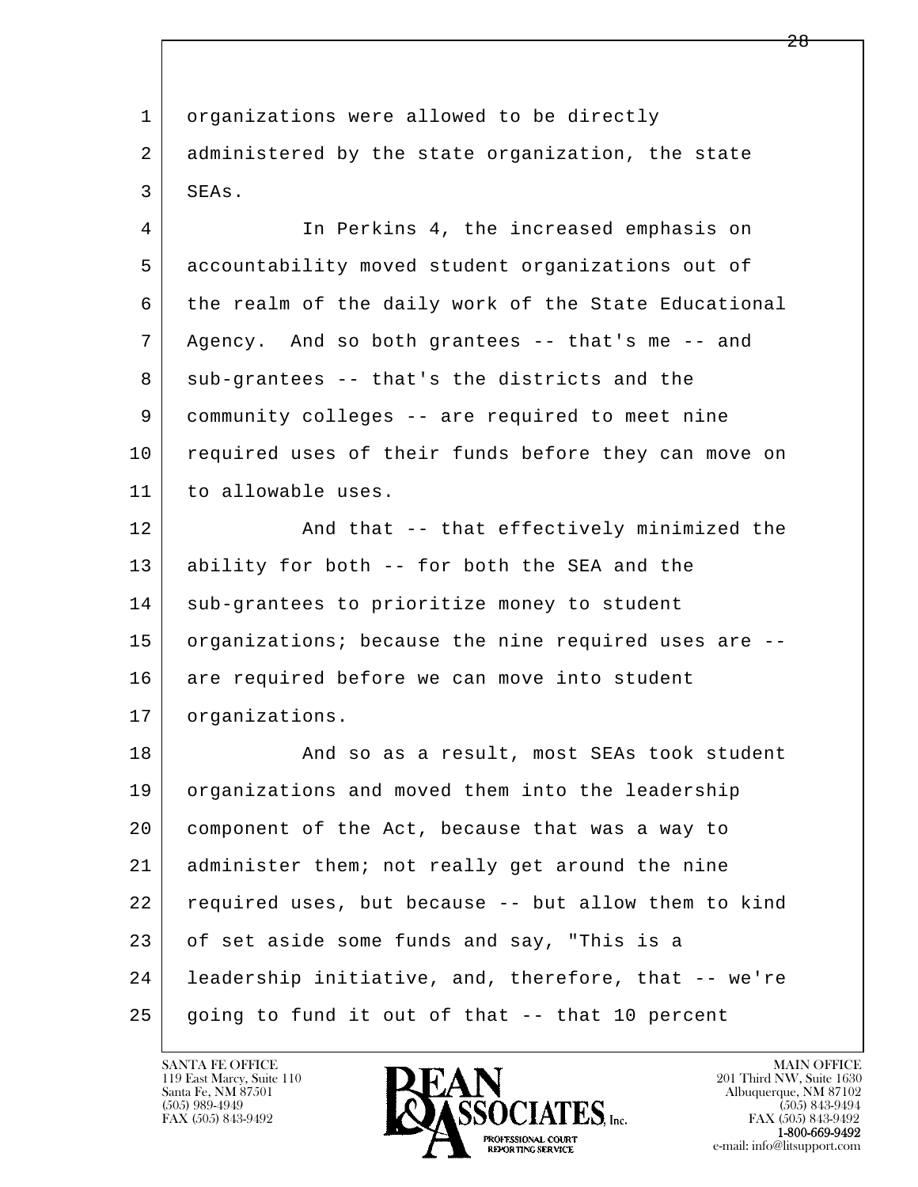organizations were allowed to be directly administered by the state organization, the state SEAs.

In Perkins 4, the increased emphasis on accountability moved student organizations out of the realm of the daily work of the State Educational Agency. And so both grantees -- that's me -- and sub-grantees -- that's the districts and the community colleges -- are required to meet nine required uses of their funds before they can move on to allowable uses.

And that -- that effectively minimized the ability for both -- for both the SEA and the sub-grantees to prioritize money to student organizations; because the nine required uses are -- are required before we can move into student organizations.

And so as a result, most SEAs took student organizations and moved them into the leadership component of the Act, because that was a way to administer them; not really get around the nine required uses, but because -- but allow them to kind of set aside some funds and say, "This is a leadership initiative, and, therefore, that -- we're going to fund it out of that -- that 10 percent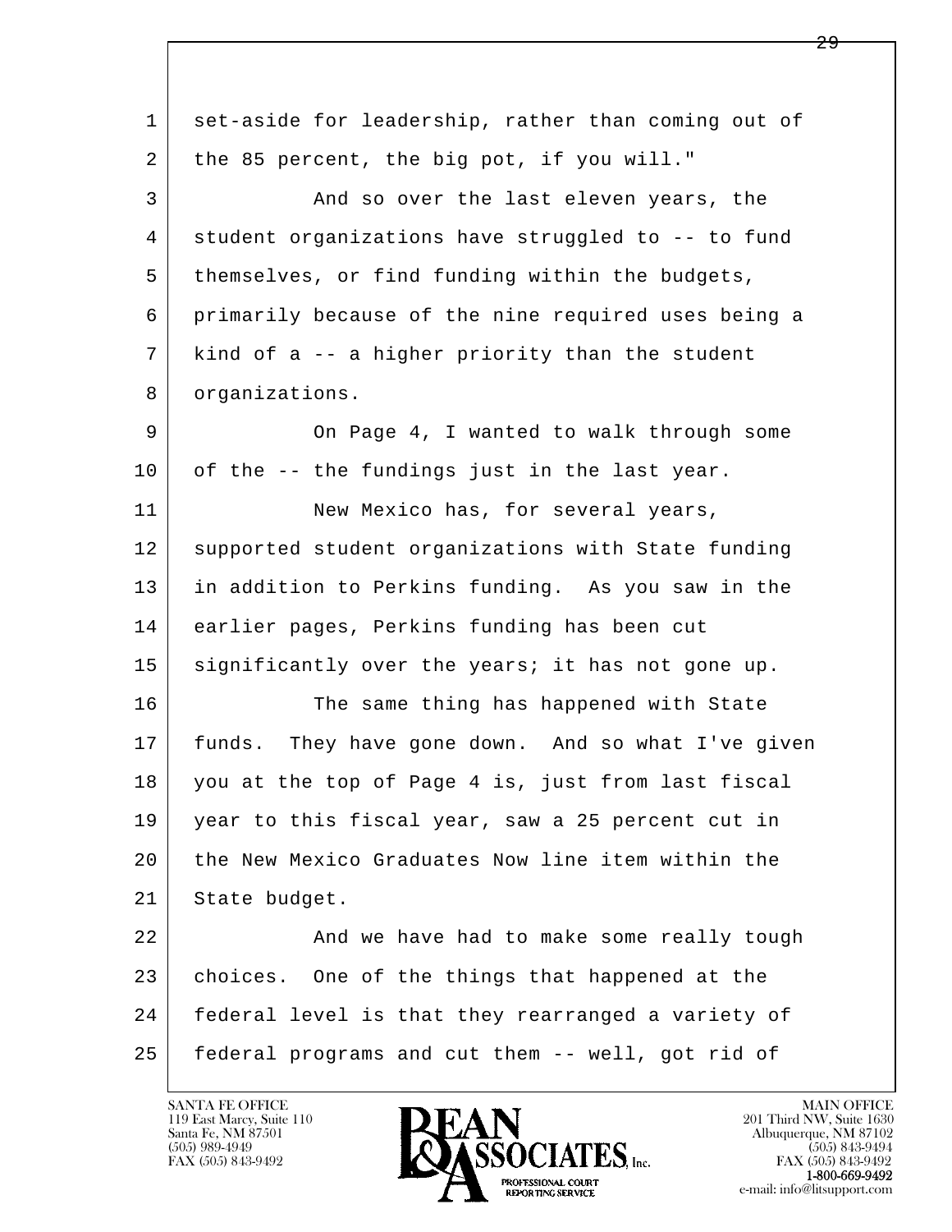set-aside for leadership, rather than coming out of the 85 percent, the big pot, if you will."

And so over the last eleven years, the student organizations have struggled to -- to fund themselves, or find funding within the budgets, primarily because of the nine required uses being a kind of a -- a higher priority than the student organizations.

On Page 4, I wanted to walk through some of the -- the fundings just in the last year.

New Mexico has, for several years, supported student organizations with State funding in addition to Perkins funding. As you saw in the earlier pages, Perkins funding has been cut significantly over the years; it has not gone up.

The same thing has happened with State funds. They have gone down. And so what I've given you at the top of Page 4 is, just from last fiscal year to this fiscal year, saw a 25 percent cut in the New Mexico Graduates Now line item within the State budget.

And we have had to make some really tough choices. One of the things that happened at the federal level is that they rearranged a variety of federal programs and cut them -- well, got rid of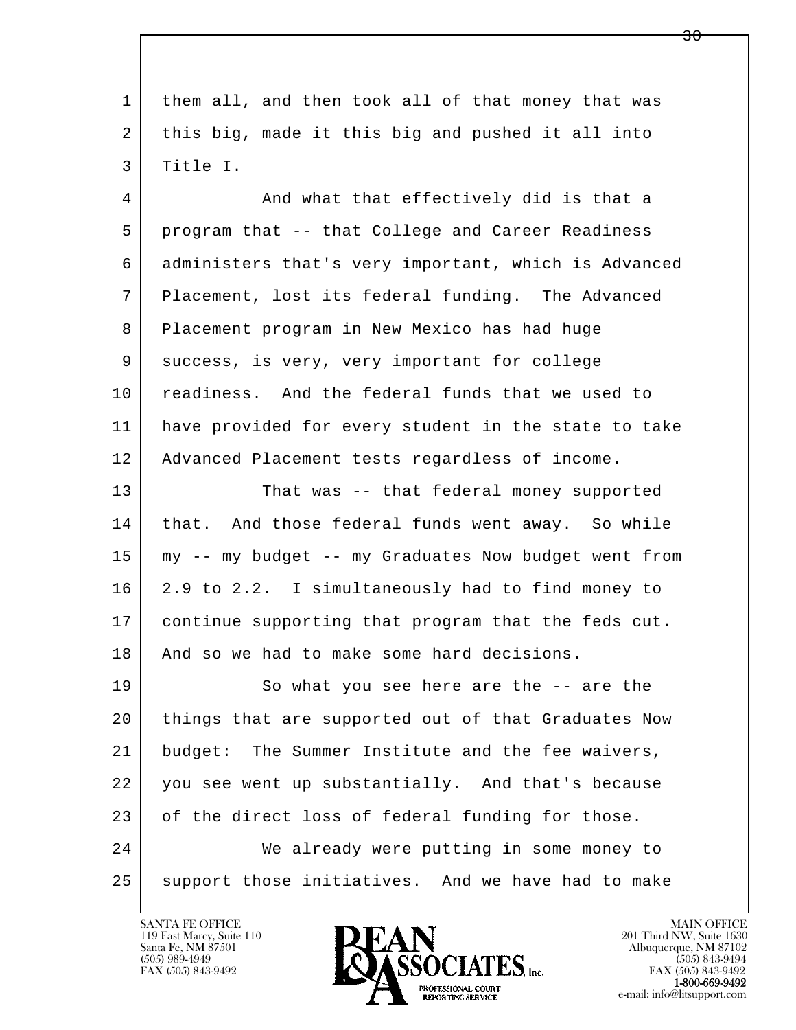them all, and then took all of that money that was this big, made it this big and pushed it all into Title I.

And what that effectively did is that a program that -- that College and Career Readiness administers that's very important, which is Advanced Placement, lost its federal funding. The Advanced Placement program in New Mexico has had huge success, is very, very important for college readiness. And the federal funds that we used to have provided for every student in the state to take Advanced Placement tests regardless of income.

That was -- that federal money supported that. And those federal funds went away. So while my -- my budget -- my Graduates Now budget went from 2.9 to 2.2. I simultaneously had to find money to continue supporting that program that the feds cut. And so we had to make some hard decisions.

So what you see here are the -- are the things that are supported out of that Graduates Now budget: The Summer Institute and the fee waivers, you see went up substantially. And that's because of the direct loss of federal funding for those.

We already were putting in some money to support those initiatives. And we have had to make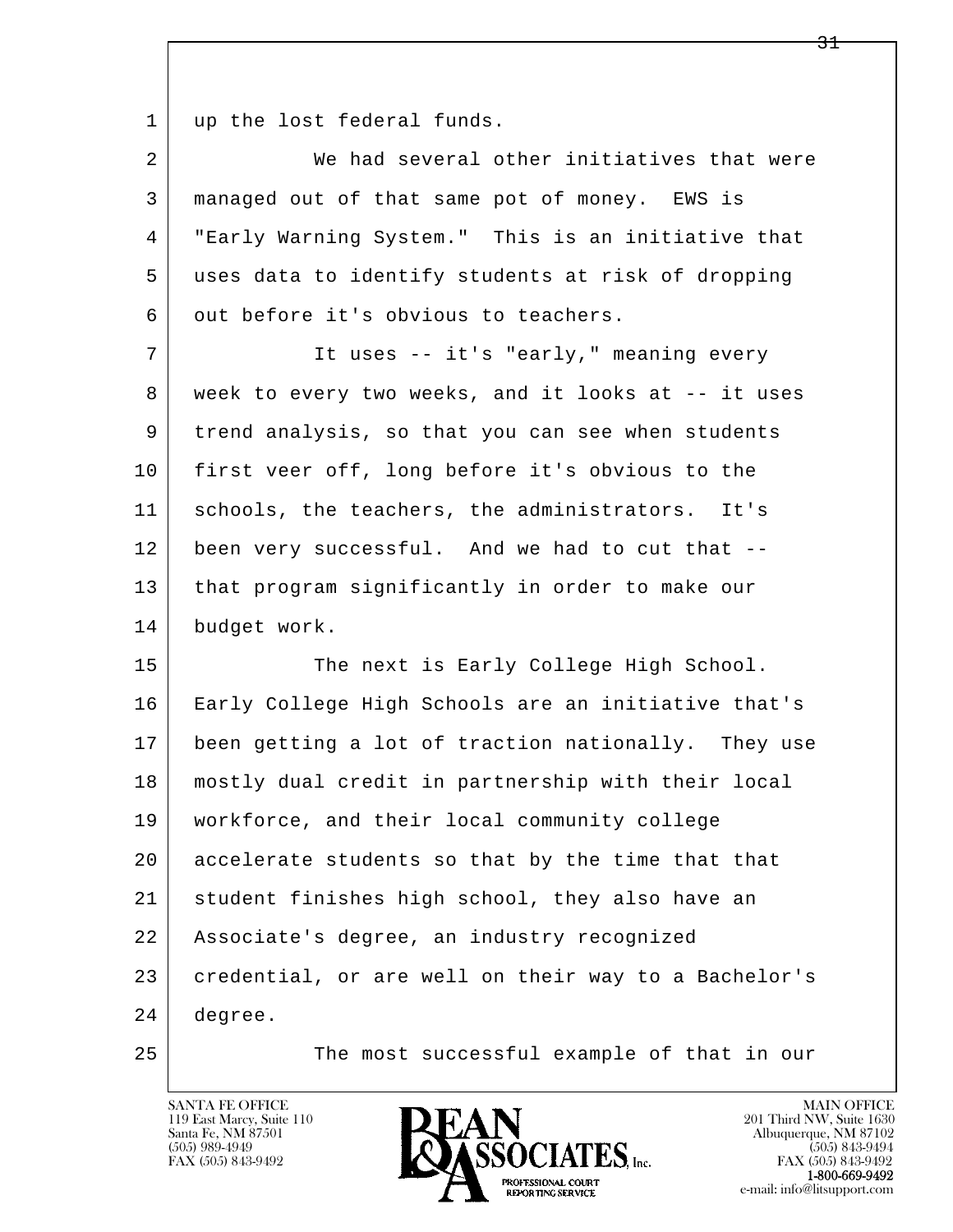up the lost federal funds.

We had several other initiatives that were managed out of that same pot of money. EWS is "Early Warning System." This is an initiative that uses data to identify students at risk of dropping out before it's obvious to teachers.

It uses -- it's "early," meaning every week to every two weeks, and it looks at -- it uses trend analysis, so that you can see when students first veer off, long before it's obvious to the schools, the teachers, the administrators. It's been very successful. And we had to cut that -- that program significantly in order to make our budget work.

The next is Early College High School. Early College High Schools are an initiative that's been getting a lot of traction nationally. They use mostly dual credit in partnership with their local workforce, and their local community college accelerate students so that by the time that that student finishes high school, they also have an Associate's degree, an industry recognized credential, or are well on their way to a Bachelor's degree.

The most successful example of that in our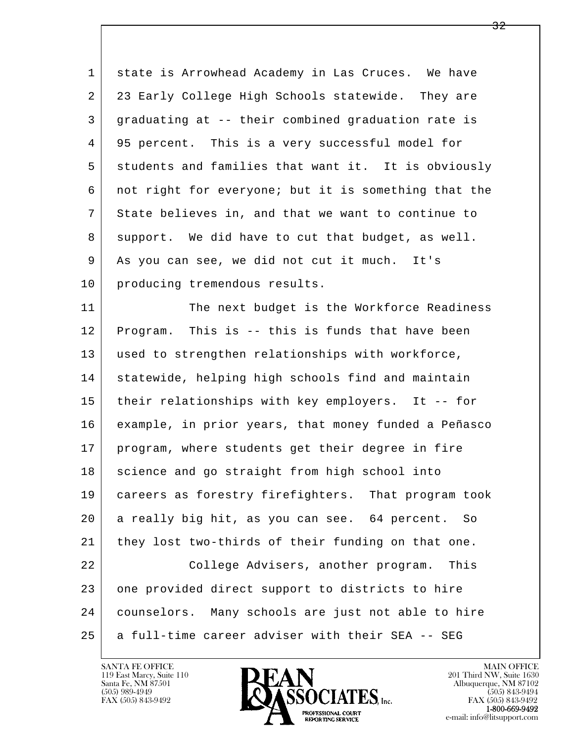state is Arrowhead Academy in Las Cruces. We have 23 Early College High Schools statewide. They are graduating at -- their combined graduation rate is 95 percent. This is a very successful model for students and families that want it. It is obviously not right for everyone; but it is something that the State believes in, and that we want to continue to support. We did have to cut that budget, as well. As you can see, we did not cut it much. It's producing tremendous results.

The next budget is the Workforce Readiness Program. This is -- this is funds that have been used to strengthen relationships with workforce, statewide, helping high schools find and maintain their relationships with key employers. It -- for example, in prior years, that money funded a Peñasco program, where students get their degree in fire science and go straight from high school into careers as forestry firefighters. That program took a really big hit, as you can see. 64 percent. So they lost two-thirds of their funding on that one.

College Advisers, another program. This one provided direct support to districts to hire counselors. Many schools are just not able to hire a full-time career adviser with their SEA -- SEG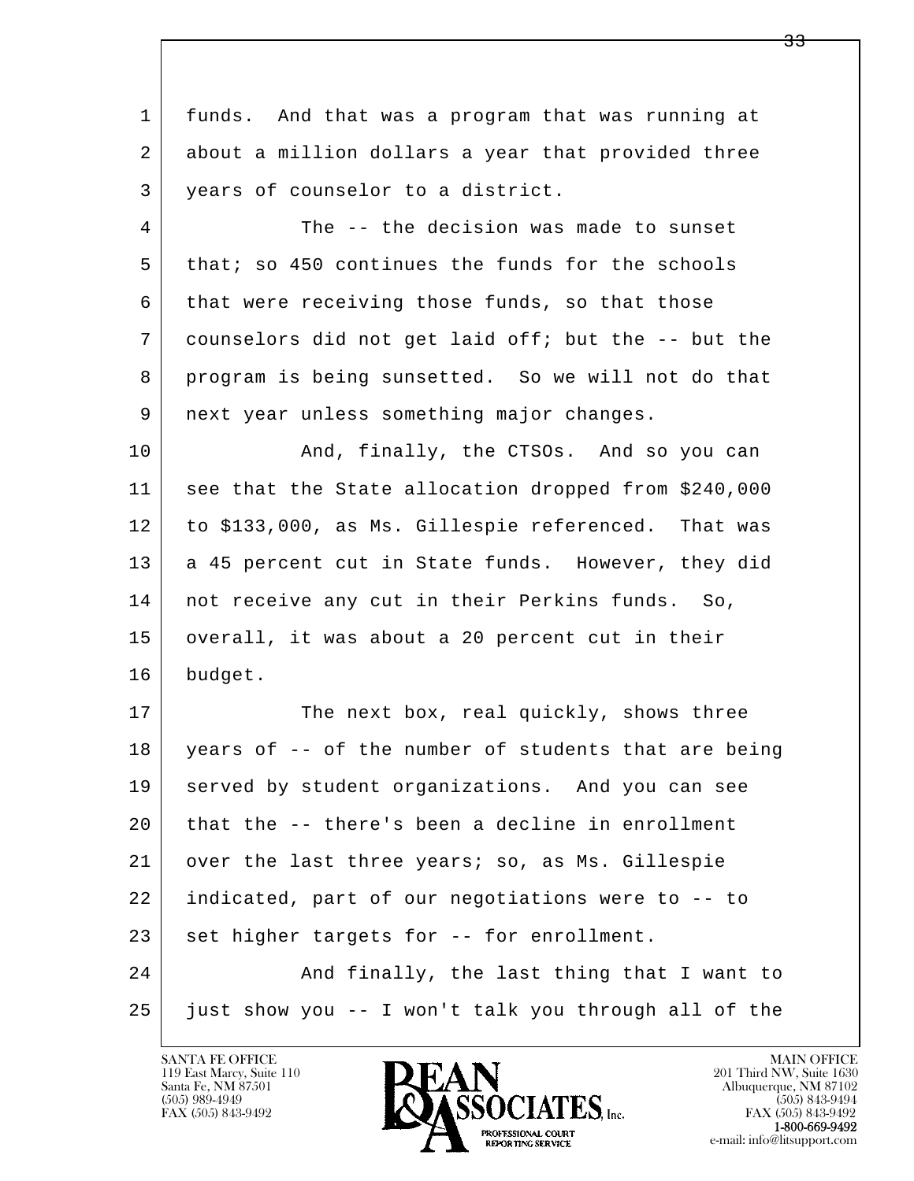funds. And that was a program that was running at about a million dollars a year that provided three years of counselor to a district.

The -- the decision was made to sunset that; so 450 continues the funds for the schools that were receiving those funds, so that those counselors did not get laid off; but the -- but the program is being sunsetted. So we will not do that next year unless something major changes.

And, finally, the CTSOs. And so you can see that the State allocation dropped from $240,000 to $133,000, as Ms. Gillespie referenced. That was a 45 percent cut in State funds. However, they did not receive any cut in their Perkins funds. So, overall, it was about a 20 percent cut in their budget.

The next box, real quickly, shows three years of -- of the number of students that are being served by student organizations. And you can see that the -- there's been a decline in enrollment over the last three years; so, as Ms. Gillespie indicated, part of our negotiations were to -- to set higher targets for -- for enrollment.

And finally, the last thing that I want to just show you -- I won't talk you through all of the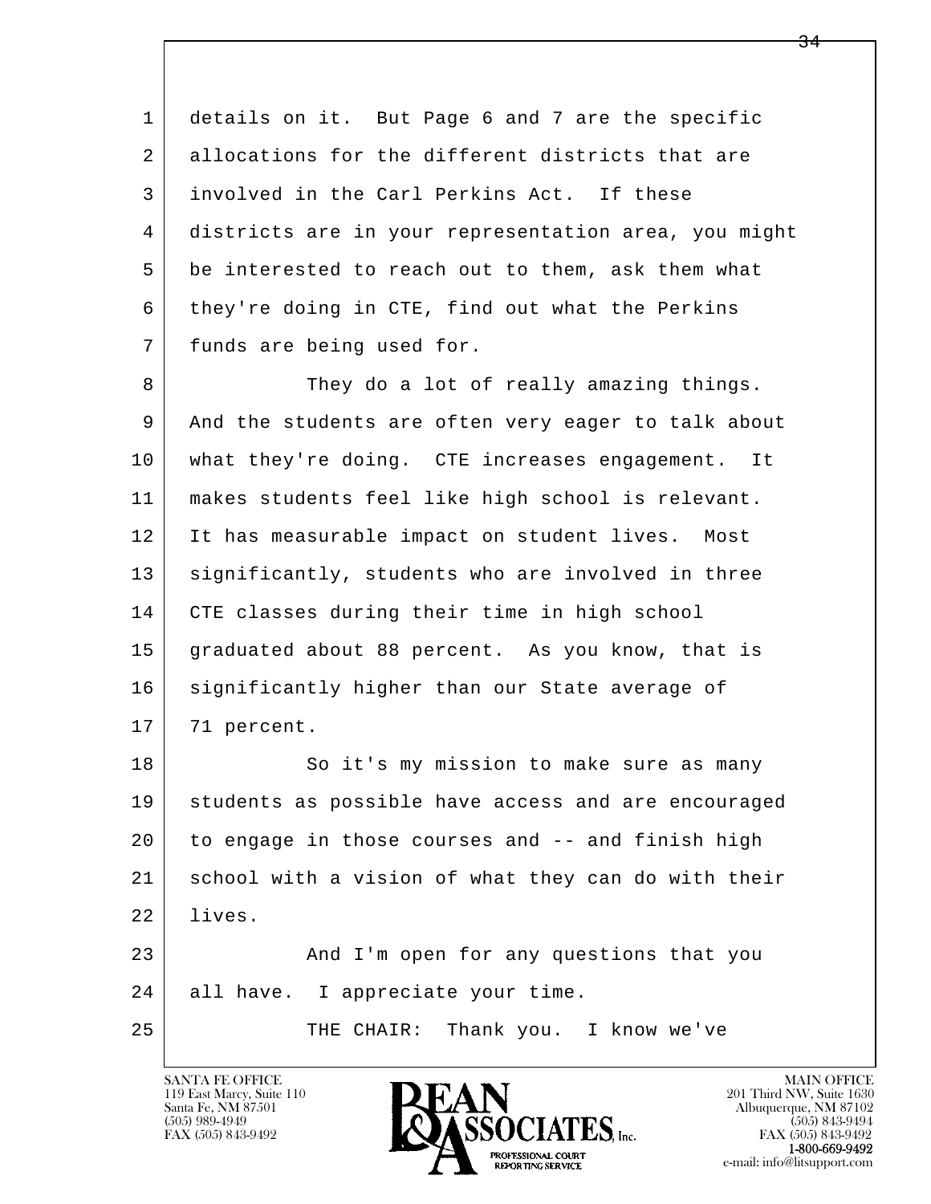details on it. But Page 6 and 7 are the specific allocations for the different districts that are involved in the Carl Perkins Act. If these districts are in your representation area, you might be interested to reach out to them, ask them what they're doing in CTE, find out what the Perkins funds are being used for.

They do a lot of really amazing things. And the students are often very eager to talk about what they're doing. CTE increases engagement. It makes students feel like high school is relevant. It has measurable impact on student lives. Most significantly, students who are involved in three CTE classes during their time in high school graduated about 88 percent. As you know, that is significantly higher than our State average of 71 percent.

So it's my mission to make sure as many students as possible have access and are encouraged to engage in those courses and -- and finish high school with a vision of what they can do with their lives.

And I'm open for any questions that you all have. I appreciate your time.

THE CHAIR: Thank you. I know we've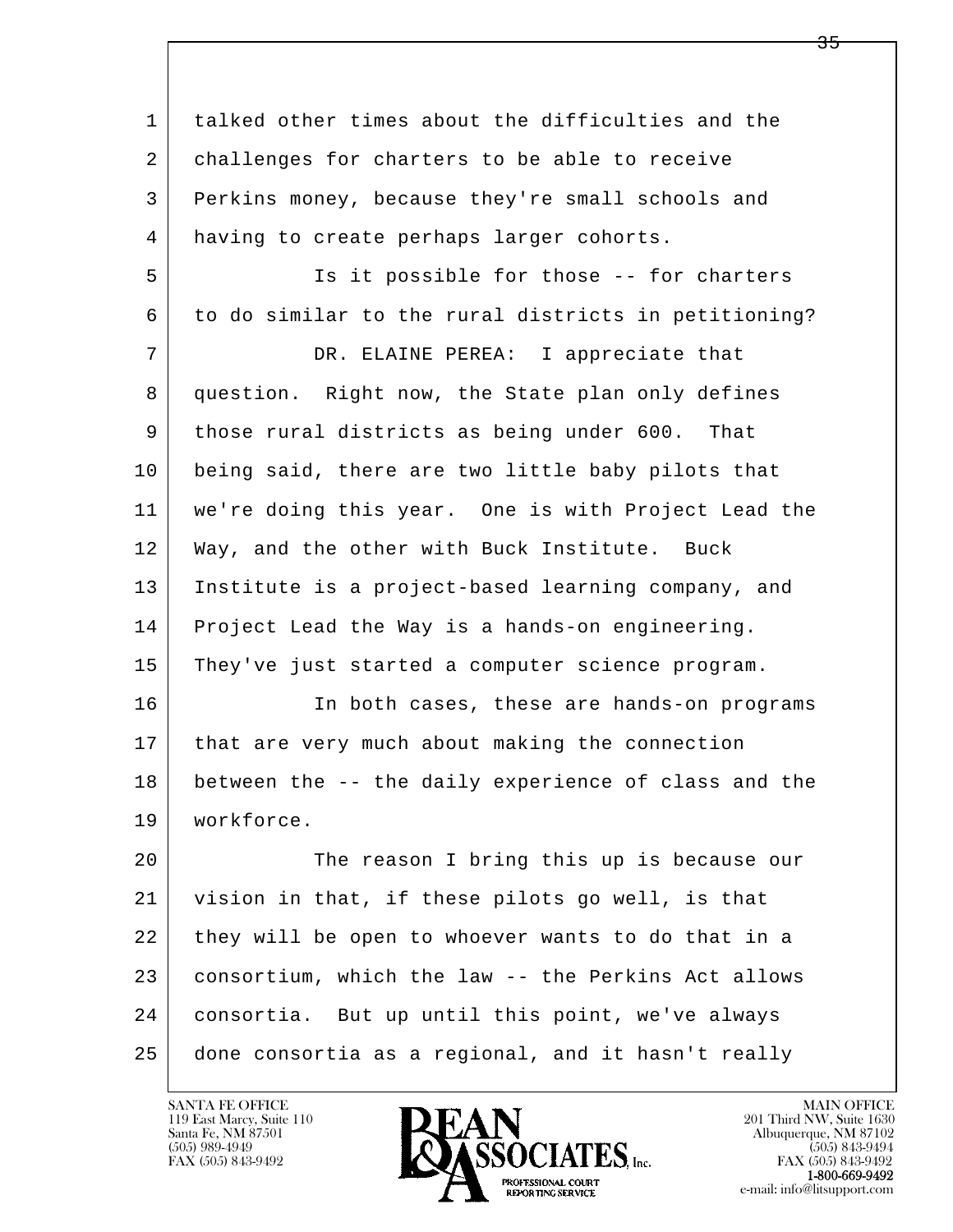talked other times about the difficulties and the challenges for charters to be able to receive Perkins money, because they're small schools and having to create perhaps larger cohorts.

Is it possible for those -- for charters to do similar to the rural districts in petitioning?

DR. ELAINE PEREA: I appreciate that question. Right now, the State plan only defines those rural districts as being under 600. That being said, there are two little baby pilots that we're doing this year. One is with Project Lead the Way, and the other with Buck Institute. Buck Institute is a project-based learning company, and Project Lead the Way is a hands-on engineering. They've just started a computer science program.

In both cases, these are hands-on programs that are very much about making the connection between the -- the daily experience of class and the workforce.

The reason I bring this up is because our vision in that, if these pilots go well, is that they will be open to whoever wants to do that in a consortium, which the law -- the Perkins Act allows consortia. But up until this point, we've always done consortia as a regional, and it hasn't really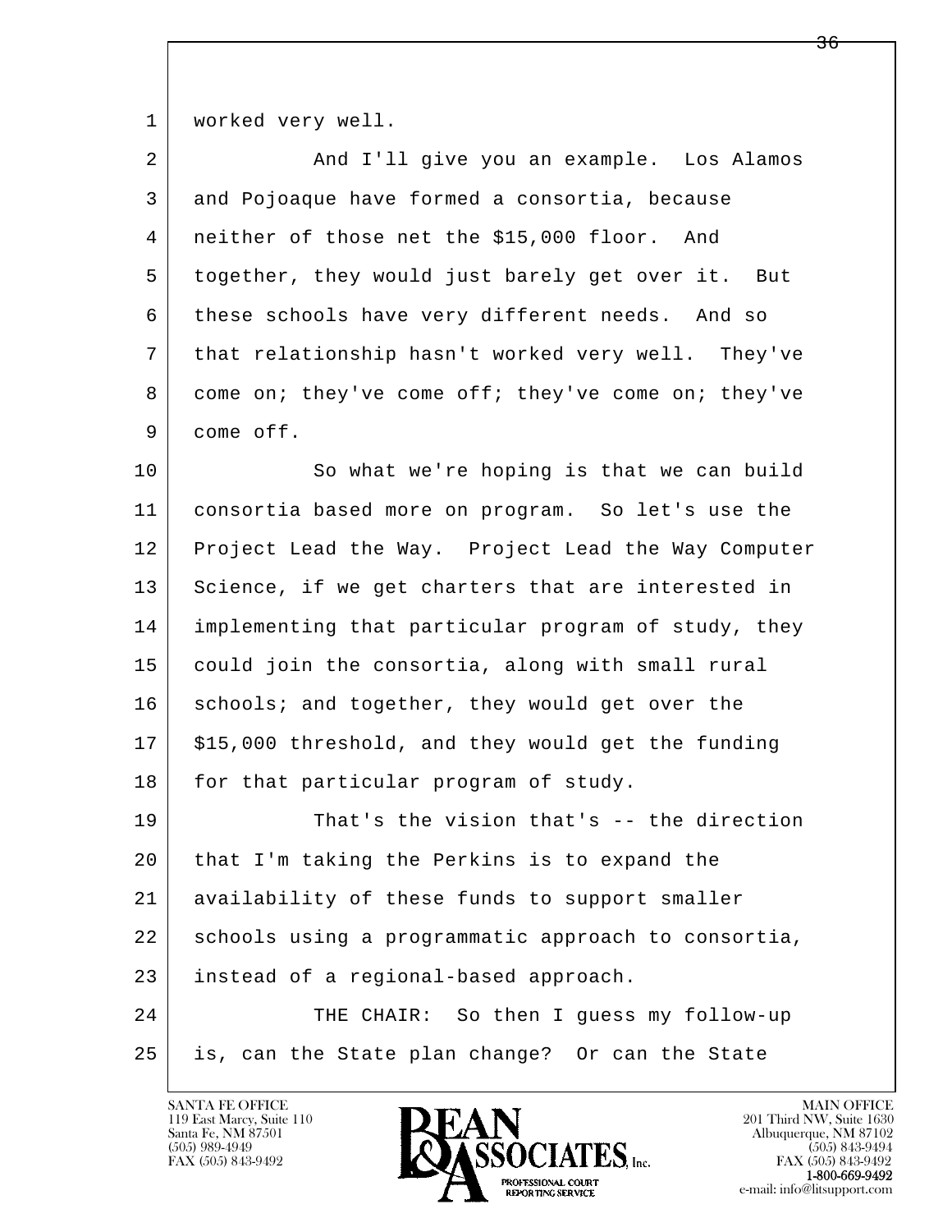worked very well.

And I'll give you an example. Los Alamos and Pojoaque have formed a consortia, because neither of those net the $15,000 floor. And together, they would just barely get over it. But these schools have very different needs. And so that relationship hasn't worked very well. They've come on; they've come off; they've come on; they've come off.

So what we're hoping is that we can build consortia based more on program. So let's use the Project Lead the Way. Project Lead the Way Computer Science, if we get charters that are interested in implementing that particular program of study, they could join the consortia, along with small rural schools; and together, they would get over the $15,000 threshold, and they would get the funding for that particular program of study.

That's the vision that's -- the direction that I'm taking the Perkins is to expand the availability of these funds to support smaller schools using a programmatic approach to consortia, instead of a regional-based approach.

THE CHAIR: So then I guess my follow-up is, can the State plan change? Or can the State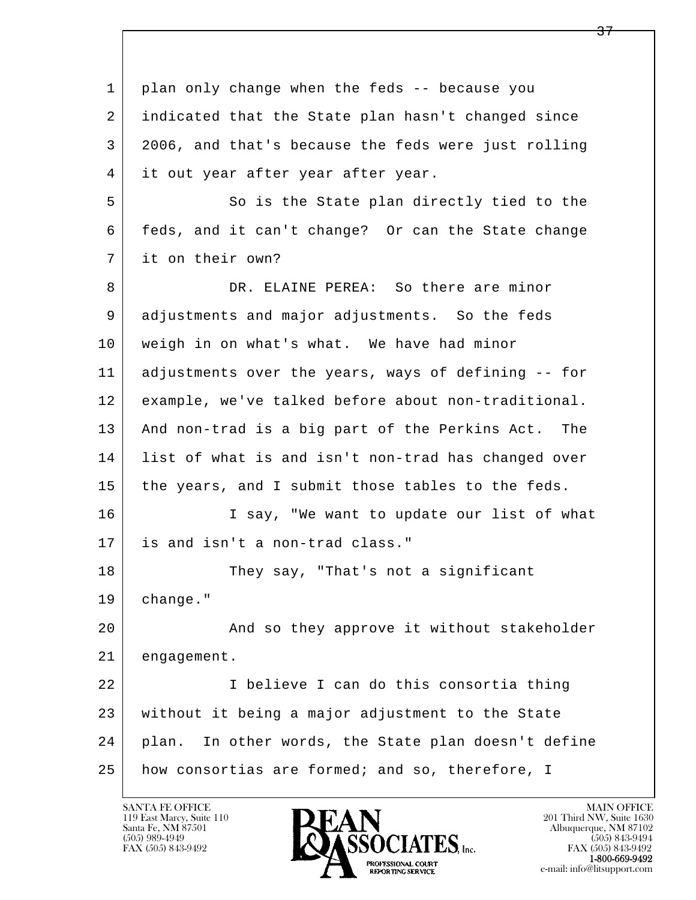plan only change when the feds -- because you indicated that the State plan hasn't changed since 2006, and that's because the feds were just rolling it out year after year after year.

So is the State plan directly tied to the feds, and it can't change? Or can the State change it on their own?

DR. ELAINE PEREA: So there are minor adjustments and major adjustments. So the feds weigh in on what's what. We have had minor adjustments over the years, ways of defining -- for example, we've talked before about non-traditional. And non-trad is a big part of the Perkins Act. The list of what is and isn't non-trad has changed over the years, and I submit those tables to the feds.

I say, "We want to update our list of what is and isn't a non-trad class."

They say, "That's not a significant change."

And so they approve it without stakeholder engagement.

I believe I can do this consortia thing without it being a major adjustment to the State plan. In other words, the State plan doesn't define how consortias are formed; and so, therefore, I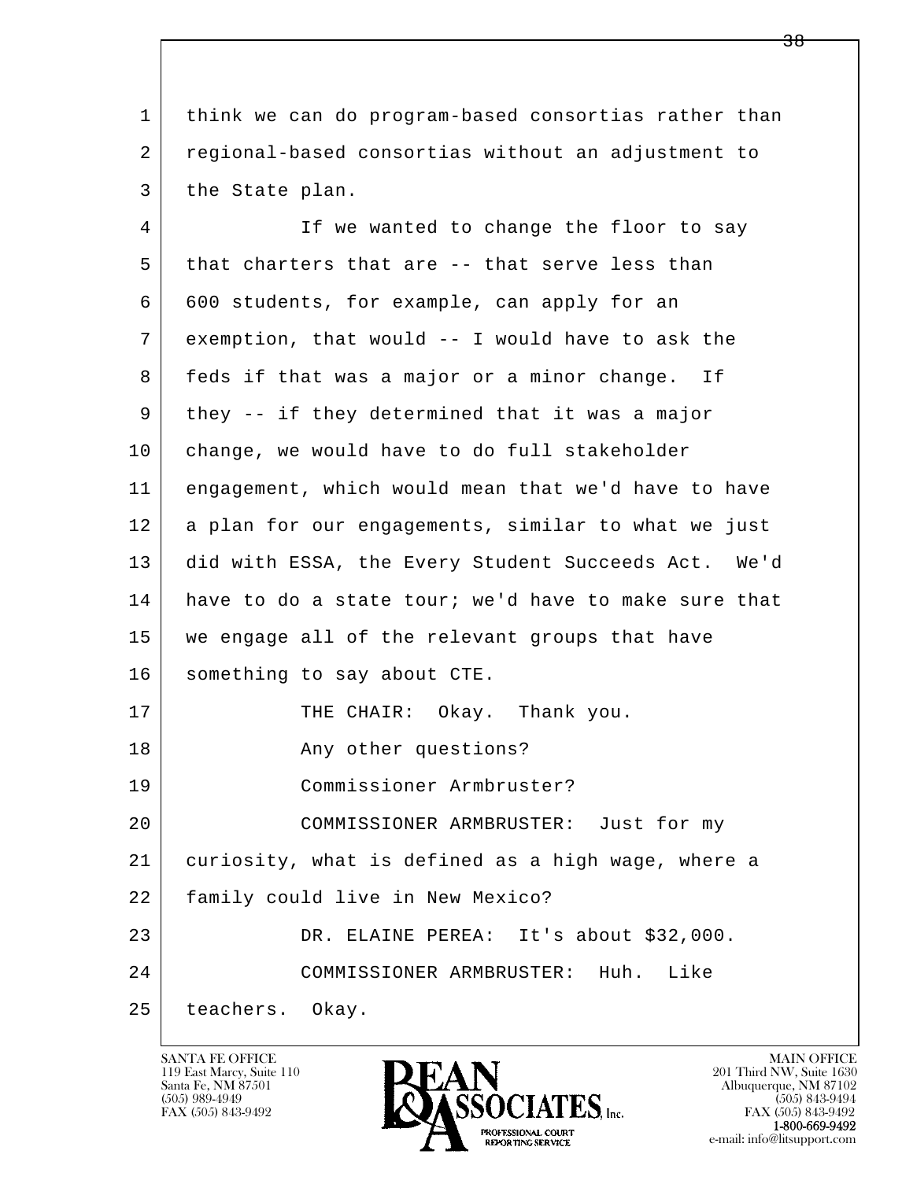1 think we can do program-based consortias rather than
2 regional-based consortias without an adjustment to
3 the State plan.

4 If we wanted to change the floor to say
5 that charters that are -- that serve less than
6 600 students, for example, can apply for an
7 exemption, that would -- I would have to ask the
8 feds if that was a major or a minor change. If
9 they -- if they determined that it was a major
10 change, we would have to do full stakeholder
11 engagement, which would mean that we'd have to have
12 a plan for our engagements, similar to what we just
13 did with ESSA, the Every Student Succeeds Act. We'd
14 have to do a state tour; we'd have to make sure that
15 we engage all of the relevant groups that have
16 something to say about CTE.

17 THE CHAIR: Okay. Thank you.

18 Any other questions?

19 Commissioner Armbruster?

20 COMMISSIONER ARMBRUSTER: Just for my
21 curiosity, what is defined as a high wage, where a
22 family could live in New Mexico?

23 DR. ELAINE PEREA: It's about $32,000.

24 COMMISSIONER ARMBRUSTER: Huh. Like
25 teachers. Okay.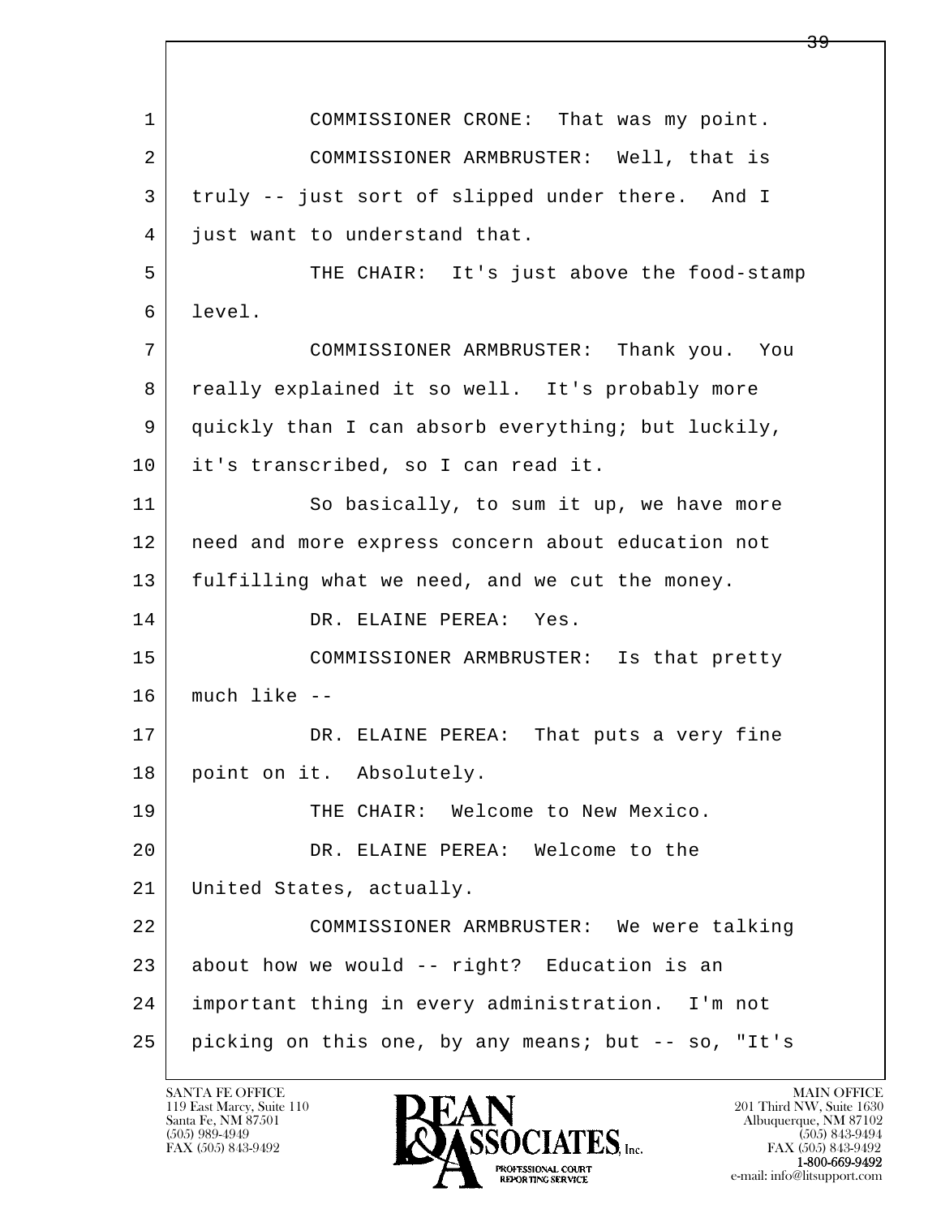1 COMMISSIONER CRONE: That was my point.

2 COMMISSIONER ARMBRUSTER: Well, that is

3 truly -- just sort of slipped under there. And I

4 just want to understand that.

5 THE CHAIR: It's just above the food-stamp

6 level.

7 COMMISSIONER ARMBRUSTER: Thank you. You

8 really explained it so well. It's probably more

9 quickly than I can absorb everything; but luckily,

10 it's transcribed, so I can read it.

11 So basically, to sum it up, we have more

12 need and more express concern about education not

13 fulfilling what we need, and we cut the money.

14 DR. ELAINE PEREA: Yes.

15 COMMISSIONER ARMBRUSTER: Is that pretty

16 much like --

17 DR. ELAINE PEREA: That puts a very fine

18 point on it. Absolutely.

19 THE CHAIR: Welcome to New Mexico.

20 DR. ELAINE PEREA: Welcome to the

21 United States, actually.

22 COMMISSIONER ARMBRUSTER: We were talking

23 about how we would -- right? Education is an

24 important thing in every administration. I'm not

25 picking on this one, by any means; but -- so, "It's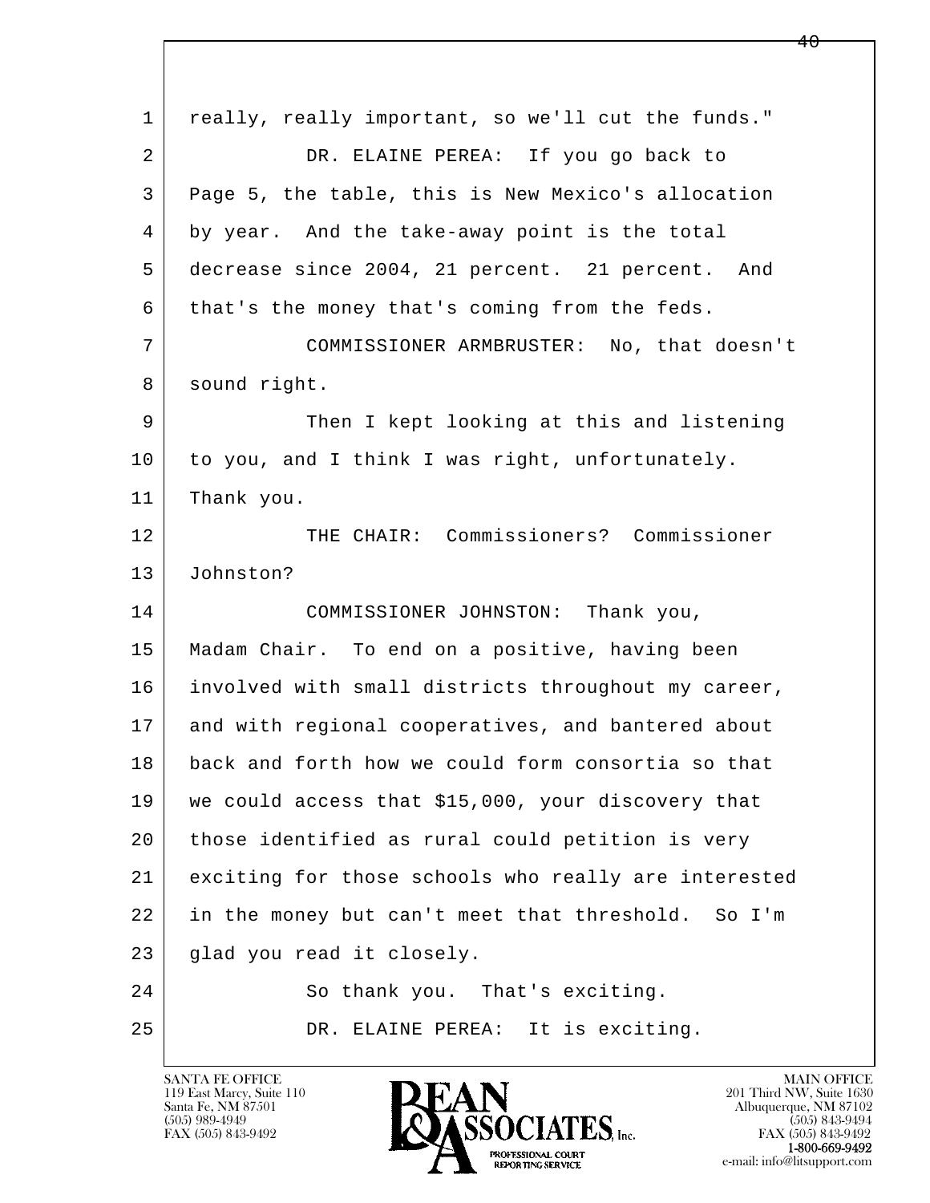really, really important, so we'll cut the funds."

DR. ELAINE PEREA: If you go back to Page 5, the table, this is New Mexico's allocation by year. And the take-away point is the total decrease since 2004, 21 percent. 21 percent. And that's the money that's coming from the feds.

COMMISSIONER ARMBRUSTER: No, that doesn't sound right.

Then I kept looking at this and listening to you, and I think I was right, unfortunately. Thank you.

THE CHAIR: Commissioners? Commissioner Johnston?

COMMISSIONER JOHNSTON: Thank you, Madam Chair. To end on a positive, having been involved with small districts throughout my career, and with regional cooperatives, and bantered about back and forth how we could form consortia so that we could access that $15,000, your discovery that those identified as rural could petition is very exciting for those schools who really are interested in the money but can't meet that threshold. So I'm glad you read it closely.

So thank you. That's exciting.

DR. ELAINE PEREA: It is exciting.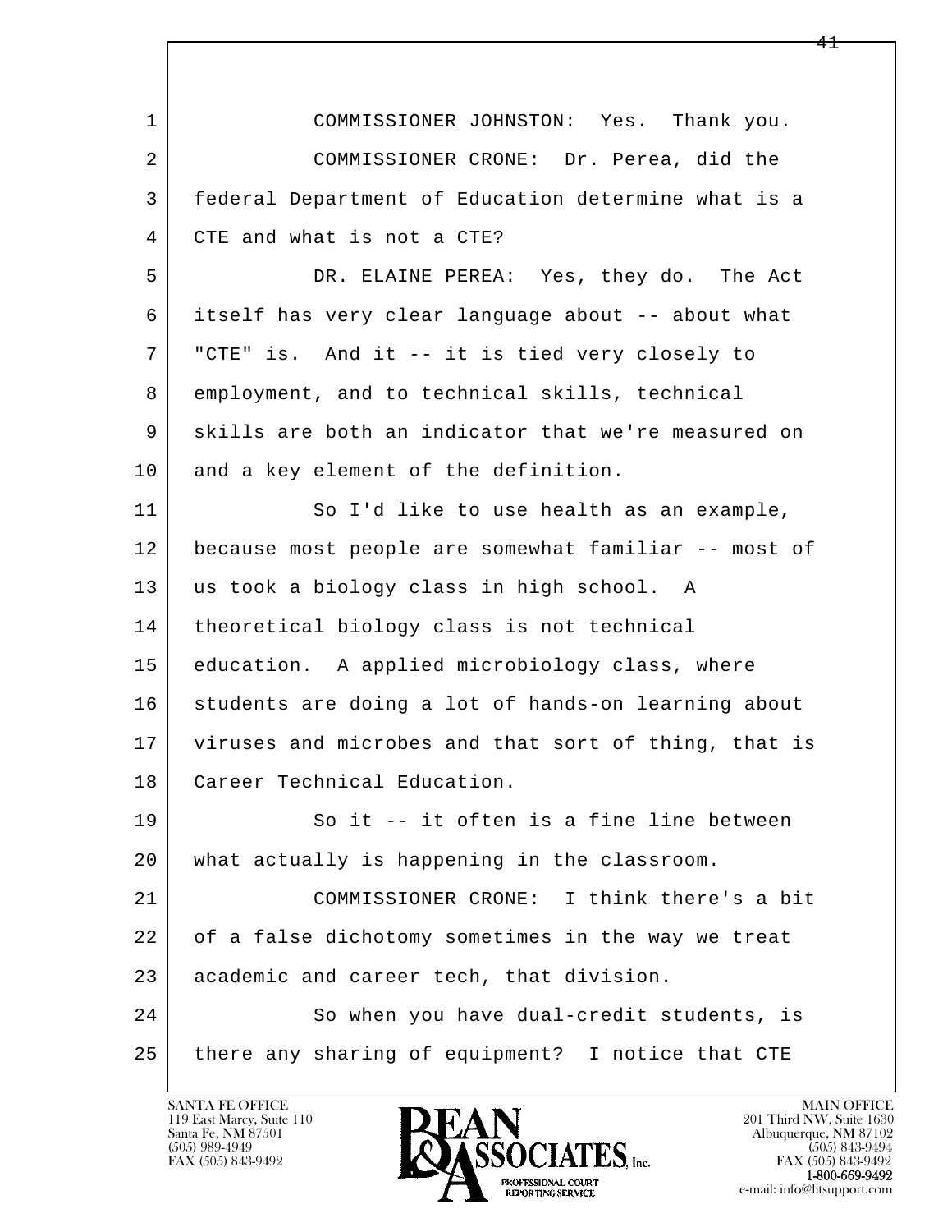1 COMMISSIONER JOHNSTON: Yes. Thank you.

2 COMMISSIONER CRONE: Dr. Perea, did the

3 federal Department of Education determine what is a

4 CTE and what is not a CTE?

5 DR. ELAINE PEREA: Yes, they do. The Act

6 itself has very clear language about -- about what

7 "CTE" is. And it -- it is tied very closely to

8 employment, and to technical skills, technical

9 skills are both an indicator that we're measured on

10 and a key element of the definition.

11 So I'd like to use health as an example,

12 because most people are somewhat familiar -- most of

13 us took a biology class in high school. A

14 theoretical biology class is not technical

15 education. A applied microbiology class, where

16 students are doing a lot of hands-on learning about

17 viruses and microbes and that sort of thing, that is

18 Career Technical Education.

19 So it -- it often is a fine line between

20 what actually is happening in the classroom.

21 COMMISSIONER CRONE: I think there's a bit

22 of a false dichotomy sometimes in the way we treat

23 academic and career tech, that division.

24 So when you have dual-credit students, is

25 there any sharing of equipment? I notice that CTE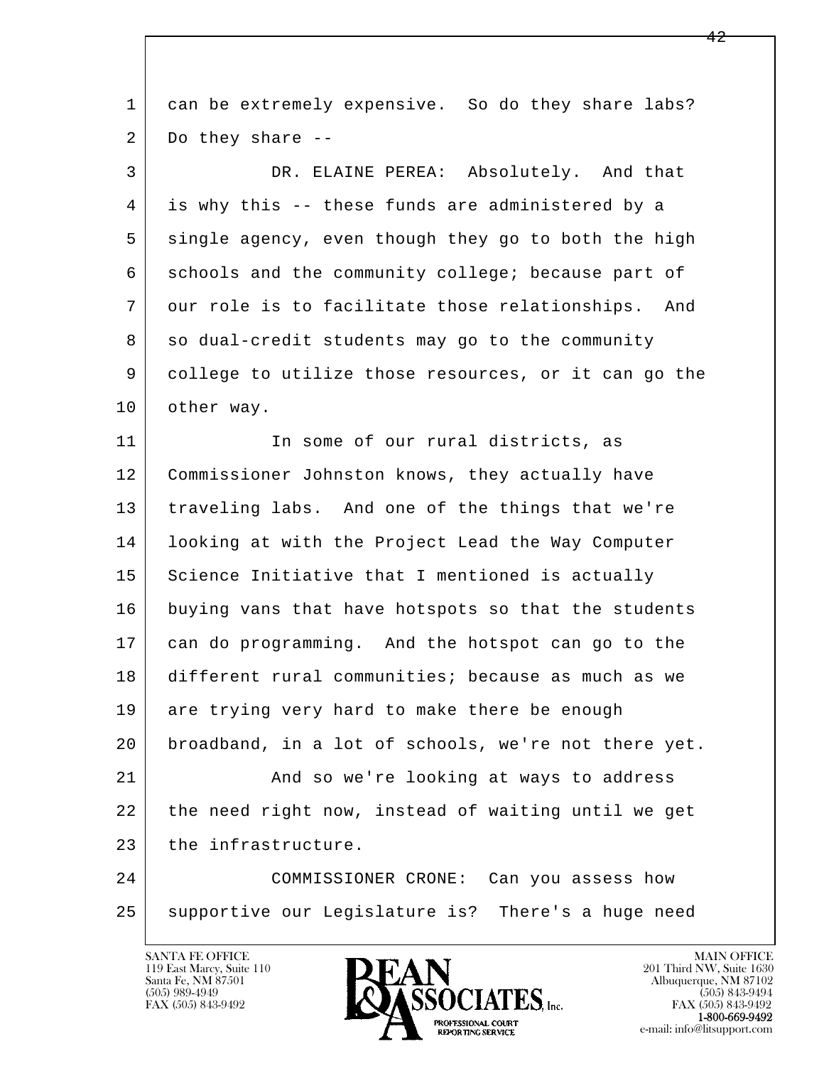can be extremely expensive. So do they share labs? Do they share --

DR. ELAINE PEREA: Absolutely. And that is why this -- these funds are administered by a single agency, even though they go to both the high schools and the community college; because part of our role is to facilitate those relationships. And so dual-credit students may go to the community college to utilize those resources, or it can go the other way.

In some of our rural districts, as Commissioner Johnston knows, they actually have traveling labs. And one of the things that we're looking at with the Project Lead the Way Computer Science Initiative that I mentioned is actually buying vans that have hotspots so that the students can do programming. And the hotspot can go to the different rural communities; because as much as we are trying very hard to make there be enough broadband, in a lot of schools, we're not there yet.

And so we're looking at ways to address the need right now, instead of waiting until we get the infrastructure.

COMMISSIONER CRONE: Can you assess how supportive our Legislature is? There's a huge need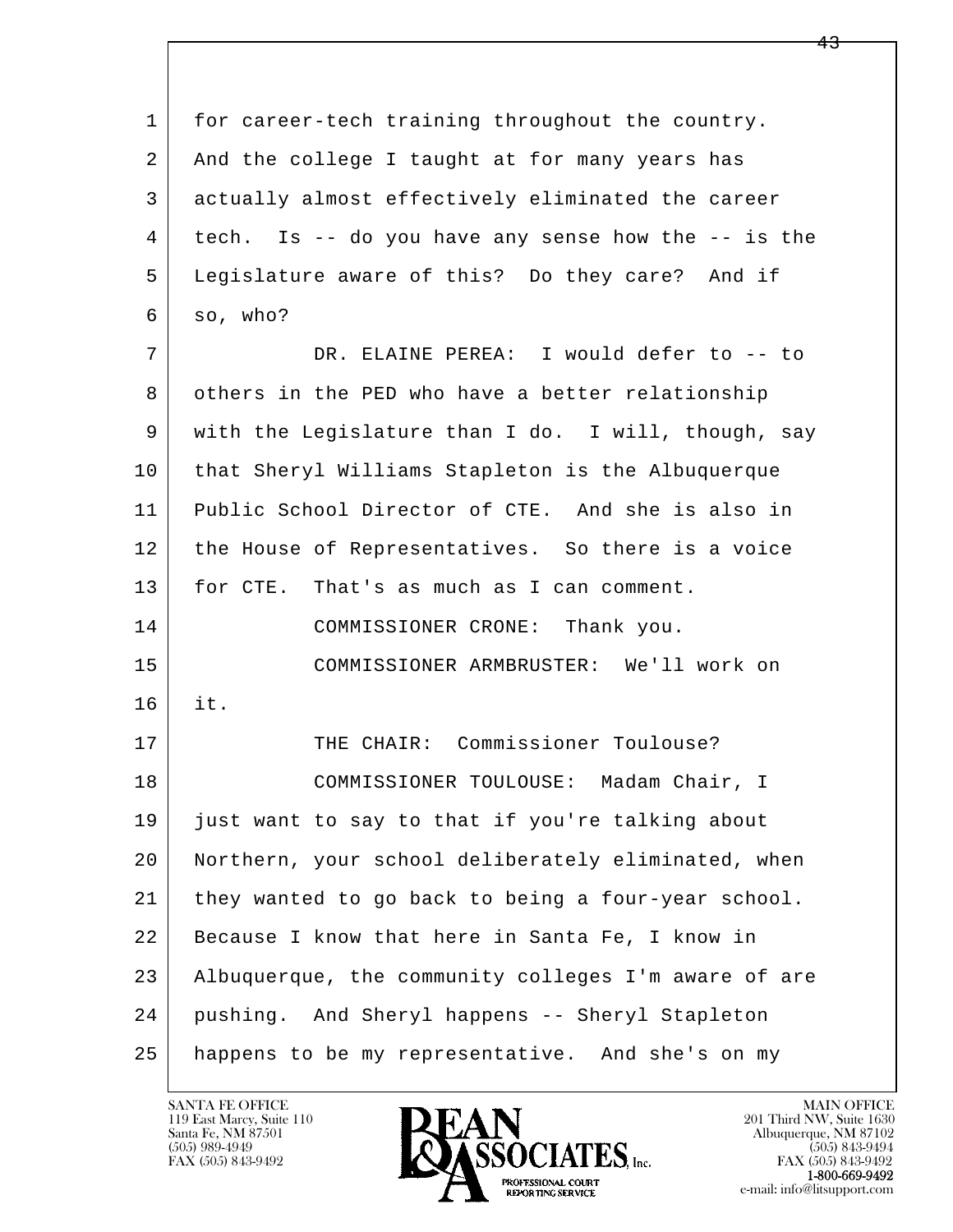for career-tech training throughout the country. And the college I taught at for many years has actually almost effectively eliminated the career tech. Is -- do you have any sense how the -- is the Legislature aware of this? Do they care? And if so, who?

DR. ELAINE PEREA: I would defer to -- to others in the PED who have a better relationship with the Legislature than I do. I will, though, say that Sheryl Williams Stapleton is the Albuquerque Public School Director of CTE. And she is also in the House of Representatives. So there is a voice for CTE. That's as much as I can comment.

COMMISSIONER CRONE: Thank you.

COMMISSIONER ARMBRUSTER: We'll work on it.

THE CHAIR: Commissioner Toulouse?

COMMISSIONER TOULOUSE: Madam Chair, I just want to say to that if you're talking about Northern, your school deliberately eliminated, when they wanted to go back to being a four-year school. Because I know that here in Santa Fe, I know in Albuquerque, the community colleges I'm aware of are pushing. And Sheryl happens -- Sheryl Stapleton happens to be my representative. And she's on my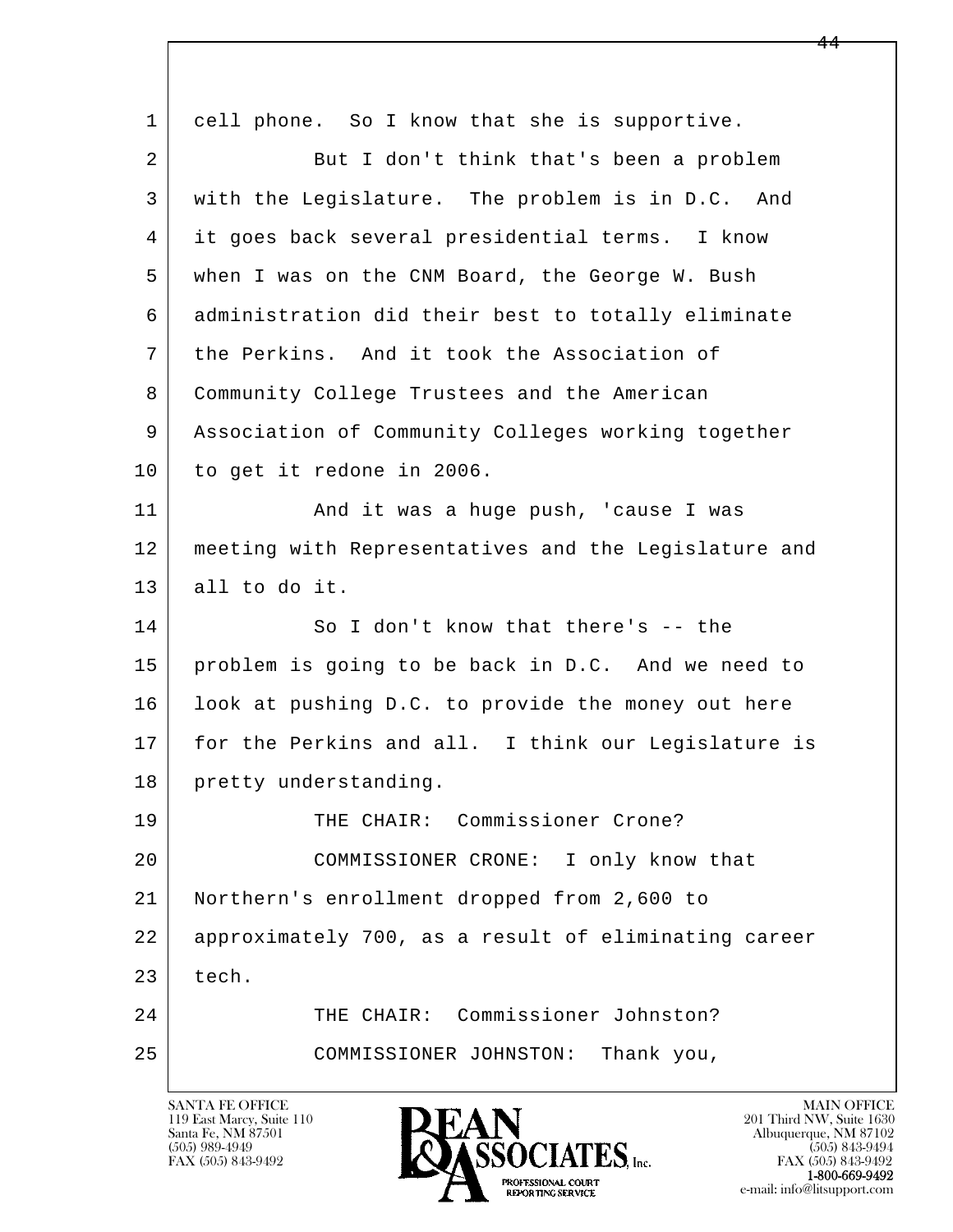cell phone. So I know that she is supportive.

But I don't think that's been a problem with the Legislature. The problem is in D.C. And it goes back several presidential terms. I know when I was on the CNM Board, the George W. Bush administration did their best to totally eliminate the Perkins. And it took the Association of Community College Trustees and the American Association of Community Colleges working together to get it redone in 2006.

And it was a huge push, 'cause I was meeting with Representatives and the Legislature and all to do it.

So I don't know that there's -- the problem is going to be back in D.C. And we need to look at pushing D.C. to provide the money out here for the Perkins and all. I think our Legislature is pretty understanding.

THE CHAIR: Commissioner Crone?

COMMISSIONER CRONE: I only know that Northern's enrollment dropped from 2,600 to approximately 700, as a result of eliminating career tech.

THE CHAIR: Commissioner Johnston?

COMMISSIONER JOHNSTON: Thank you,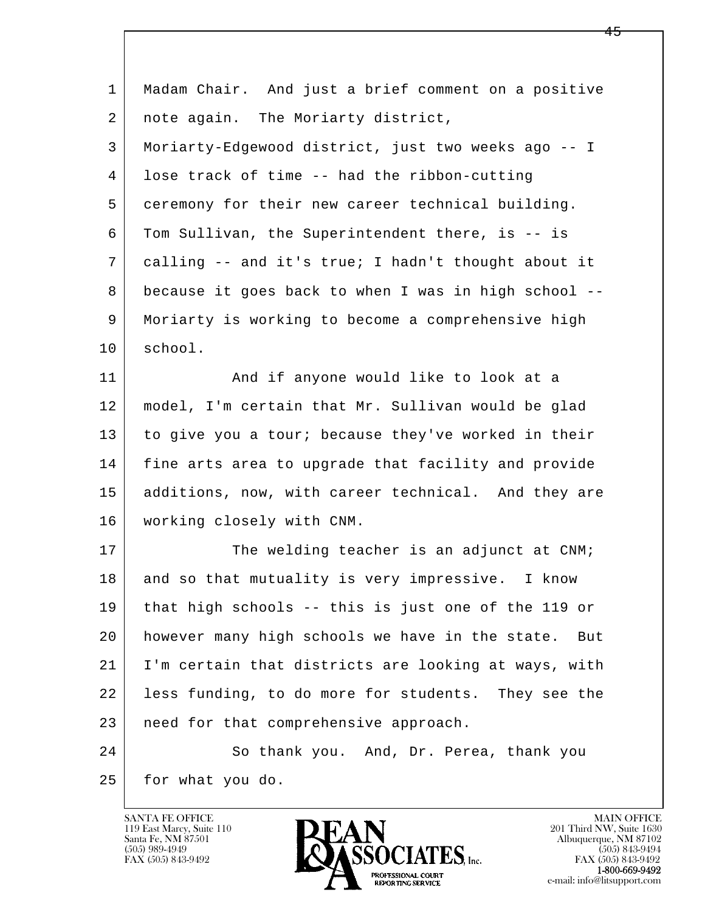Madam Chair. And just a brief comment on a positive note again. The Moriarty district, Moriarty-Edgewood district, just two weeks ago -- I lose track of time -- had the ribbon-cutting ceremony for their new career technical building. Tom Sullivan, the Superintendent there, is -- is calling -- and it's true; I hadn't thought about it because it goes back to when I was in high school -- Moriarty is working to become a comprehensive high school.

And if anyone would like to look at a model, I'm certain that Mr. Sullivan would be glad to give you a tour; because they've worked in their fine arts area to upgrade that facility and provide additions, now, with career technical. And they are working closely with CNM.

The welding teacher is an adjunct at CNM; and so that mutuality is very impressive. I know that high schools -- this is just one of the 119 or however many high schools we have in the state. But I'm certain that districts are looking at ways, with less funding, to do more for students. They see the need for that comprehensive approach.

So thank you. And, Dr. Perea, thank you for what you do.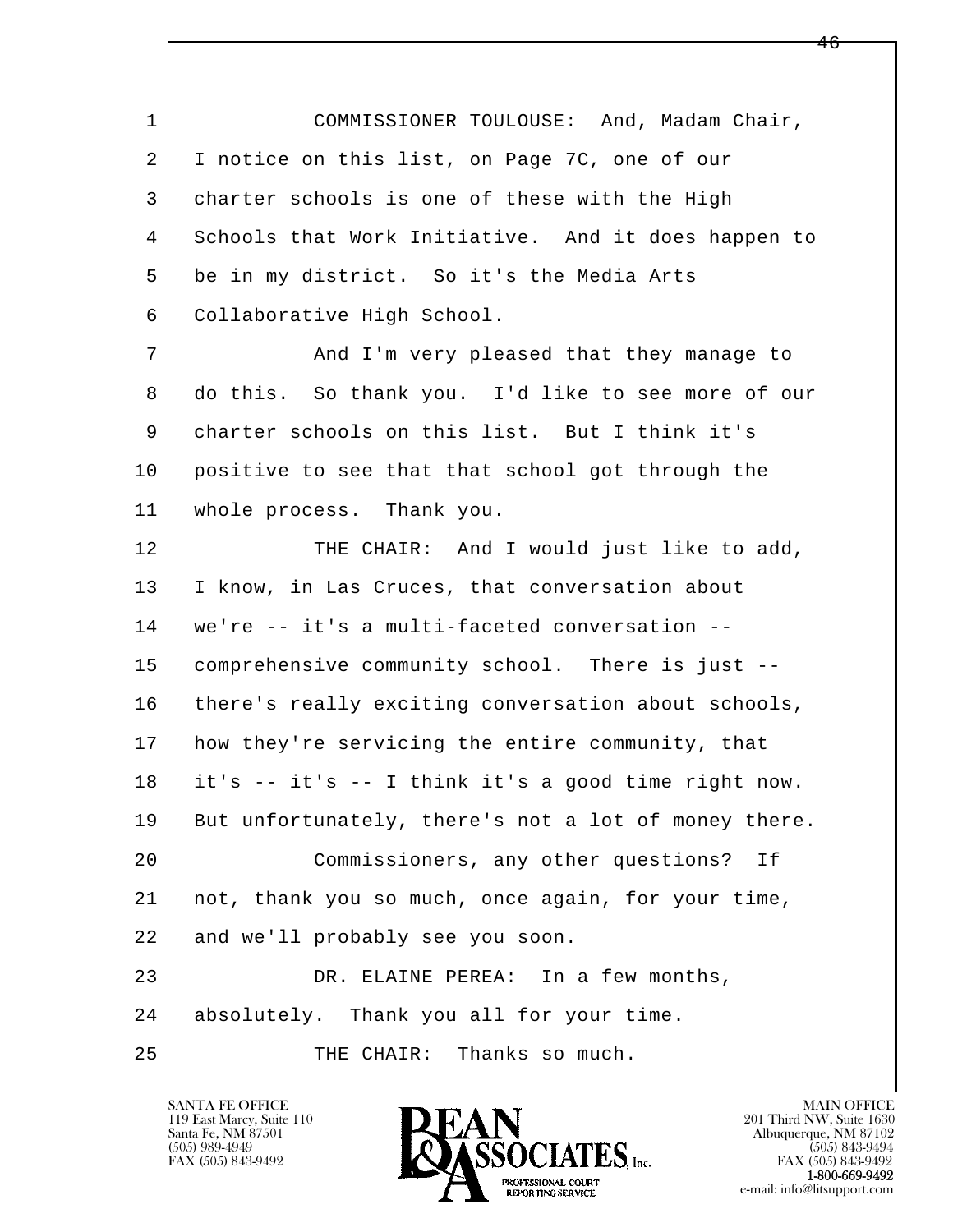COMMISSIONER TOULOUSE: And, Madam Chair, I notice on this list, on Page 7C, one of our charter schools is one of these with the High Schools that Work Initiative. And it does happen to be in my district. So it's the Media Arts Collaborative High School.

And I'm very pleased that they manage to do this. So thank you. I'd like to see more of our charter schools on this list. But I think it's positive to see that that school got through the whole process. Thank you.

THE CHAIR: And I would just like to add, I know, in Las Cruces, that conversation about we're -- it's a multi-faceted conversation -- comprehensive community school. There is just -- there's really exciting conversation about schools, how they're servicing the entire community, that it's -- it's -- I think it's a good time right now. But unfortunately, there's not a lot of money there.

Commissioners, any other questions? If not, thank you so much, once again, for your time, and we'll probably see you soon.

DR. ELAINE PEREA: In a few months, absolutely. Thank you all for your time.

THE CHAIR: Thanks so much.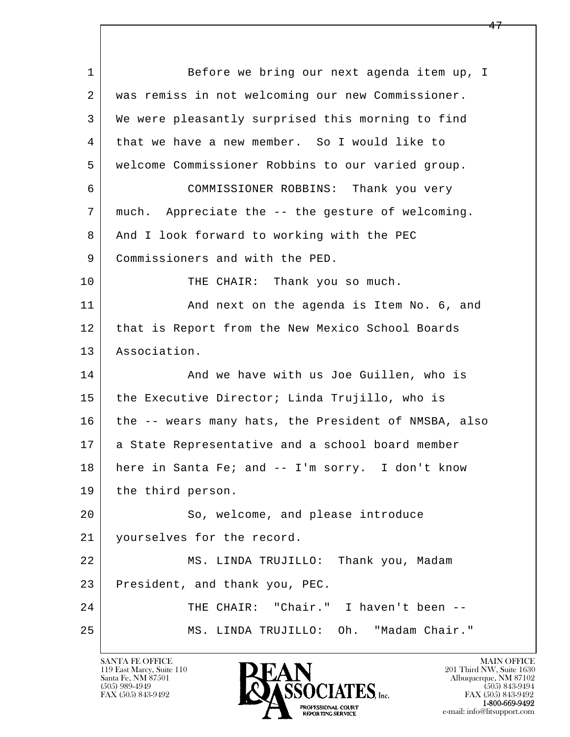1 Before we bring our next agenda item up, I
2 was remiss in not welcoming our new Commissioner.
3 We were pleasantly surprised this morning to find
4 that we have a new member. So I would like to
5 welcome Commissioner Robbins to our varied group.
6 COMMISSIONER ROBBINS: Thank you very
7 much. Appreciate the -- the gesture of welcoming.
8 And I look forward to working with the PEC
9 Commissioners and with the PED.
10 THE CHAIR: Thank you so much.
11 And next on the agenda is Item No. 6, and
12 that is Report from the New Mexico School Boards
13 Association.
14 And we have with us Joe Guillen, who is
15 the Executive Director; Linda Trujillo, who is
16 the -- wears many hats, the President of NMSBA, also
17 a State Representative and a school board member
18 here in Santa Fe; and -- I'm sorry. I don't know
19 the third person.
20 So, welcome, and please introduce
21 yourselves for the record.
22 MS. LINDA TRUJILLO: Thank you, Madam
23 President, and thank you, PEC.
24 THE CHAIR: "Chair." I haven't been --
25 MS. LINDA TRUJILLO: Oh. "Madam Chair."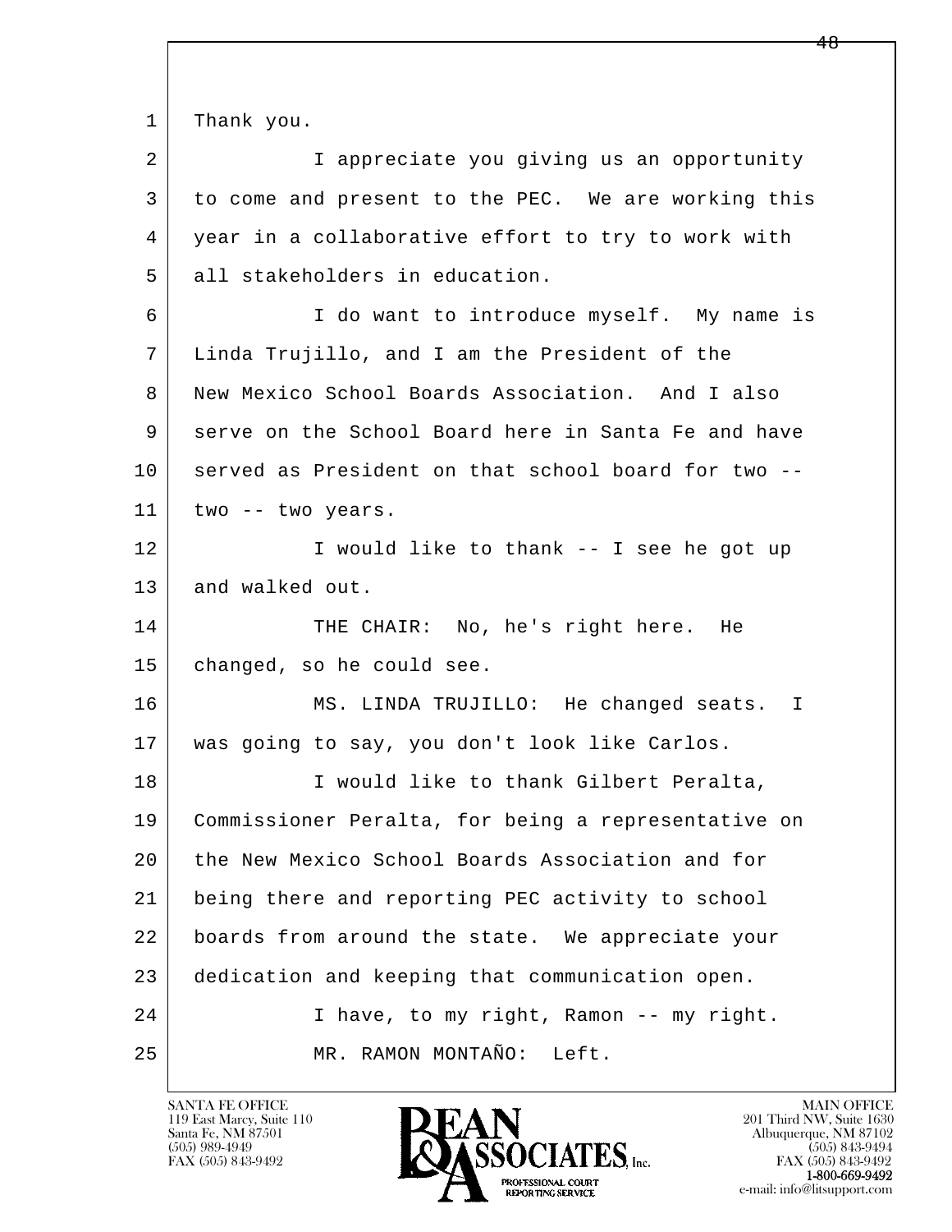Thank you.

I appreciate you giving us an opportunity to come and present to the PEC. We are working this year in a collaborative effort to try to work with all stakeholders in education.

I do want to introduce myself. My name is Linda Trujillo, and I am the President of the New Mexico School Boards Association. And I also serve on the School Board here in Santa Fe and have served as President on that school board for two -- two -- two years.

I would like to thank -- I see he got up and walked out.

THE CHAIR: No, he's right here. He changed, so he could see.

MS. LINDA TRUJILLO: He changed seats. I was going to say, you don't look like Carlos.

I would like to thank Gilbert Peralta, Commissioner Peralta, for being a representative on the New Mexico School Boards Association and for being there and reporting PEC activity to school boards from around the state. We appreciate your dedication and keeping that communication open.

I have, to my right, Ramon -- my right.

MR. RAMON MONTAÑO: Left.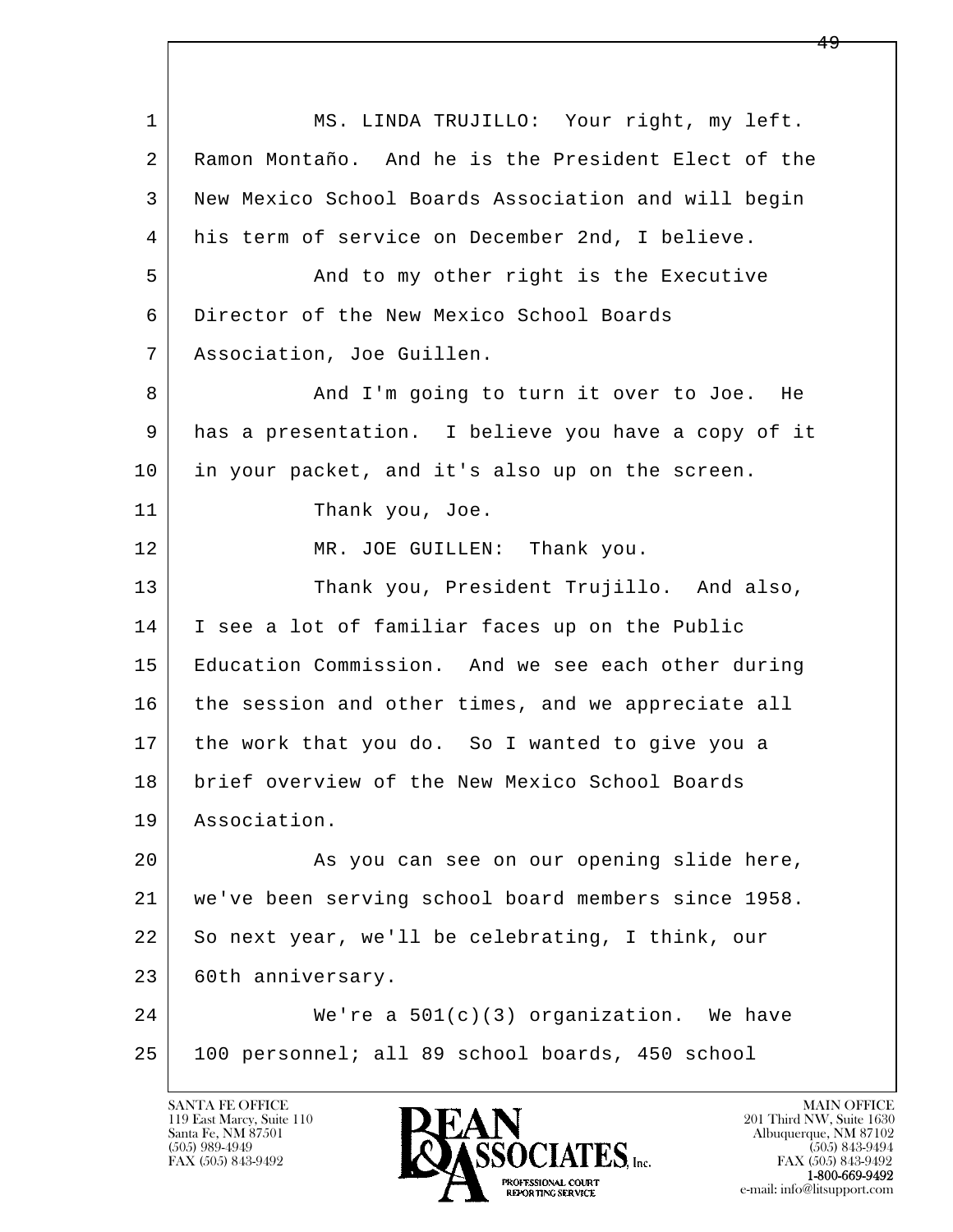1 MS. LINDA TRUJILLO: Your right, my left.
2 Ramon Montaño. And he is the President Elect of the
3 New Mexico School Boards Association and will begin
4 his term of service on December 2nd, I believe.
5 And to my other right is the Executive
6 Director of the New Mexico School Boards
7 Association, Joe Guillen.
8 And I'm going to turn it over to Joe. He
9 has a presentation. I believe you have a copy of it
10 in your packet, and it's also up on the screen.
11 Thank you, Joe.
12 MR. JOE GUILLEN: Thank you.
13 Thank you, President Trujillo. And also,
14 I see a lot of familiar faces up on the Public
15 Education Commission. And we see each other during
16 the session and other times, and we appreciate all
17 the work that you do. So I wanted to give you a
18 brief overview of the New Mexico School Boards
19 Association.
20 As you can see on our opening slide here,
21 we've been serving school board members since 1958.
22 So next year, we'll be celebrating, I think, our
23 60th anniversary.
24 We're a 501(c)(3) organization. We have
25 100 personnel; all 89 school boards, 450 school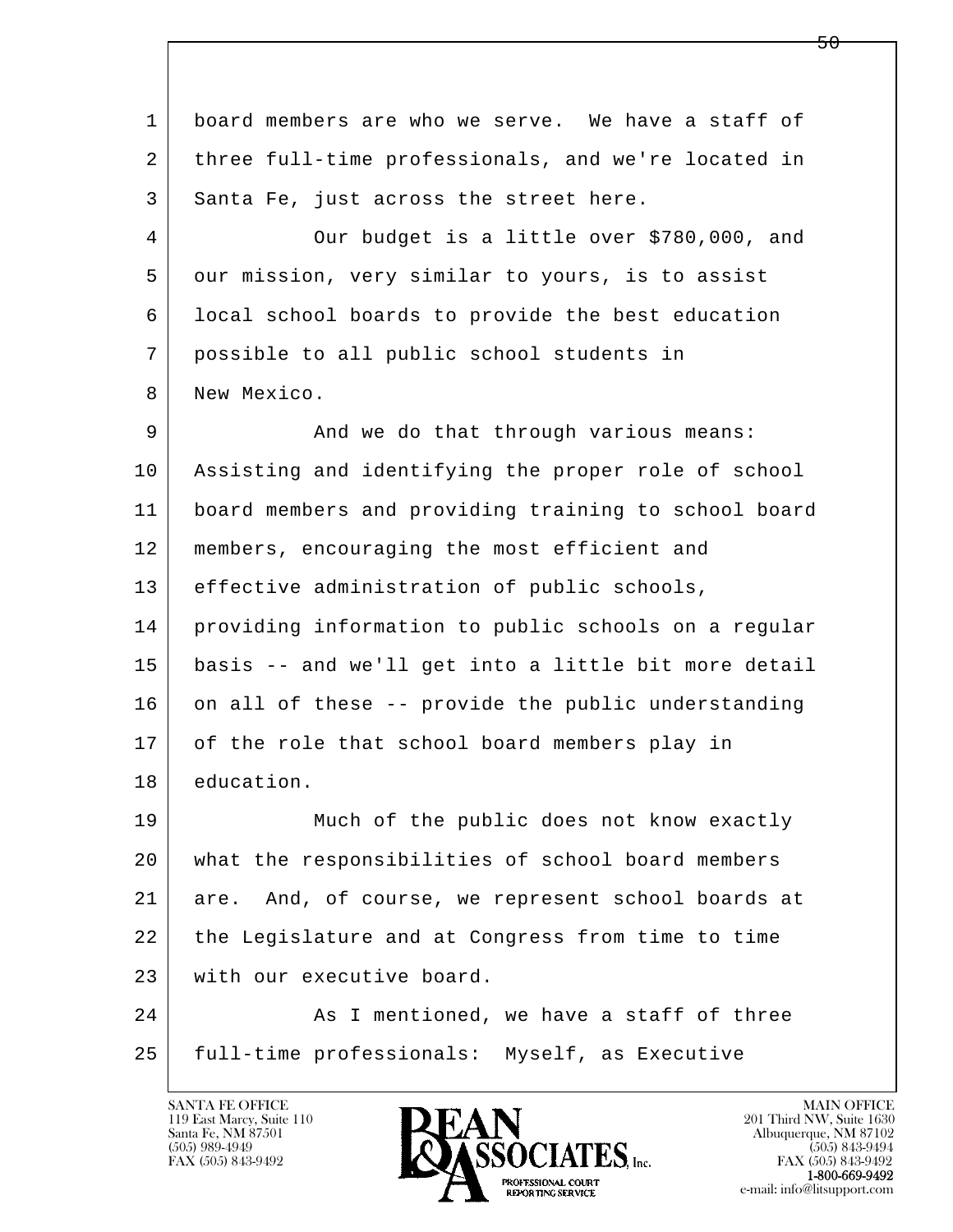board members are who we serve. We have a staff of three full-time professionals, and we're located in Santa Fe, just across the street here.

Our budget is a little over $780,000, and our mission, very similar to yours, is to assist local school boards to provide the best education possible to all public school students in New Mexico.

And we do that through various means: Assisting and identifying the proper role of school board members and providing training to school board members, encouraging the most efficient and effective administration of public schools, providing information to public schools on a regular basis -- and we'll get into a little bit more detail on all of these -- provide the public understanding of the role that school board members play in education.

Much of the public does not know exactly what the responsibilities of school board members are. And, of course, we represent school boards at the Legislature and at Congress from time to time with our executive board.

As I mentioned, we have a staff of three full-time professionals: Myself, as Executive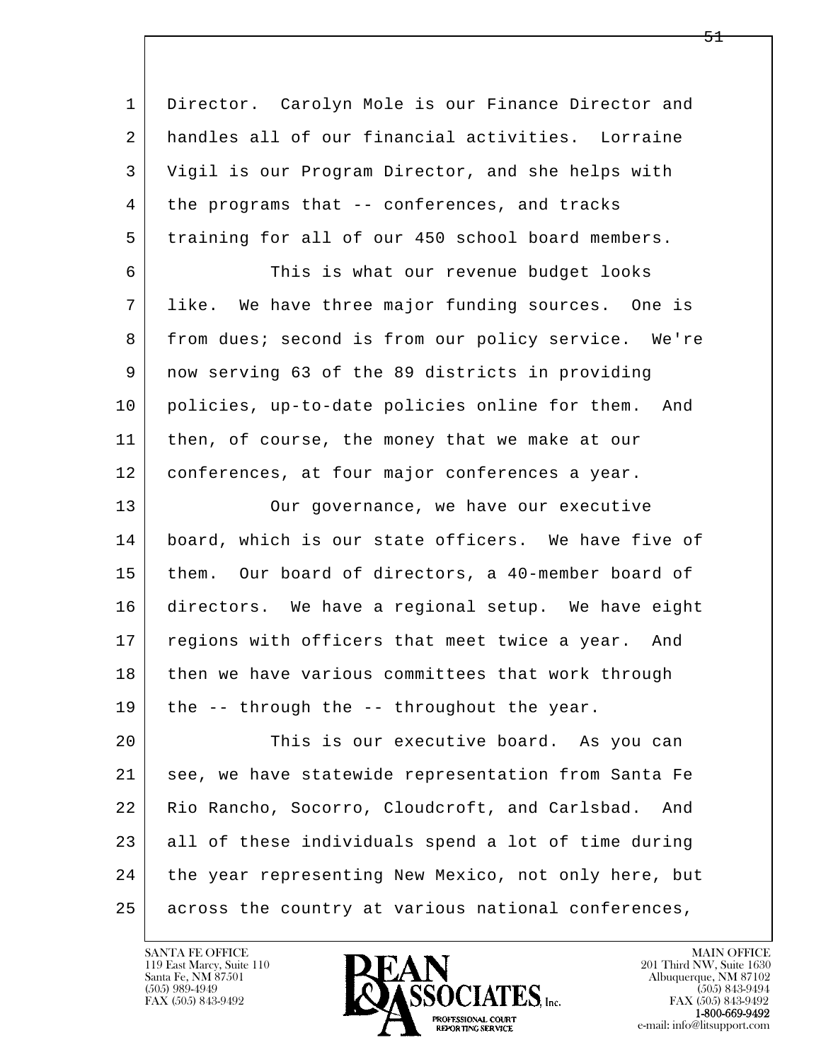Director. Carolyn Mole is our Finance Director and handles all of our financial activities. Lorraine Vigil is our Program Director, and she helps with the programs that -- conferences, and tracks training for all of our 450 school board members.

This is what our revenue budget looks like. We have three major funding sources. One is from dues; second is from our policy service. We're now serving 63 of the 89 districts in providing policies, up-to-date policies online for them. And then, of course, the money that we make at our conferences, at four major conferences a year.

Our governance, we have our executive board, which is our state officers. We have five of them. Our board of directors, a 40-member board of directors. We have a regional setup. We have eight regions with officers that meet twice a year. And then we have various committees that work through the -- through the -- throughout the year.

This is our executive board. As you can see, we have statewide representation from Santa Fe Rio Rancho, Socorro, Cloudcroft, and Carlsbad. And all of these individuals spend a lot of time during the year representing New Mexico, not only here, but across the country at various national conferences,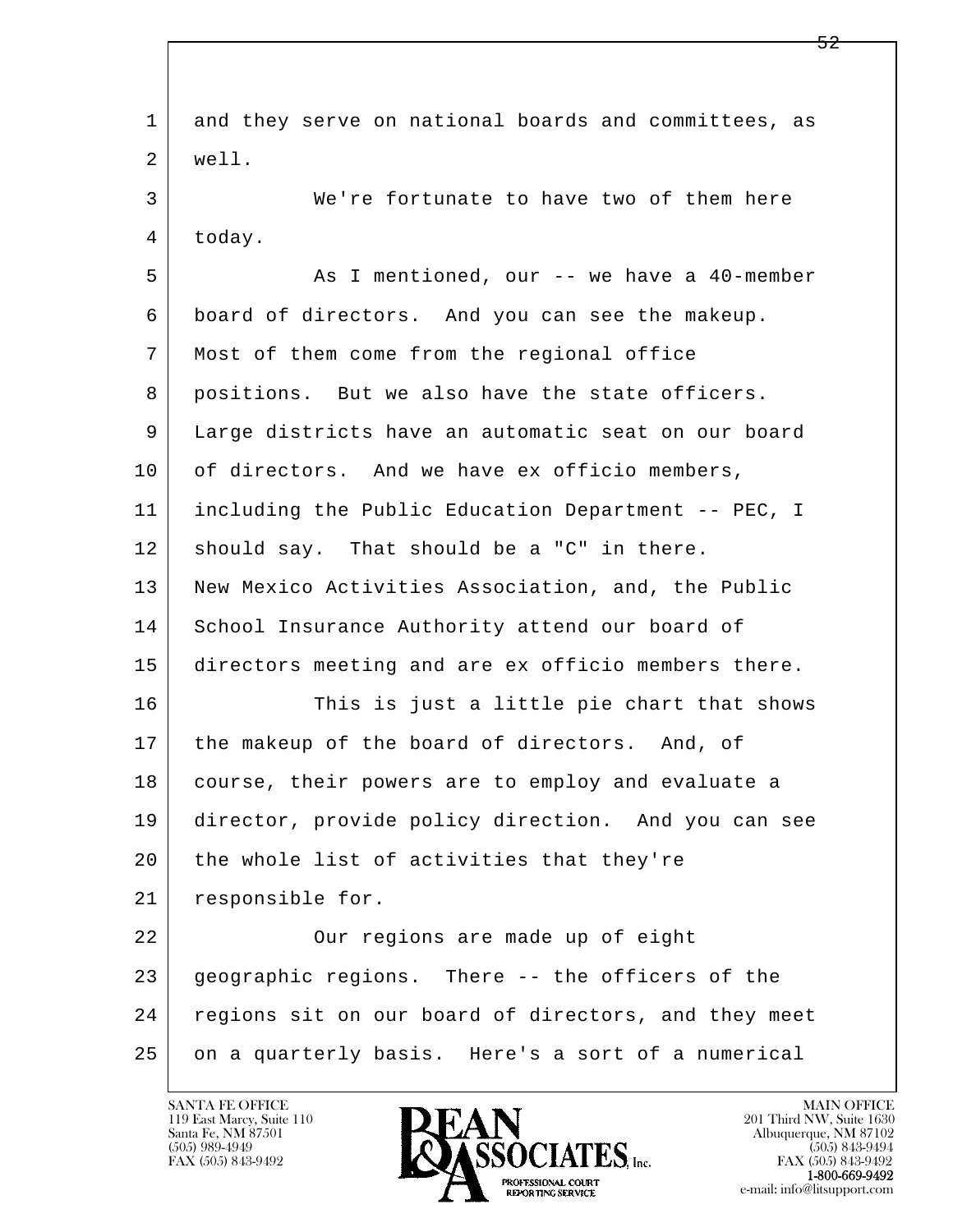and they serve on national boards and committees, as well.

We're fortunate to have two of them here today.

As I mentioned, our -- we have a 40-member board of directors. And you can see the makeup. Most of them come from the regional office positions. But we also have the state officers. Large districts have an automatic seat on our board of directors. And we have ex officio members, including the Public Education Department -- PEC, I should say. That should be a "C" in there. New Mexico Activities Association, and, the Public School Insurance Authority attend our board of directors meeting and are ex officio members there.

This is just a little pie chart that shows the makeup of the board of directors. And, of course, their powers are to employ and evaluate a director, provide policy direction. And you can see the whole list of activities that they're responsible for.

Our regions are made up of eight geographic regions. There -- the officers of the regions sit on our board of directors, and they meet on a quarterly basis. Here's a sort of a numerical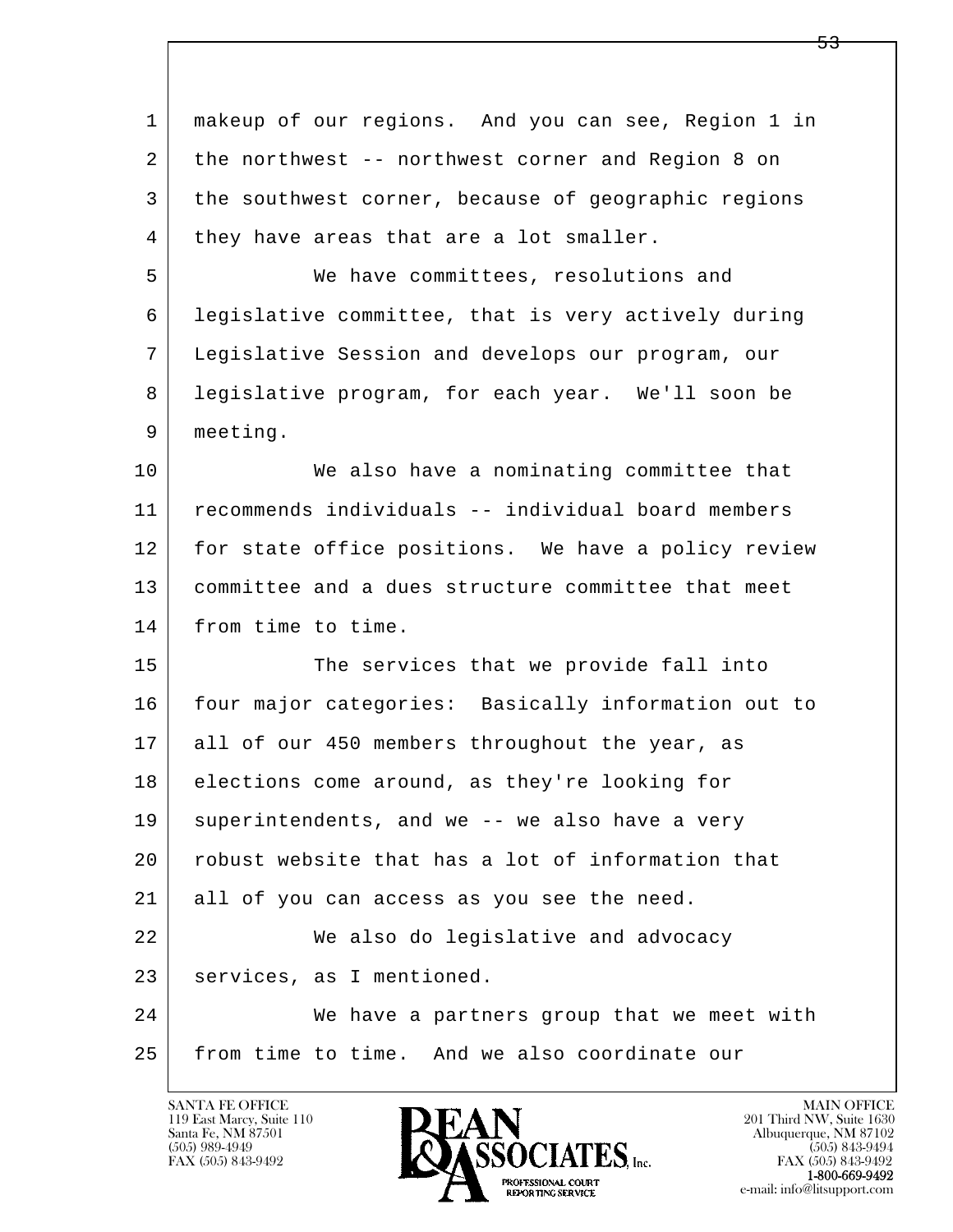makeup of our regions. And you can see, Region 1 in the northwest -- northwest corner and Region 8 on the southwest corner, because of geographic regions they have areas that are a lot smaller.

We have committees, resolutions and legislative committee, that is very actively during Legislative Session and develops our program, our legislative program, for each year. We'll soon be meeting.

We also have a nominating committee that recommends individuals -- individual board members for state office positions. We have a policy review committee and a dues structure committee that meet from time to time.

The services that we provide fall into four major categories: Basically information out to all of our 450 members throughout the year, as elections come around, as they're looking for superintendents, and we -- we also have a very robust website that has a lot of information that all of you can access as you see the need.

We also do legislative and advocacy services, as I mentioned.

We have a partners group that we meet with from time to time. And we also coordinate our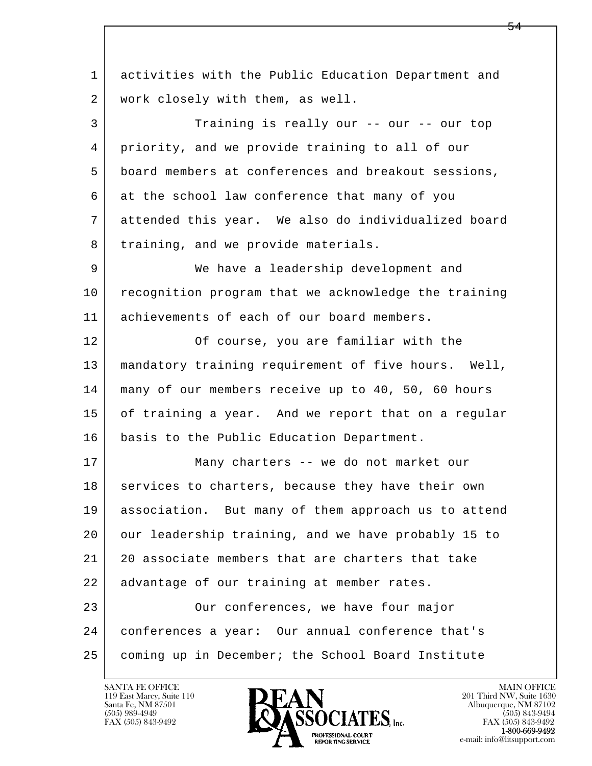1 activities with the Public Education Department and
2 work closely with them, as well.

3 Training is really our -- our -- our top
4 priority, and we provide training to all of our
5 board members at conferences and breakout sessions,
6 at the school law conference that many of you
7 attended this year. We also do individualized board
8 training, and we provide materials.

9 We have a leadership development and
10 recognition program that we acknowledge the training
11 achievements of each of our board members.

12 Of course, you are familiar with the
13 mandatory training requirement of five hours. Well,
14 many of our members receive up to 40, 50, 60 hours
15 of training a year. And we report that on a regular
16 basis to the Public Education Department.

17 Many charters -- we do not market our
18 services to charters, because they have their own
19 association. But many of them approach us to attend
20 our leadership training, and we have probably 15 to
21 20 associate members that are charters that take
22 advantage of our training at member rates.

23 Our conferences, we have four major
24 conferences a year: Our annual conference that's
25 coming up in December; the School Board Institute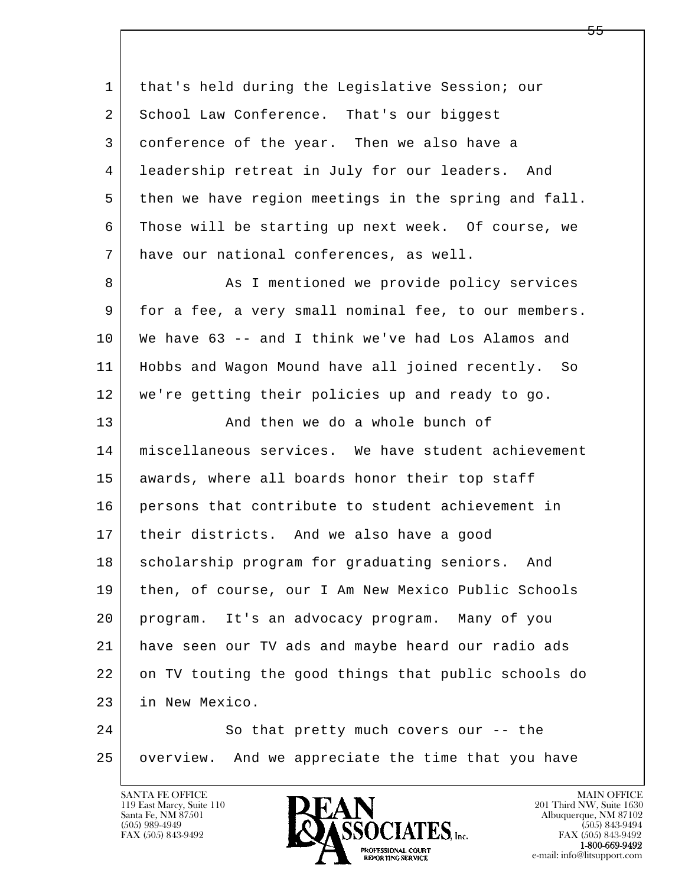that's held during the Legislative Session; our School Law Conference. That's our biggest conference of the year. Then we also have a leadership retreat in July for our leaders. And then we have region meetings in the spring and fall. Those will be starting up next week. Of course, we have our national conferences, as well.

As I mentioned we provide policy services for a fee, a very small nominal fee, to our members. We have 63 -- and I think we've had Los Alamos and Hobbs and Wagon Mound have all joined recently. So we're getting their policies up and ready to go.

And then we do a whole bunch of miscellaneous services. We have student achievement awards, where all boards honor their top staff persons that contribute to student achievement in their districts. And we also have a good scholarship program for graduating seniors. And then, of course, our I Am New Mexico Public Schools program. It's an advocacy program. Many of you have seen our TV ads and maybe heard our radio ads on TV touting the good things that public schools do in New Mexico.

So that pretty much covers our -- the overview. And we appreciate the time that you have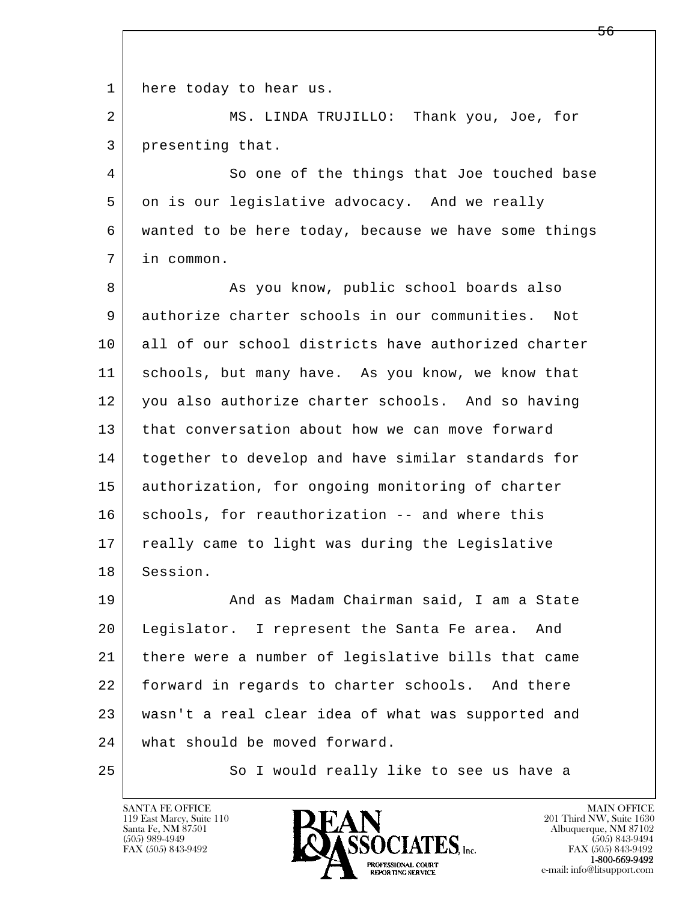1 here today to hear us.

2 MS. LINDA TRUJILLO: Thank you, Joe, for
3 presenting that.

4 So one of the things that Joe touched base
5 on is our legislative advocacy. And we really
6 wanted to be here today, because we have some things
7 in common.

8 As you know, public school boards also
9 authorize charter schools in our communities. Not
10 all of our school districts have authorized charter
11 schools, but many have. As you know, we know that
12 you also authorize charter schools. And so having
13 that conversation about how we can move forward
14 together to develop and have similar standards for
15 authorization, for ongoing monitoring of charter
16 schools, for reauthorization -- and where this
17 really came to light was during the Legislative
18 Session.

19 And as Madam Chairman said, I am a State
20 Legislator. I represent the Santa Fe area. And
21 there were a number of legislative bills that came
22 forward in regards to charter schools. And there
23 wasn't a real clear idea of what was supported and
24 what should be moved forward.

25 So I would really like to see us have a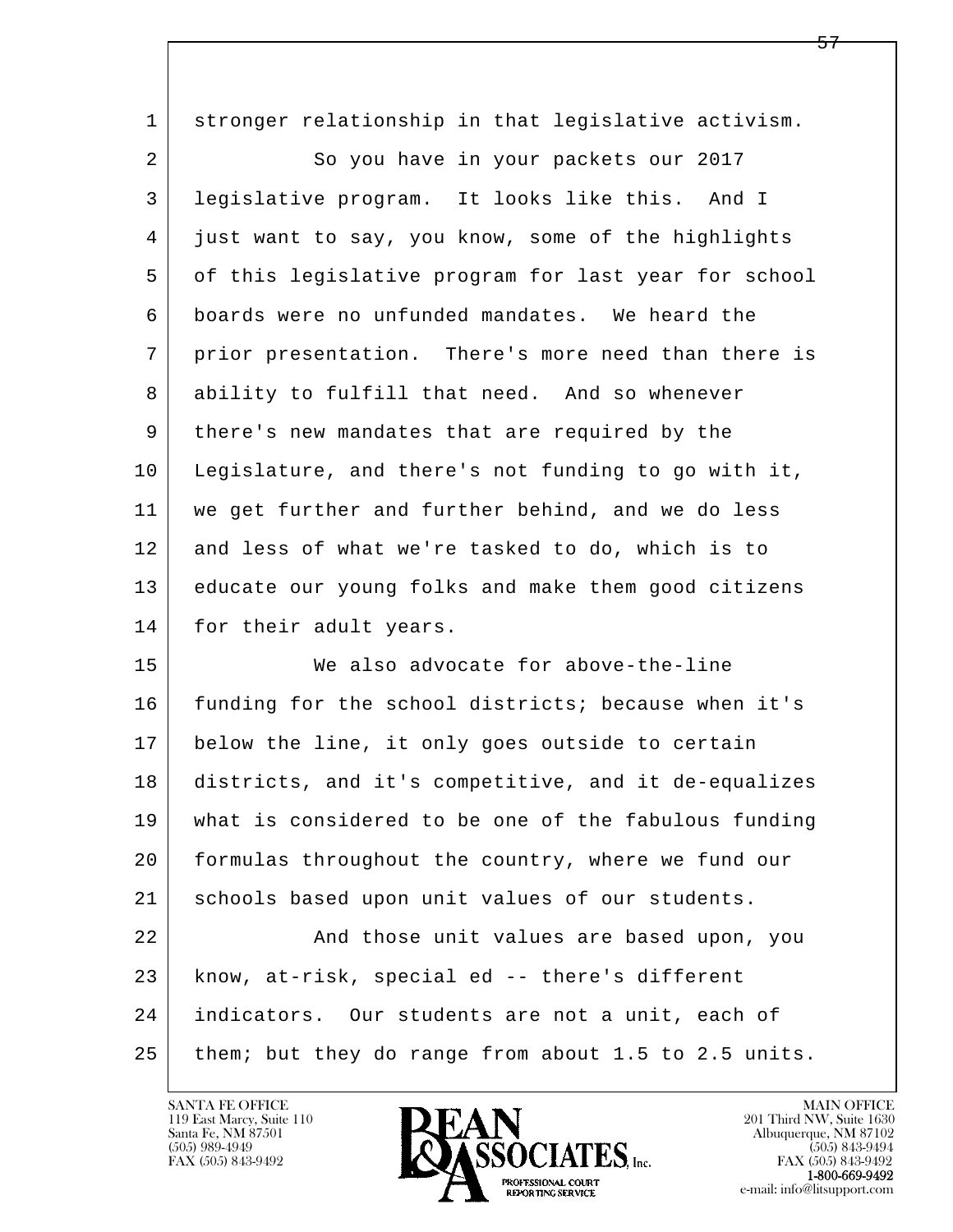stronger relationship in that legislative activism.

So you have in your packets our 2017 legislative program. It looks like this. And I just want to say, you know, some of the highlights of this legislative program for last year for school boards were no unfunded mandates. We heard the prior presentation. There's more need than there is ability to fulfill that need. And so whenever there's new mandates that are required by the Legislature, and there's not funding to go with it, we get further and further behind, and we do less and less of what we're tasked to do, which is to educate our young folks and make them good citizens for their adult years.

We also advocate for above-the-line funding for the school districts; because when it's below the line, it only goes outside to certain districts, and it's competitive, and it de-equalizes what is considered to be one of the fabulous funding formulas throughout the country, where we fund our schools based upon unit values of our students.

And those unit values are based upon, you know, at-risk, special ed -- there's different indicators. Our students are not a unit, each of them; but they do range from about 1.5 to 2.5 units.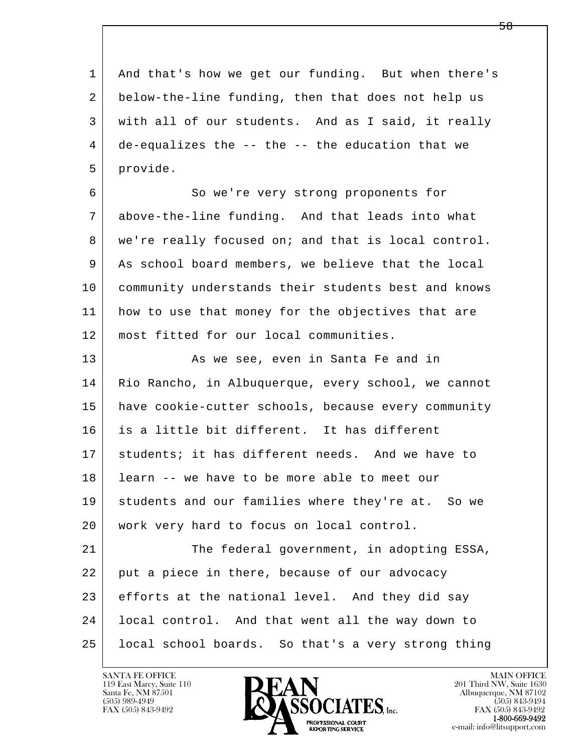And that's how we get our funding. But when there's below-the-line funding, then that does not help us with all of our students. And as I said, it really de-equalizes the -- the -- the education that we provide.

So we're very strong proponents for above-the-line funding. And that leads into what we're really focused on; and that is local control. As school board members, we believe that the local community understands their students best and knows how to use that money for the objectives that are most fitted for our local communities.

As we see, even in Santa Fe and in Rio Rancho, in Albuquerque, every school, we cannot have cookie-cutter schools, because every community is a little bit different. It has different students; it has different needs. And we have to learn -- we have to be more able to meet our students and our families where they're at. So we work very hard to focus on local control.

The federal government, in adopting ESSA, put a piece in there, because of our advocacy efforts at the national level. And they did say local control. And that went all the way down to local school boards. So that's a very strong thing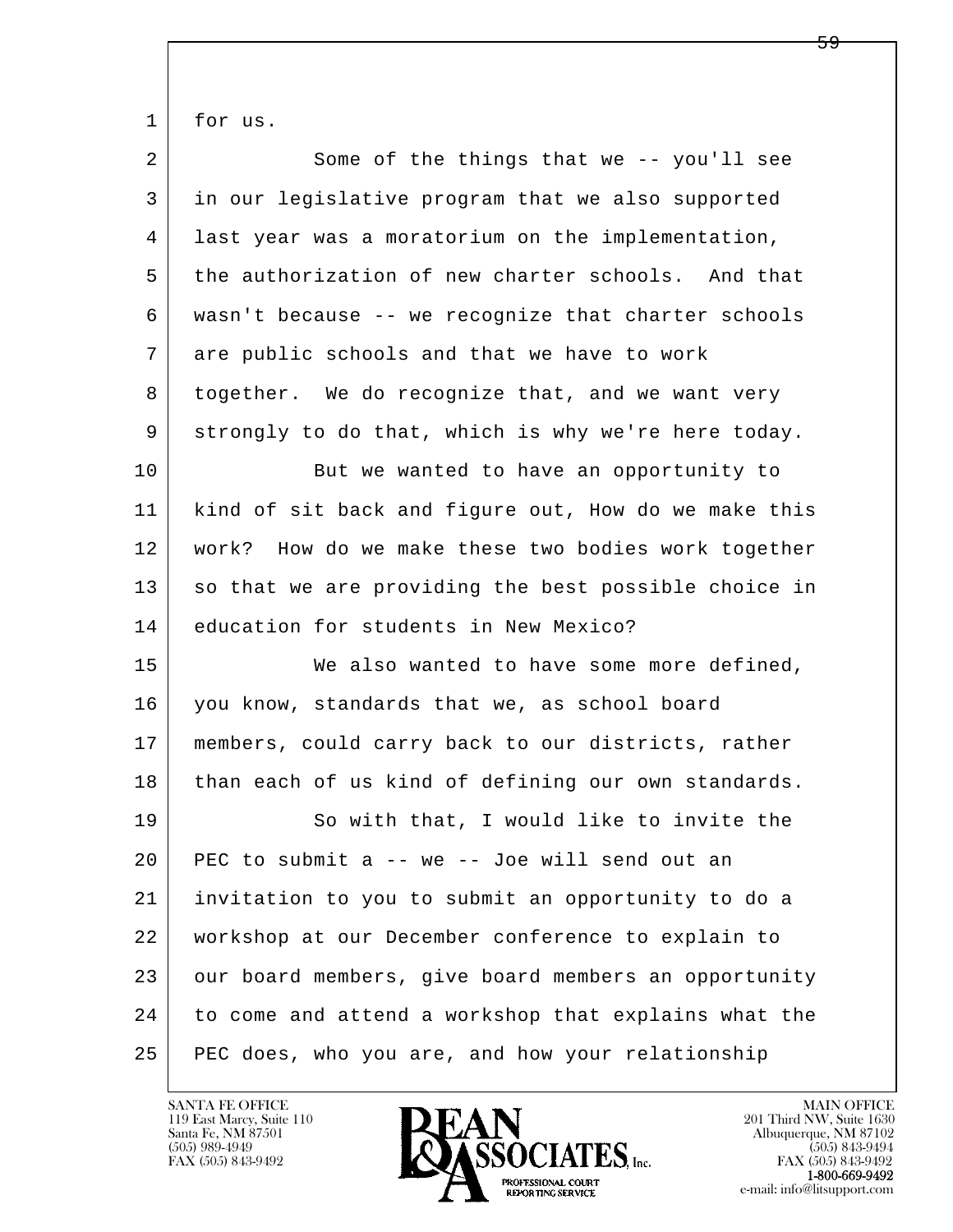for us.

Some of the things that we -- you'll see in our legislative program that we also supported last year was a moratorium on the implementation, the authorization of new charter schools. And that wasn't because -- we recognize that charter schools are public schools and that we have to work together. We do recognize that, and we want very strongly to do that, which is why we're here today.

But we wanted to have an opportunity to kind of sit back and figure out, How do we make this work? How do we make these two bodies work together so that we are providing the best possible choice in education for students in New Mexico?

We also wanted to have some more defined, you know, standards that we, as school board members, could carry back to our districts, rather than each of us kind of defining our own standards.

So with that, I would like to invite the PEC to submit a -- we -- Joe will send out an invitation to you to submit an opportunity to do a workshop at our December conference to explain to our board members, give board members an opportunity to come and attend a workshop that explains what the PEC does, who you are, and how your relationship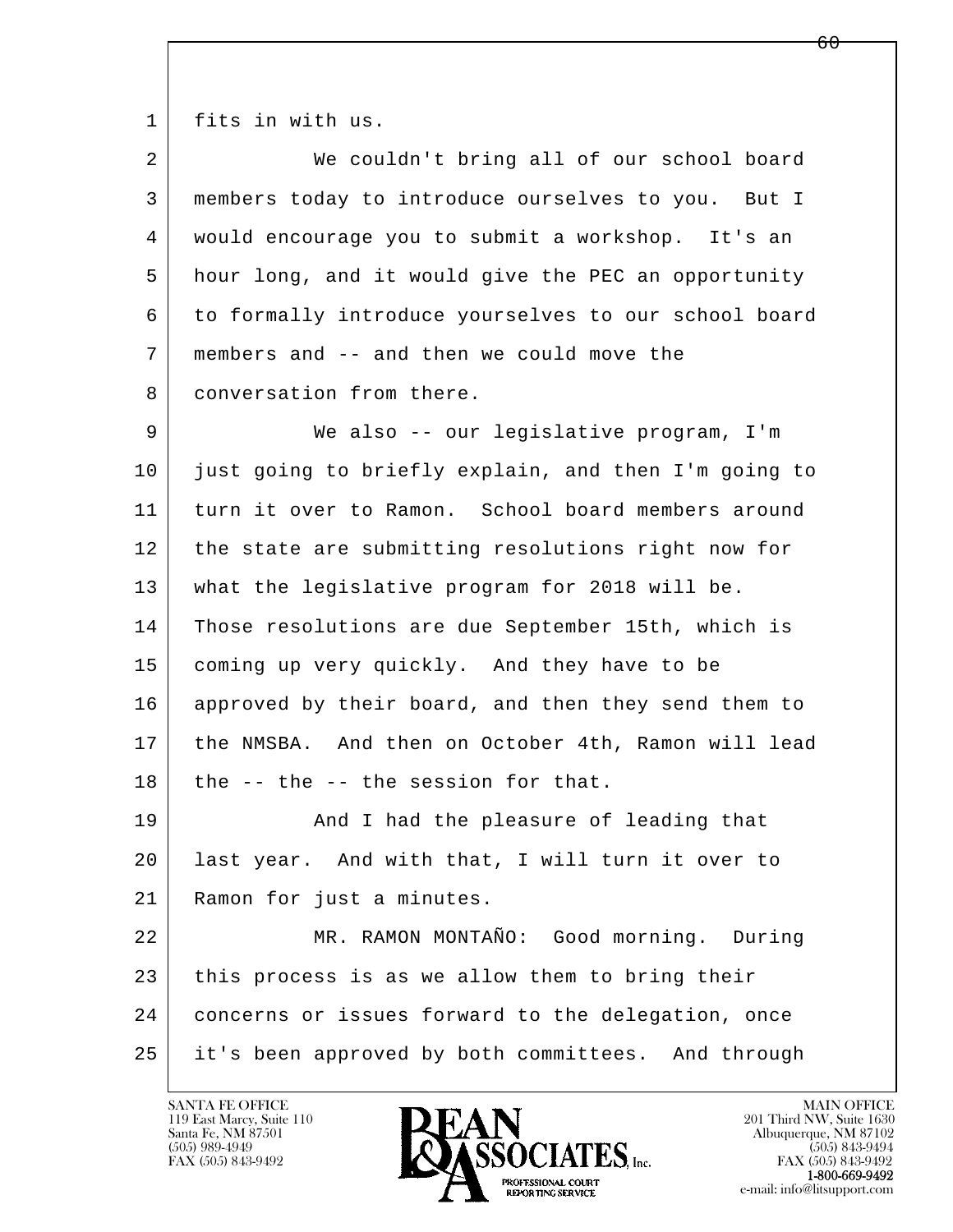fits in with us.

We couldn't bring all of our school board members today to introduce ourselves to you. But I would encourage you to submit a workshop. It's an hour long, and it would give the PEC an opportunity to formally introduce yourselves to our school board members and -- and then we could move the conversation from there.

We also -- our legislative program, I'm just going to briefly explain, and then I'm going to turn it over to Ramon. School board members around the state are submitting resolutions right now for what the legislative program for 2018 will be. Those resolutions are due September 15th, which is coming up very quickly. And they have to be approved by their board, and then they send them to the NMSBA. And then on October 4th, Ramon will lead the -- the -- the session for that.

And I had the pleasure of leading that last year. And with that, I will turn it over to Ramon for just a minutes.

MR. RAMON MONTAÑO: Good morning. During this process is as we allow them to bring their concerns or issues forward to the delegation, once it's been approved by both committees. And through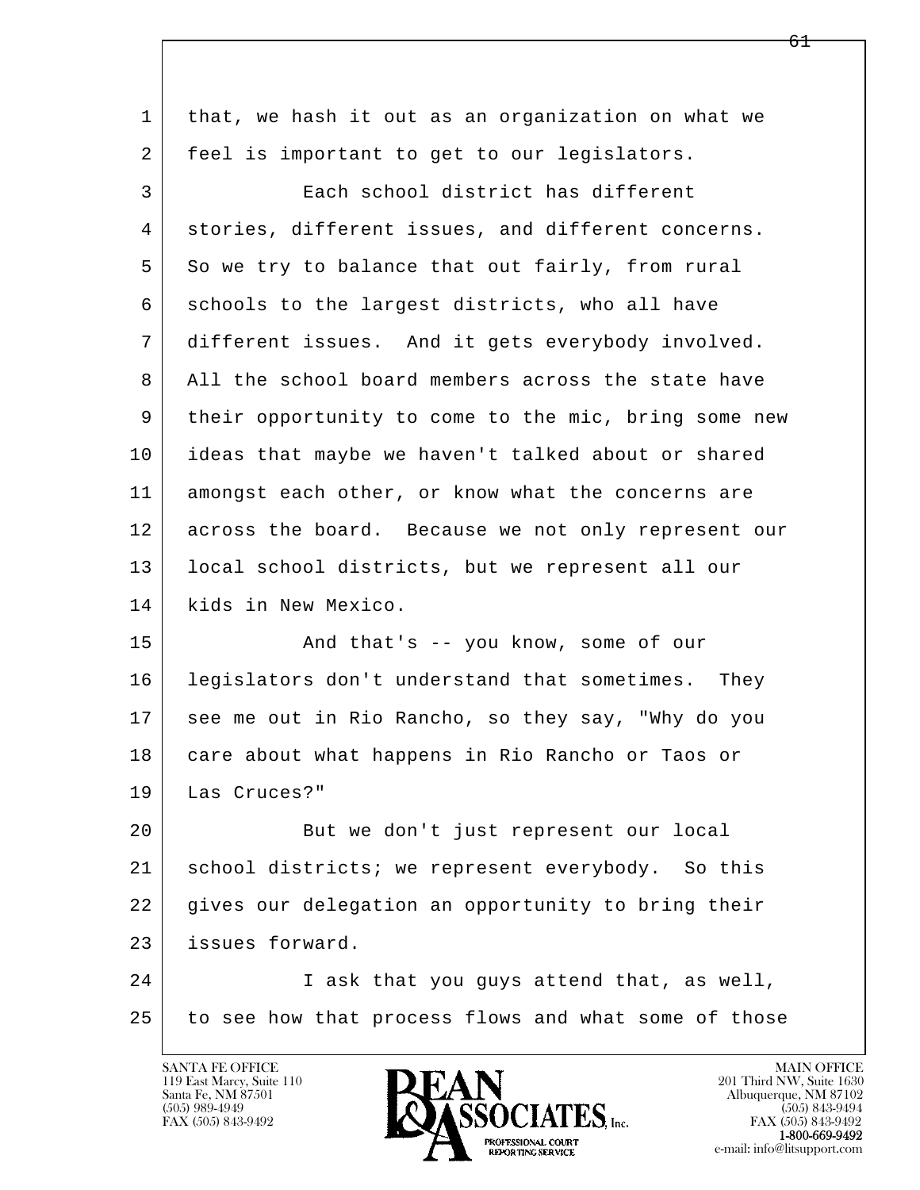that, we hash it out as an organization on what we feel is important to get to our legislators.

Each school district has different stories, different issues, and different concerns. So we try to balance that out fairly, from rural schools to the largest districts, who all have different issues. And it gets everybody involved. All the school board members across the state have their opportunity to come to the mic, bring some new ideas that maybe we haven't talked about or shared amongst each other, or know what the concerns are across the board. Because we not only represent our local school districts, but we represent all our kids in New Mexico.

And that's -- you know, some of our legislators don't understand that sometimes. They see me out in Rio Rancho, so they say, "Why do you care about what happens in Rio Rancho or Taos or Las Cruces?"

But we don't just represent our local school districts; we represent everybody. So this gives our delegation an opportunity to bring their issues forward.

I ask that you guys attend that, as well, to see how that process flows and what some of those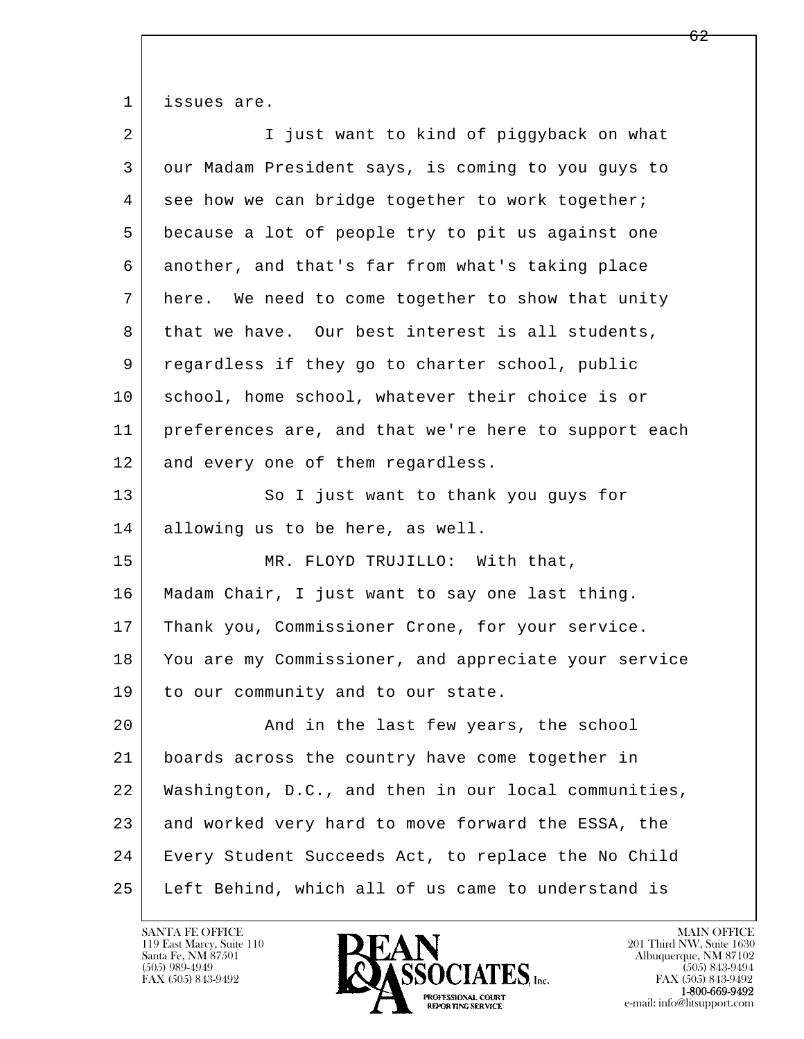issues are.

I just want to kind of piggyback on what our Madam President says, is coming to you guys to see how we can bridge together to work together; because a lot of people try to pit us against one another, and that's far from what's taking place here. We need to come together to show that unity that we have. Our best interest is all students, regardless if they go to charter school, public school, home school, whatever their choice is or preferences are, and that we're here to support each and every one of them regardless.

So I just want to thank you guys for allowing us to be here, as well.

MR. FLOYD TRUJILLO: With that, Madam Chair, I just want to say one last thing. Thank you, Commissioner Crone, for your service. You are my Commissioner, and appreciate your service to our community and to our state.

And in the last few years, the school boards across the country have come together in Washington, D.C., and then in our local communities, and worked very hard to move forward the ESSA, the Every Student Succeeds Act, to replace the No Child Left Behind, which all of us came to understand is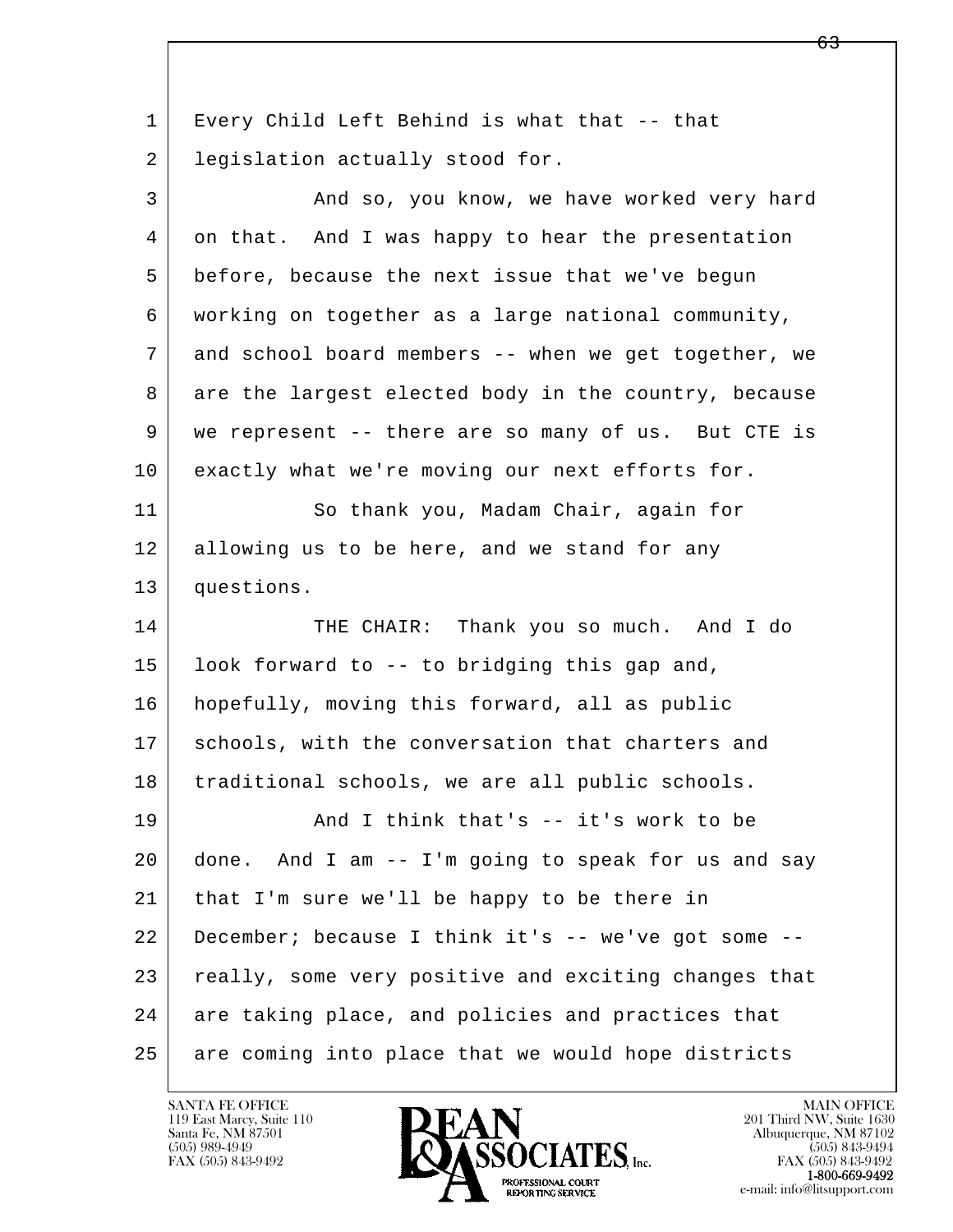Every Child Left Behind is what that -- that legislation actually stood for.

And so, you know, we have worked very hard on that. And I was happy to hear the presentation before, because the next issue that we've begun working on together as a large national community, and school board members -- when we get together, we are the largest elected body in the country, because we represent -- there are so many of us. But CTE is exactly what we're moving our next efforts for.

So thank you, Madam Chair, again for allowing us to be here, and we stand for any questions.

THE CHAIR: Thank you so much. And I do look forward to -- to bridging this gap and, hopefully, moving this forward, all as public schools, with the conversation that charters and traditional schools, we are all public schools.

And I think that's -- it's work to be done. And I am -- I'm going to speak for us and say that I'm sure we'll be happy to be there in December; because I think it's -- we've got some -- really, some very positive and exciting changes that are taking place, and policies and practices that are coming into place that we would hope districts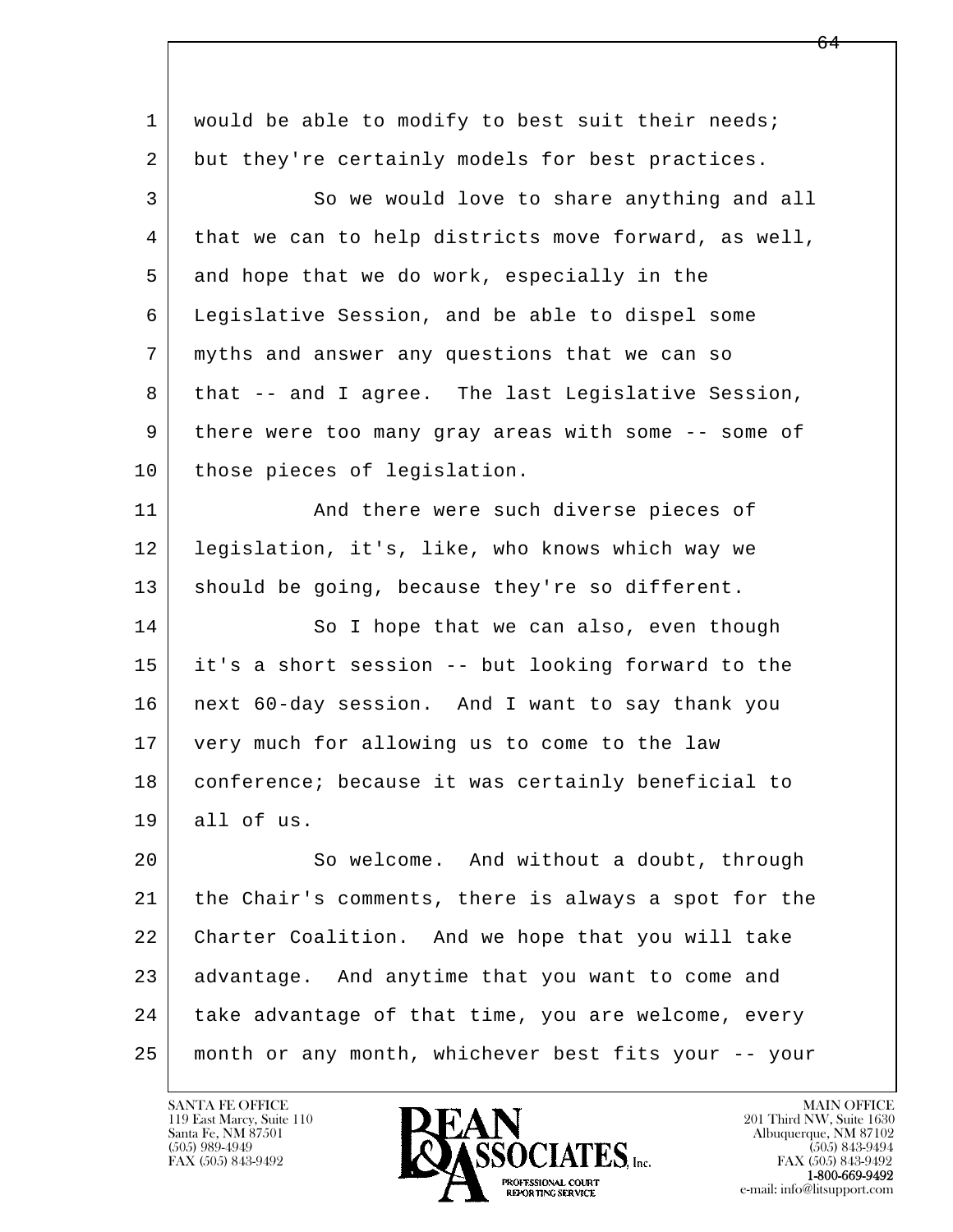1 would be able to modify to best suit their needs;
2 but they're certainly models for best practices.
3 So we would love to share anything and all
4 that we can to help districts move forward, as well,
5 and hope that we do work, especially in the
6 Legislative Session, and be able to dispel some
7 myths and answer any questions that we can so
8 that -- and I agree. The last Legislative Session,
9 there were too many gray areas with some -- some of
10 those pieces of legislation.
11 And there were such diverse pieces of
12 legislation, it's, like, who knows which way we
13 should be going, because they're so different.
14 So I hope that we can also, even though
15 it's a short session -- but looking forward to the
16 next 60-day session. And I want to say thank you
17 very much for allowing us to come to the law
18 conference; because it was certainly beneficial to
19 all of us.
20 So welcome. And without a doubt, through
21 the Chair's comments, there is always a spot for the
22 Charter Coalition. And we hope that you will take
23 advantage. And anytime that you want to come and
24 take advantage of that time, you are welcome, every
25 month or any month, whichever best fits your -- your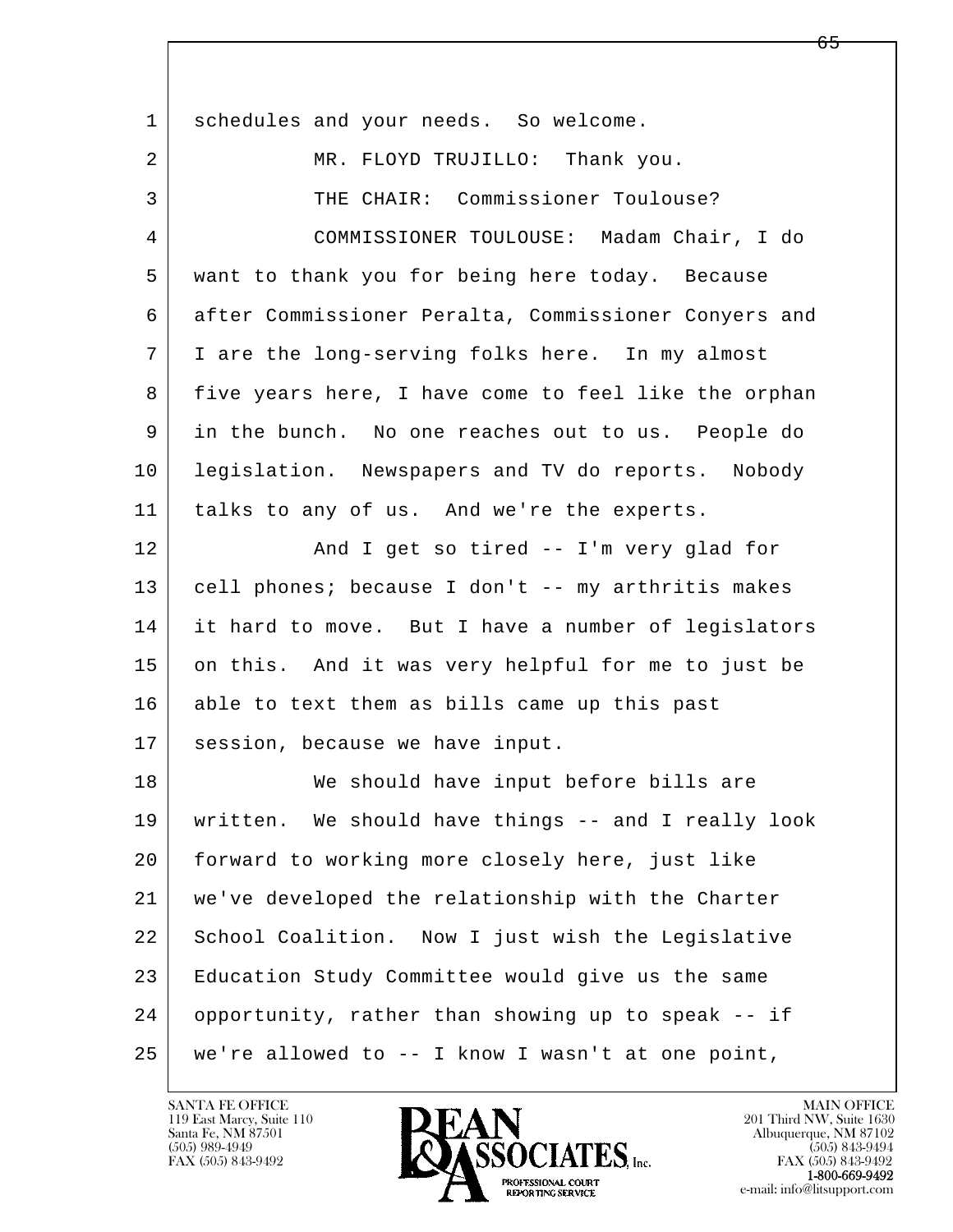1 schedules and your needs. So welcome.

2 MR. FLOYD TRUJILLO: Thank you.

3 THE CHAIR: Commissioner Toulouse?

4 COMMISSIONER TOULOUSE: Madam Chair, I do
5 want to thank you for being here today. Because
6 after Commissioner Peralta, Commissioner Conyers and
7 I are the long-serving folks here. In my almost
8 five years here, I have come to feel like the orphan
9 in the bunch. No one reaches out to us. People do
10 legislation. Newspapers and TV do reports. Nobody
11 talks to any of us. And we're the experts.

12 And I get so tired -- I'm very glad for
13 cell phones; because I don't -- my arthritis makes
14 it hard to move. But I have a number of legislators
15 on this. And it was very helpful for me to just be
16 able to text them as bills came up this past
17 session, because we have input.

18 We should have input before bills are
19 written. We should have things -- and I really look
20 forward to working more closely here, just like
21 we've developed the relationship with the Charter
22 School Coalition. Now I just wish the Legislative
23 Education Study Committee would give us the same
24 opportunity, rather than showing up to speak -- if
25 we're allowed to -- I know I wasn't at one point,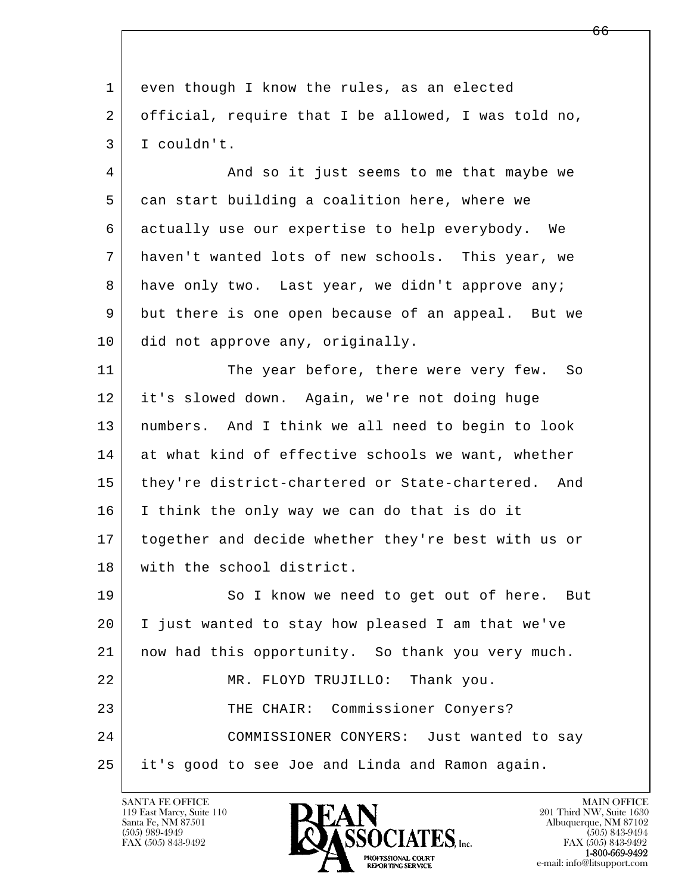even though I know the rules, as an elected official, require that I be allowed, I was told no, I couldn't.

And so it just seems to me that maybe we can start building a coalition here, where we actually use our expertise to help everybody. We haven't wanted lots of new schools. This year, we have only two. Last year, we didn't approve any; but there is one open because of an appeal. But we did not approve any, originally.

The year before, there were very few. So it's slowed down. Again, we're not doing huge numbers. And I think we all need to begin to look at what kind of effective schools we want, whether they're district-chartered or State-chartered. And I think the only way we can do that is do it together and decide whether they're best with us or with the school district.

So I know we need to get out of here. But I just wanted to stay how pleased I am that we've now had this opportunity. So thank you very much.

MR. FLOYD TRUJILLO: Thank you.

THE CHAIR: Commissioner Conyers?

COMMISSIONER CONYERS: Just wanted to say it's good to see Joe and Linda and Ramon again.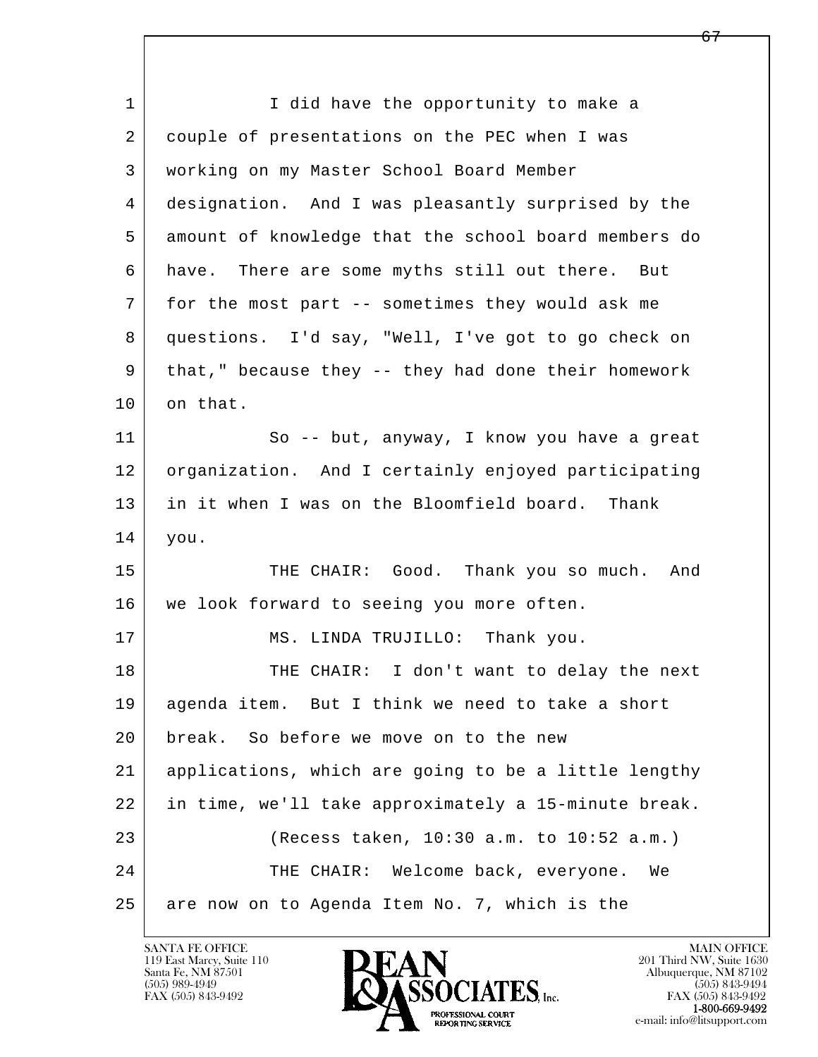1 I did have the opportunity to make a
2 couple of presentations on the PEC when I was
3 working on my Master School Board Member
4 designation. And I was pleasantly surprised by the
5 amount of knowledge that the school board members do
6 have. There are some myths still out there. But
7 for the most part -- sometimes they would ask me
8 questions. I'd say, "Well, I've got to go check on
9 that," because they -- they had done their homework
10 on that.
11 So -- but, anyway, I know you have a great
12 organization. And I certainly enjoyed participating
13 in it when I was on the Bloomfield board. Thank
14 you.
15 THE CHAIR: Good. Thank you so much. And
16 we look forward to seeing you more often.
17 MS. LINDA TRUJILLO: Thank you.
18 THE CHAIR: I don't want to delay the next
19 agenda item. But I think we need to take a short
20 break. So before we move on to the new
21 applications, which are going to be a little lengthy
22 in time, we'll take approximately a 15-minute break.
23 (Recess taken, 10:30 a.m. to 10:52 a.m.)
24 THE CHAIR: Welcome back, everyone. We
25 are now on to Agenda Item No. 7, which is the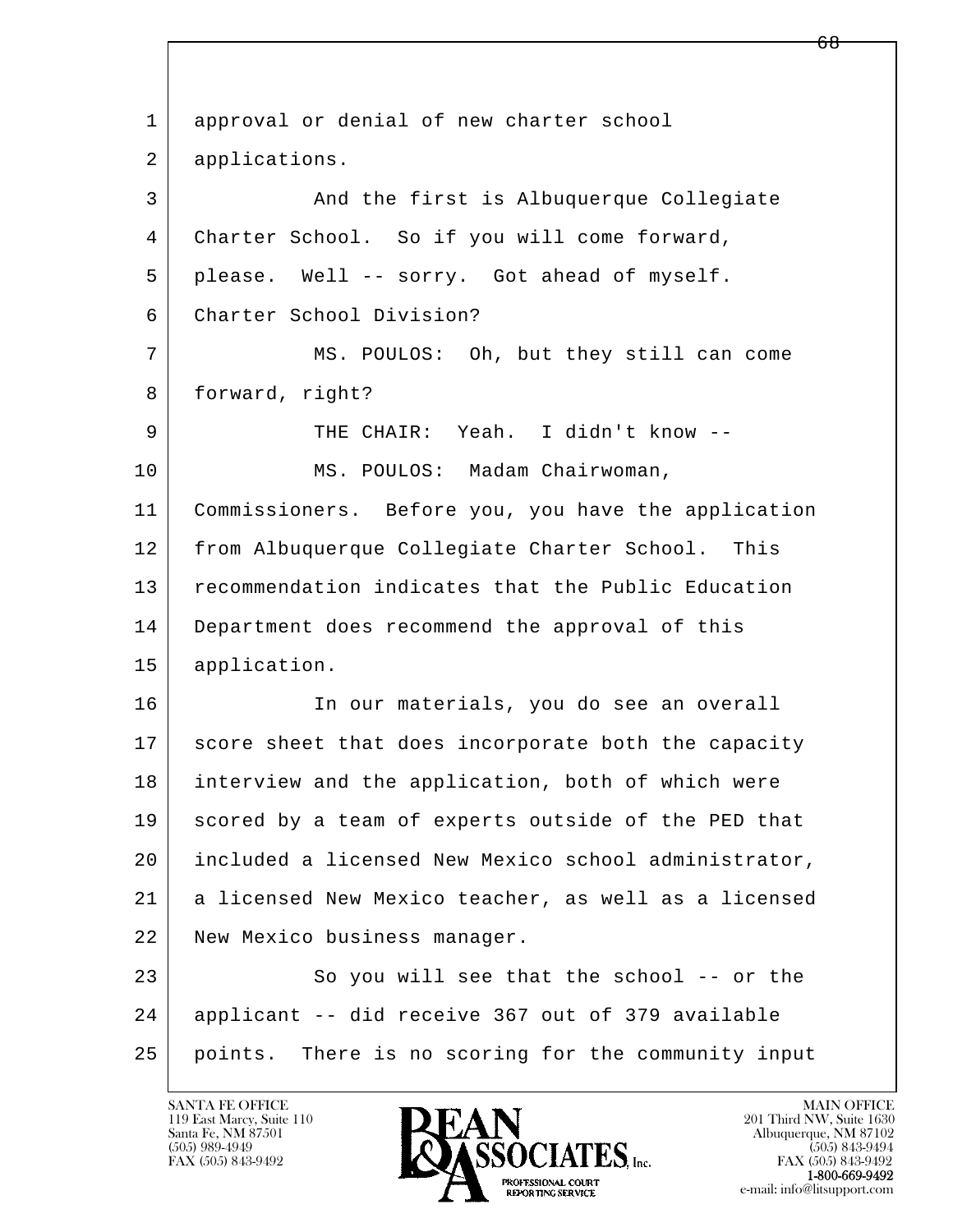approval or denial of new charter school applications.

And the first is Albuquerque Collegiate Charter School. So if you will come forward, please. Well -- sorry. Got ahead of myself. Charter School Division?

MS. POULOS: Oh, but they still can come forward, right?

THE CHAIR: Yeah. I didn't know --

MS. POULOS: Madam Chairwoman, Commissioners. Before you, you have the application from Albuquerque Collegiate Charter School. This recommendation indicates that the Public Education Department does recommend the approval of this application.

In our materials, you do see an overall score sheet that does incorporate both the capacity interview and the application, both of which were scored by a team of experts outside of the PED that included a licensed New Mexico school administrator, a licensed New Mexico teacher, as well as a licensed New Mexico business manager.

So you will see that the school -- or the applicant -- did receive 367 out of 379 available points. There is no scoring for the community input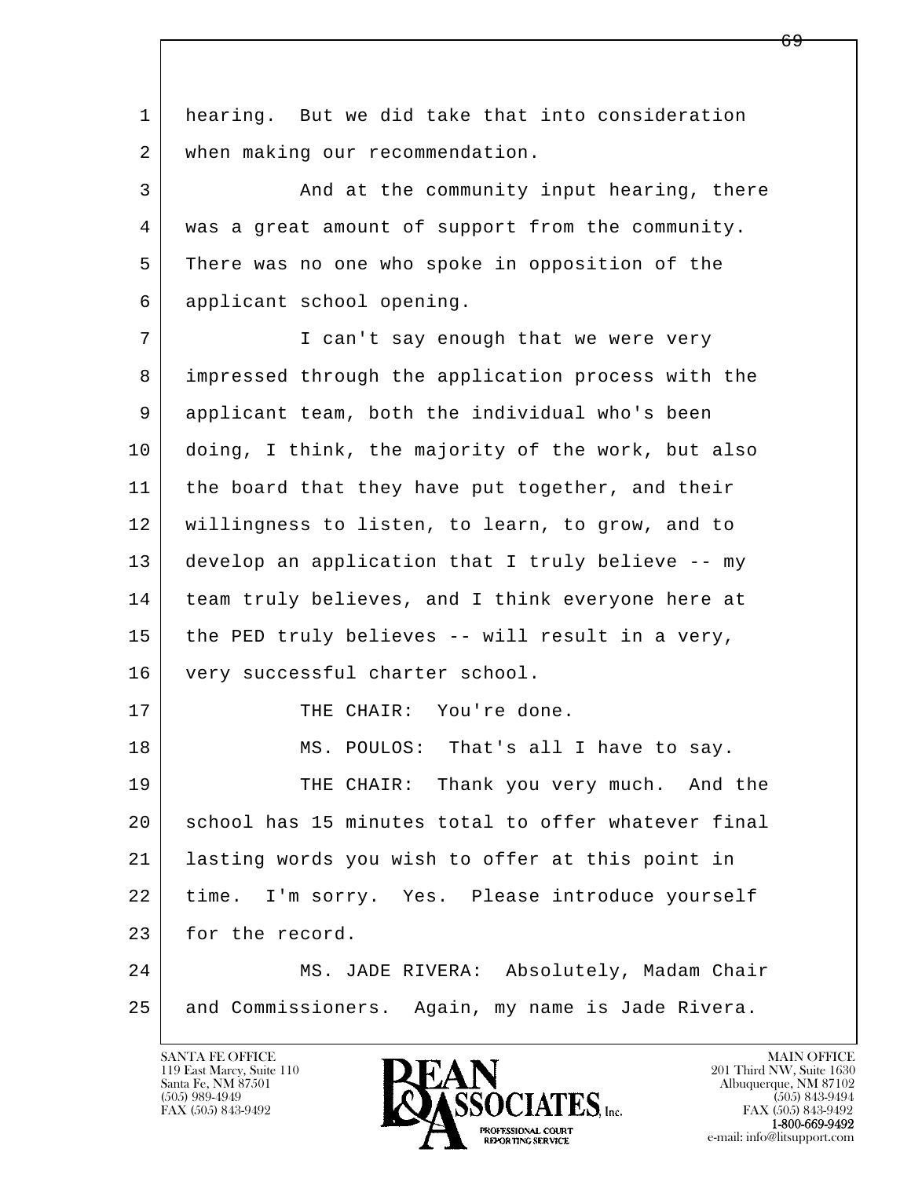hearing. But we did take that into consideration when making our recommendation.

And at the community input hearing, there was a great amount of support from the community. There was no one who spoke in opposition of the applicant school opening.

I can't say enough that we were very impressed through the application process with the applicant team, both the individual who's been doing, I think, the majority of the work, but also the board that they have put together, and their willingness to listen, to learn, to grow, and to develop an application that I truly believe -- my team truly believes, and I think everyone here at the PED truly believes -- will result in a very, very successful charter school.

THE CHAIR: You're done.

MS. POULOS: That's all I have to say.

THE CHAIR: Thank you very much. And the school has 15 minutes total to offer whatever final lasting words you wish to offer at this point in time. I'm sorry. Yes. Please introduce yourself for the record.

MS. JADE RIVERA: Absolutely, Madam Chair and Commissioners. Again, my name is Jade Rivera.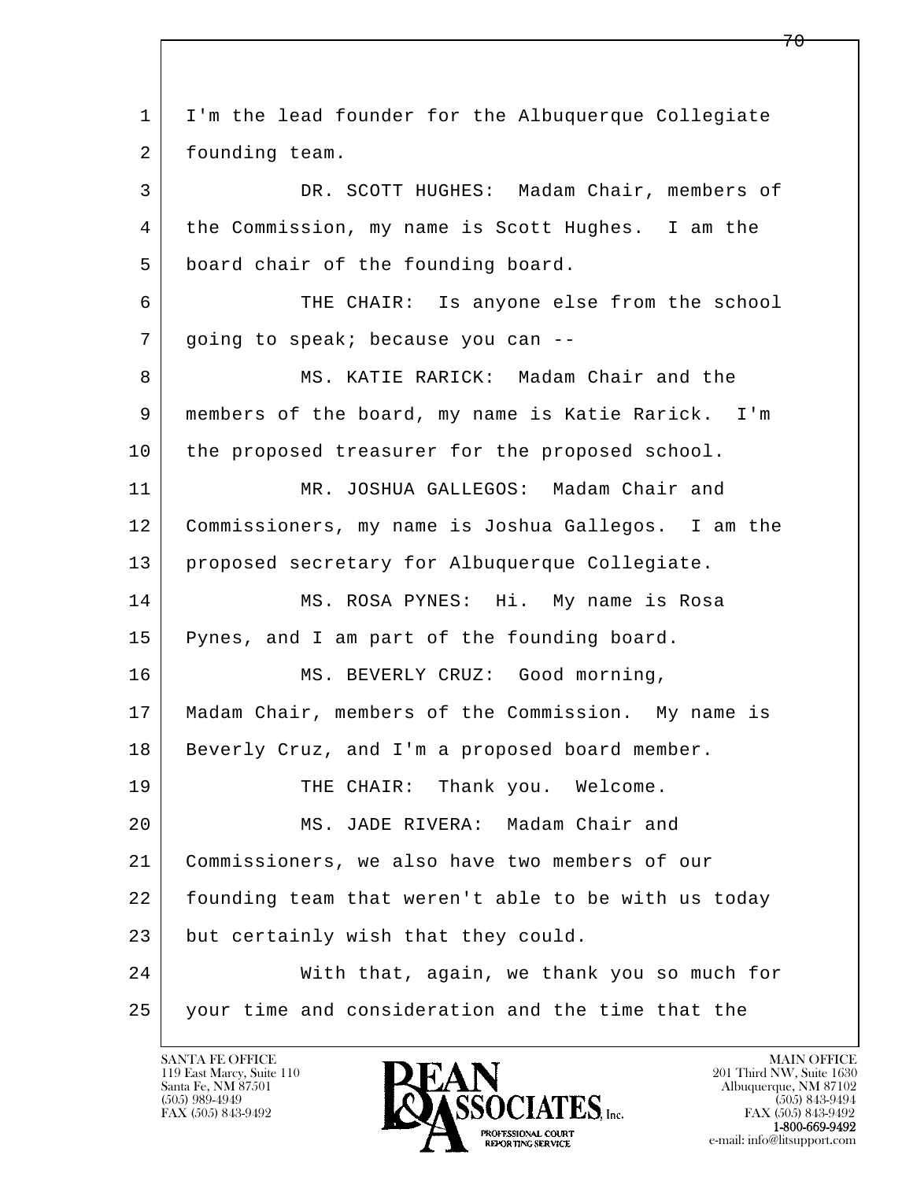1 I'm the lead founder for the Albuquerque Collegiate
2 founding team.

3 DR. SCOTT HUGHES: Madam Chair, members of
4 the Commission, my name is Scott Hughes. I am the
5 board chair of the founding board.

6 THE CHAIR: Is anyone else from the school
7 going to speak; because you can --

8 MS. KATIE RARICK: Madam Chair and the
9 members of the board, my name is Katie Rarick. I'm
10 the proposed treasurer for the proposed school.

11 MR. JOSHUA GALLEGOS: Madam Chair and
12 Commissioners, my name is Joshua Gallegos. I am the
13 proposed secretary for Albuquerque Collegiate.

14 MS. ROSA PYNES: Hi. My name is Rosa
15 Pynes, and I am part of the founding board.

16 MS. BEVERLY CRUZ: Good morning,
17 Madam Chair, members of the Commission. My name is
18 Beverly Cruz, and I'm a proposed board member.

19 THE CHAIR: Thank you. Welcome.

20 MS. JADE RIVERA: Madam Chair and
21 Commissioners, we also have two members of our
22 founding team that weren't able to be with us today
23 but certainly wish that they could.

24 With that, again, we thank you so much for
25 your time and consideration and the time that the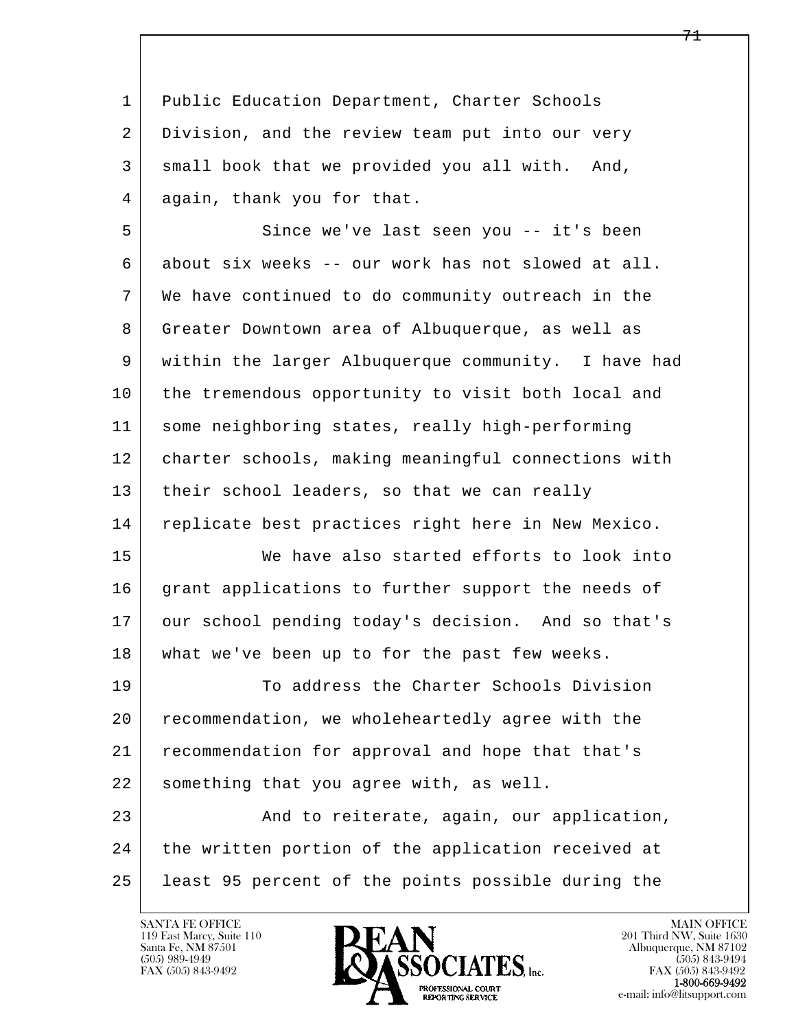Public Education Department, Charter Schools Division, and the review team put into our very small book that we provided you all with. And, again, thank you for that.

Since we've last seen you -- it's been about six weeks -- our work has not slowed at all. We have continued to do community outreach in the Greater Downtown area of Albuquerque, as well as within the larger Albuquerque community. I have had the tremendous opportunity to visit both local and some neighboring states, really high-performing charter schools, making meaningful connections with their school leaders, so that we can really replicate best practices right here in New Mexico.

We have also started efforts to look into grant applications to further support the needs of our school pending today's decision. And so that's what we've been up to for the past few weeks.

To address the Charter Schools Division recommendation, we wholeheartedly agree with the recommendation for approval and hope that that's something that you agree with, as well.

And to reiterate, again, our application, the written portion of the application received at least 95 percent of the points possible during the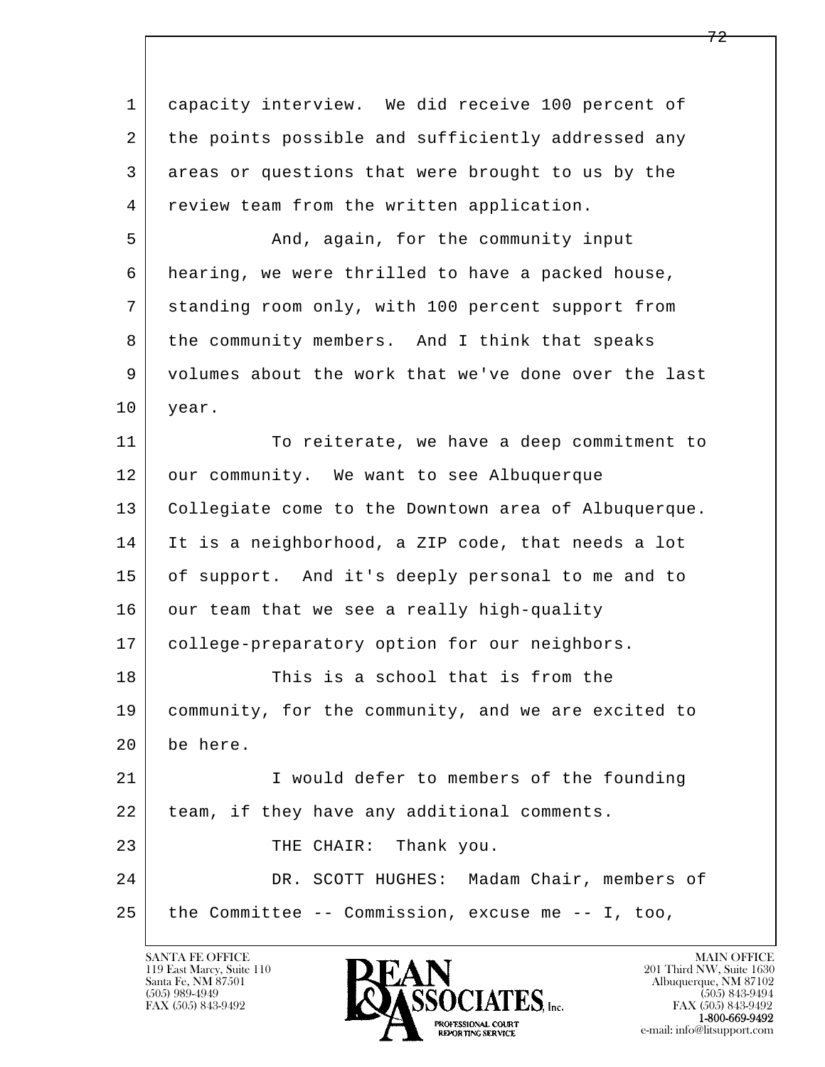capacity interview. We did receive 100 percent of the points possible and sufficiently addressed any areas or questions that were brought to us by the review team from the written application.

And, again, for the community input hearing, we were thrilled to have a packed house, standing room only, with 100 percent support from the community members. And I think that speaks volumes about the work that we've done over the last year.

To reiterate, we have a deep commitment to our community. We want to see Albuquerque Collegiate come to the Downtown area of Albuquerque. It is a neighborhood, a ZIP code, that needs a lot of support. And it's deeply personal to me and to our team that we see a really high-quality college-preparatory option for our neighbors.

This is a school that is from the community, for the community, and we are excited to be here.

I would defer to members of the founding team, if they have any additional comments.

THE CHAIR: Thank you.

DR. SCOTT HUGHES: Madam Chair, members of the Committee -- Commission, excuse me -- I, too,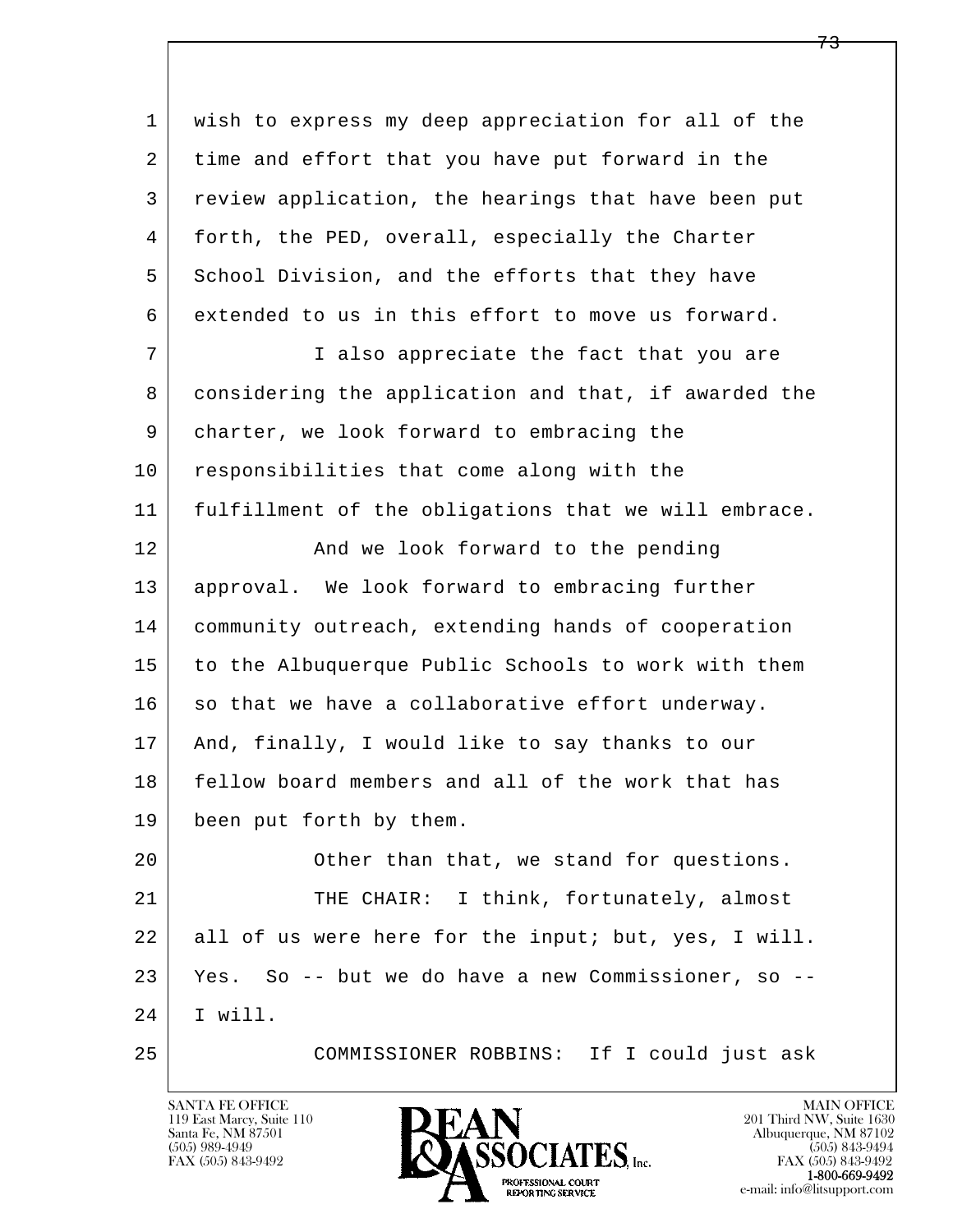wish to express my deep appreciation for all of the time and effort that you have put forward in the review application, the hearings that have been put forth, the PED, overall, especially the Charter School Division, and the efforts that they have extended to us in this effort to move us forward.

I also appreciate the fact that you are considering the application and that, if awarded the charter, we look forward to embracing the responsibilities that come along with the fulfillment of the obligations that we will embrace.

And we look forward to the pending approval. We look forward to embracing further community outreach, extending hands of cooperation to the Albuquerque Public Schools to work with them so that we have a collaborative effort underway. And, finally, I would like to say thanks to our fellow board members and all of the work that has been put forth by them.

Other than that, we stand for questions.

THE CHAIR: I think, fortunately, almost all of us were here for the input; but, yes, I will. Yes. So -- but we do have a new Commissioner, so -- I will.

COMMISSIONER ROBBINS: If I could just ask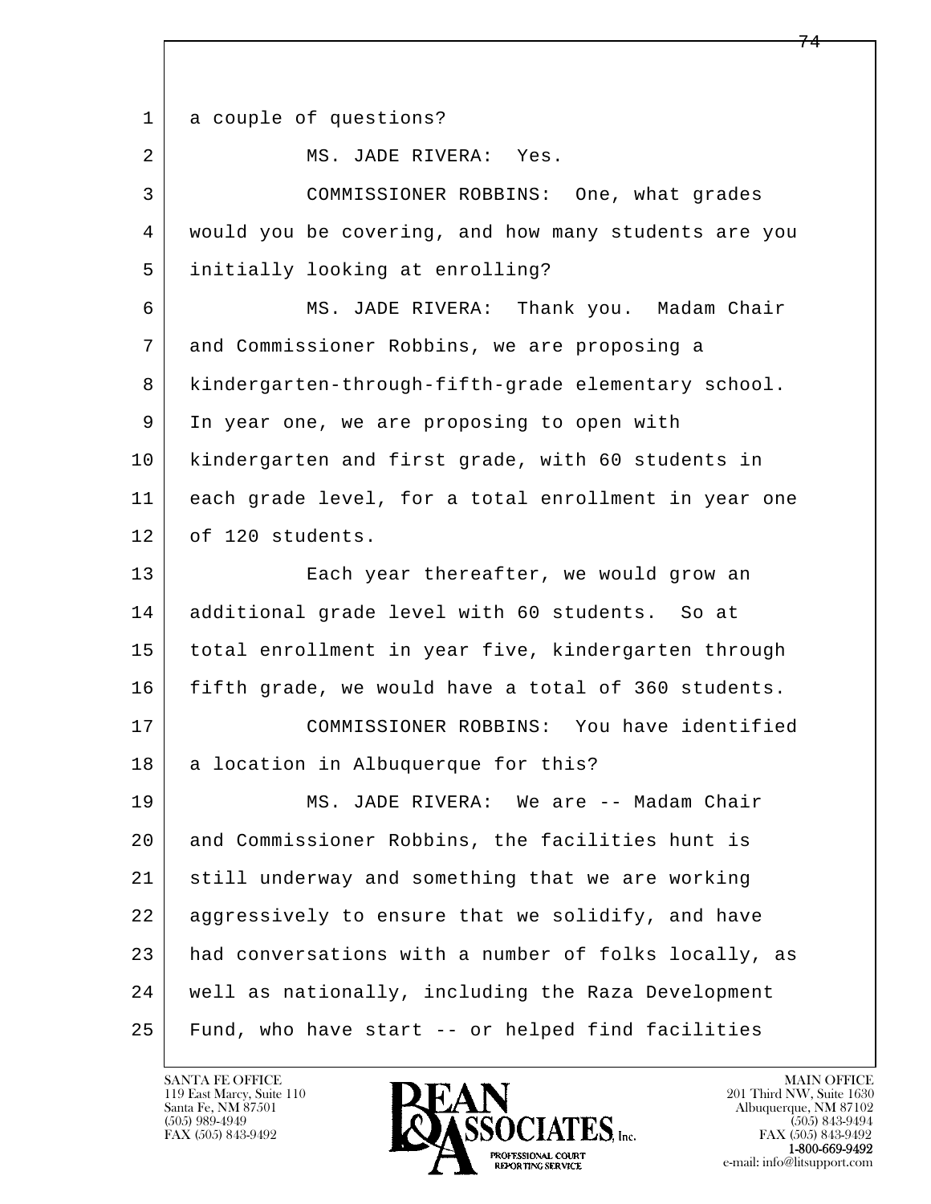a couple of questions?

MS. JADE RIVERA: Yes.

COMMISSIONER ROBBINS: One, what grades would you be covering, and how many students are you initially looking at enrolling?

MS. JADE RIVERA: Thank you. Madam Chair and Commissioner Robbins, we are proposing a kindergarten-through-fifth-grade elementary school. In year one, we are proposing to open with kindergarten and first grade, with 60 students in each grade level, for a total enrollment in year one of 120 students.

Each year thereafter, we would grow an additional grade level with 60 students. So at total enrollment in year five, kindergarten through fifth grade, we would have a total of 360 students.

COMMISSIONER ROBBINS: You have identified a location in Albuquerque for this?

MS. JADE RIVERA: We are -- Madam Chair and Commissioner Robbins, the facilities hunt is still underway and something that we are working aggressively to ensure that we solidify, and have had conversations with a number of folks locally, as well as nationally, including the Raza Development Fund, who have start -- or helped find facilities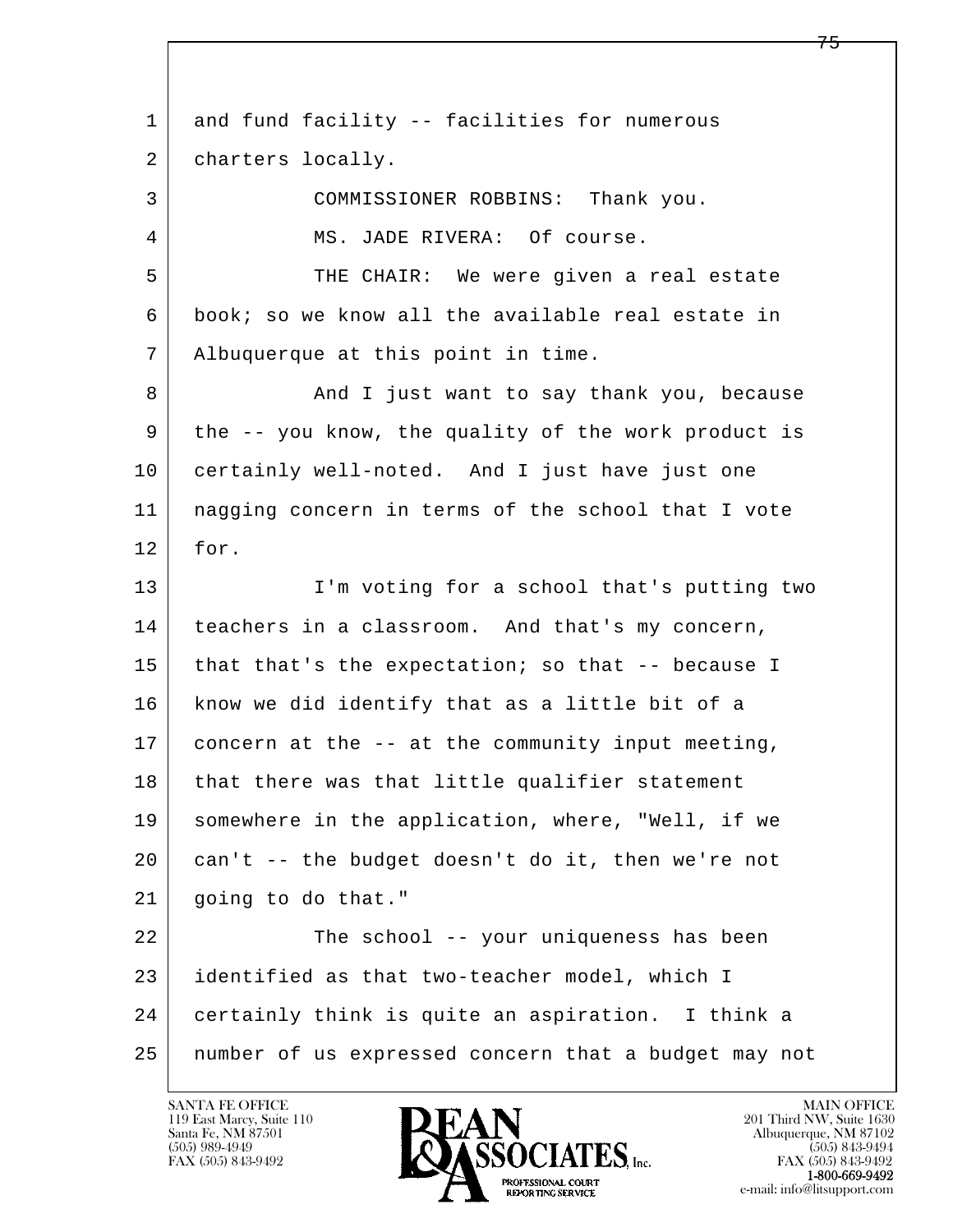1 and fund facility -- facilities for numerous
2 charters locally.
3 COMMISSIONER ROBBINS: Thank you.
4 MS. JADE RIVERA: Of course.
5 THE CHAIR: We were given a real estate
6 book; so we know all the available real estate in
7 Albuquerque at this point in time.
8 And I just want to say thank you, because
9 the -- you know, the quality of the work product is
10 certainly well-noted. And I just have just one
11 nagging concern in terms of the school that I vote
12 for.
13 I'm voting for a school that's putting two
14 teachers in a classroom. And that's my concern,
15 that that's the expectation; so that -- because I
16 know we did identify that as a little bit of a
17 concern at the -- at the community input meeting,
18 that there was that little qualifier statement
19 somewhere in the application, where, "Well, if we
20 can't -- the budget doesn't do it, then we're not
21 going to do that."
22 The school -- your uniqueness has been
23 identified as that two-teacher model, which I
24 certainly think is quite an aspiration. I think a
25 number of us expressed concern that a budget may not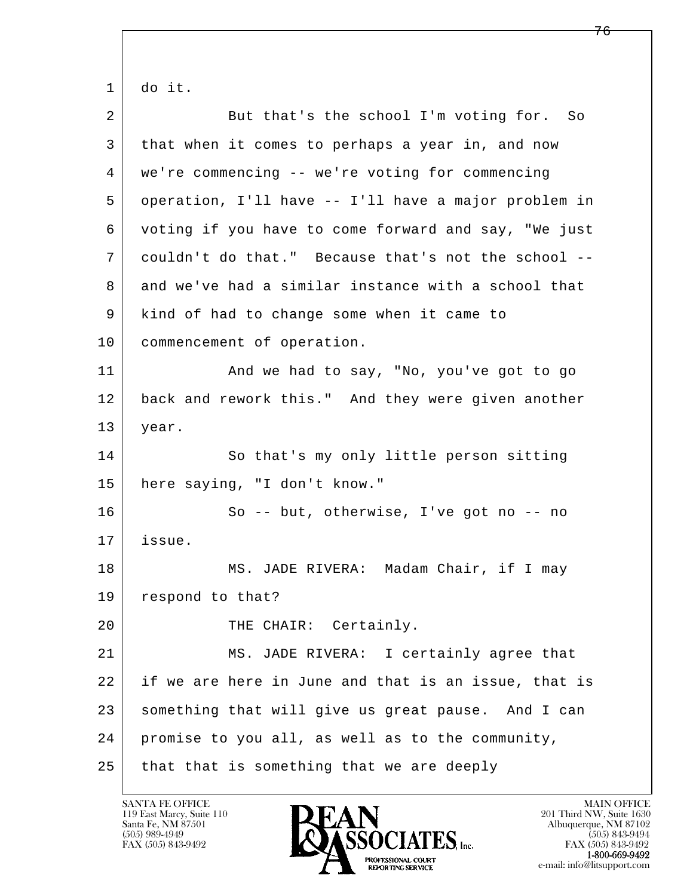do it.

But that's the school I'm voting for. So that when it comes to perhaps a year in, and now we're commencing -- we're voting for commencing operation, I'll have -- I'll have a major problem in voting if you have to come forward and say, "We just couldn't do that." Because that's not the school -- and we've had a similar instance with a school that kind of had to change some when it came to commencement of operation.

And we had to say, "No, you've got to go back and rework this." And they were given another year.

So that's my only little person sitting here saying, "I don't know."

So -- but, otherwise, I've got no -- no issue.

MS. JADE RIVERA: Madam Chair, if I may respond to that?

THE CHAIR: Certainly.

MS. JADE RIVERA: I certainly agree that if we are here in June and that is an issue, that is something that will give us great pause. And I can promise to you all, as well as to the community, that that is something that we are deeply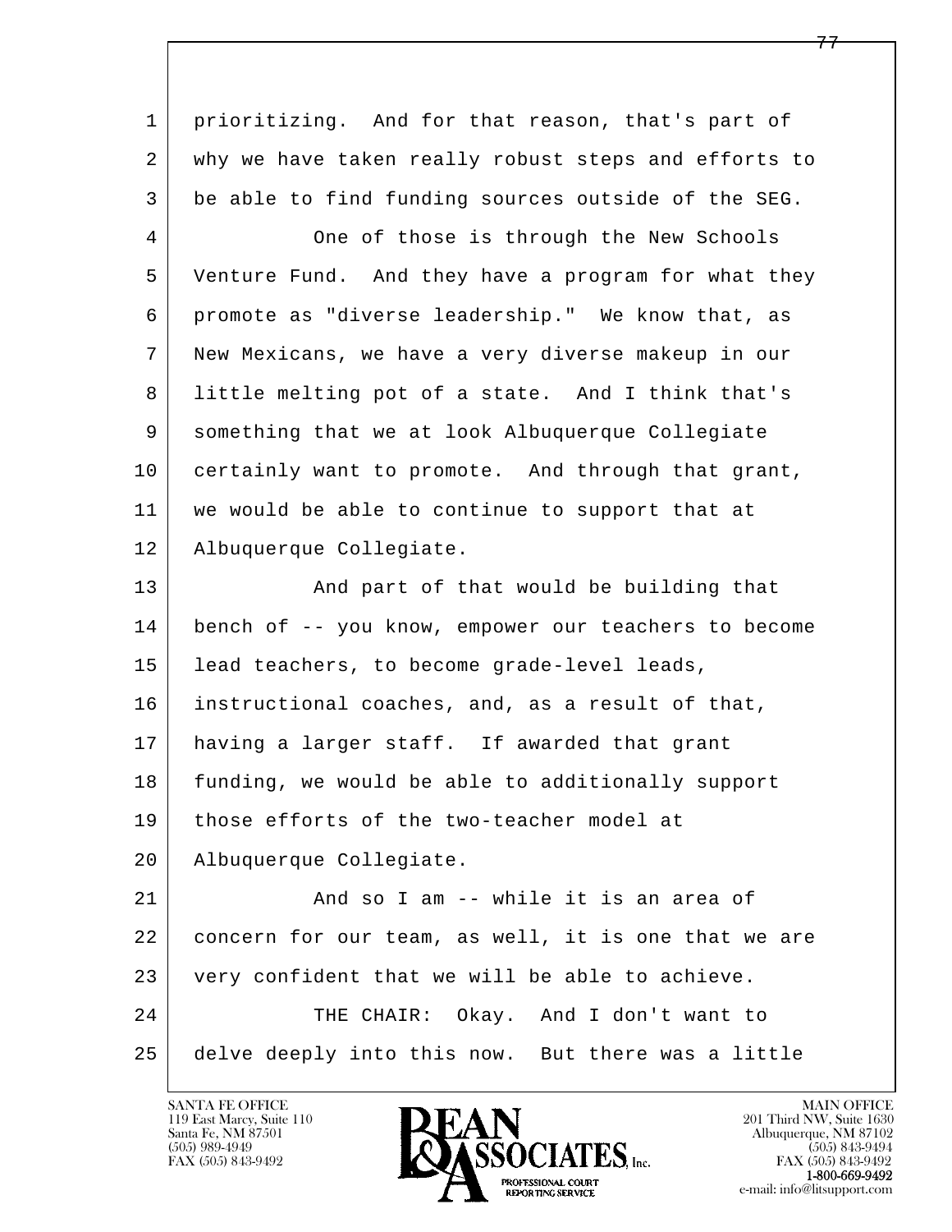1 prioritizing. And for that reason, that's part of
2 why we have taken really robust steps and efforts to
3 be able to find funding sources outside of the SEG.

4 One of those is through the New Schools
5 Venture Fund. And they have a program for what they
6 promote as "diverse leadership." We know that, as
7 New Mexicans, we have a very diverse makeup in our
8 little melting pot of a state. And I think that's
9 something that we at look Albuquerque Collegiate
10 certainly want to promote. And through that grant,
11 we would be able to continue to support that at
12 Albuquerque Collegiate.

13 And part of that would be building that
14 bench of -- you know, empower our teachers to become
15 lead teachers, to become grade-level leads,
16 instructional coaches, and, as a result of that,
17 having a larger staff. If awarded that grant
18 funding, we would be able to additionally support
19 those efforts of the two-teacher model at
20 Albuquerque Collegiate.

21 And so I am -- while it is an area of
22 concern for our team, as well, it is one that we are
23 very confident that we will be able to achieve.

24 THE CHAIR: Okay. And I don't want to
25 delve deeply into this now. But there was a little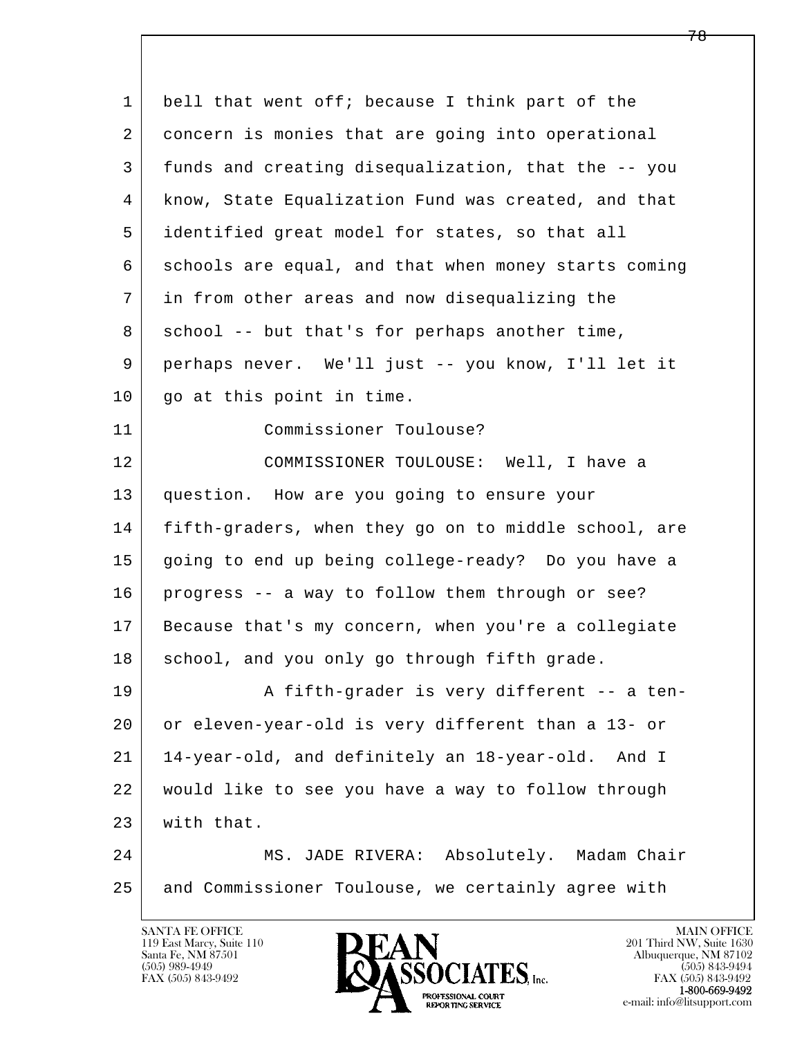1 bell that went off; because I think part of the
2 concern is monies that are going into operational
3 funds and creating disequalization, that the -- you
4 know, State Equalization Fund was created, and that
5 identified great model for states, so that all
6 schools are equal, and that when money starts coming
7 in from other areas and now disequalizing the
8 school -- but that's for perhaps another time,
9 perhaps never. We'll just -- you know, I'll let it
10 go at this point in time.
11 Commissioner Toulouse?
12 COMMISSIONER TOULOUSE: Well, I have a
13 question. How are you going to ensure your
14 fifth-graders, when they go on to middle school, are
15 going to end up being college-ready? Do you have a
16 progress -- a way to follow them through or see?
17 Because that's my concern, when you're a collegiate
18 school, and you only go through fifth grade.
19 A fifth-grader is very different -- a ten-
20 or eleven-year-old is very different than a 13- or
21 14-year-old, and definitely an 18-year-old. And I
22 would like to see you have a way to follow through
23 with that.
24 MS. JADE RIVERA: Absolutely. Madam Chair
25 and Commissioner Toulouse, we certainly agree with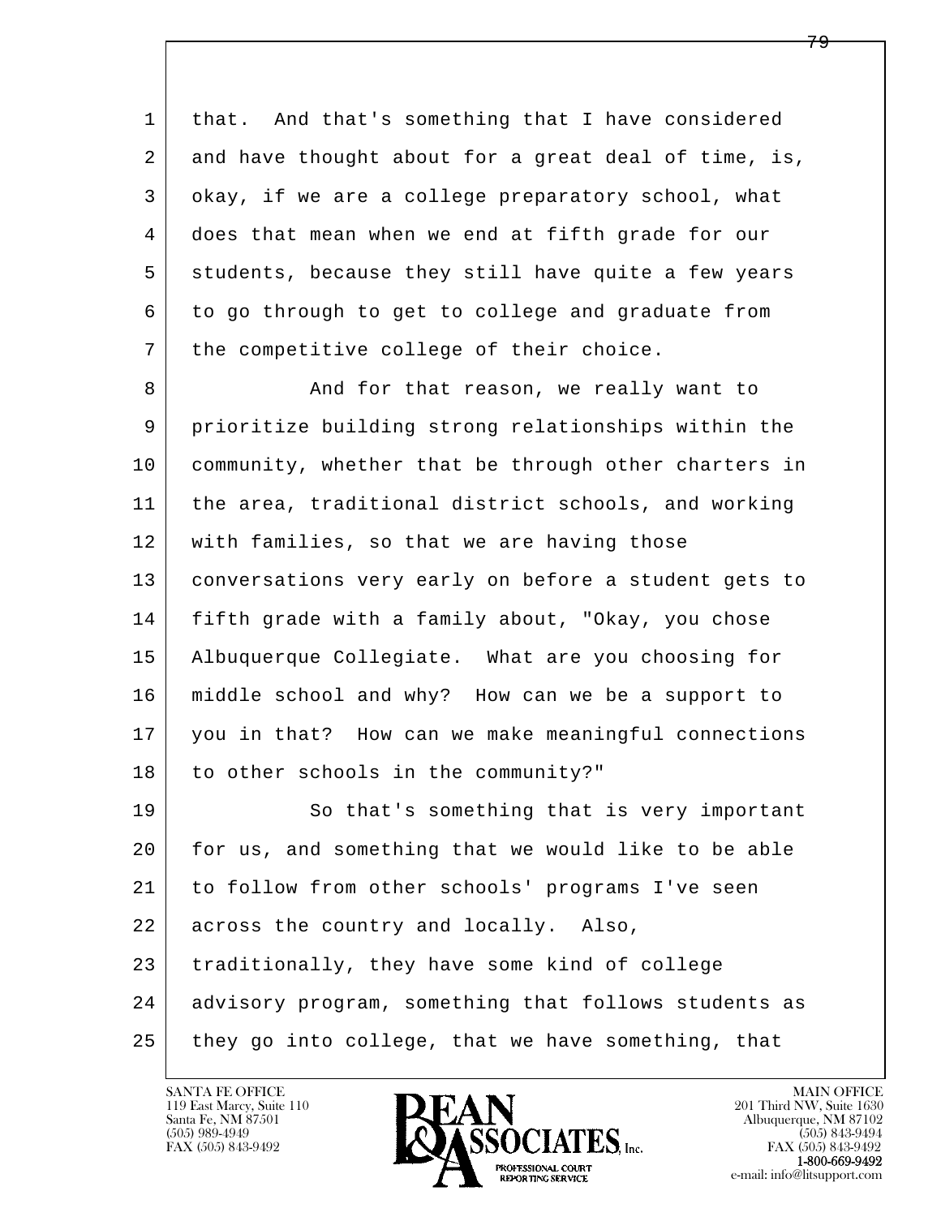that. And that's something that I have considered and have thought about for a great deal of time, is, okay, if we are a college preparatory school, what does that mean when we end at fifth grade for our students, because they still have quite a few years to go through to get to college and graduate from the competitive college of their choice.

And for that reason, we really want to prioritize building strong relationships within the community, whether that be through other charters in the area, traditional district schools, and working with families, so that we are having those conversations very early on before a student gets to fifth grade with a family about, "Okay, you chose Albuquerque Collegiate. What are you choosing for middle school and why? How can we be a support to you in that? How can we make meaningful connections to other schools in the community?"

So that's something that is very important for us, and something that we would like to be able to follow from other schools' programs I've seen across the country and locally. Also, traditionally, they have some kind of college advisory program, something that follows students as they go into college, that we have something, that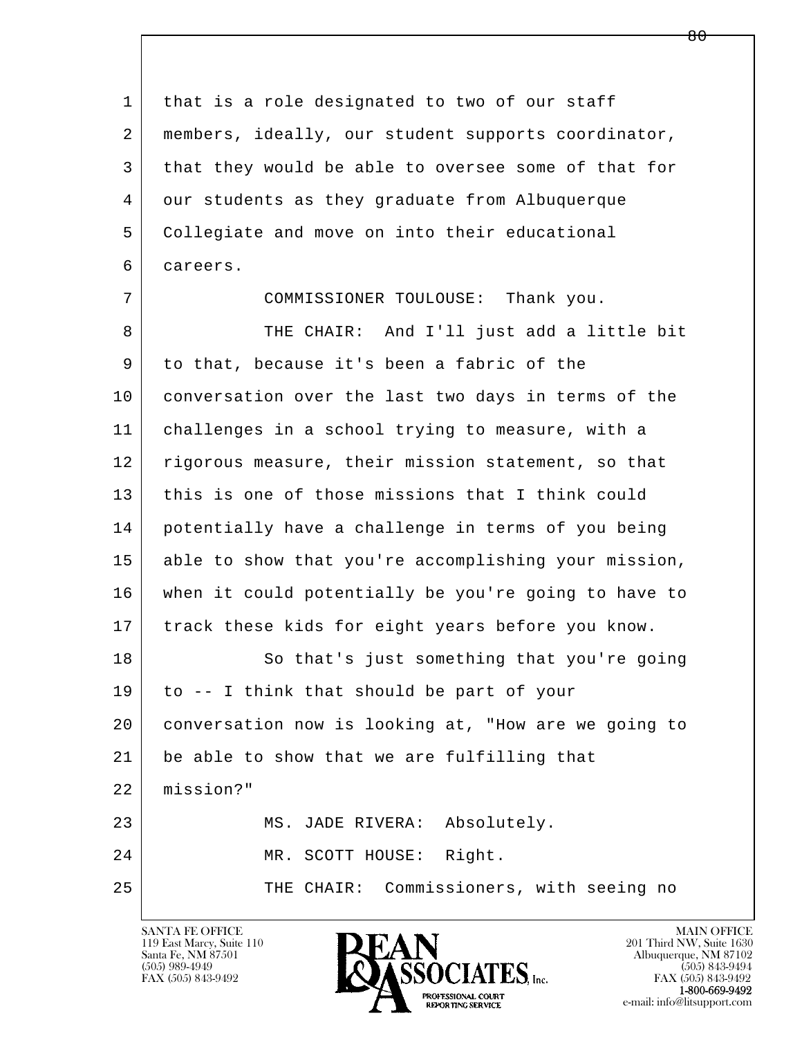1 that is a role designated to two of our staff
2 members, ideally, our student supports coordinator,
3 that they would be able to oversee some of that for
4 our students as they graduate from Albuquerque
5 Collegiate and move on into their educational
6 careers.

7 COMMISSIONER TOULOUSE: Thank you.

8 THE CHAIR: And I'll just add a little bit
9 to that, because it's been a fabric of the
10 conversation over the last two days in terms of the
11 challenges in a school trying to measure, with a
12 rigorous measure, their mission statement, so that
13 this is one of those missions that I think could
14 potentially have a challenge in terms of you being
15 able to show that you're accomplishing your mission,
16 when it could potentially be you're going to have to
17 track these kids for eight years before you know.

18 So that's just something that you're going
19 to -- I think that should be part of your
20 conversation now is looking at, "How are we going to
21 be able to show that we are fulfilling that
22 mission?"

23 MS. JADE RIVERA: Absolutely.

24 MR. SCOTT HOUSE: Right.

25 THE CHAIR: Commissioners, with seeing no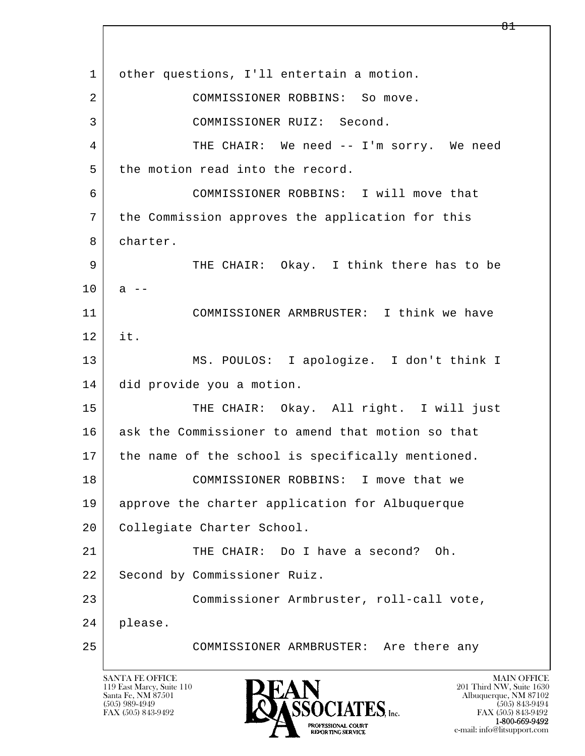other questions, I'll entertain a motion.

COMMISSIONER ROBBINS: So move.

COMMISSIONER RUIZ: Second.

THE CHAIR: We need -- I'm sorry. We need the motion read into the record.

COMMISSIONER ROBBINS: I will move that the Commission approves the application for this charter.

THE CHAIR: Okay. I think there has to be a --

COMMISSIONER ARMBRUSTER: I think we have it.

MS. POULOS: I apologize. I don't think I did provide you a motion.

THE CHAIR: Okay. All right. I will just ask the Commissioner to amend that motion so that the name of the school is specifically mentioned.

COMMISSIONER ROBBINS: I move that we approve the charter application for Albuquerque Collegiate Charter School.

THE CHAIR: Do I have a second? Oh. Second by Commissioner Ruiz.

Commissioner Armbruster, roll-call vote, please.

COMMISSIONER ARMBRUSTER: Are there any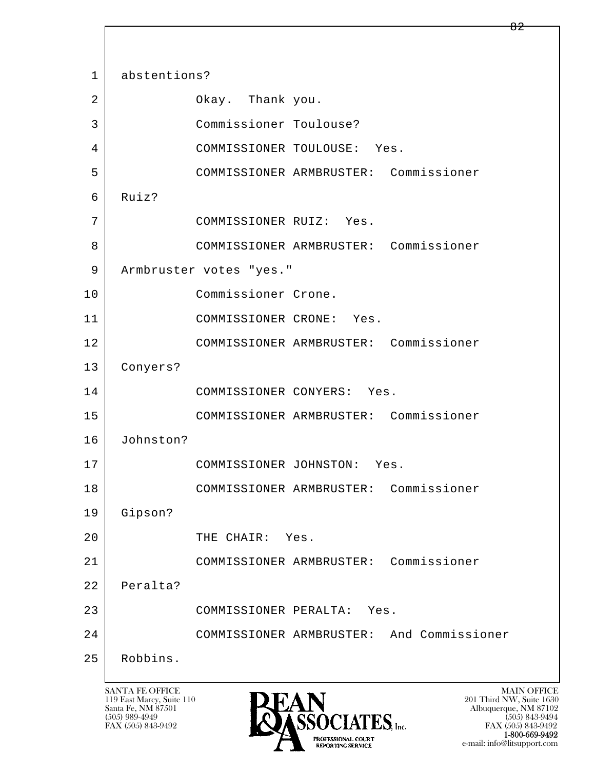1 abstentions?

2 Okay. Thank you.

3 Commissioner Toulouse?

4 COMMISSIONER TOULOUSE: Yes.

5 COMMISSIONER ARMBRUSTER: Commissioner

6 Ruiz?

7 COMMISSIONER RUIZ: Yes.

8 COMMISSIONER ARMBRUSTER: Commissioner

9 Armbruster votes "yes."

10 Commissioner Crone.

11 COMMISSIONER CRONE: Yes.

12 COMMISSIONER ARMBRUSTER: Commissioner

13 Conyers?

14 COMMISSIONER CONYERS: Yes.

15 COMMISSIONER ARMBRUSTER: Commissioner

16 Johnston?

17 COMMISSIONER JOHNSTON: Yes.

18 COMMISSIONER ARMBRUSTER: Commissioner

19 Gipson?

20 THE CHAIR: Yes.

21 COMMISSIONER ARMBRUSTER: Commissioner

22 Peralta?

23 COMMISSIONER PERALTA: Yes.

24 COMMISSIONER ARMBRUSTER: And Commissioner

25 Robbins.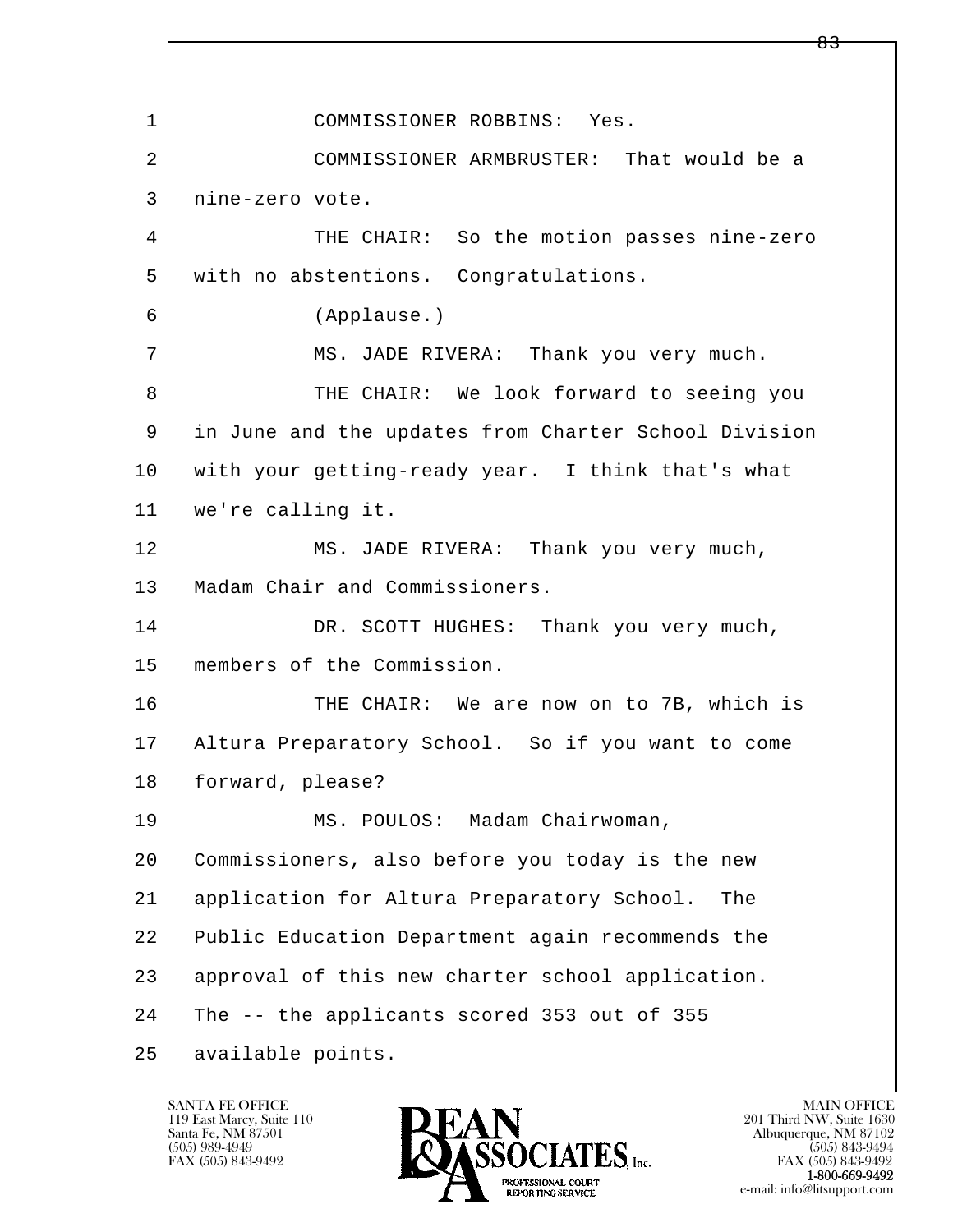1 COMMISSIONER ROBBINS: Yes.

2 COMMISSIONER ARMBRUSTER: That would be a
3 nine-zero vote.

4 THE CHAIR: So the motion passes nine-zero
5 with no abstentions. Congratulations.

6 (Applause.)

7 MS. JADE RIVERA: Thank you very much.

8 THE CHAIR: We look forward to seeing you
9 in June and the updates from Charter School Division
10 with your getting-ready year. I think that's what
11 we're calling it.

12 MS. JADE RIVERA: Thank you very much,
13 Madam Chair and Commissioners.

14 DR. SCOTT HUGHES: Thank you very much,
15 members of the Commission.

16 THE CHAIR: We are now on to 7B, which is
17 Altura Preparatory School. So if you want to come
18 forward, please?

19 MS. POULOS: Madam Chairwoman,
20 Commissioners, also before you today is the new
21 application for Altura Preparatory School. The
22 Public Education Department again recommends the
23 approval of this new charter school application.
24 The -- the applicants scored 353 out of 355
25 available points.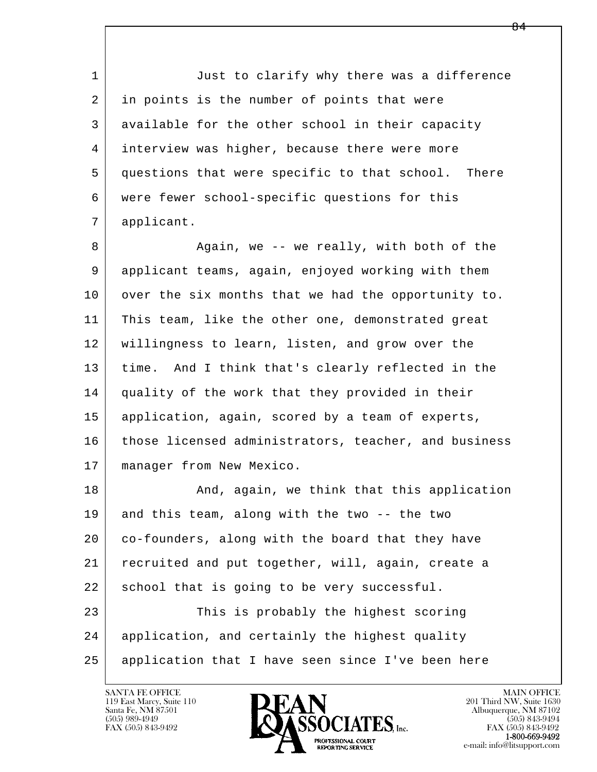Just to clarify why there was a difference in points is the number of points that were available for the other school in their capacity interview was higher, because there were more questions that were specific to that school. There were fewer school-specific questions for this applicant.

Again, we -- we really, with both of the applicant teams, again, enjoyed working with them over the six months that we had the opportunity to. This team, like the other one, demonstrated great willingness to learn, listen, and grow over the time. And I think that's clearly reflected in the quality of the work that they provided in their application, again, scored by a team of experts, those licensed administrators, teacher, and business manager from New Mexico.

And, again, we think that this application and this team, along with the two -- the two co-founders, along with the board that they have recruited and put together, will, again, create a school that is going to be very successful.

This is probably the highest scoring application, and certainly the highest quality application that I have seen since I've been here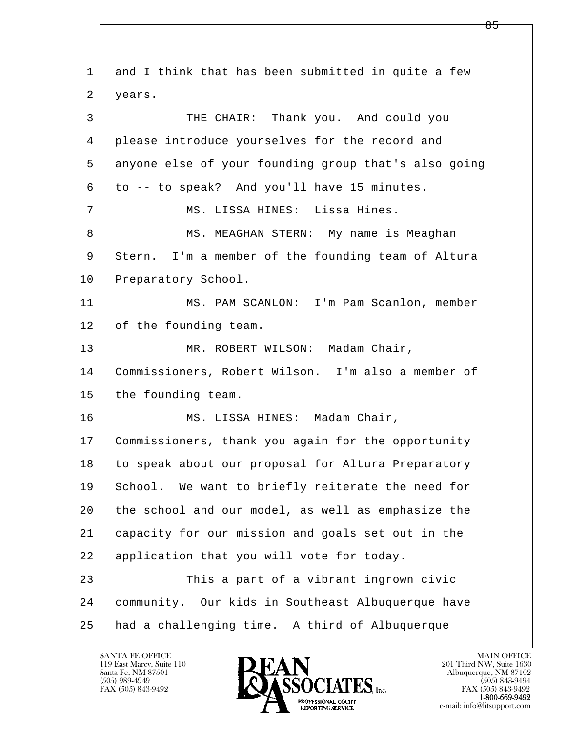and I think that has been submitted in quite a few years.

THE CHAIR: Thank you. And could you please introduce yourselves for the record and anyone else of your founding group that's also going to -- to speak? And you'll have 15 minutes.

MS. LISSA HINES: Lissa Hines.

MS. MEAGHAN STERN: My name is Meaghan Stern. I'm a member of the founding team of Altura Preparatory School.

MS. PAM SCANLON: I'm Pam Scanlon, member of the founding team.

MR. ROBERT WILSON: Madam Chair, Commissioners, Robert Wilson. I'm also a member of the founding team.

MS. LISSA HINES: Madam Chair, Commissioners, thank you again for the opportunity to speak about our proposal for Altura Preparatory School. We want to briefly reiterate the need for the school and our model, as well as emphasize the capacity for our mission and goals set out in the application that you will vote for today.

This a part of a vibrant ingrown civic community. Our kids in Southeast Albuquerque have had a challenging time. A third of Albuquerque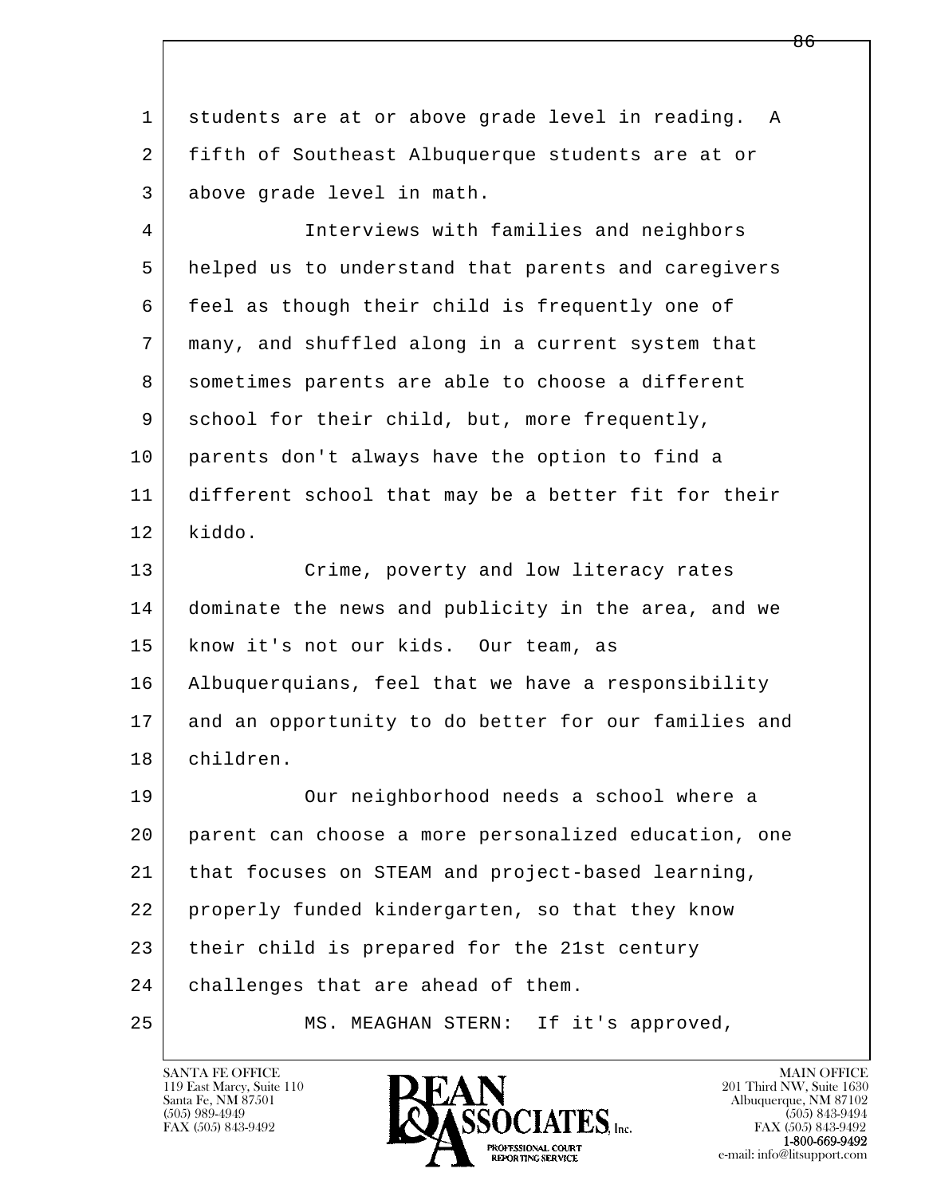students are at or above grade level in reading. A fifth of Southeast Albuquerque students are at or above grade level in math.

Interviews with families and neighbors helped us to understand that parents and caregivers feel as though their child is frequently one of many, and shuffled along in a current system that sometimes parents are able to choose a different school for their child, but, more frequently, parents don't always have the option to find a different school that may be a better fit for their kiddo.

Crime, poverty and low literacy rates dominate the news and publicity in the area, and we know it's not our kids. Our team, as Albuquerquians, feel that we have a responsibility and an opportunity to do better for our families and children.

Our neighborhood needs a school where a parent can choose a more personalized education, one that focuses on STEAM and project-based learning, properly funded kindergarten, so that they know their child is prepared for the 21st century challenges that are ahead of them.

MS. MEAGHAN STERN: If it's approved,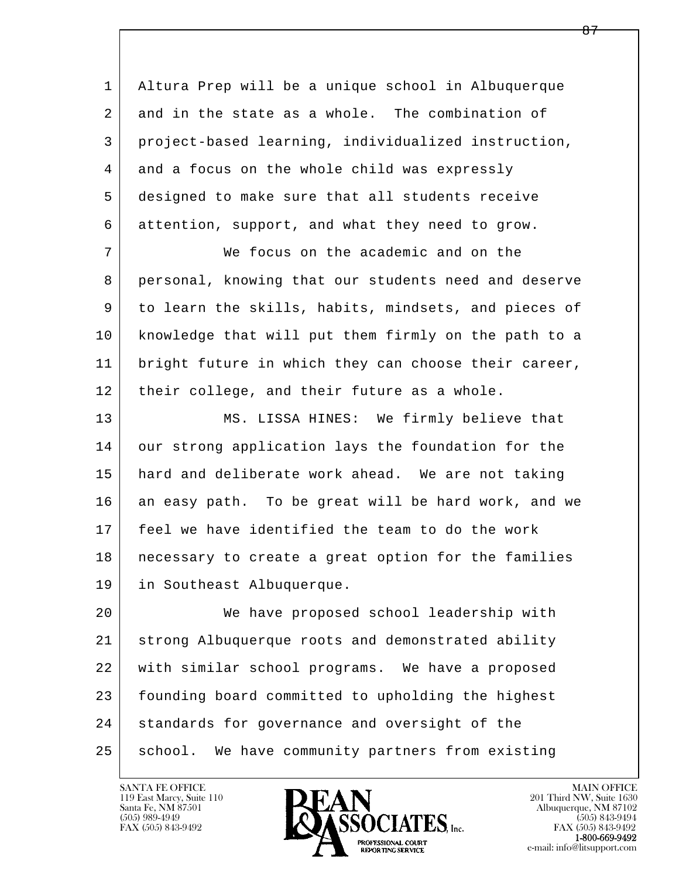Altura Prep will be a unique school in Albuquerque and in the state as a whole. The combination of project-based learning, individualized instruction, and a focus on the whole child was expressly designed to make sure that all students receive attention, support, and what they need to grow.

We focus on the academic and on the personal, knowing that our students need and deserve to learn the skills, habits, mindsets, and pieces of knowledge that will put them firmly on the path to a bright future in which they can choose their career, their college, and their future as a whole.

MS. LISSA HINES: We firmly believe that our strong application lays the foundation for the hard and deliberate work ahead. We are not taking an easy path. To be great will be hard work, and we feel we have identified the team to do the work necessary to create a great option for the families in Southeast Albuquerque.

We have proposed school leadership with strong Albuquerque roots and demonstrated ability with similar school programs. We have a proposed founding board committed to upholding the highest standards for governance and oversight of the school. We have community partners from existing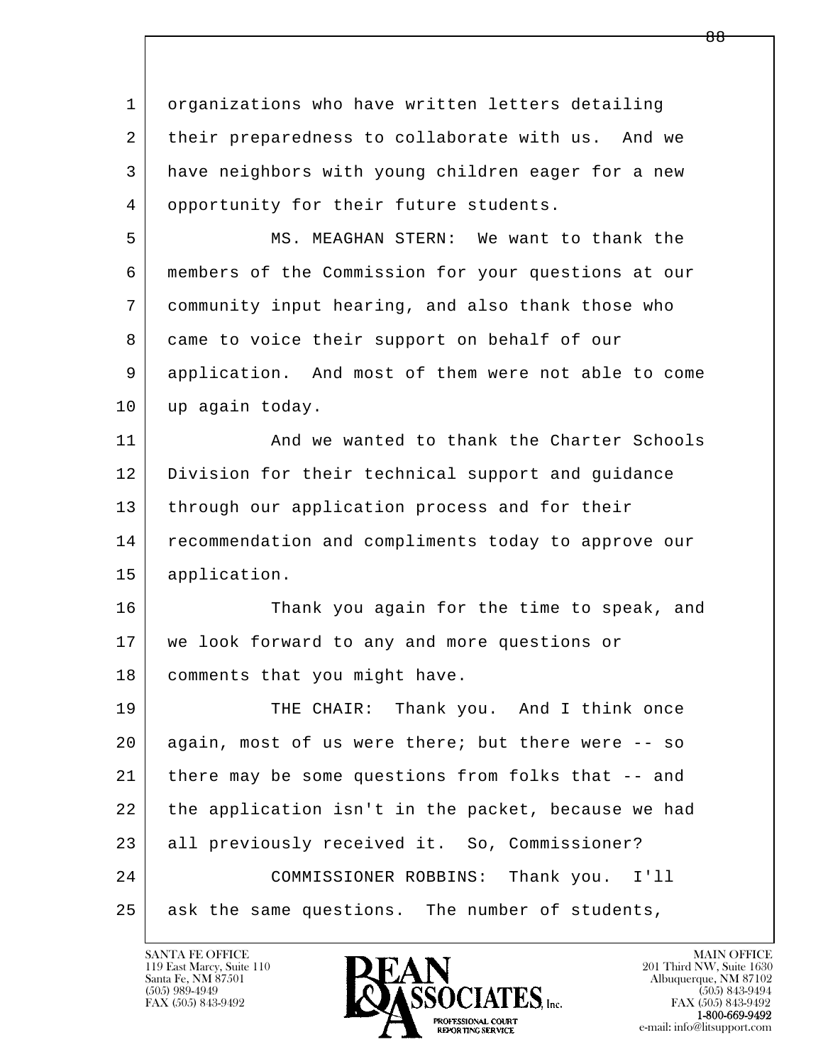organizations who have written letters detailing their preparedness to collaborate with us. And we have neighbors with young children eager for a new opportunity for their future students.

MS. MEAGHAN STERN: We want to thank the members of the Commission for your questions at our community input hearing, and also thank those who came to voice their support on behalf of our application. And most of them were not able to come up again today.

And we wanted to thank the Charter Schools Division for their technical support and guidance through our application process and for their recommendation and compliments today to approve our application.

Thank you again for the time to speak, and we look forward to any and more questions or comments that you might have.

THE CHAIR: Thank you. And I think once again, most of us were there; but there were -- so there may be some questions from folks that -- and the application isn't in the packet, because we had all previously received it. So, Commissioner?

COMMISSIONER ROBBINS: Thank you. I'll ask the same questions. The number of students,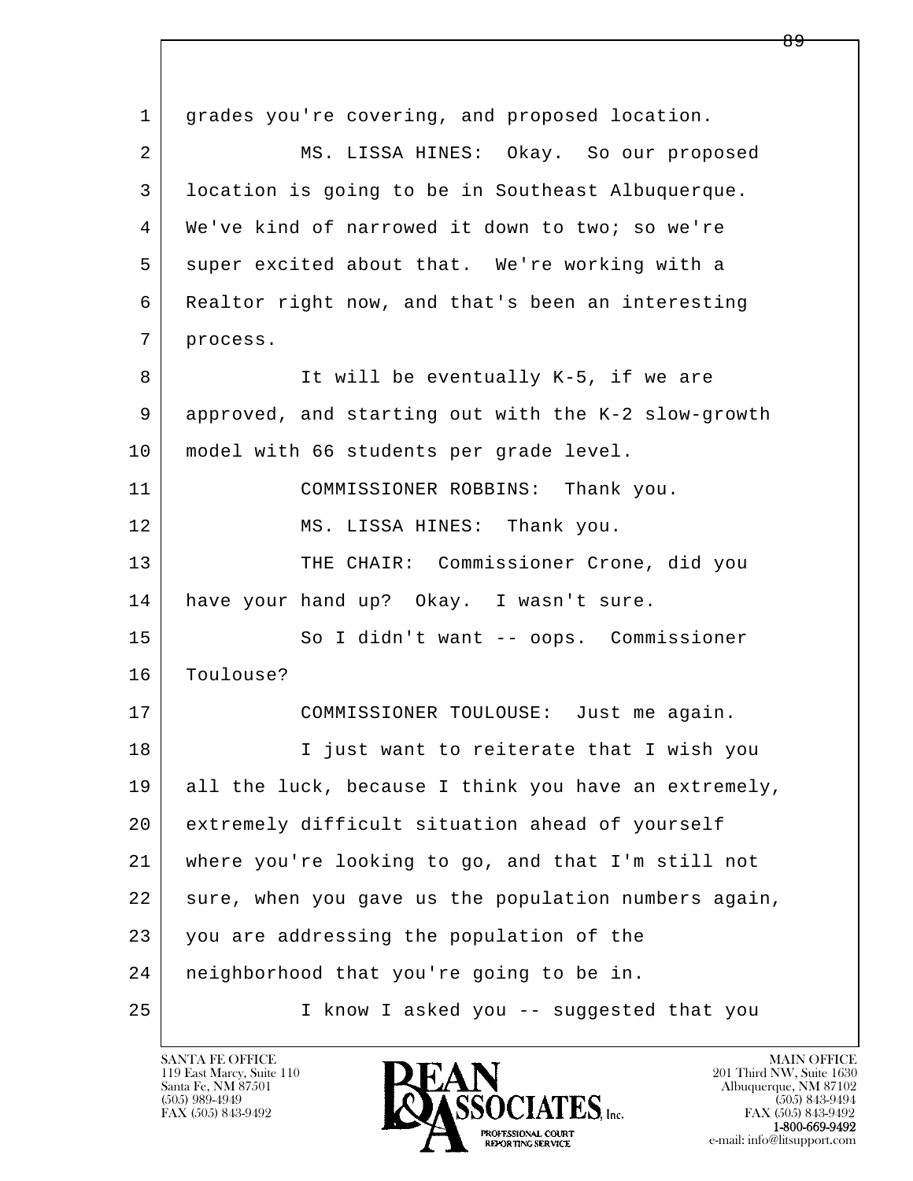1 grades you're covering, and proposed location.

2 MS. LISSA HINES: Okay. So our proposed

3 location is going to be in Southeast Albuquerque.

4 We've kind of narrowed it down to two; so we're

5 super excited about that. We're working with a

6 Realtor right now, and that's been an interesting

7 process.

8 It will be eventually K-5, if we are

9 approved, and starting out with the K-2 slow-growth

10 model with 66 students per grade level.

11 COMMISSIONER ROBBINS: Thank you.

12 MS. LISSA HINES: Thank you.

13 THE CHAIR: Commissioner Crone, did you

14 have your hand up? Okay. I wasn't sure.

15 So I didn't want -- oops. Commissioner

16 Toulouse?

17 COMMISSIONER TOULOUSE: Just me again.

18 I just want to reiterate that I wish you

19 all the luck, because I think you have an extremely,

20 extremely difficult situation ahead of yourself

21 where you're looking to go, and that I'm still not

22 sure, when you gave us the population numbers again,

23 you are addressing the population of the

24 neighborhood that you're going to be in.

25 I know I asked you -- suggested that you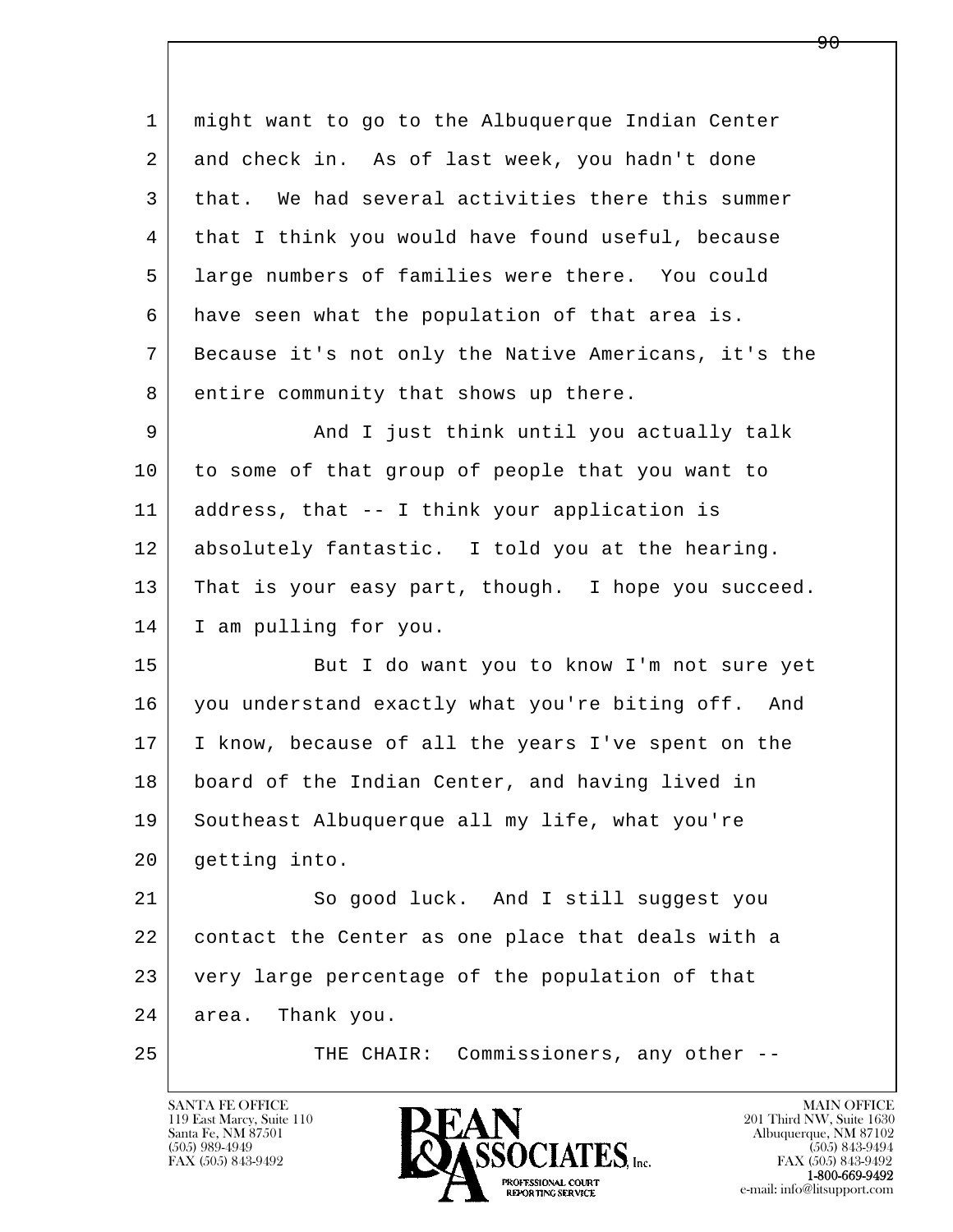might want to go to the Albuquerque Indian Center and check in. As of last week, you hadn't done that. We had several activities there this summer that I think you would have found useful, because large numbers of families were there. You could have seen what the population of that area is. Because it's not only the Native Americans, it's the entire community that shows up there.

And I just think until you actually talk to some of that group of people that you want to address, that -- I think your application is absolutely fantastic. I told you at the hearing. That is your easy part, though. I hope you succeed. I am pulling for you.

But I do want you to know I'm not sure yet you understand exactly what you're biting off. And I know, because of all the years I've spent on the board of the Indian Center, and having lived in Southeast Albuquerque all my life, what you're getting into.

So good luck. And I still suggest you contact the Center as one place that deals with a very large percentage of the population of that area. Thank you.

THE CHAIR: Commissioners, any other --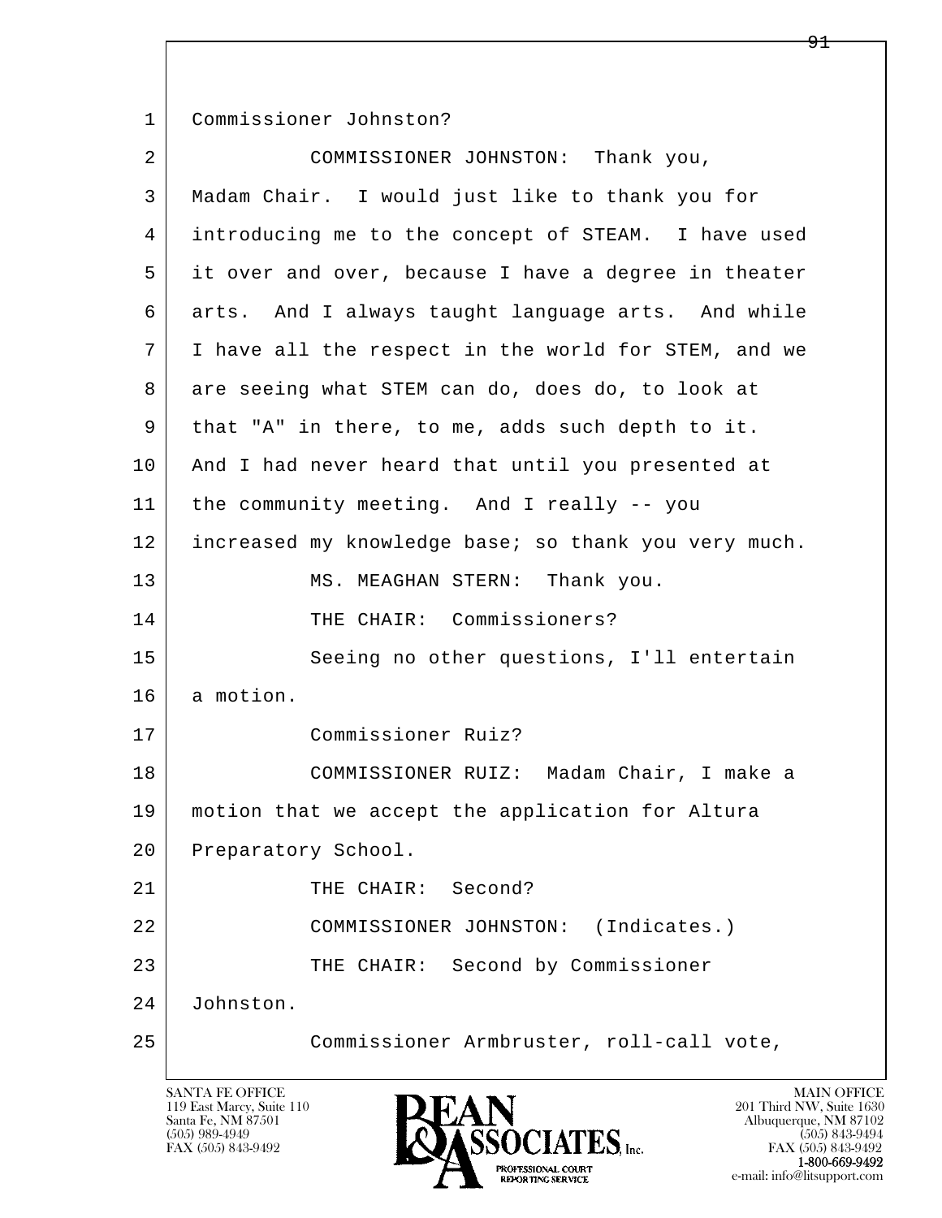Commissioner Johnston?

COMMISSIONER JOHNSTON: Thank you, Madam Chair. I would just like to thank you for introducing me to the concept of STEAM. I have used it over and over, because I have a degree in theater arts. And I always taught language arts. And while I have all the respect in the world for STEM, and we are seeing what STEM can do, does do, to look at that "A" in there, to me, adds such depth to it. And I had never heard that until you presented at the community meeting. And I really -- you increased my knowledge base; so thank you very much.

MS. MEAGHAN STERN: Thank you.

THE CHAIR: Commissioners?

Seeing no other questions, I'll entertain a motion.

Commissioner Ruiz?

COMMISSIONER RUIZ: Madam Chair, I make a motion that we accept the application for Altura Preparatory School.

THE CHAIR: Second?

COMMISSIONER JOHNSTON: (Indicates.)

THE CHAIR: Second by Commissioner Johnston.

Commissioner Armbruster, roll-call vote,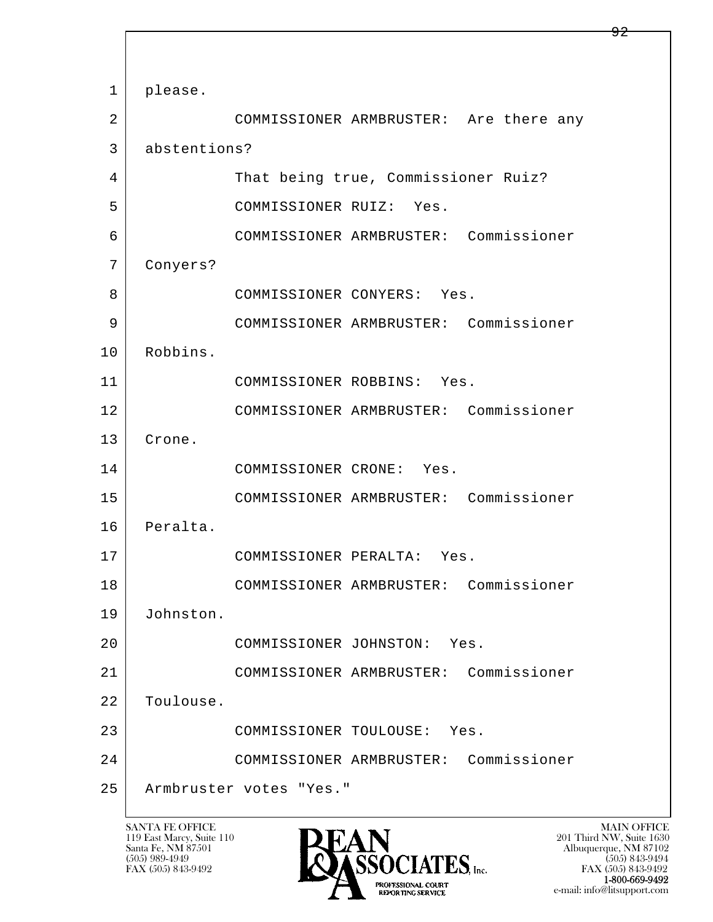please.

COMMISSIONER ARMBRUSTER: Are there any abstentions?

That being true, Commissioner Ruiz?

COMMISSIONER RUIZ: Yes.

COMMISSIONER ARMBRUSTER: Commissioner Conyers?

COMMISSIONER CONYERS: Yes.

COMMISSIONER ARMBRUSTER: Commissioner Robbins.

COMMISSIONER ROBBINS: Yes.

COMMISSIONER ARMBRUSTER: Commissioner Crone.

COMMISSIONER CRONE: Yes.

COMMISSIONER ARMBRUSTER: Commissioner Peralta.

COMMISSIONER PERALTA: Yes.

COMMISSIONER ARMBRUSTER: Commissioner Johnston.

COMMISSIONER JOHNSTON: Yes.

COMMISSIONER ARMBRUSTER: Commissioner Toulouse.

COMMISSIONER TOULOUSE: Yes.

COMMISSIONER ARMBRUSTER: Commissioner Armbruster votes "Yes."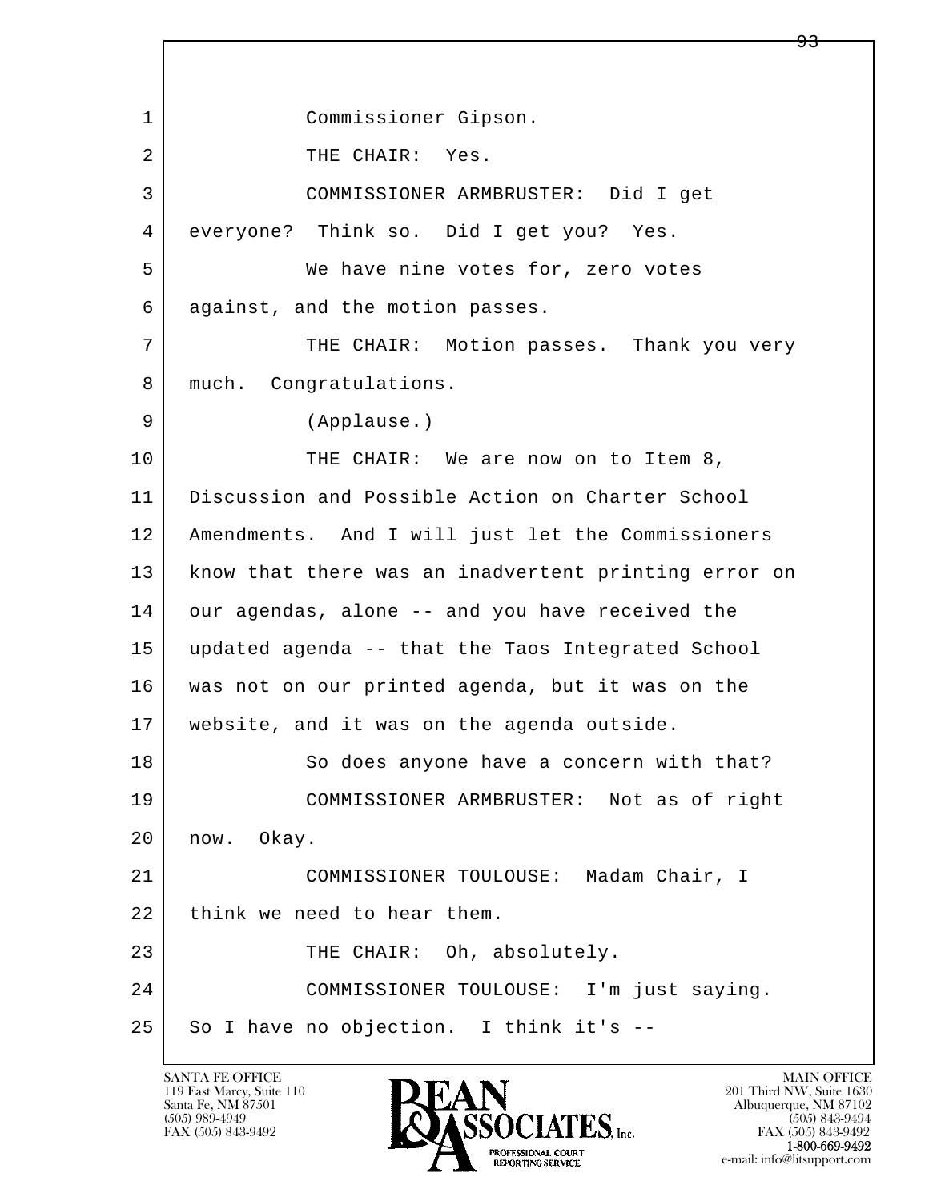1 Commissioner Gipson.

2 THE CHAIR: Yes.

3 COMMISSIONER ARMBRUSTER: Did I get

4 everyone? Think so. Did I get you? Yes.

5 We have nine votes for, zero votes

6 against, and the motion passes.

7 THE CHAIR: Motion passes. Thank you very

8 much. Congratulations.

9 (Applause.)

10 THE CHAIR: We are now on to Item 8,

11 Discussion and Possible Action on Charter School

12 Amendments. And I will just let the Commissioners

13 know that there was an inadvertent printing error on

14 our agendas, alone -- and you have received the

15 updated agenda -- that the Taos Integrated School

16 was not on our printed agenda, but it was on the

17 website, and it was on the agenda outside.

18 So does anyone have a concern with that?

19 COMMISSIONER ARMBRUSTER: Not as of right

20 now. Okay.

21 COMMISSIONER TOULOUSE: Madam Chair, I

22 think we need to hear them.

23 THE CHAIR: Oh, absolutely.

24 COMMISSIONER TOULOUSE: I'm just saying.

25 So I have no objection. I think it's --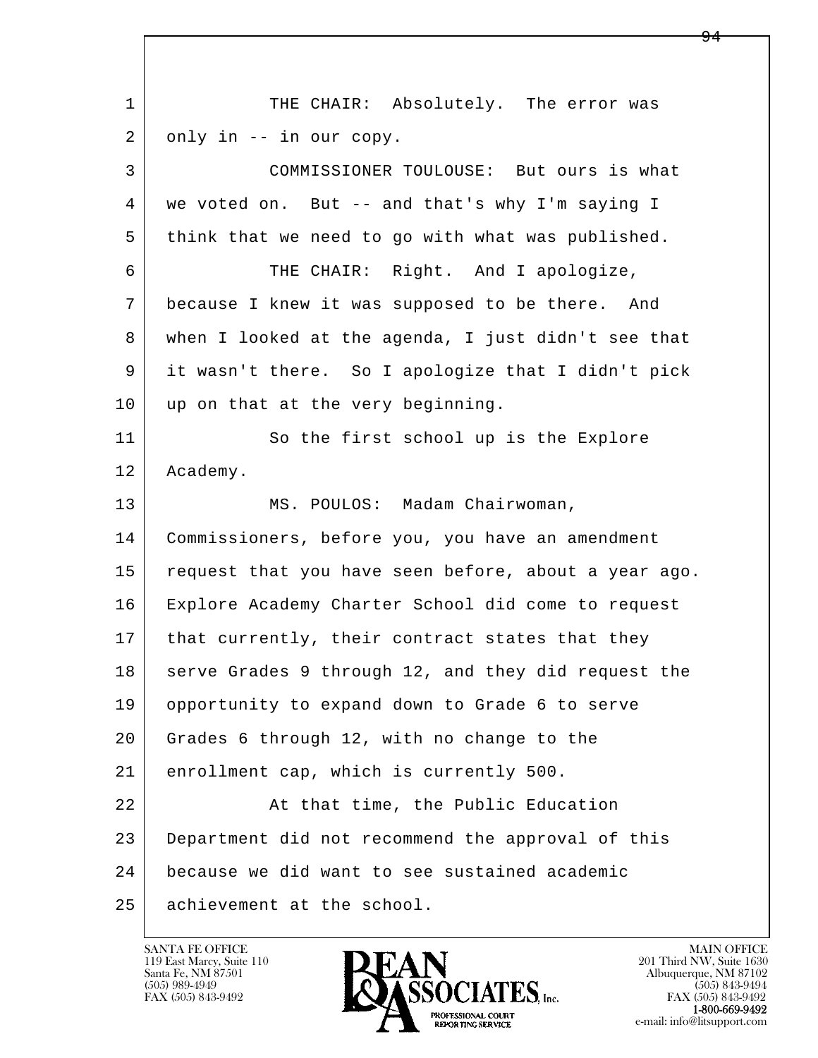1 THE CHAIR: Absolutely. The error was
2 only in -- in our copy.
3 COMMISSIONER TOULOUSE: But ours is what
4 we voted on. But -- and that's why I'm saying I
5 think that we need to go with what was published.
6 THE CHAIR: Right. And I apologize,
7 because I knew it was supposed to be there. And
8 when I looked at the agenda, I just didn't see that
9 it wasn't there. So I apologize that I didn't pick
10 up on that at the very beginning.
11 So the first school up is the Explore
12 Academy.
13 MS. POULOS: Madam Chairwoman,
14 Commissioners, before you, you have an amendment
15 request that you have seen before, about a year ago.
16 Explore Academy Charter School did come to request
17 that currently, their contract states that they
18 serve Grades 9 through 12, and they did request the
19 opportunity to expand down to Grade 6 to serve
20 Grades 6 through 12, with no change to the
21 enrollment cap, which is currently 500.
22 At that time, the Public Education
23 Department did not recommend the approval of this
24 because we did want to see sustained academic
25 achievement at the school.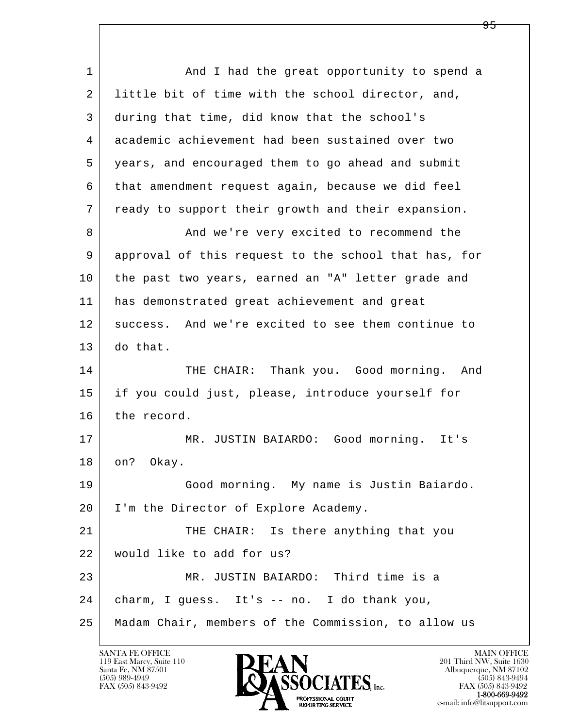And I had the great opportunity to spend a little bit of time with the school director, and, during that time, did know that the school's academic achievement had been sustained over two years, and encouraged them to go ahead and submit that amendment request again, because we did feel ready to support their growth and their expansion.

And we're very excited to recommend the approval of this request to the school that has, for the past two years, earned an "A" letter grade and has demonstrated great achievement and great success. And we're excited to see them continue to do that.

THE CHAIR: Thank you. Good morning. And if you could just, please, introduce yourself for the record.

MR. JUSTIN BAIARDO: Good morning. It's on? Okay.

Good morning. My name is Justin Baiardo. I'm the Director of Explore Academy.

THE CHAIR: Is there anything that you would like to add for us?

MR. JUSTIN BAIARDO: Third time is a charm, I guess. It's -- no. I do thank you, Madam Chair, members of the Commission, to allow us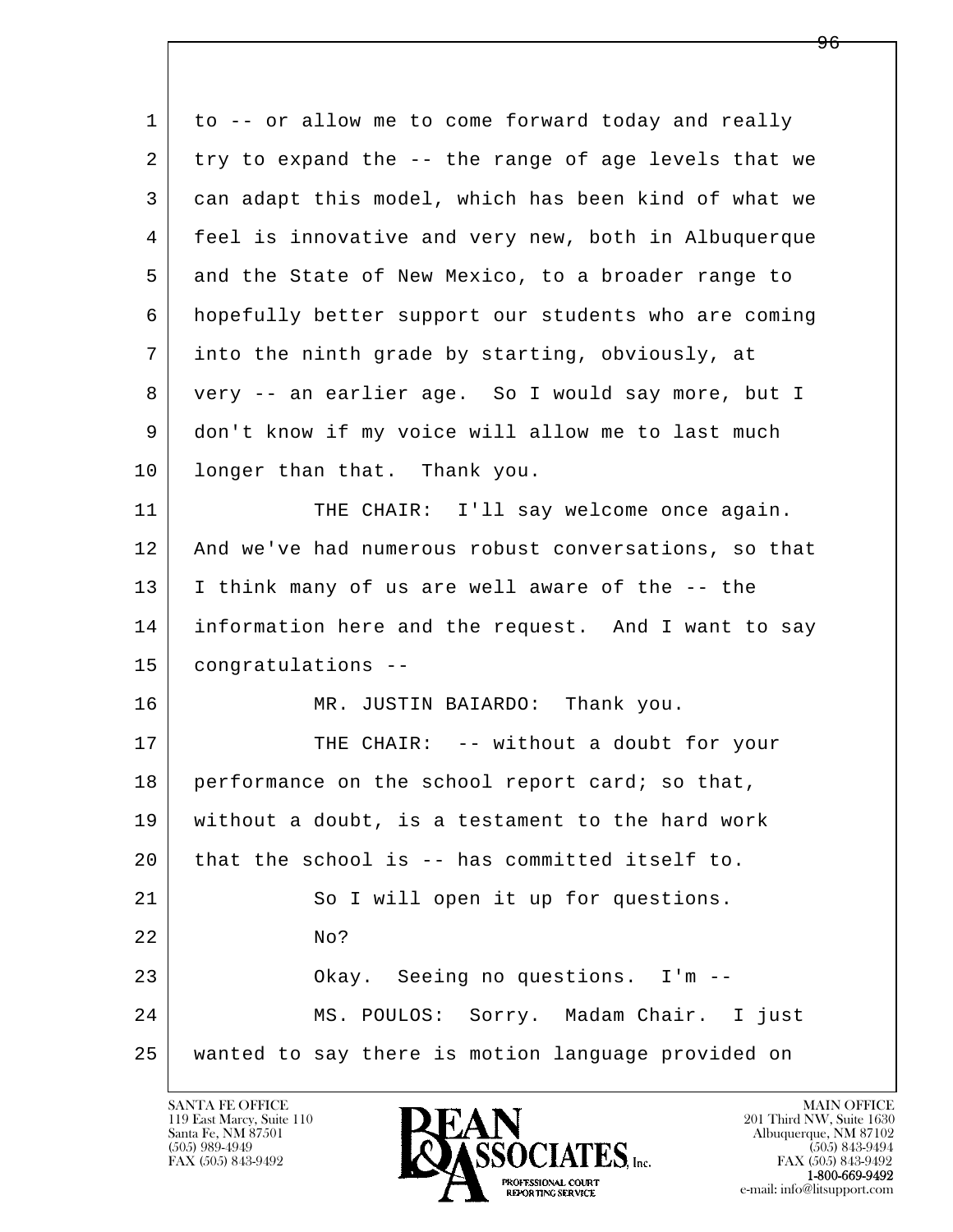1 to -- or allow me to come forward today and really
2 try to expand the -- the range of age levels that we
3 can adapt this model, which has been kind of what we
4 feel is innovative and very new, both in Albuquerque
5 and the State of New Mexico, to a broader range to
6 hopefully better support our students who are coming
7 into the ninth grade by starting, obviously, at
8 very -- an earlier age. So I would say more, but I
9 don't know if my voice will allow me to last much
10 longer than that. Thank you.
11 THE CHAIR: I'll say welcome once again.
12 And we've had numerous robust conversations, so that
13 I think many of us are well aware of the -- the
14 information here and the request. And I want to say
15 congratulations --
16 MR. JUSTIN BAIARDO: Thank you.
17 THE CHAIR: -- without a doubt for your
18 performance on the school report card; so that,
19 without a doubt, is a testament to the hard work
20 that the school is -- has committed itself to.
21 So I will open it up for questions.
22 No?
23 Okay. Seeing no questions. I'm --
24 MS. POULOS: Sorry. Madam Chair. I just
25 wanted to say there is motion language provided on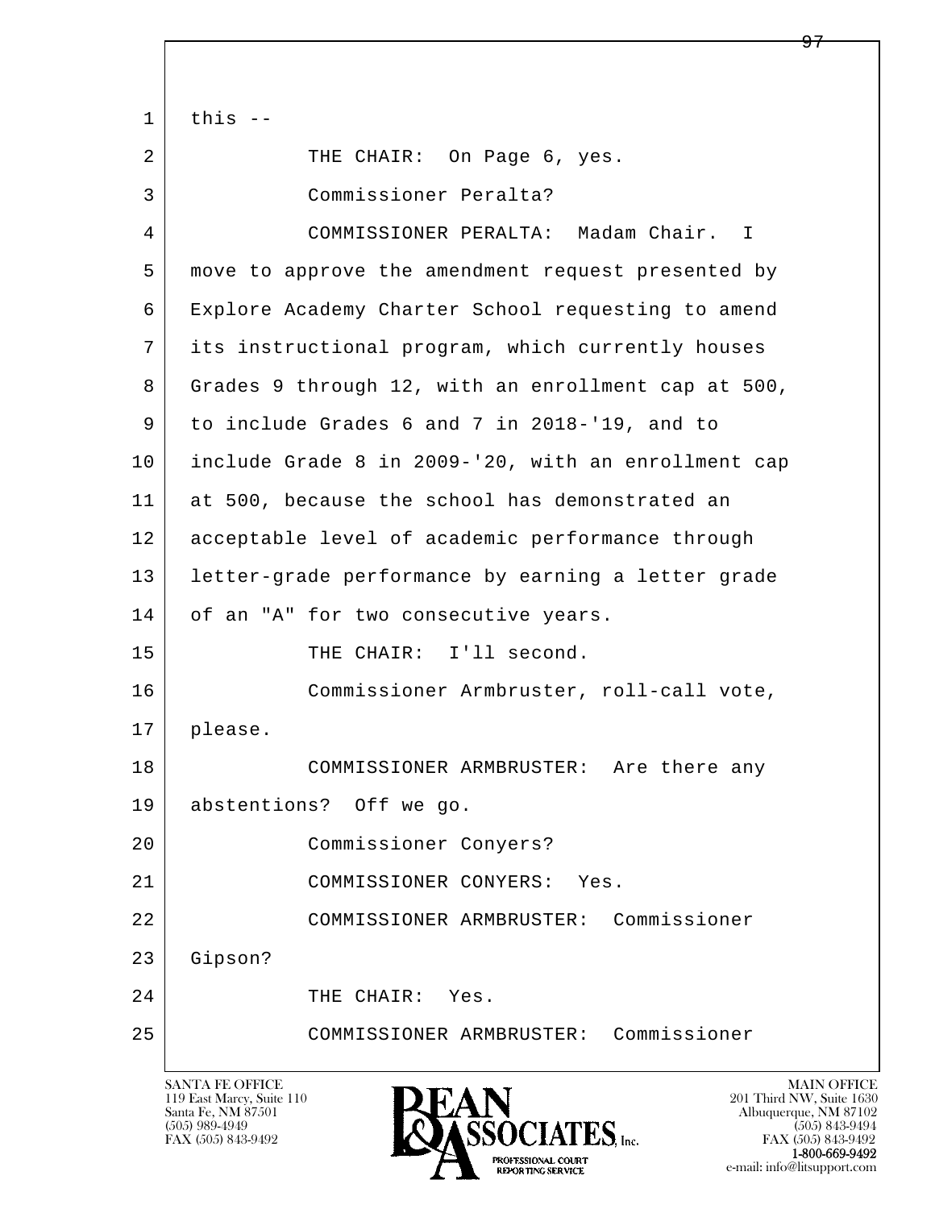1 this --

2 THE CHAIR: On Page 6, yes.

3 Commissioner Peralta?

4 COMMISSIONER PERALTA: Madam Chair. I

5 move to approve the amendment request presented by

6 Explore Academy Charter School requesting to amend

7 its instructional program, which currently houses

8 Grades 9 through 12, with an enrollment cap at 500,

9 to include Grades 6 and 7 in 2018-'19, and to

10 include Grade 8 in 2009-'20, with an enrollment cap

11 at 500, because the school has demonstrated an

12 acceptable level of academic performance through

13 letter-grade performance by earning a letter grade

14 of an "A" for two consecutive years.

15 THE CHAIR: I'll second.

16 Commissioner Armbruster, roll-call vote,

17 please.

18 COMMISSIONER ARMBRUSTER: Are there any

19 abstentions? Off we go.

20 Commissioner Conyers?

21 COMMISSIONER CONYERS: Yes.

22 COMMISSIONER ARMBRUSTER: Commissioner

23 Gipson?

24 THE CHAIR: Yes.

25 COMMISSIONER ARMBRUSTER: Commissioner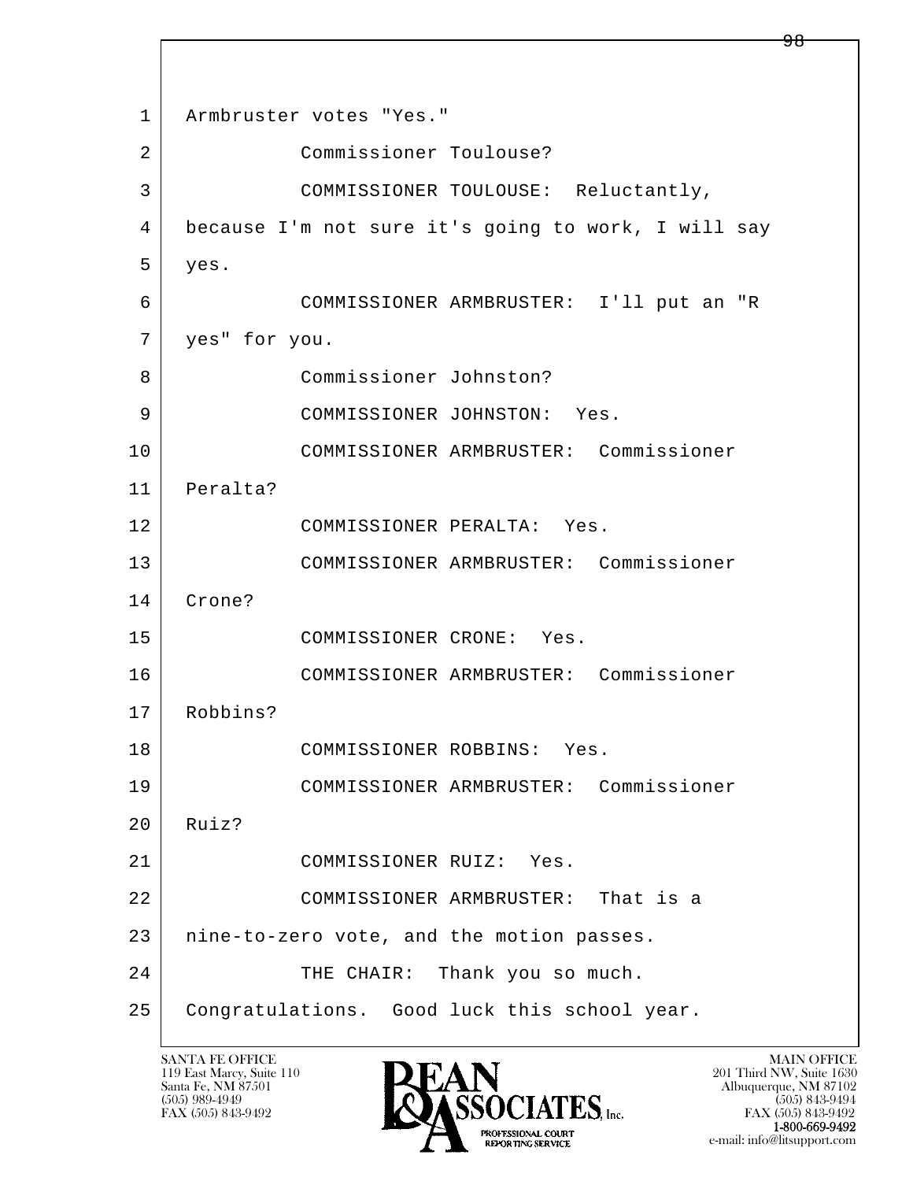1 Armbruster votes "Yes."

2 Commissioner Toulouse?

3 COMMISSIONER TOULOUSE: Reluctantly,

4 because I'm not sure it's going to work, I will say

5 yes.

6 COMMISSIONER ARMBRUSTER: I'll put an "R

7 yes" for you.

8 Commissioner Johnston?

9 COMMISSIONER JOHNSTON: Yes.

10 COMMISSIONER ARMBRUSTER: Commissioner

11 Peralta?

12 COMMISSIONER PERALTA: Yes.

13 COMMISSIONER ARMBRUSTER: Commissioner

14 Crone?

15 COMMISSIONER CRONE: Yes.

16 COMMISSIONER ARMBRUSTER: Commissioner

17 Robbins?

18 COMMISSIONER ROBBINS: Yes.

19 COMMISSIONER ARMBRUSTER: Commissioner

20 Ruiz?

21 COMMISSIONER RUIZ: Yes.

22 COMMISSIONER ARMBRUSTER: That is a

23 nine-to-zero vote, and the motion passes.

24 THE CHAIR: Thank you so much.

25 Congratulations. Good luck this school year.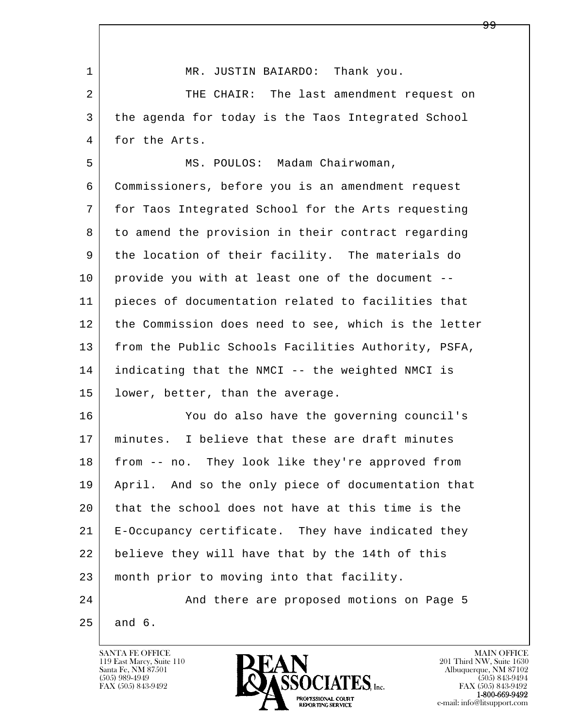MR. JUSTIN BAIARDO: Thank you.

THE CHAIR: The last amendment request on the agenda for today is the Taos Integrated School for the Arts.

MS. POULOS: Madam Chairwoman, Commissioners, before you is an amendment request for Taos Integrated School for the Arts requesting to amend the provision in their contract regarding the location of their facility. The materials do provide you with at least one of the document -- pieces of documentation related to facilities that the Commission does need to see, which is the letter from the Public Schools Facilities Authority, PSFA, indicating that the NMCI -- the weighted NMCI is lower, better, than the average.

You do also have the governing council's minutes. I believe that these are draft minutes from -- no. They look like they're approved from April. And so the only piece of documentation that that the school does not have at this time is the E-Occupancy certificate. They have indicated they believe they will have that by the 14th of this month prior to moving into that facility.

And there are proposed motions on Page 5 and 6.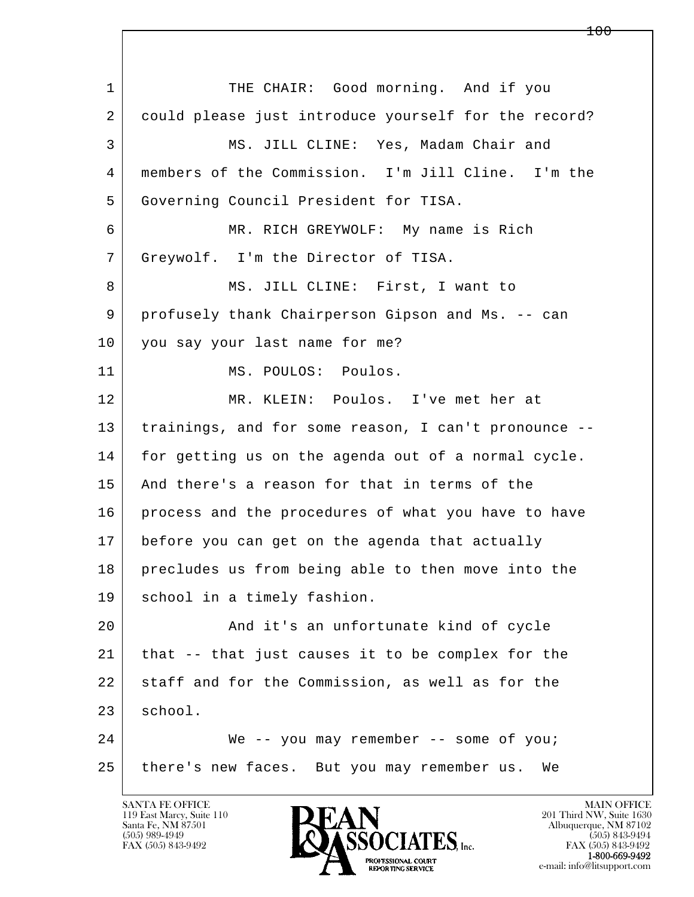1 THE CHAIR: Good morning. And if you
2 could please just introduce yourself for the record?
3 MS. JILL CLINE: Yes, Madam Chair and
4 members of the Commission. I'm Jill Cline. I'm the
5 Governing Council President for TISA.
6 MR. RICH GREYWOLF: My name is Rich
7 Greywolf. I'm the Director of TISA.
8 MS. JILL CLINE: First, I want to
9 profusely thank Chairperson Gipson and Ms. -- can
10 you say your last name for me?
11 MS. POULOS: Poulos.
12 MR. KLEIN: Poulos. I've met her at
13 trainings, and for some reason, I can't pronounce --
14 for getting us on the agenda out of a normal cycle.
15 And there's a reason for that in terms of the
16 process and the procedures of what you have to have
17 before you can get on the agenda that actually
18 precludes us from being able to then move into the
19 school in a timely fashion.
20 And it's an unfortunate kind of cycle
21 that -- that just causes it to be complex for the
22 staff and for the Commission, as well as for the
23 school.
24 We -- you may remember -- some of you;
25 there's new faces. But you may remember us. We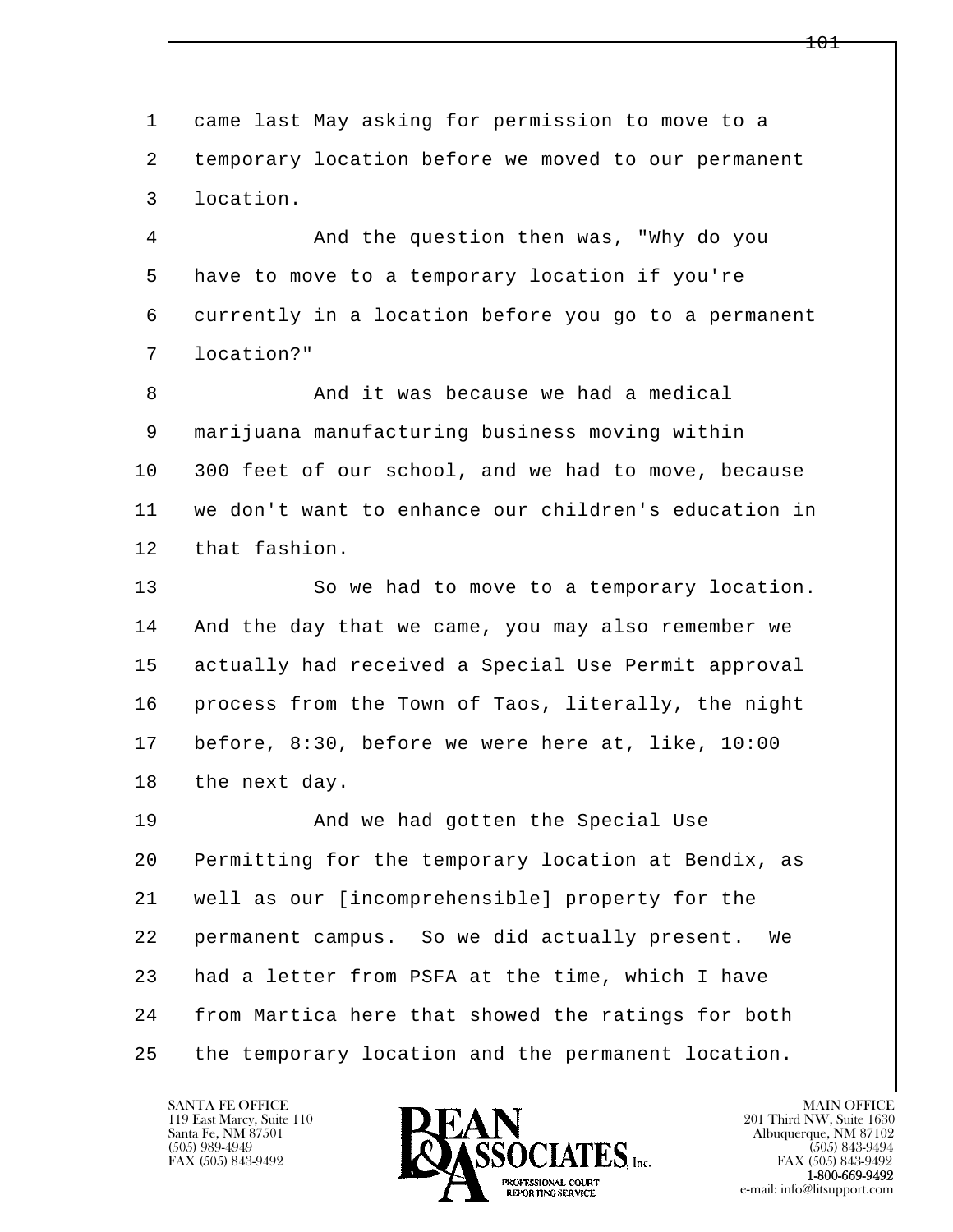1 came last May asking for permission to move to a
2 temporary location before we moved to our permanent
3 location.

4 And the question then was, "Why do you
5 have to move to a temporary location if you're
6 currently in a location before you go to a permanent
7 location?"

8 And it was because we had a medical
9 marijuana manufacturing business moving within
10 300 feet of our school, and we had to move, because
11 we don't want to enhance our children's education in
12 that fashion.

13 So we had to move to a temporary location.
14 And the day that we came, you may also remember we
15 actually had received a Special Use Permit approval
16 process from the Town of Taos, literally, the night
17 before, 8:30, before we were here at, like, 10:00
18 the next day.

19 And we had gotten the Special Use
20 Permitting for the temporary location at Bendix, as
21 well as our [incomprehensible] property for the
22 permanent campus. So we did actually present. We
23 had a letter from PSFA at the time, which I have
24 from Martica here that showed the ratings for both
25 the temporary location and the permanent location.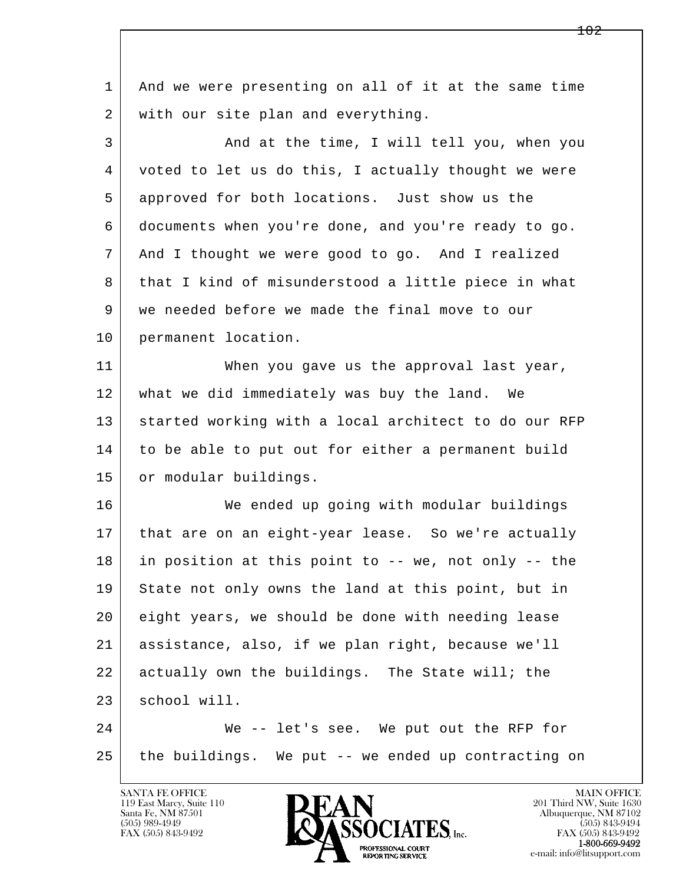And we were presenting on all of it at the same time with our site plan and everything.

And at the time, I will tell you, when you voted to let us do this, I actually thought we were approved for both locations. Just show us the documents when you're done, and you're ready to go. And I thought we were good to go. And I realized that I kind of misunderstood a little piece in what we needed before we made the final move to our permanent location.

When you gave us the approval last year, what we did immediately was buy the land. We started working with a local architect to do our RFP to be able to put out for either a permanent build or modular buildings.

We ended up going with modular buildings that are on an eight-year lease. So we're actually in position at this point to -- we, not only -- the State not only owns the land at this point, but in eight years, we should be done with needing lease assistance, also, if we plan right, because we'll actually own the buildings. The State will; the school will.

We -- let's see. We put out the RFP for the buildings. We put -- we ended up contracting on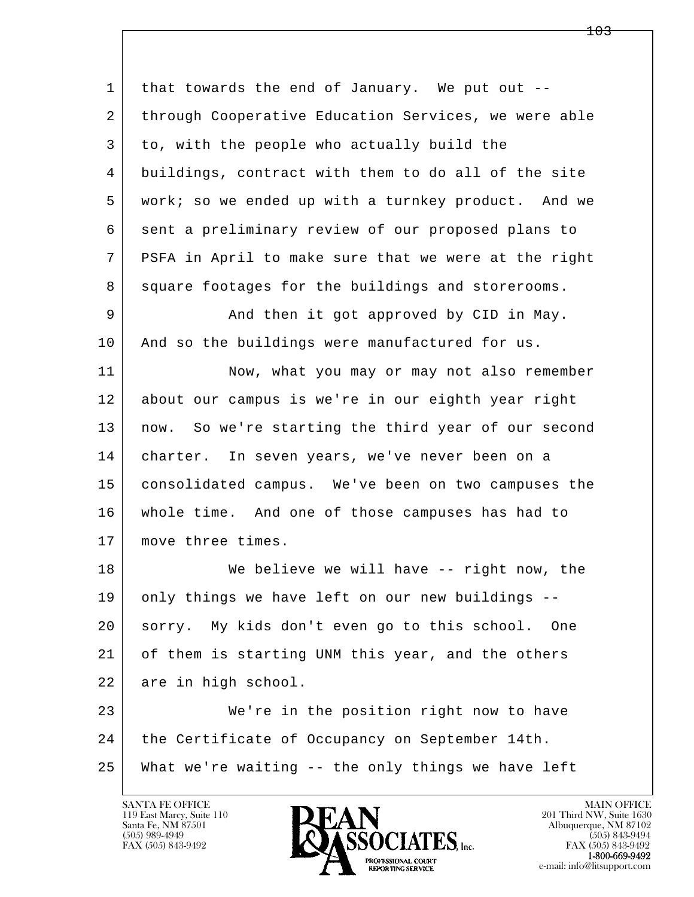that towards the end of January. We put out -- through Cooperative Education Services, we were able to, with the people who actually build the buildings, contract with them to do all of the site work; so we ended up with a turnkey product. And we sent a preliminary review of our proposed plans to PSFA in April to make sure that we were at the right square footages for the buildings and storerooms.

And then it got approved by CID in May. And so the buildings were manufactured for us.

Now, what you may or may not also remember about our campus is we're in our eighth year right now. So we're starting the third year of our second charter. In seven years, we've never been on a consolidated campus. We've been on two campuses the whole time. And one of those campuses has had to move three times.

We believe we will have -- right now, the only things we have left on our new buildings -- sorry. My kids don't even go to this school. One of them is starting UNM this year, and the others are in high school.

We're in the position right now to have the Certificate of Occupancy on September 14th. What we're waiting -- the only things we have left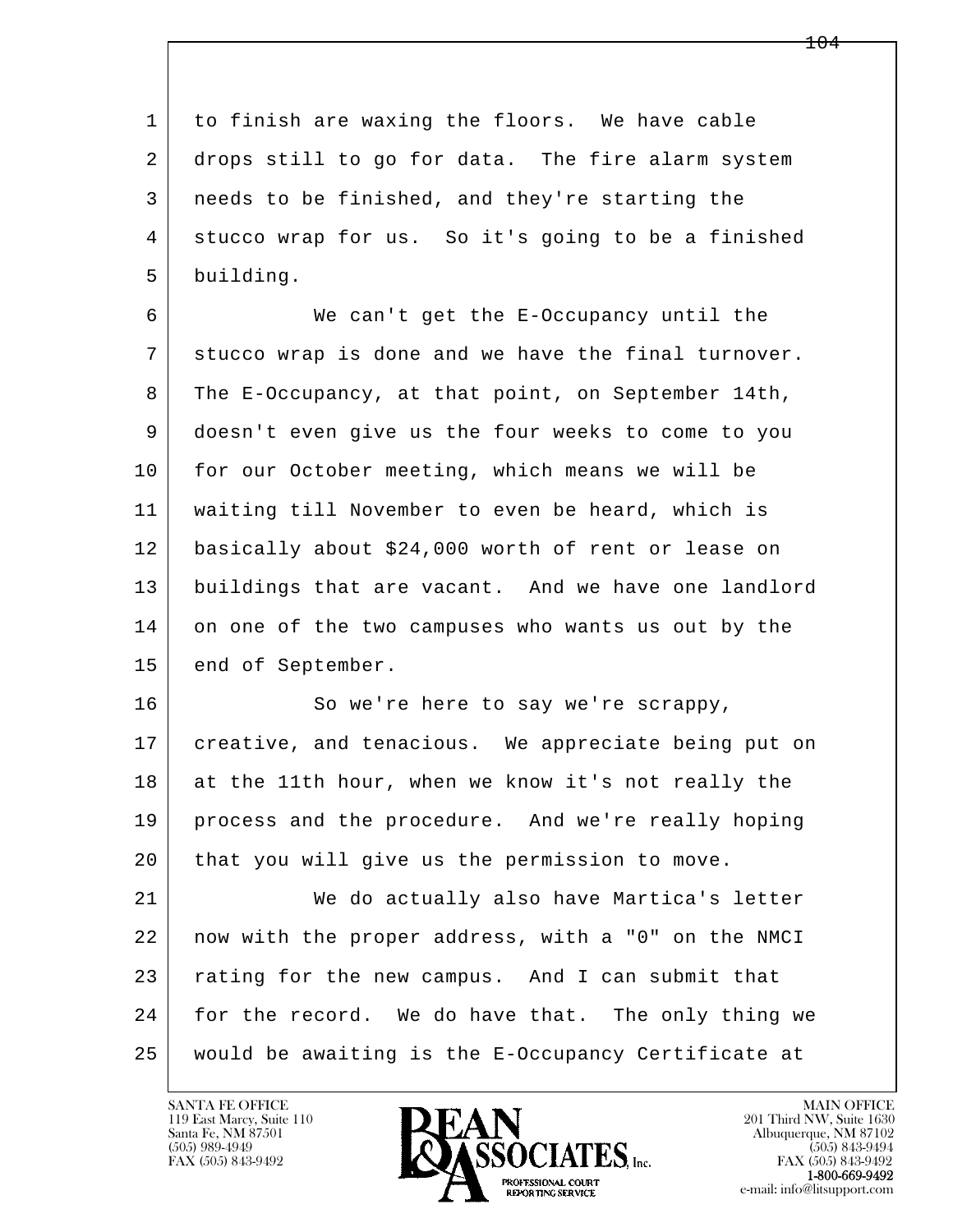to finish are waxing the floors. We have cable drops still to go for data. The fire alarm system needs to be finished, and they're starting the stucco wrap for us. So it's going to be a finished building.

We can't get the E-Occupancy until the stucco wrap is done and we have the final turnover. The E-Occupancy, at that point, on September 14th, doesn't even give us the four weeks to come to you for our October meeting, which means we will be waiting till November to even be heard, which is basically about $24,000 worth of rent or lease on buildings that are vacant. And we have one landlord on one of the two campuses who wants us out by the end of September.

So we're here to say we're scrappy, creative, and tenacious. We appreciate being put on at the 11th hour, when we know it's not really the process and the procedure. And we're really hoping that you will give us the permission to move.

We do actually also have Martica's letter now with the proper address, with a "0" on the NMCI rating for the new campus. And I can submit that for the record. We do have that. The only thing we would be awaiting is the E-Occupancy Certificate at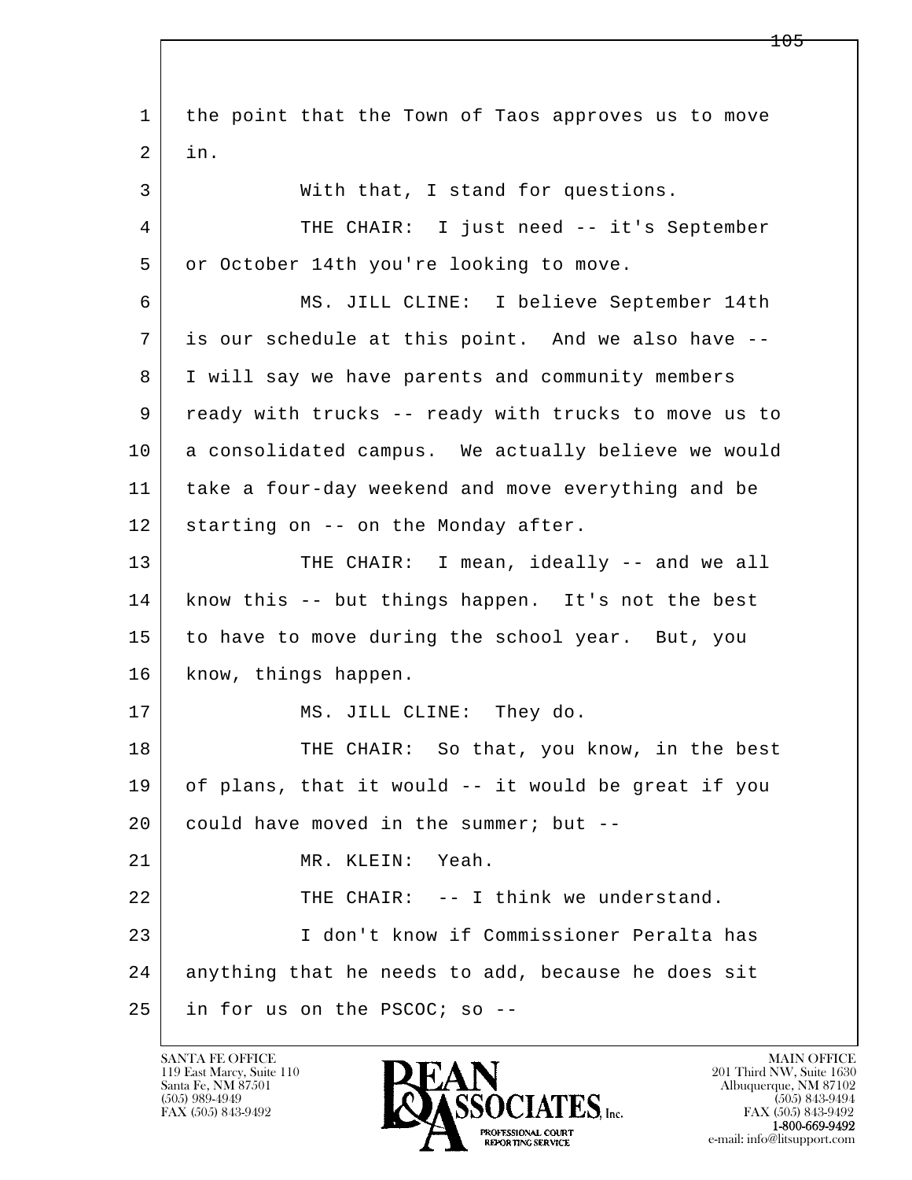the point that the Town of Taos approves us to move in.

With that, I stand for questions.

THE CHAIR: I just need -- it's September or October 14th you're looking to move.

MS. JILL CLINE: I believe September 14th is our schedule at this point. And we also have -- I will say we have parents and community members ready with trucks -- ready with trucks to move us to a consolidated campus. We actually believe we would take a four-day weekend and move everything and be starting on -- on the Monday after.

THE CHAIR: I mean, ideally -- and we all know this -- but things happen. It's not the best to have to move during the school year. But, you know, things happen.

MS. JILL CLINE: They do.

THE CHAIR: So that, you know, in the best of plans, that it would -- it would be great if you could have moved in the summer; but --

MR. KLEIN: Yeah.

THE CHAIR: -- I think we understand.

I don't know if Commissioner Peralta has anything that he needs to add, because he does sit in for us on the PSCOC; so --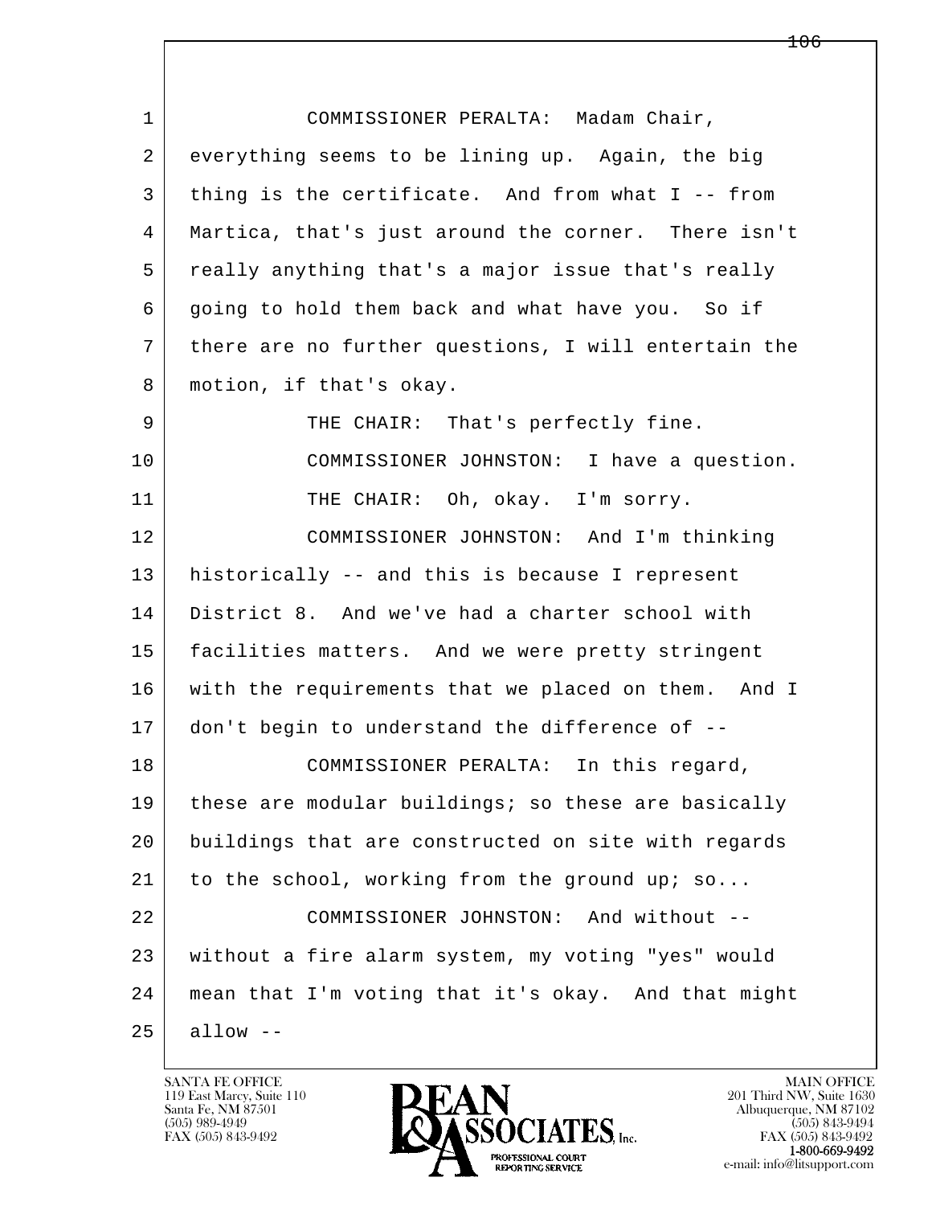COMMISSIONER PERALTA: Madam Chair, everything seems to be lining up. Again, the big thing is the certificate. And from what I -- from Martica, that's just around the corner. There isn't really anything that's a major issue that's really going to hold them back and what have you. So if there are no further questions, I will entertain the motion, if that's okay.

THE CHAIR: That's perfectly fine.

COMMISSIONER JOHNSTON: I have a question.

THE CHAIR: Oh, okay. I'm sorry.

COMMISSIONER JOHNSTON: And I'm thinking historically -- and this is because I represent District 8. And we've had a charter school with facilities matters. And we were pretty stringent with the requirements that we placed on them. And I don't begin to understand the difference of --

COMMISSIONER PERALTA: In this regard, these are modular buildings; so these are basically buildings that are constructed on site with regards to the school, working from the ground up; so...

COMMISSIONER JOHNSTON: And without -- without a fire alarm system, my voting "yes" would mean that I'm voting that it's okay. And that might allow --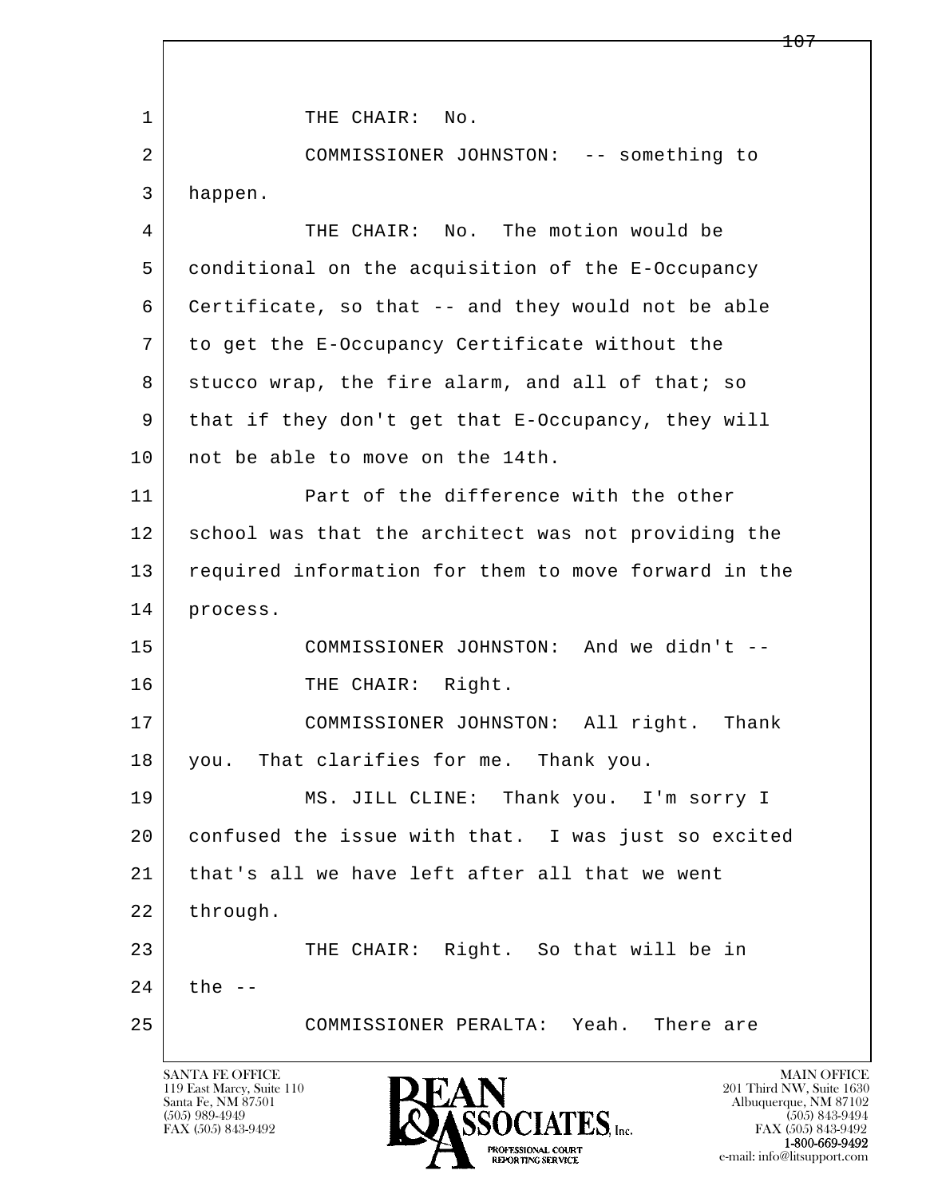1 THE CHAIR: No.

2 COMMISSIONER JOHNSTON: -- something to

3 happen.

4 THE CHAIR: No. The motion would be

5 conditional on the acquisition of the E-Occupancy

6 Certificate, so that -- and they would not be able

7 to get the E-Occupancy Certificate without the

8 stucco wrap, the fire alarm, and all of that; so

9 that if they don't get that E-Occupancy, they will

10 not be able to move on the 14th.

11 Part of the difference with the other

12 school was that the architect was not providing the

13 required information for them to move forward in the

14 process.

15 COMMISSIONER JOHNSTON: And we didn't --

16 THE CHAIR: Right.

17 COMMISSIONER JOHNSTON: All right. Thank

18 you. That clarifies for me. Thank you.

19 MS. JILL CLINE: Thank you. I'm sorry I

20 confused the issue with that. I was just so excited

21 that's all we have left after all that we went

22 through.

23 THE CHAIR: Right. So that will be in

24 the --

25 COMMISSIONER PERALTA: Yeah. There are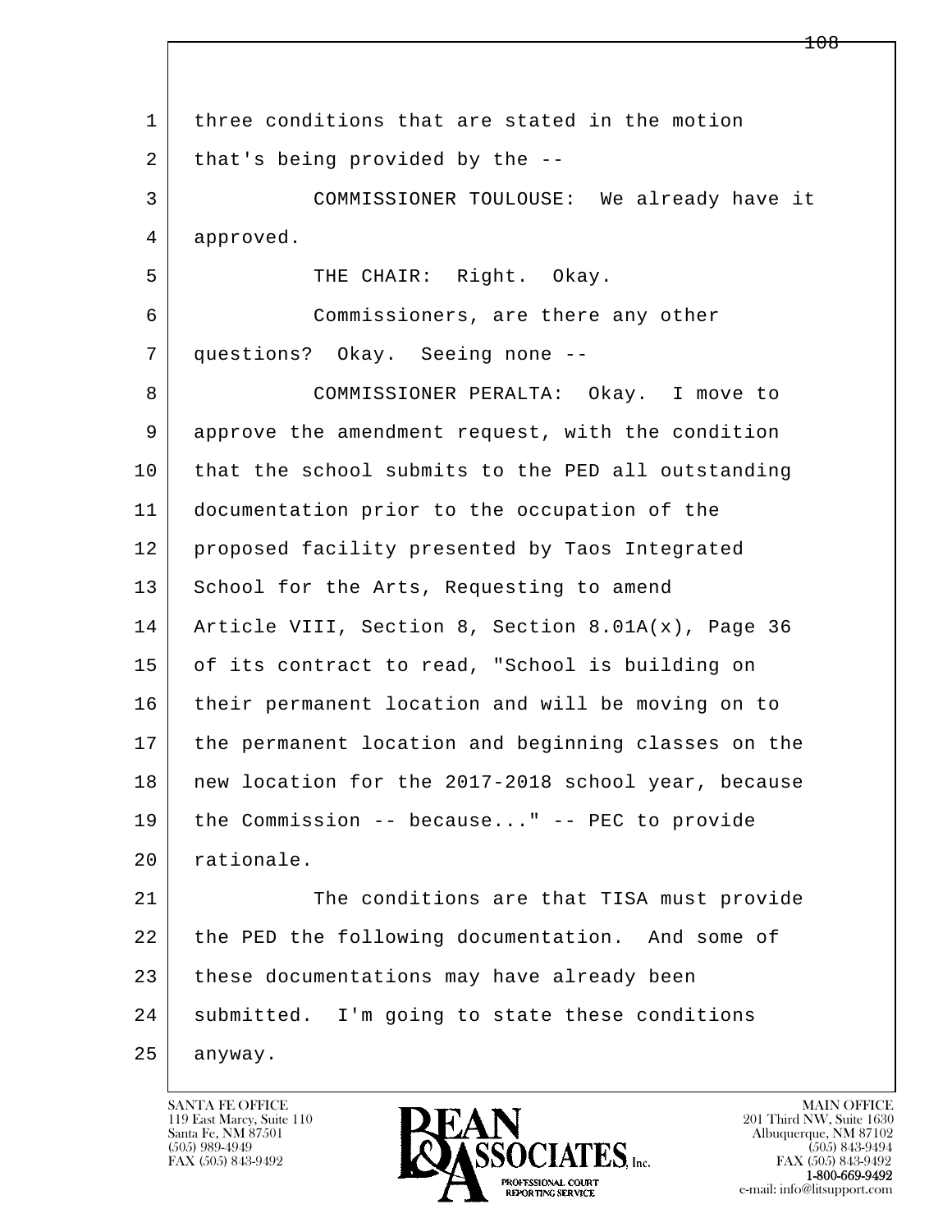three conditions that are stated in the motion that's being provided by the --

COMMISSIONER TOULOUSE: We already have it approved.

THE CHAIR: Right. Okay.

Commissioners, are there any other questions? Okay. Seeing none --

COMMISSIONER PERALTA: Okay. I move to approve the amendment request, with the condition that the school submits to the PED all outstanding documentation prior to the occupation of the proposed facility presented by Taos Integrated School for the Arts, Requesting to amend Article VIII, Section 8, Section 8.01A(x), Page 36 of its contract to read, "School is building on their permanent location and will be moving on to the permanent location and beginning classes on the new location for the 2017-2018 school year, because the Commission -- because..." -- PEC to provide rationale.

The conditions are that TISA must provide the PED the following documentation. And some of these documentations may have already been submitted. I'm going to state these conditions anyway.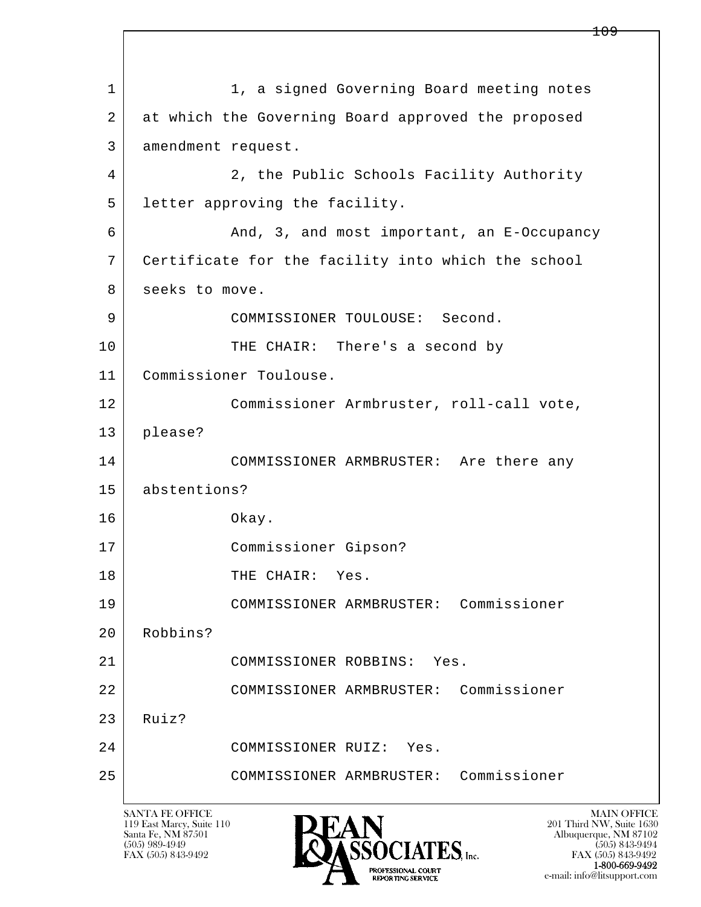1 1, a signed Governing Board meeting notes
2 at which the Governing Board approved the proposed
3 amendment request.
4 2, the Public Schools Facility Authority
5 letter approving the facility.
6 And, 3, and most important, an E-Occupancy
7 Certificate for the facility into which the school
8 seeks to move.
9 COMMISSIONER TOULOUSE: Second.
10 THE CHAIR: There's a second by
11 Commissioner Toulouse.
12 Commissioner Armbruster, roll-call vote,
13 please?
14 COMMISSIONER ARMBRUSTER: Are there any
15 abstentions?
16 Okay.
17 Commissioner Gipson?
18 THE CHAIR: Yes.
19 COMMISSIONER ARMBRUSTER: Commissioner
20 Robbins?
21 COMMISSIONER ROBBINS: Yes.
22 COMMISSIONER ARMBRUSTER: Commissioner
23 Ruiz?
24 COMMISSIONER RUIZ: Yes.
25 COMMISSIONER ARMBRUSTER: Commissioner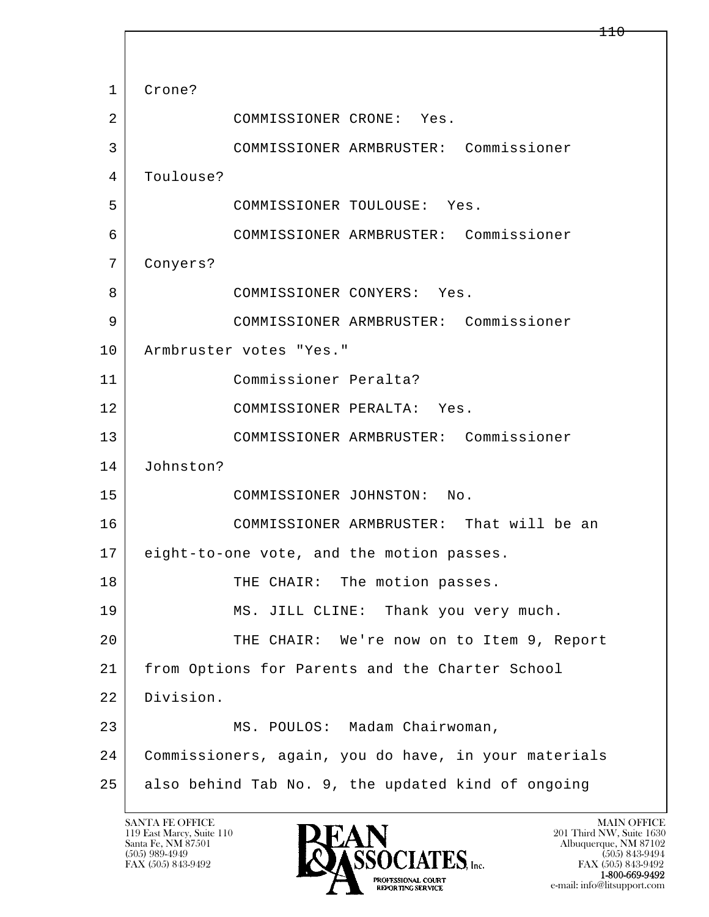1 Crone?

2 COMMISSIONER CRONE: Yes.

3 COMMISSIONER ARMBRUSTER: Commissioner

4 Toulouse?

5 COMMISSIONER TOULOUSE: Yes.

6 COMMISSIONER ARMBRUSTER: Commissioner

7 Conyers?

8 COMMISSIONER CONYERS: Yes.

9 COMMISSIONER ARMBRUSTER: Commissioner

10 Armbruster votes "Yes."

11 Commissioner Peralta?

12 COMMISSIONER PERALTA: Yes.

13 COMMISSIONER ARMBRUSTER: Commissioner

14 Johnston?

15 COMMISSIONER JOHNSTON: No.

16 COMMISSIONER ARMBRUSTER: That will be an

17 eight-to-one vote, and the motion passes.

18 THE CHAIR: The motion passes.

19 MS. JILL CLINE: Thank you very much.

20 THE CHAIR: We're now on to Item 9, Report

21 from Options for Parents and the Charter School

22 Division.

23 MS. POULOS: Madam Chairwoman,

24 Commissioners, again, you do have, in your materials

25 also behind Tab No. 9, the updated kind of ongoing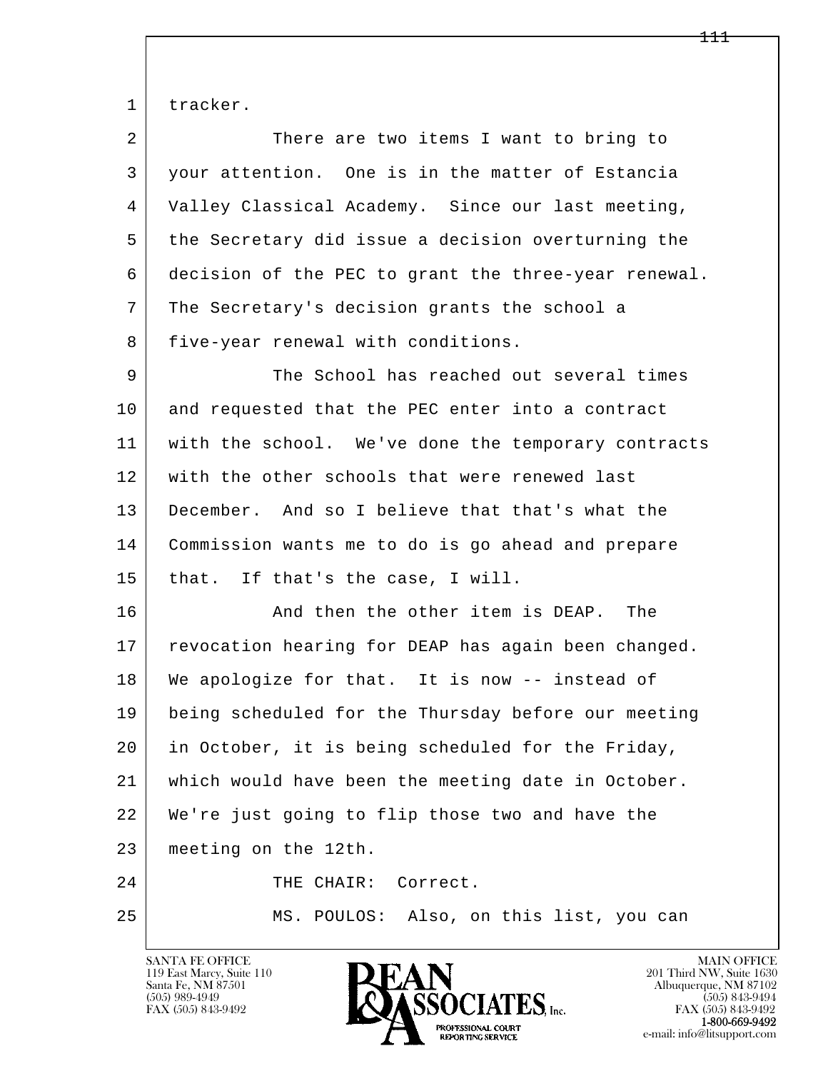1 tracker.

2 There are two items I want to bring to

3 your attention. One is in the matter of Estancia

4 Valley Classical Academy. Since our last meeting,

5 the Secretary did issue a decision overturning the

6 decision of the PEC to grant the three-year renewal.

7 The Secretary's decision grants the school a

8 five-year renewal with conditions.

9 The School has reached out several times

10 and requested that the PEC enter into a contract

11 with the school. We've done the temporary contracts

12 with the other schools that were renewed last

13 December. And so I believe that that's what the

14 Commission wants me to do is go ahead and prepare

15 that. If that's the case, I will.

16 And then the other item is DEAP. The

17 revocation hearing for DEAP has again been changed.

18 We apologize for that. It is now -- instead of

19 being scheduled for the Thursday before our meeting

20 in October, it is being scheduled for the Friday,

21 which would have been the meeting date in October.

22 We're just going to flip those two and have the

23 meeting on the 12th.

24 THE CHAIR: Correct.

25 MS. POULOS: Also, on this list, you can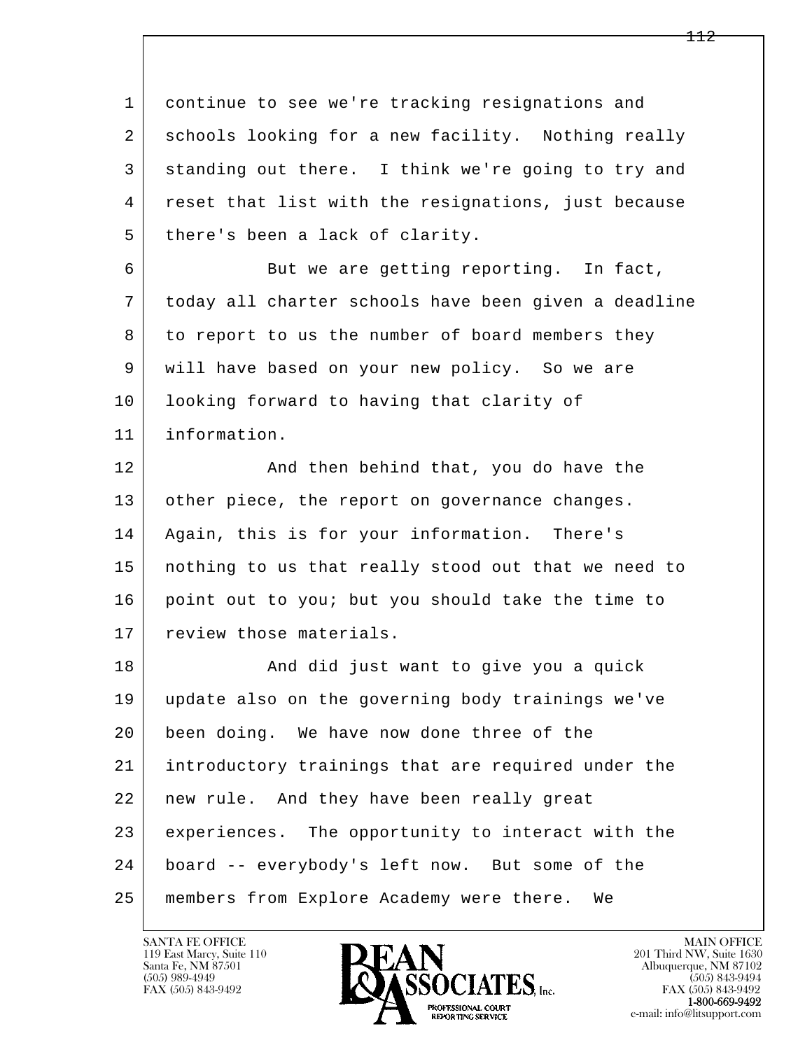continue to see we're tracking resignations and schools looking for a new facility. Nothing really standing out there. I think we're going to try and reset that list with the resignations, just because there's been a lack of clarity.

But we are getting reporting. In fact, today all charter schools have been given a deadline to report to us the number of board members they will have based on your new policy. So we are looking forward to having that clarity of information.

And then behind that, you do have the other piece, the report on governance changes. Again, this is for your information. There's nothing to us that really stood out that we need to point out to you; but you should take the time to review those materials.

And did just want to give you a quick update also on the governing body trainings we've been doing. We have now done three of the introductory trainings that are required under the new rule. And they have been really great experiences. The opportunity to interact with the board -- everybody's left now. But some of the members from Explore Academy were there. We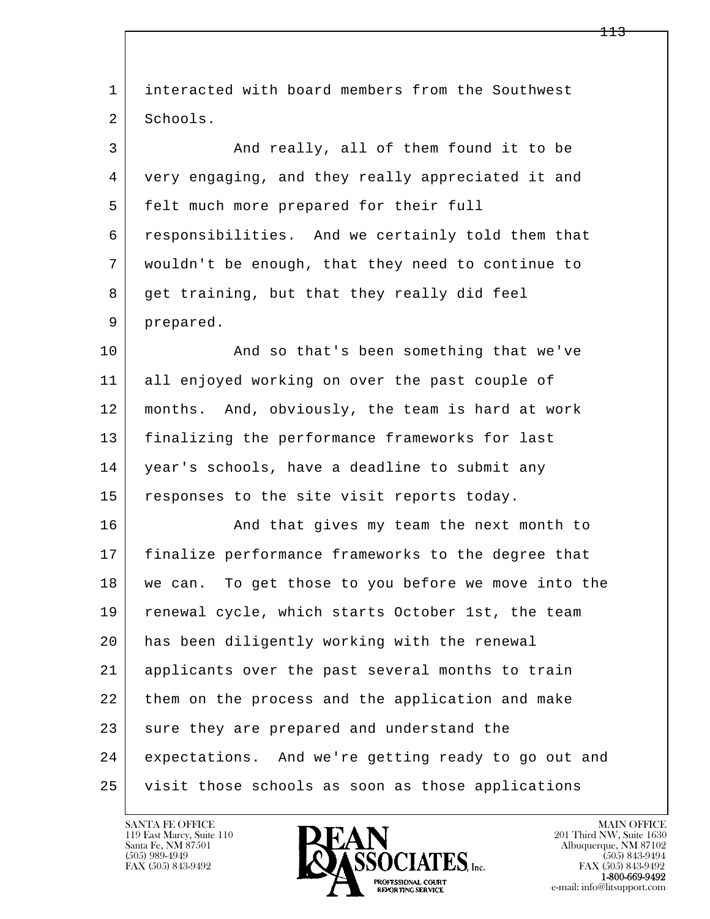1 interacted with board members from the Southwest
2 Schools.

3 And really, all of them found it to be
4 very engaging, and they really appreciated it and
5 felt much more prepared for their full
6 responsibilities. And we certainly told them that
7 wouldn't be enough, that they need to continue to
8 get training, but that they really did feel
9 prepared.

10 And so that's been something that we've
11 all enjoyed working on over the past couple of
12 months. And, obviously, the team is hard at work
13 finalizing the performance frameworks for last
14 year's schools, have a deadline to submit any
15 responses to the site visit reports today.

16 And that gives my team the next month to
17 finalize performance frameworks to the degree that
18 we can. To get those to you before we move into the
19 renewal cycle, which starts October 1st, the team
20 has been diligently working with the renewal
21 applicants over the past several months to train
22 them on the process and the application and make
23 sure they are prepared and understand the
24 expectations. And we're getting ready to go out and
25 visit those schools as soon as those applications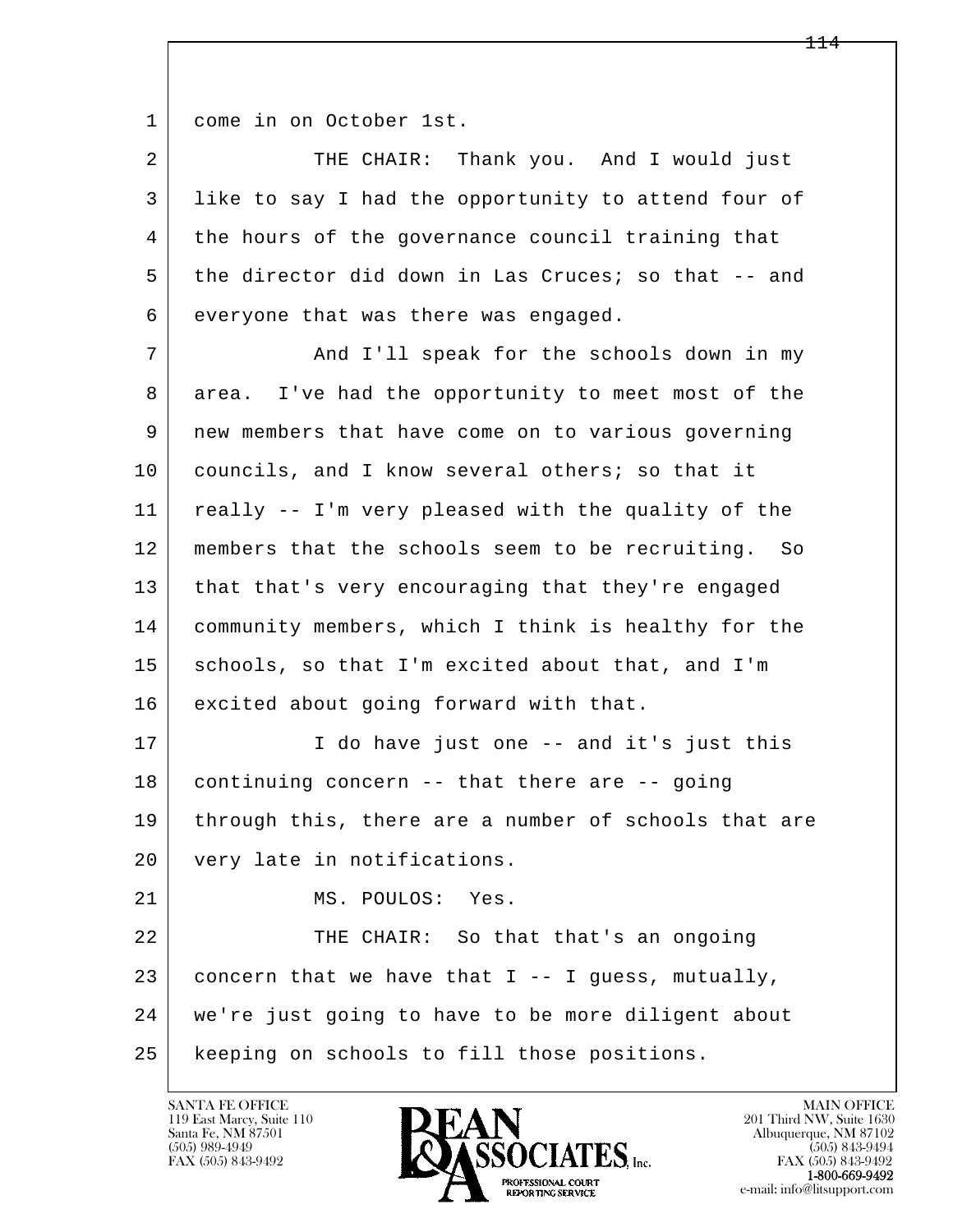come in on October 1st.

THE CHAIR: Thank you. And I would just like to say I had the opportunity to attend four of the hours of the governance council training that the director did down in Las Cruces; so that -- and everyone that was there was engaged.

And I'll speak for the schools down in my area. I've had the opportunity to meet most of the new members that have come on to various governing councils, and I know several others; so that it really -- I'm very pleased with the quality of the members that the schools seem to be recruiting. So that that's very encouraging that they're engaged community members, which I think is healthy for the schools, so that I'm excited about that, and I'm excited about going forward with that.

I do have just one -- and it's just this continuing concern -- that there are -- going through this, there are a number of schools that are very late in notifications.

MS. POULOS: Yes.

THE CHAIR: So that that's an ongoing concern that we have that I -- I guess, mutually, we're just going to have to be more diligent about keeping on schools to fill those positions.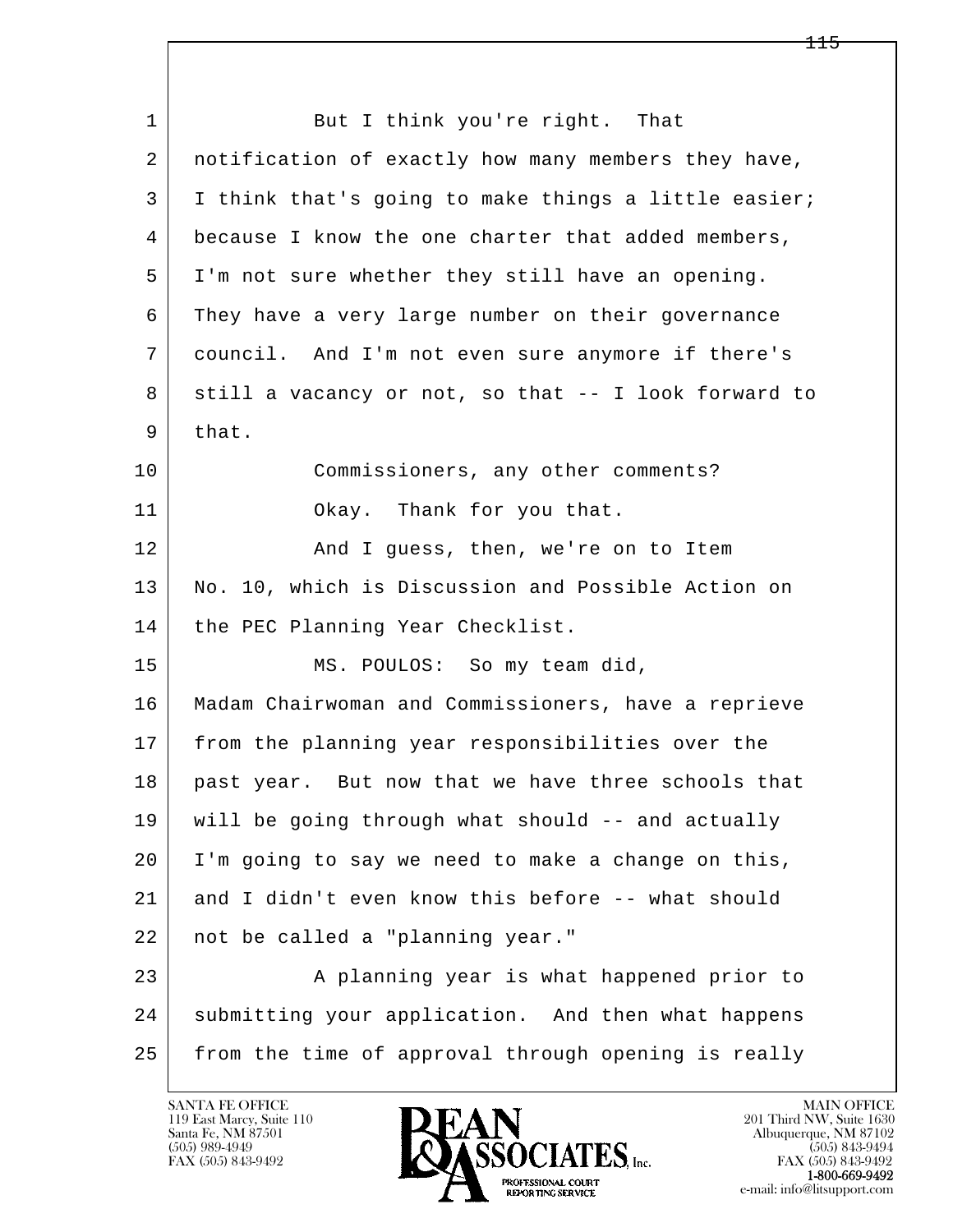1 But I think you're right. That
2 notification of exactly how many members they have,
3 I think that's going to make things a little easier;
4 because I know the one charter that added members,
5 I'm not sure whether they still have an opening.
6 They have a very large number on their governance
7 council. And I'm not even sure anymore if there's
8 still a vacancy or not, so that -- I look forward to
9 that.
10 Commissioners, any other comments?
11 Okay. Thank for you that.
12 And I guess, then, we're on to Item
13 No. 10, which is Discussion and Possible Action on
14 the PEC Planning Year Checklist.
15 MS. POULOS: So my team did,
16 Madam Chairwoman and Commissioners, have a reprieve
17 from the planning year responsibilities over the
18 past year. But now that we have three schools that
19 will be going through what should -- and actually
20 I'm going to say we need to make a change on this,
21 and I didn't even know this before -- what should
22 not be called a "planning year."
23 A planning year is what happened prior to
24 submitting your application. And then what happens
25 from the time of approval through opening is really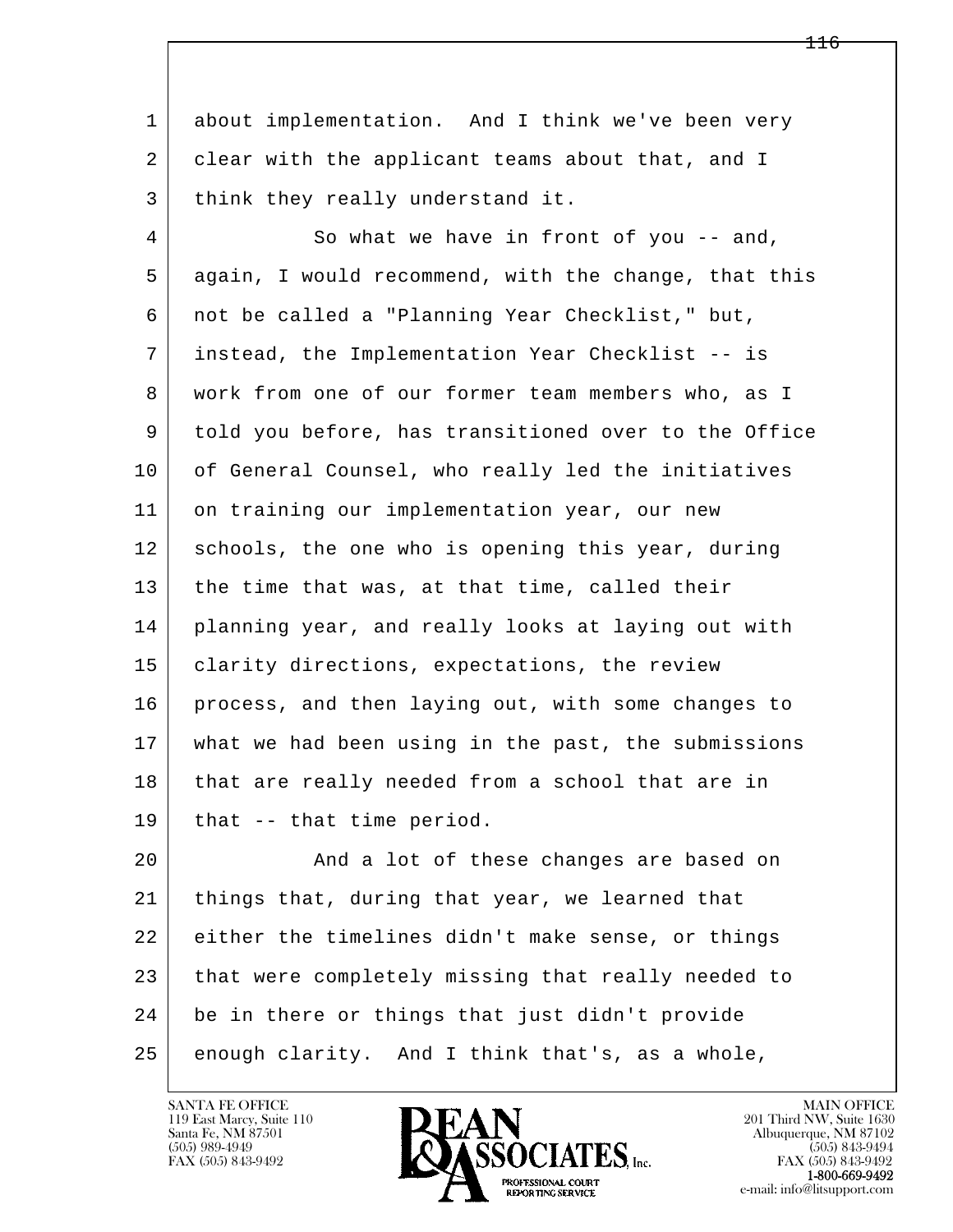about implementation. And I think we've been very clear with the applicant teams about that, and I think they really understand it.

So what we have in front of you -- and, again, I would recommend, with the change, that this not be called a "Planning Year Checklist," but, instead, the Implementation Year Checklist -- is work from one of our former team members who, as I told you before, has transitioned over to the Office of General Counsel, who really led the initiatives on training our implementation year, our new schools, the one who is opening this year, during the time that was, at that time, called their planning year, and really looks at laying out with clarity directions, expectations, the review process, and then laying out, with some changes to what we had been using in the past, the submissions that are really needed from a school that are in that -- that time period.

And a lot of these changes are based on things that, during that year, we learned that either the timelines didn't make sense, or things that were completely missing that really needed to be in there or things that just didn't provide enough clarity. And I think that's, as a whole,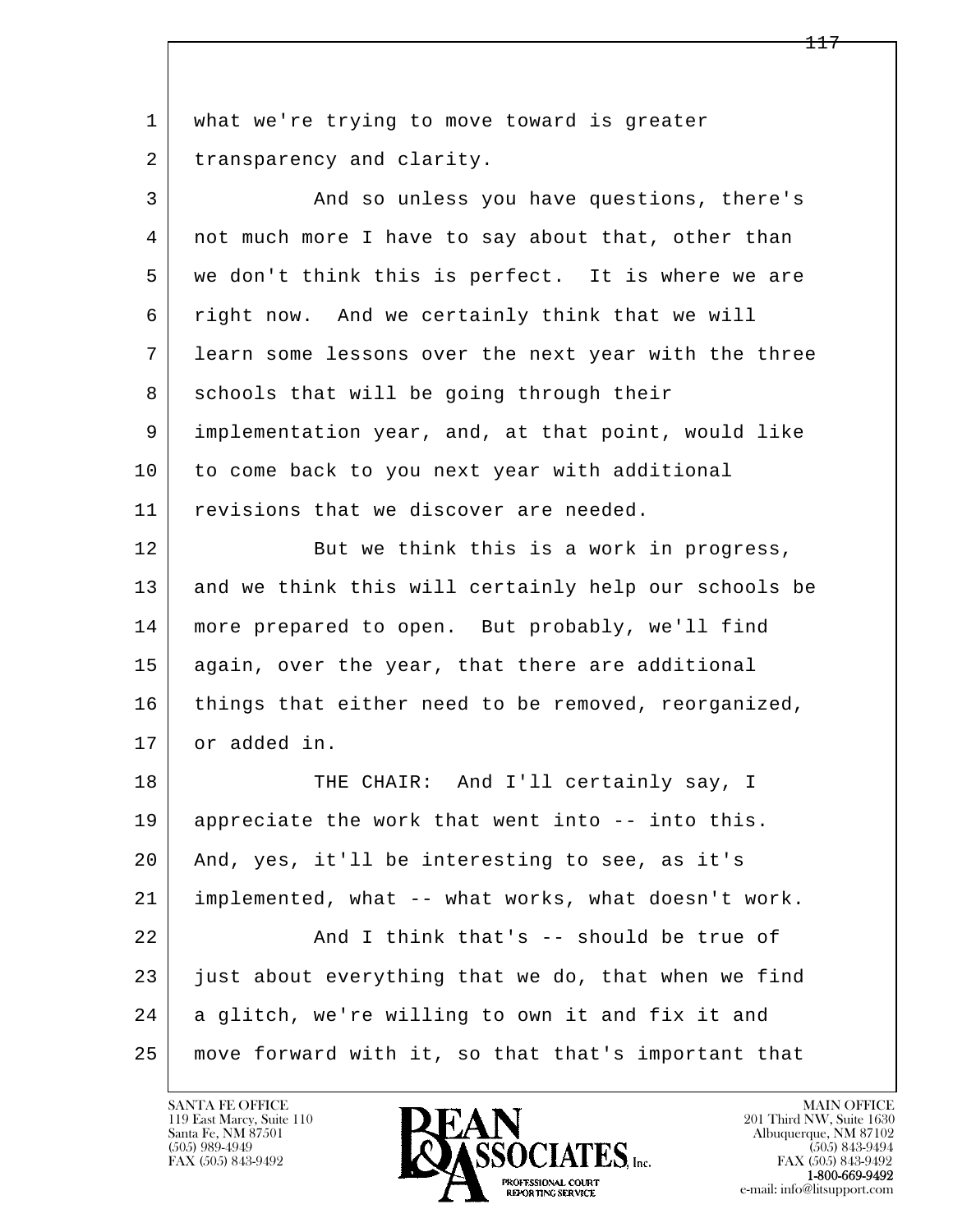what we're trying to move toward is greater transparency and clarity.

And so unless you have questions, there's not much more I have to say about that, other than we don't think this is perfect. It is where we are right now. And we certainly think that we will learn some lessons over the next year with the three schools that will be going through their implementation year, and, at that point, would like to come back to you next year with additional revisions that we discover are needed.

But we think this is a work in progress, and we think this will certainly help our schools be more prepared to open. But probably, we'll find again, over the year, that there are additional things that either need to be removed, reorganized, or added in.

THE CHAIR: And I'll certainly say, I appreciate the work that went into -- into this. And, yes, it'll be interesting to see, as it's implemented, what -- what works, what doesn't work.

And I think that's -- should be true of just about everything that we do, that when we find a glitch, we're willing to own it and fix it and move forward with it, so that that's important that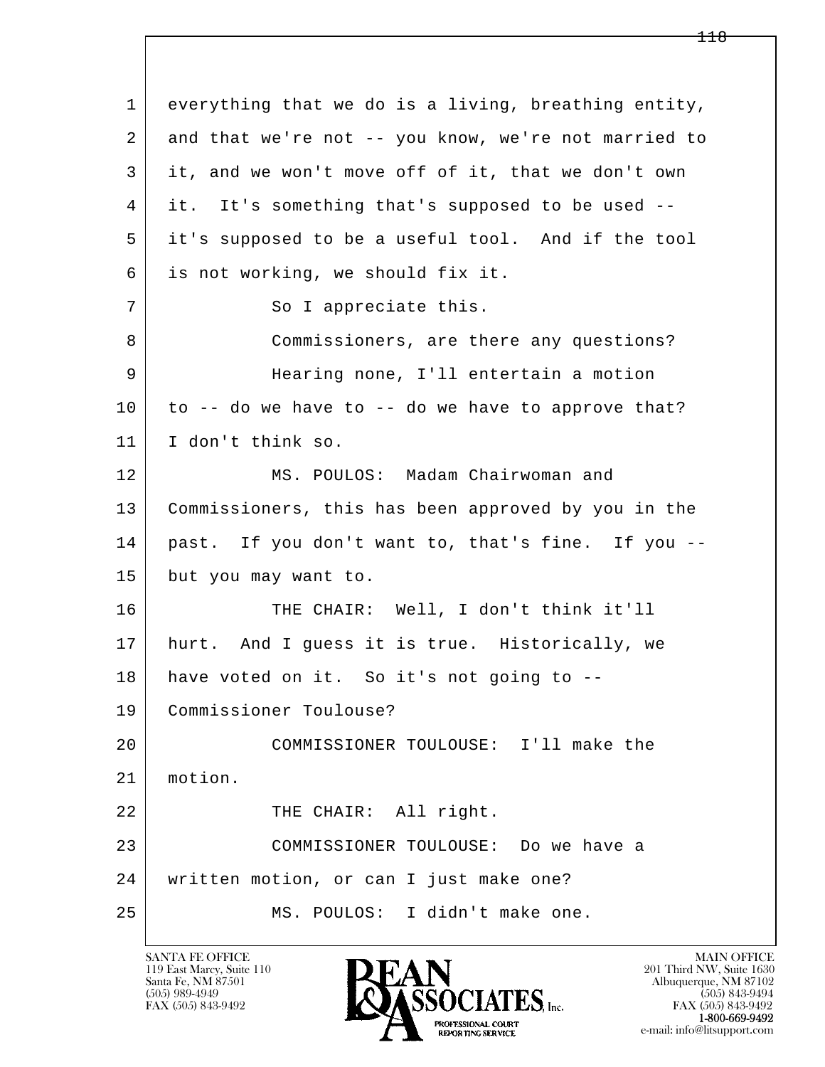everything that we do is a living, breathing entity, and that we're not -- you know, we're not married to it, and we won't move off of it, that we don't own it. It's something that's supposed to be used -- it's supposed to be a useful tool. And if the tool is not working, we should fix it.

So I appreciate this.

Commissioners, are there any questions?

Hearing none, I'll entertain a motion to -- do we have to -- do we have to approve that? I don't think so.

MS. POULOS: Madam Chairwoman and Commissioners, this has been approved by you in the past. If you don't want to, that's fine. If you -- but you may want to.

THE CHAIR: Well, I don't think it'll hurt. And I guess it is true. Historically, we have voted on it. So it's not going to -- Commissioner Toulouse?

COMMISSIONER TOULOUSE: I'll make the motion.

THE CHAIR: All right.

COMMISSIONER TOULOUSE: Do we have a written motion, or can I just make one?

MS. POULOS: I didn't make one.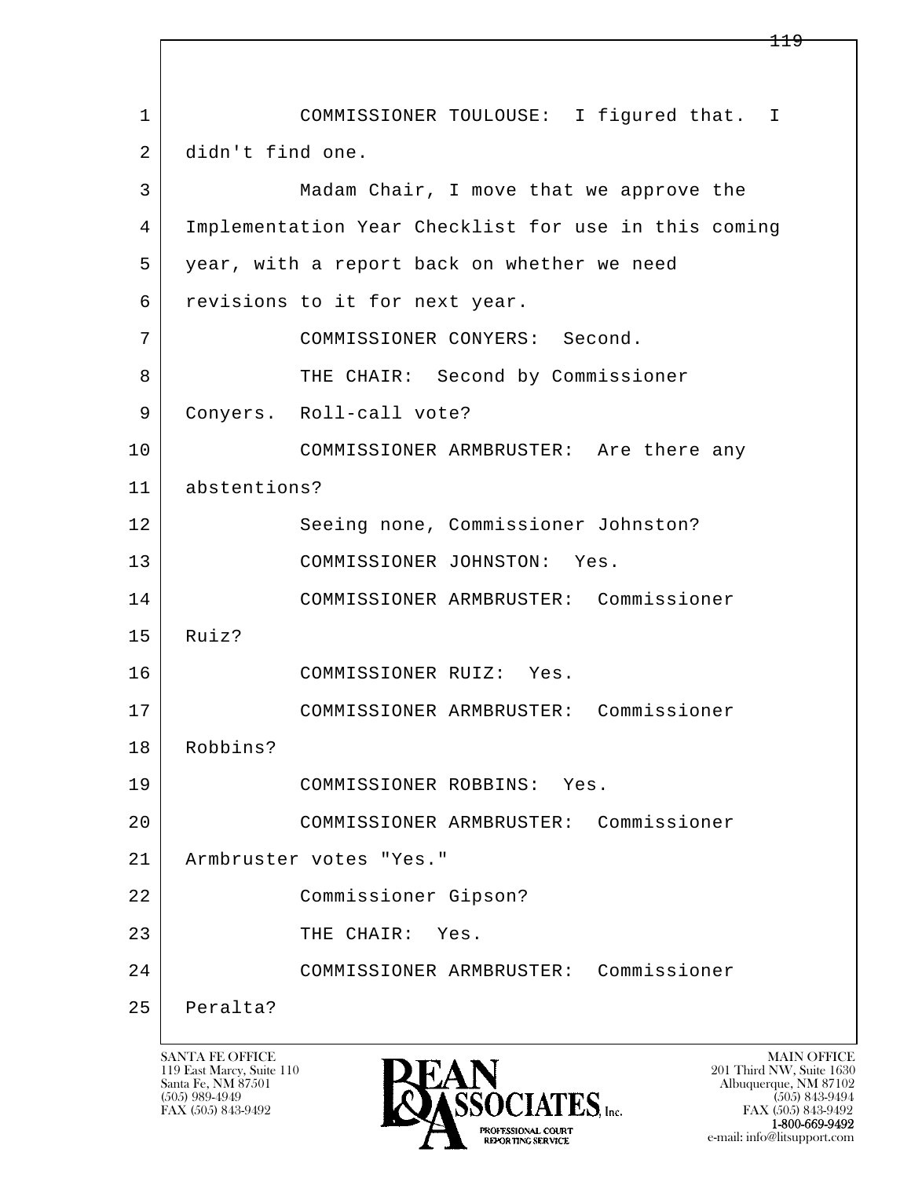COMMISSIONER TOULOUSE: I figured that. I didn't find one.

Madam Chair, I move that we approve the Implementation Year Checklist for use in this coming year, with a report back on whether we need revisions to it for next year.

COMMISSIONER CONYERS: Second.

THE CHAIR: Second by Commissioner Conyers. Roll-call vote?

COMMISSIONER ARMBRUSTER: Are there any abstentions?

Seeing none, Commissioner Johnston?

COMMISSIONER JOHNSTON: Yes.

COMMISSIONER ARMBRUSTER: Commissioner Ruiz?

COMMISSIONER RUIZ: Yes.

COMMISSIONER ARMBRUSTER: Commissioner Robbins?

COMMISSIONER ROBBINS: Yes.

COMMISSIONER ARMBRUSTER: Commissioner Armbruster votes "Yes."

Commissioner Gipson?

THE CHAIR: Yes.

COMMISSIONER ARMBRUSTER: Commissioner Peralta?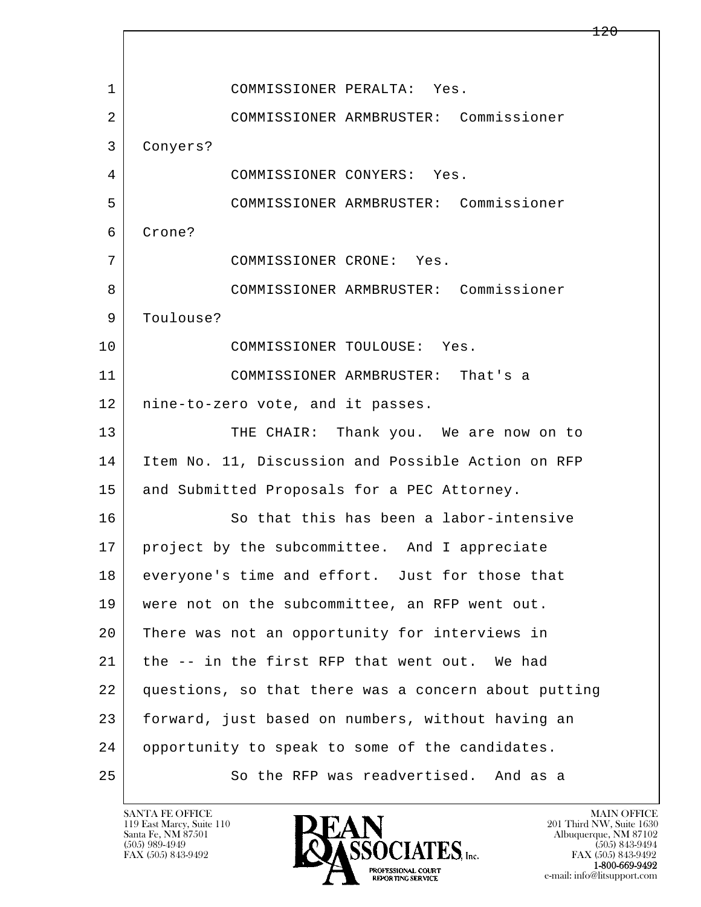COMMISSIONER PERALTA: Yes.

COMMISSIONER ARMBRUSTER: Commissioner Conyers?

COMMISSIONER CONYERS: Yes.

COMMISSIONER ARMBRUSTER: Commissioner Crone?

COMMISSIONER CRONE: Yes.

COMMISSIONER ARMBRUSTER: Commissioner Toulouse?

COMMISSIONER TOULOUSE: Yes.

COMMISSIONER ARMBRUSTER: That's a nine-to-zero vote, and it passes.

THE CHAIR: Thank you. We are now on to Item No. 11, Discussion and Possible Action on RFP and Submitted Proposals for a PEC Attorney.

So that this has been a labor-intensive project by the subcommittee. And I appreciate everyone's time and effort. Just for those that were not on the subcommittee, an RFP went out. There was not an opportunity for interviews in the -- in the first RFP that went out. We had questions, so that there was a concern about putting forward, just based on numbers, without having an opportunity to speak to some of the candidates.

So the RFP was readvertised. And as a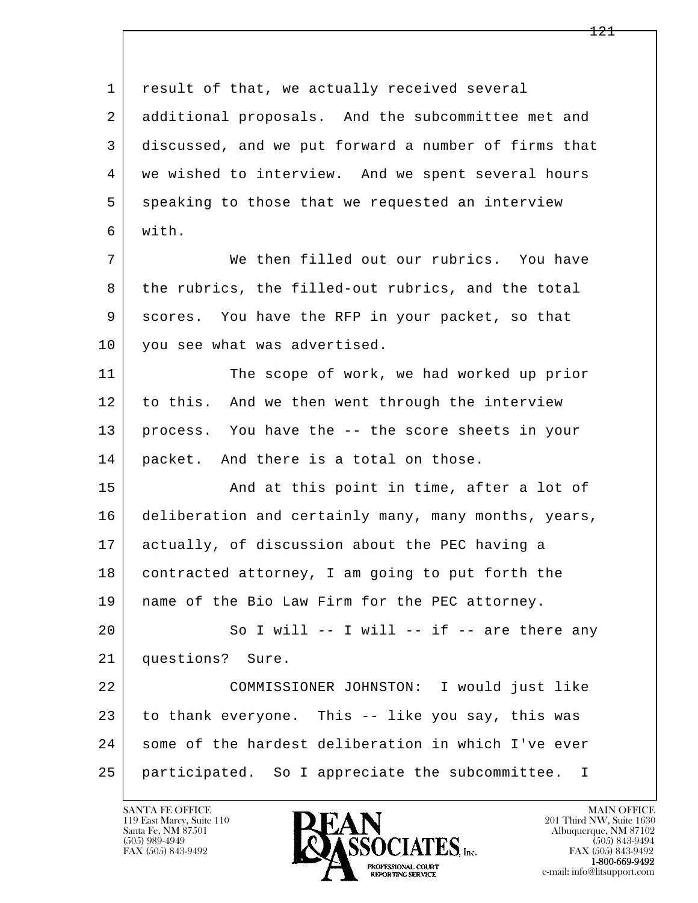1 result of that, we actually received several
2 additional proposals. And the subcommittee met and
3 discussed, and we put forward a number of firms that
4 we wished to interview. And we spent several hours
5 speaking to those that we requested an interview
6 with.

7 We then filled out our rubrics. You have
8 the rubrics, the filled-out rubrics, and the total
9 scores. You have the RFP in your packet, so that
10 you see what was advertised.

11 The scope of work, we had worked up prior
12 to this. And we then went through the interview
13 process. You have the -- the score sheets in your
14 packet. And there is a total on those.

15 And at this point in time, after a lot of
16 deliberation and certainly many, many months, years,
17 actually, of discussion about the PEC having a
18 contracted attorney, I am going to put forth the
19 name of the Bio Law Firm for the PEC attorney.

20 So I will -- I will -- if -- are there any
21 questions? Sure.

22 COMMISSIONER JOHNSTON: I would just like
23 to thank everyone. This -- like you say, this was
24 some of the hardest deliberation in which I've ever
25 participated. So I appreciate the subcommittee. I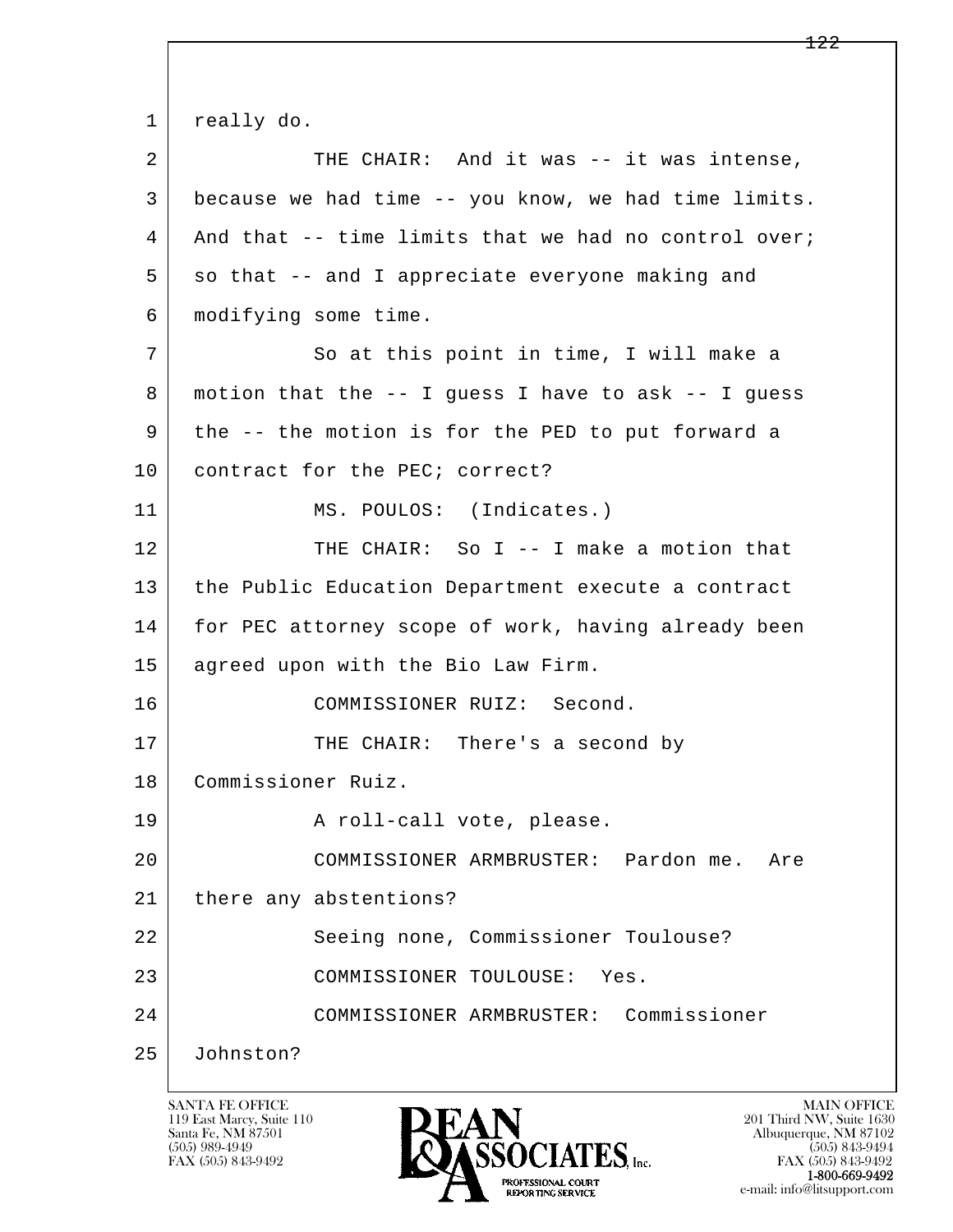really do.

THE CHAIR: And it was -- it was intense, because we had time -- you know, we had time limits. And that -- time limits that we had no control over; so that -- and I appreciate everyone making and modifying some time.

So at this point in time, I will make a motion that the -- I guess I have to ask -- I guess the -- the motion is for the PED to put forward a contract for the PEC; correct?

MS. POULOS: (Indicates.)

THE CHAIR: So I -- I make a motion that the Public Education Department execute a contract for PEC attorney scope of work, having already been agreed upon with the Bio Law Firm.

COMMISSIONER RUIZ: Second.

THE CHAIR: There's a second by Commissioner Ruiz.

A roll-call vote, please.

COMMISSIONER ARMBRUSTER: Pardon me. Are there any abstentions?

Seeing none, Commissioner Toulouse?

COMMISSIONER TOULOUSE: Yes.

COMMISSIONER ARMBRUSTER: Commissioner Johnston?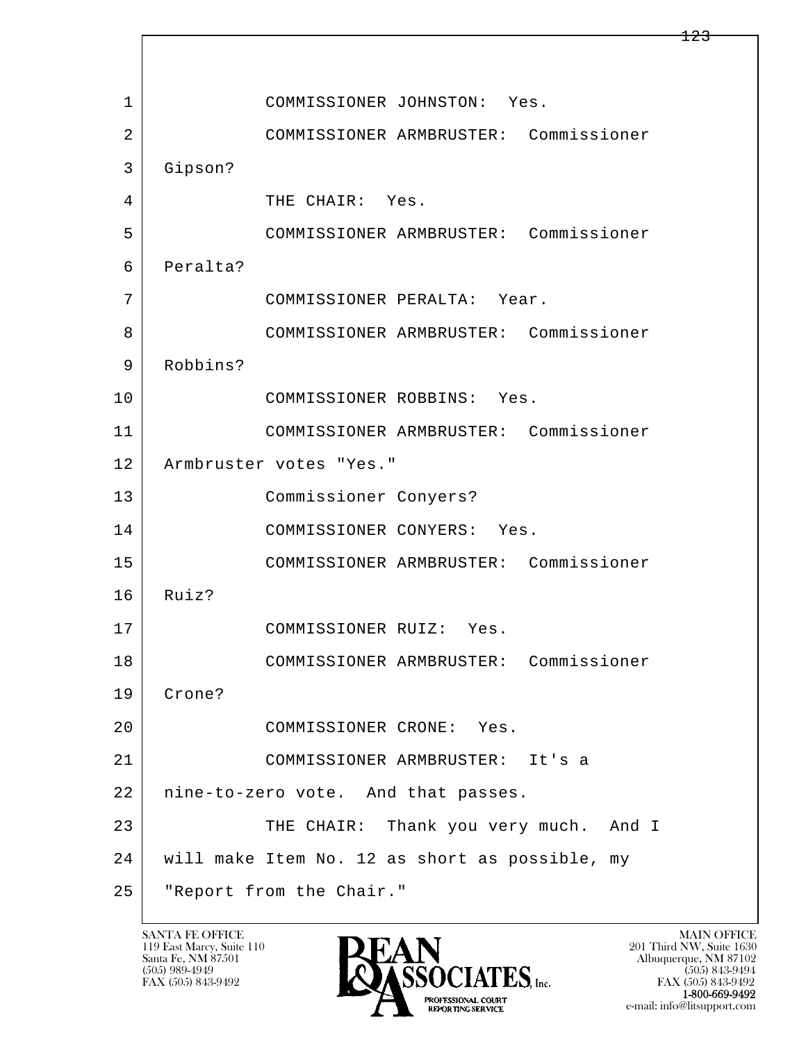1 COMMISSIONER JOHNSTON: Yes.

2 COMMISSIONER ARMBRUSTER: Commissioner

3 Gipson?

4 THE CHAIR: Yes.

5 COMMISSIONER ARMBRUSTER: Commissioner

6 Peralta?

7 COMMISSIONER PERALTA: Year.

8 COMMISSIONER ARMBRUSTER: Commissioner

9 Robbins?

10 COMMISSIONER ROBBINS: Yes.

11 COMMISSIONER ARMBRUSTER: Commissioner

12 Armbruster votes "Yes."

13 Commissioner Conyers?

14 COMMISSIONER CONYERS: Yes.

15 COMMISSIONER ARMBRUSTER: Commissioner

16 Ruiz?

17 COMMISSIONER RUIZ: Yes.

18 COMMISSIONER ARMBRUSTER: Commissioner

19 Crone?

20 COMMISSIONER CRONE: Yes.

21 COMMISSIONER ARMBRUSTER: It's a

22 nine-to-zero vote. And that passes.

23 THE CHAIR: Thank you very much. And I

24 will make Item No. 12 as short as possible, my

25 "Report from the Chair."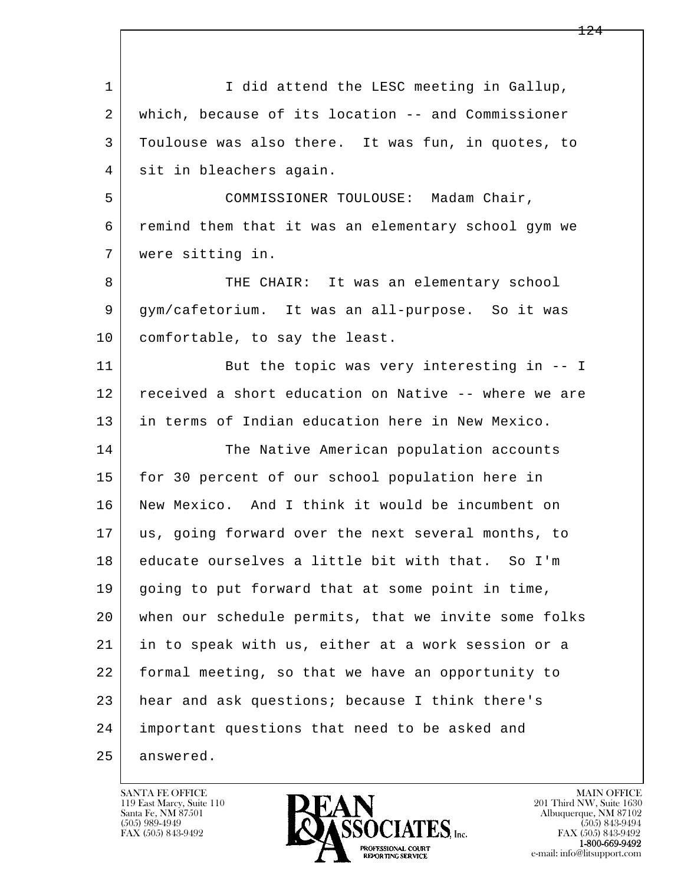I did attend the LESC meeting in Gallup, which, because of its location -- and Commissioner Toulouse was also there. It was fun, in quotes, to sit in bleachers again.

COMMISSIONER TOULOUSE: Madam Chair, remind them that it was an elementary school gym we were sitting in.

THE CHAIR: It was an elementary school gym/cafetorium. It was an all-purpose. So it was comfortable, to say the least.

But the topic was very interesting in -- I received a short education on Native -- where we are in terms of Indian education here in New Mexico.

The Native American population accounts for 30 percent of our school population here in New Mexico. And I think it would be incumbent on us, going forward over the next several months, to educate ourselves a little bit with that. So I'm going to put forward that at some point in time, when our schedule permits, that we invite some folks in to speak with us, either at a work session or a formal meeting, so that we have an opportunity to hear and ask questions; because I think there's important questions that need to be asked and answered.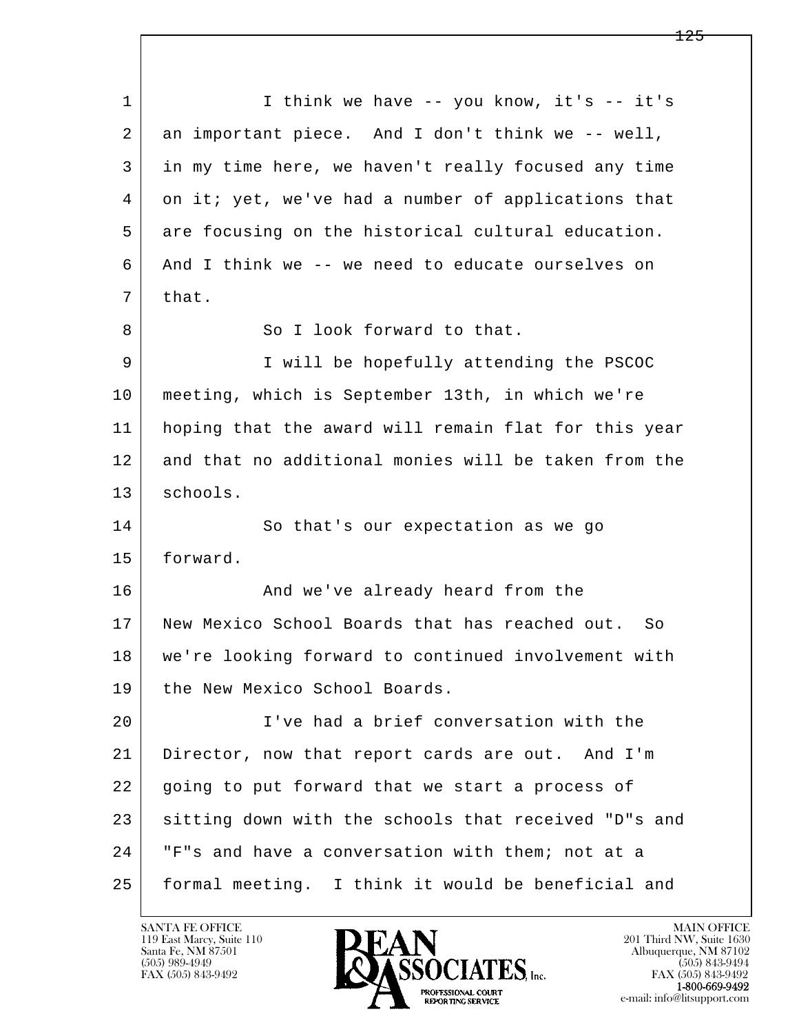1 I think we have -- you know, it's -- it's
2 an important piece. And I don't think we -- well,
3 in my time here, we haven't really focused any time
4 on it; yet, we've had a number of applications that
5 are focusing on the historical cultural education.
6 And I think we -- we need to educate ourselves on
7 that.
8 So I look forward to that.
9 I will be hopefully attending the PSCOC
10 meeting, which is September 13th, in which we're
11 hoping that the award will remain flat for this year
12 and that no additional monies will be taken from the
13 schools.
14 So that's our expectation as we go
15 forward.
16 And we've already heard from the
17 New Mexico School Boards that has reached out. So
18 we're looking forward to continued involvement with
19 the New Mexico School Boards.
20 I've had a brief conversation with the
21 Director, now that report cards are out. And I'm
22 going to put forward that we start a process of
23 sitting down with the schools that received "D"s and
24 "F"s and have a conversation with them; not at a
25 formal meeting. I think it would be beneficial and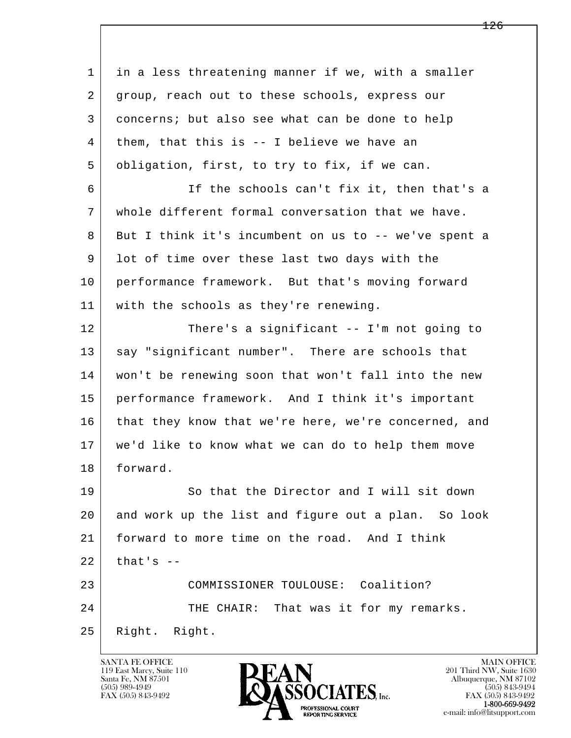1 in a less threatening manner if we, with a smaller
2 group, reach out to these schools, express our
3 concerns; but also see what can be done to help
4 them, that this is -- I believe we have an
5 obligation, first, to try to fix, if we can.

6 If the schools can't fix it, then that's a
7 whole different formal conversation that we have.
8 But I think it's incumbent on us to -- we've spent a
9 lot of time over these last two days with the
10 performance framework. But that's moving forward
11 with the schools as they're renewing.

12 There's a significant -- I'm not going to
13 say "significant number". There are schools that
14 won't be renewing soon that won't fall into the new
15 performance framework. And I think it's important
16 that they know that we're here, we're concerned, and
17 we'd like to know what we can do to help them move
18 forward.

19 So that the Director and I will sit down
20 and work up the list and figure out a plan. So look
21 forward to more time on the road. And I think
22 that's --

23 COMMISSIONER TOULOUSE: Coalition?

24 THE CHAIR: That was it for my remarks.
25 Right. Right.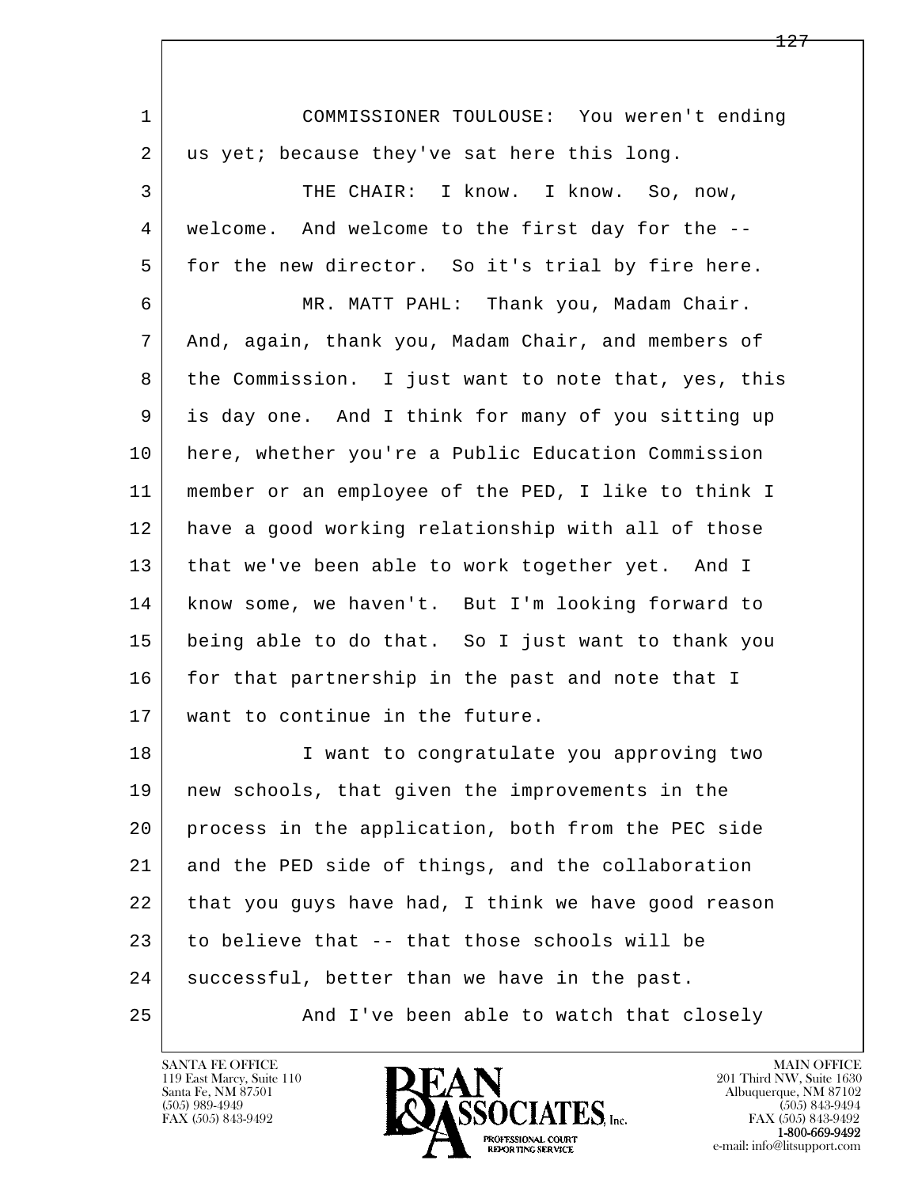COMMISSIONER TOULOUSE: You weren't ending us yet; because they've sat here this long.

THE CHAIR: I know. I know. So, now, welcome. And welcome to the first day for the -- for the new director. So it's trial by fire here.

MR. MATT PAHL: Thank you, Madam Chair. And, again, thank you, Madam Chair, and members of the Commission. I just want to note that, yes, this is day one. And I think for many of you sitting up here, whether you're a Public Education Commission member or an employee of the PED, I like to think I have a good working relationship with all of those that we've been able to work together yet. And I know some, we haven't. But I'm looking forward to being able to do that. So I just want to thank you for that partnership in the past and note that I want to continue in the future.

I want to congratulate you approving two new schools, that given the improvements in the process in the application, both from the PEC side and the PED side of things, and the collaboration that you guys have had, I think we have good reason to believe that -- that those schools will be successful, better than we have in the past.

And I've been able to watch that closely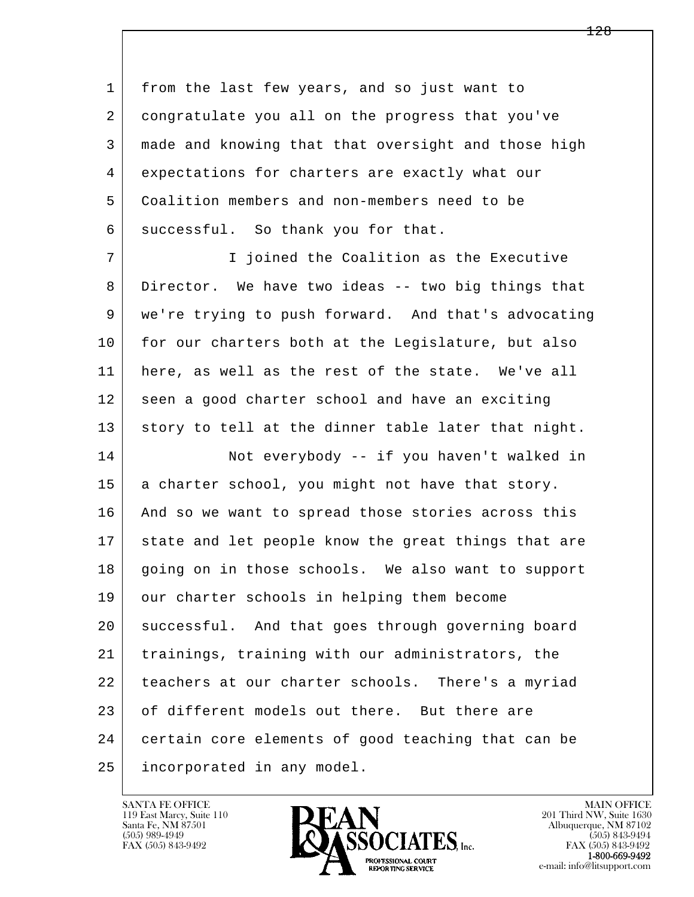from the last few years, and so just want to congratulate you all on the progress that you've made and knowing that that oversight and those high expectations for charters are exactly what our Coalition members and non-members need to be successful. So thank you for that.

I joined the Coalition as the Executive Director. We have two ideas -- two big things that we're trying to push forward. And that's advocating for our charters both at the Legislature, but also here, as well as the rest of the state. We've all seen a good charter school and have an exciting story to tell at the dinner table later that night.

Not everybody -- if you haven't walked in a charter school, you might not have that story. And so we want to spread those stories across this state and let people know the great things that are going on in those schools. We also want to support our charter schools in helping them become successful. And that goes through governing board trainings, training with our administrators, the teachers at our charter schools. There's a myriad of different models out there. But there are certain core elements of good teaching that can be incorporated in any model.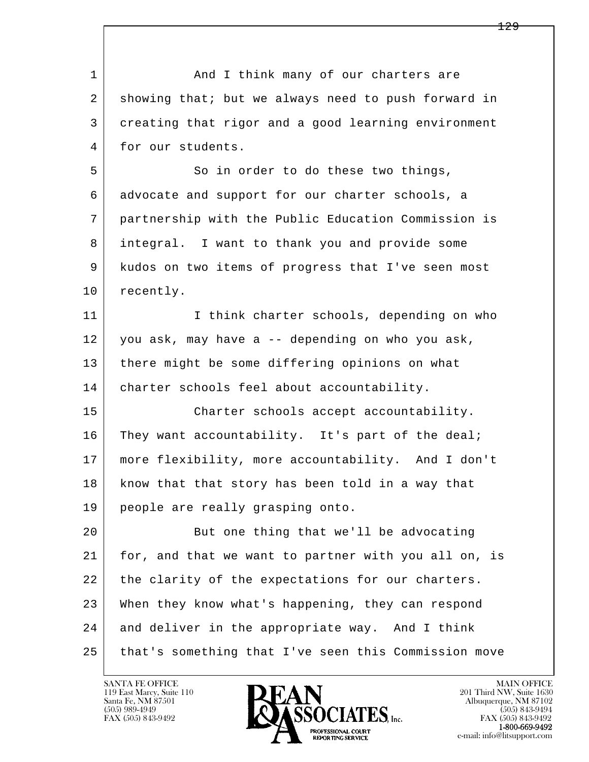And I think many of our charters are showing that; but we always need to push forward in creating that rigor and a good learning environment for our students.

So in order to do these two things, advocate and support for our charter schools, a partnership with the Public Education Commission is integral. I want to thank you and provide some kudos on two items of progress that I've seen most recently.

I think charter schools, depending on who you ask, may have a -- depending on who you ask, there might be some differing opinions on what charter schools feel about accountability.

Charter schools accept accountability. They want accountability. It's part of the deal; more flexibility, more accountability. And I don't know that that story has been told in a way that people are really grasping onto.

But one thing that we'll be advocating for, and that we want to partner with you all on, is the clarity of the expectations for our charters. When they know what's happening, they can respond and deliver in the appropriate way. And I think that's something that I've seen this Commission move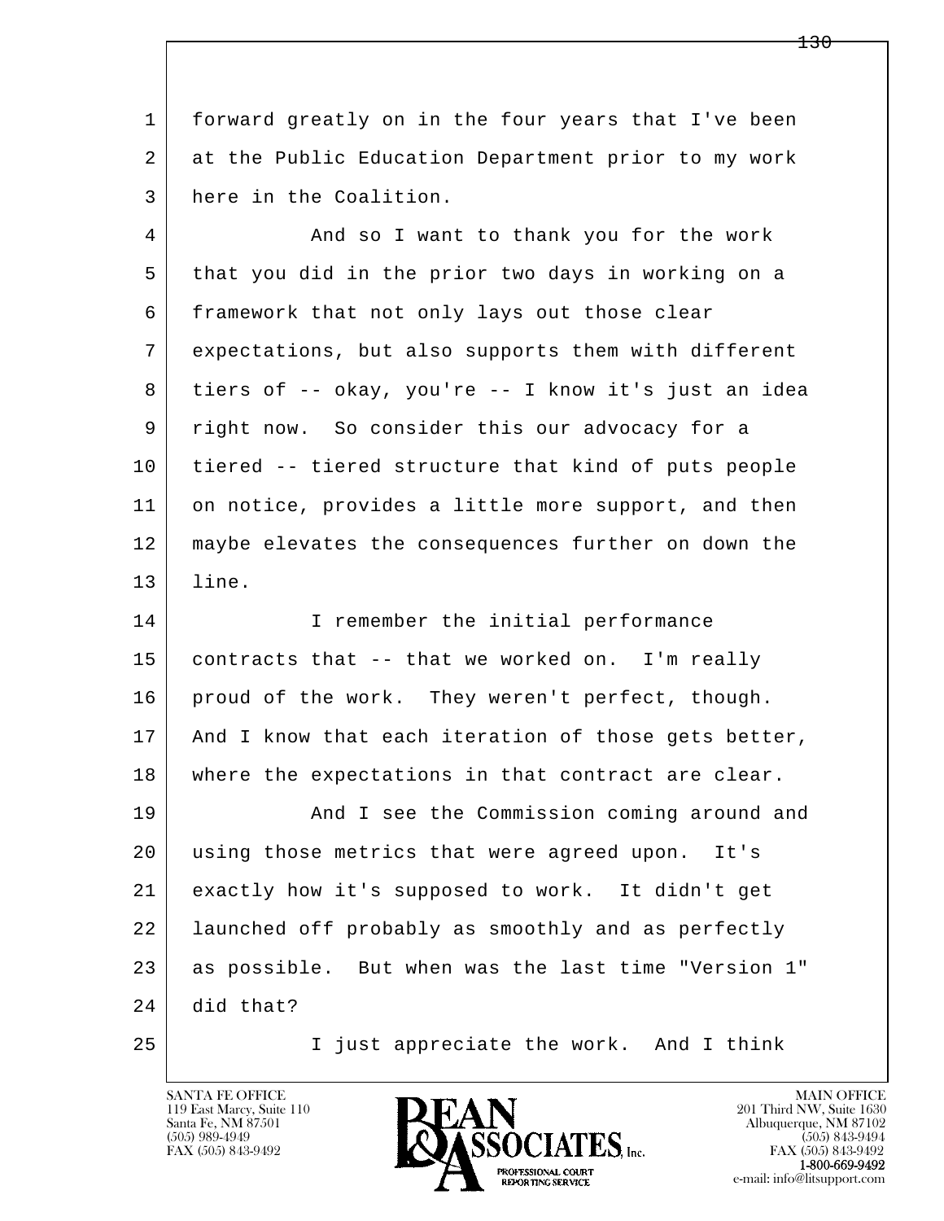forward greatly on in the four years that I've been at the Public Education Department prior to my work here in the Coalition.

And so I want to thank you for the work that you did in the prior two days in working on a framework that not only lays out those clear expectations, but also supports them with different tiers of -- okay, you're -- I know it's just an idea right now. So consider this our advocacy for a tiered -- tiered structure that kind of puts people on notice, provides a little more support, and then maybe elevates the consequences further on down the line.

I remember the initial performance contracts that -- that we worked on. I'm really proud of the work. They weren't perfect, though. And I know that each iteration of those gets better, where the expectations in that contract are clear.

And I see the Commission coming around and using those metrics that were agreed upon. It's exactly how it's supposed to work. It didn't get launched off probably as smoothly and as perfectly as possible. But when was the last time "Version 1" did that?

I just appreciate the work. And I think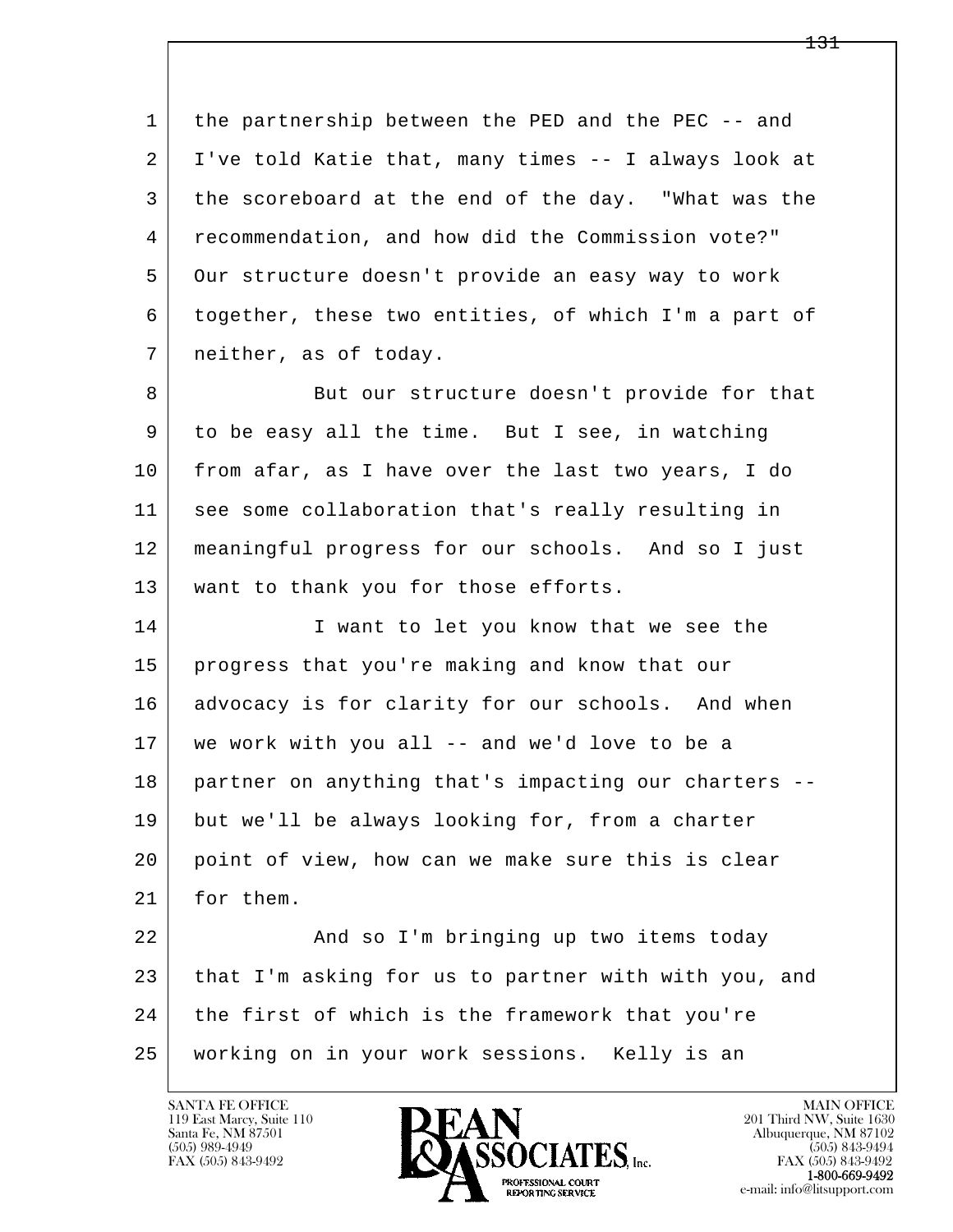the partnership between the PED and the PEC -- and I've told Katie that, many times -- I always look at the scoreboard at the end of the day. "What was the recommendation, and how did the Commission vote?" Our structure doesn't provide an easy way to work together, these two entities, of which I'm a part of neither, as of today.

But our structure doesn't provide for that to be easy all the time. But I see, in watching from afar, as I have over the last two years, I do see some collaboration that's really resulting in meaningful progress for our schools. And so I just want to thank you for those efforts.

I want to let you know that we see the progress that you're making and know that our advocacy is for clarity for our schools. And when we work with you all -- and we'd love to be a partner on anything that's impacting our charters -- but we'll be always looking for, from a charter point of view, how can we make sure this is clear for them.

And so I'm bringing up two items today that I'm asking for us to partner with with you, and the first of which is the framework that you're working on in your work sessions. Kelly is an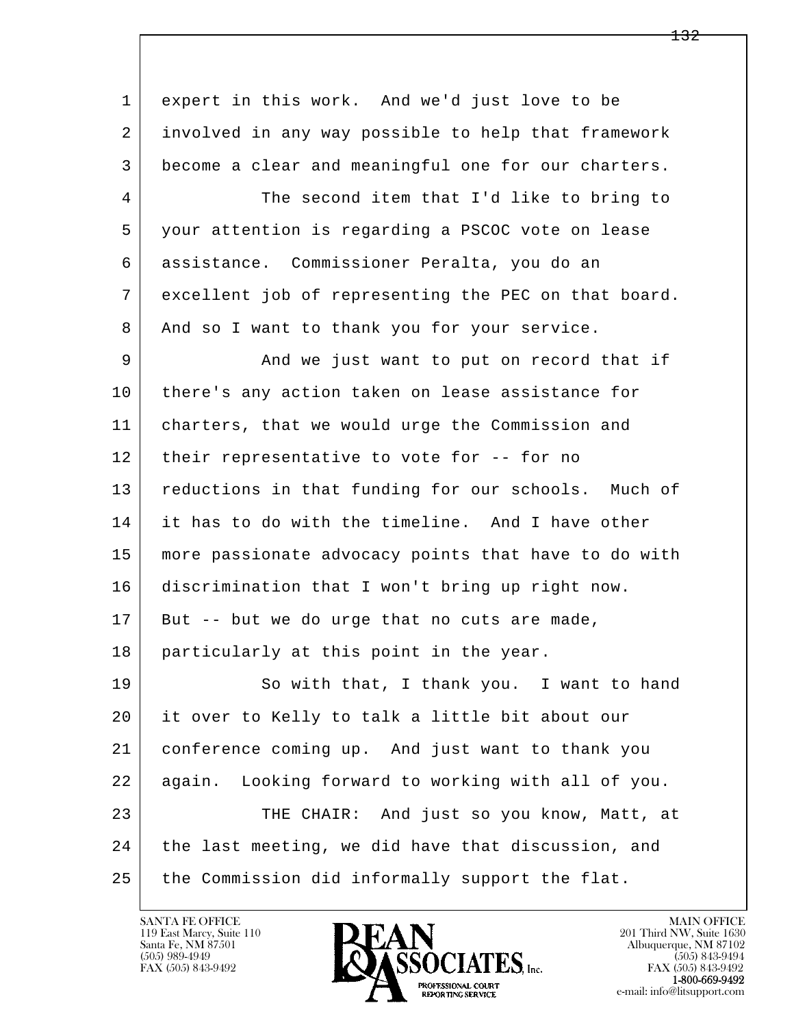1 expert in this work. And we'd just love to be
2 involved in any way possible to help that framework
3 become a clear and meaningful one for our charters.
4 The second item that I'd like to bring to
5 your attention is regarding a PSCOC vote on lease
6 assistance. Commissioner Peralta, you do an
7 excellent job of representing the PEC on that board.
8 And so I want to thank you for your service.
9 And we just want to put on record that if
10 there's any action taken on lease assistance for
11 charters, that we would urge the Commission and
12 their representative to vote for -- for no
13 reductions in that funding for our schools. Much of
14 it has to do with the timeline. And I have other
15 more passionate advocacy points that have to do with
16 discrimination that I won't bring up right now.
17 But -- but we do urge that no cuts are made,
18 particularly at this point in the year.
19 So with that, I thank you. I want to hand
20 it over to Kelly to talk a little bit about our
21 conference coming up. And just want to thank you
22 again. Looking forward to working with all of you.
23 THE CHAIR: And just so you know, Matt, at
24 the last meeting, we did have that discussion, and
25 the Commission did informally support the flat.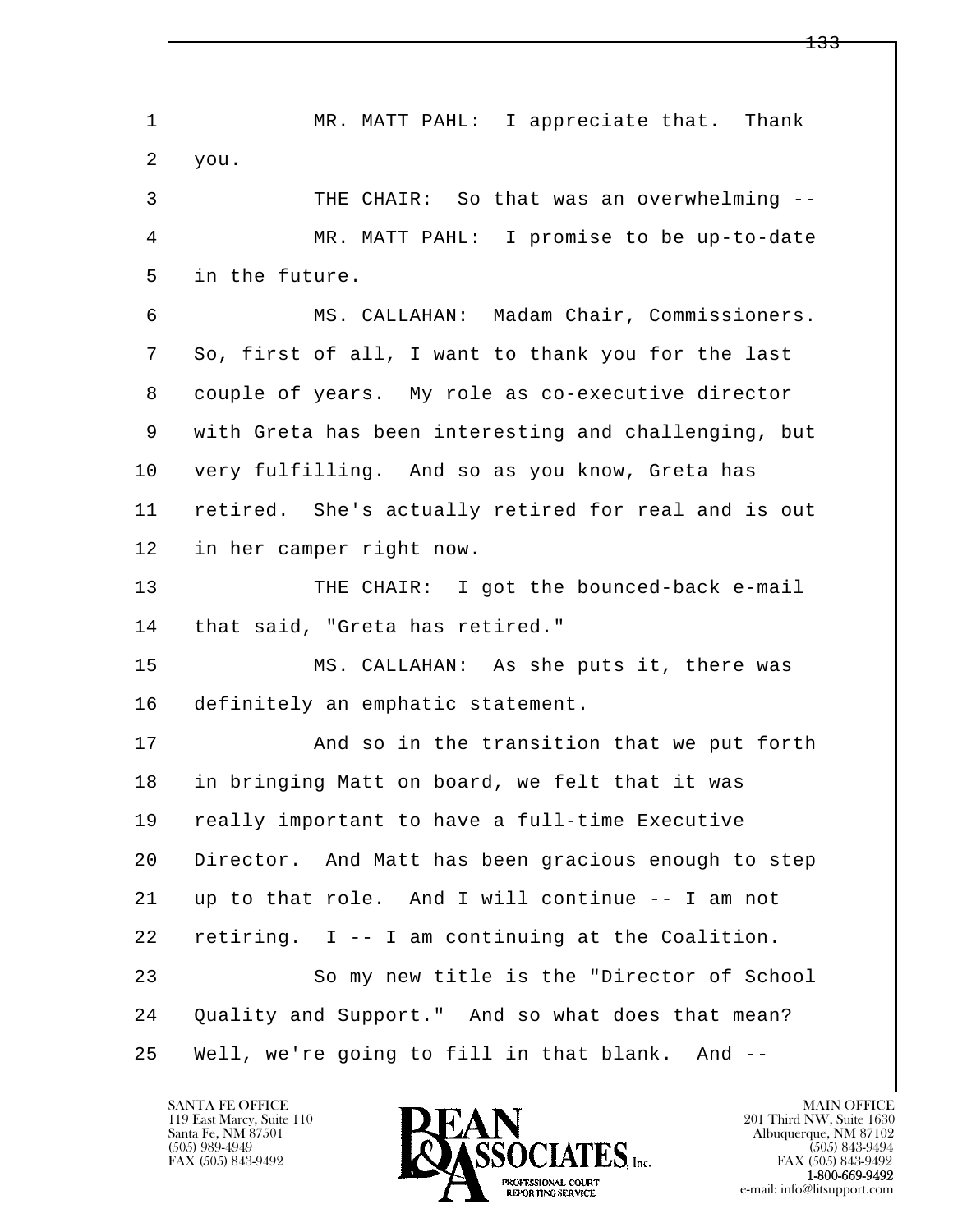1 MR. MATT PAHL: I appreciate that. Thank
2 you.
3 THE CHAIR: So that was an overwhelming --
4 MR. MATT PAHL: I promise to be up-to-date
5 in the future.
6 MS. CALLAHAN: Madam Chair, Commissioners.
7 So, first of all, I want to thank you for the last
8 couple of years. My role as co-executive director
9 with Greta has been interesting and challenging, but
10 very fulfilling. And so as you know, Greta has
11 retired. She's actually retired for real and is out
12 in her camper right now.
13 THE CHAIR: I got the bounced-back e-mail
14 that said, "Greta has retired."
15 MS. CALLAHAN: As she puts it, there was
16 definitely an emphatic statement.
17 And so in the transition that we put forth
18 in bringing Matt on board, we felt that it was
19 really important to have a full-time Executive
20 Director. And Matt has been gracious enough to step
21 up to that role. And I will continue -- I am not
22 retiring. I -- I am continuing at the Coalition.
23 So my new title is the "Director of School
24 Quality and Support." And so what does that mean?
25 Well, we're going to fill in that blank. And --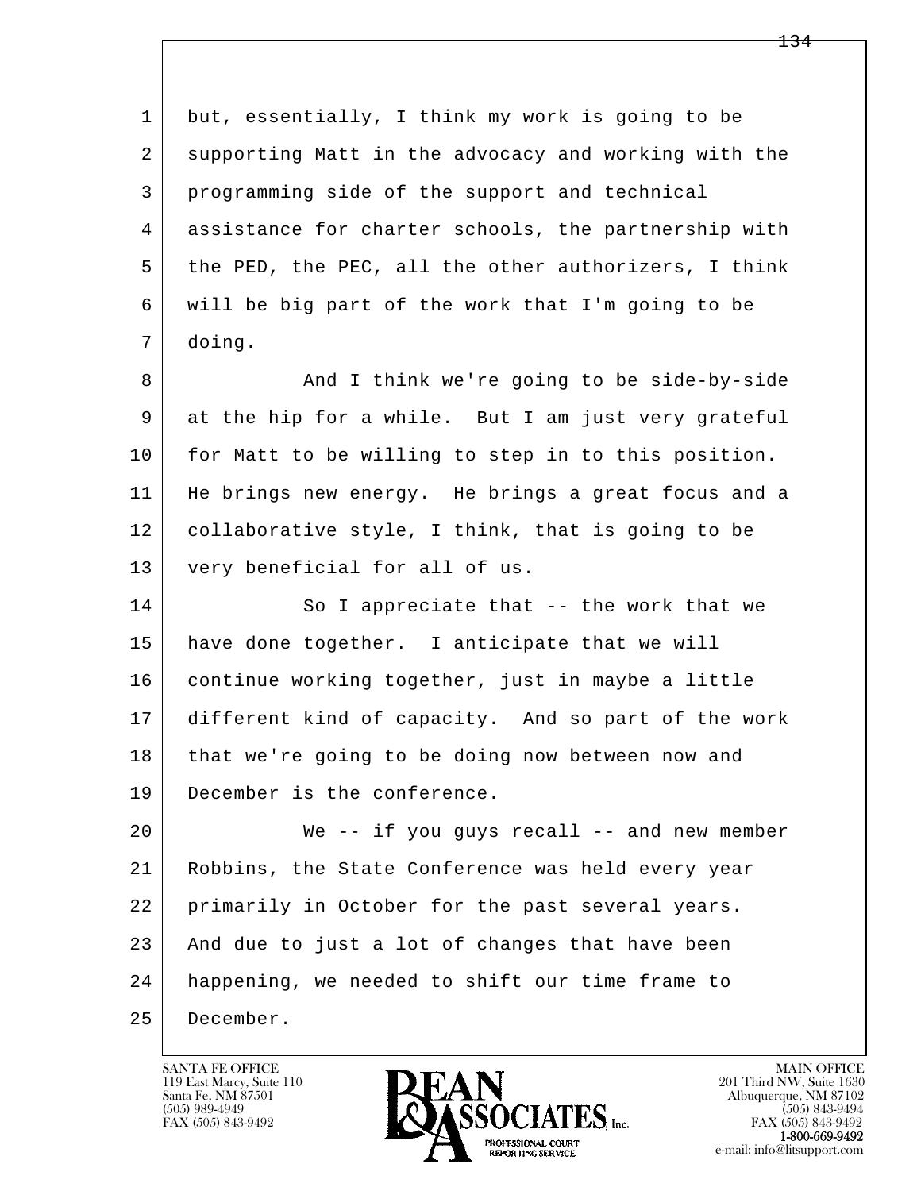1 but, essentially, I think my work is going to be
2 supporting Matt in the advocacy and working with the
3 programming side of the support and technical
4 assistance for charter schools, the partnership with
5 the PED, the PEC, all the other authorizers, I think
6 will be big part of the work that I'm going to be
7 doing.

8 And I think we're going to be side-by-side
9 at the hip for a while. But I am just very grateful
10 for Matt to be willing to step in to this position.
11 He brings new energy. He brings a great focus and a
12 collaborative style, I think, that is going to be
13 very beneficial for all of us.

14 So I appreciate that -- the work that we
15 have done together. I anticipate that we will
16 continue working together, just in maybe a little
17 different kind of capacity. And so part of the work
18 that we're going to be doing now between now and
19 December is the conference.

20 We -- if you guys recall -- and new member
21 Robbins, the State Conference was held every year
22 primarily in October for the past several years.
23 And due to just a lot of changes that have been
24 happening, we needed to shift our time frame to
25 December.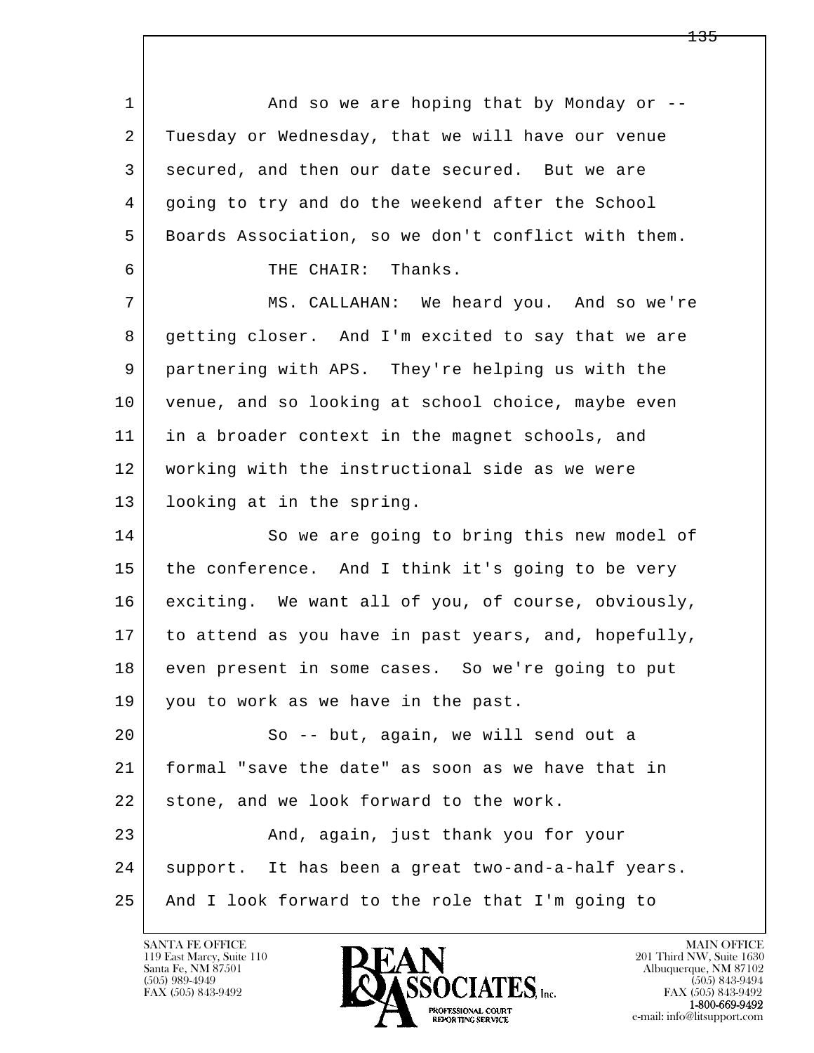1 And so we are hoping that by Monday or --
2 Tuesday or Wednesday, that we will have our venue
3 secured, and then our date secured. But we are
4 going to try and do the weekend after the School
5 Boards Association, so we don't conflict with them.
6 THE CHAIR: Thanks.
7 MS. CALLAHAN: We heard you. And so we're
8 getting closer. And I'm excited to say that we are
9 partnering with APS. They're helping us with the
10 venue, and so looking at school choice, maybe even
11 in a broader context in the magnet schools, and
12 working with the instructional side as we were
13 looking at in the spring.
14 So we are going to bring this new model of
15 the conference. And I think it's going to be very
16 exciting. We want all of you, of course, obviously,
17 to attend as you have in past years, and, hopefully,
18 even present in some cases. So we're going to put
19 you to work as we have in the past.
20 So -- but, again, we will send out a
21 formal "save the date" as soon as we have that in
22 stone, and we look forward to the work.
23 And, again, just thank you for your
24 support. It has been a great two-and-a-half years.
25 And I look forward to the role that I'm going to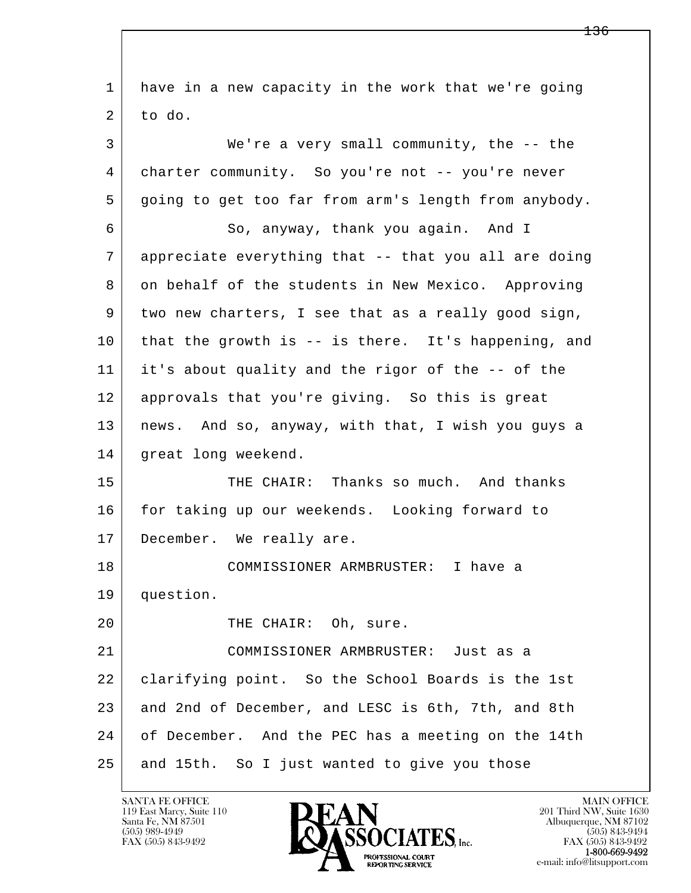1 have in a new capacity in the work that we're going
2 to do.

3 We're a very small community, the -- the
4 charter community. So you're not -- you're never
5 going to get too far from arm's length from anybody.

6 So, anyway, thank you again. And I
7 appreciate everything that -- that you all are doing
8 on behalf of the students in New Mexico. Approving
9 two new charters, I see that as a really good sign,
10 that the growth is -- is there. It's happening, and
11 it's about quality and the rigor of the -- of the
12 approvals that you're giving. So this is great
13 news. And so, anyway, with that, I wish you guys a
14 great long weekend.

15 THE CHAIR: Thanks so much. And thanks
16 for taking up our weekends. Looking forward to
17 December. We really are.

18 COMMISSIONER ARMBRUSTER: I have a
19 question.

20 THE CHAIR: Oh, sure.

21 COMMISSIONER ARMBRUSTER: Just as a
22 clarifying point. So the School Boards is the 1st
23 and 2nd of December, and LESC is 6th, 7th, and 8th
24 of December. And the PEC has a meeting on the 14th
25 and 15th. So I just wanted to give you those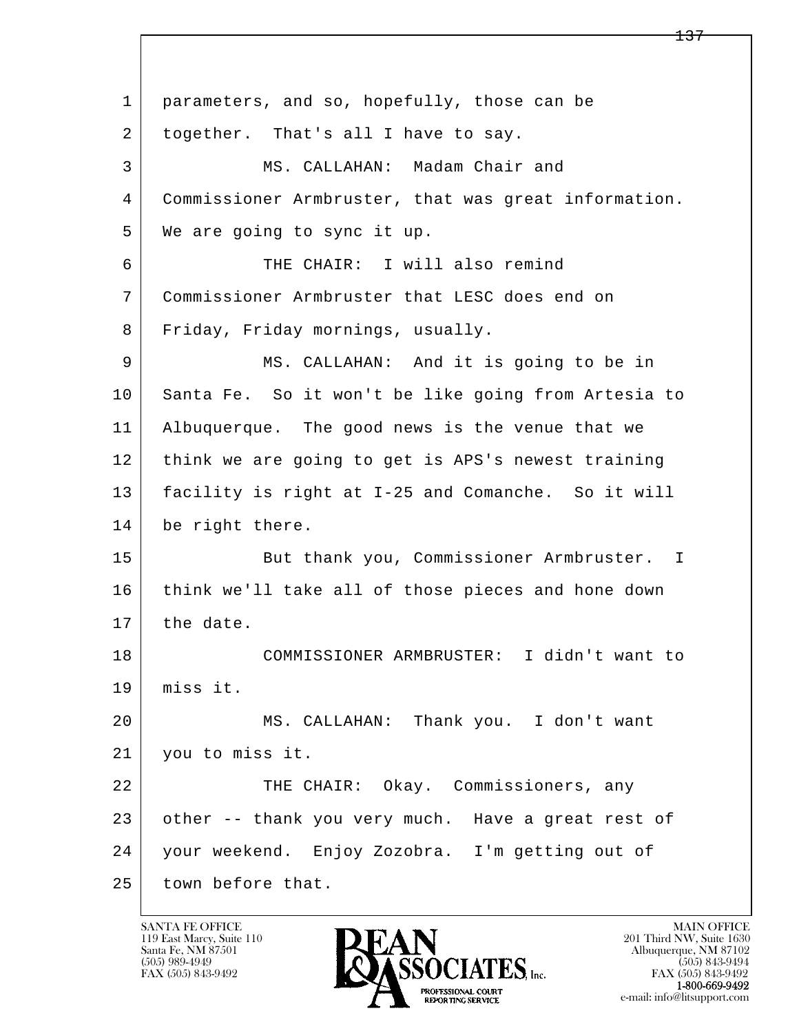parameters, and so, hopefully, those can be together. That's all I have to say.

MS. CALLAHAN: Madam Chair and Commissioner Armbruster, that was great information. We are going to sync it up.

THE CHAIR: I will also remind Commissioner Armbruster that LESC does end on Friday, Friday mornings, usually.

MS. CALLAHAN: And it is going to be in Santa Fe. So it won't be like going from Artesia to Albuquerque. The good news is the venue that we think we are going to get is APS's newest training facility is right at I-25 and Comanche. So it will be right there.

But thank you, Commissioner Armbruster. I think we'll take all of those pieces and hone down the date.

COMMISSIONER ARMBRUSTER: I didn't want to miss it.

MS. CALLAHAN: Thank you. I don't want you to miss it.

THE CHAIR: Okay. Commissioners, any other -- thank you very much. Have a great rest of your weekend. Enjoy Zozobra. I'm getting out of town before that.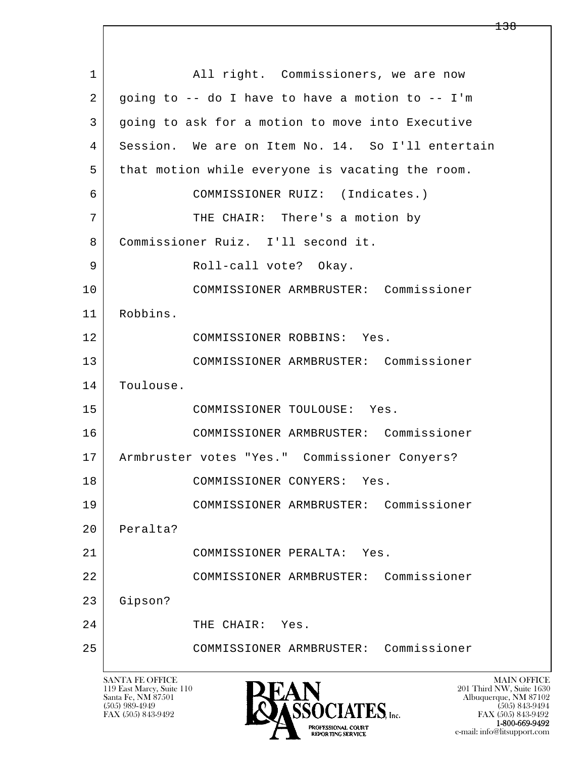1 All right. Commissioners, we are now
2 going to -- do I have to have a motion to -- I'm
3 going to ask for a motion to move into Executive
4 Session. We are on Item No. 14. So I'll entertain
5 that motion while everyone is vacating the room.
6 COMMISSIONER RUIZ: (Indicates.)
7 THE CHAIR: There's a motion by
8 Commissioner Ruiz. I'll second it.
9 Roll-call vote? Okay.
10 COMMISSIONER ARMBRUSTER: Commissioner
11 Robbins.
12 COMMISSIONER ROBBINS: Yes.
13 COMMISSIONER ARMBRUSTER: Commissioner
14 Toulouse.
15 COMMISSIONER TOULOUSE: Yes.
16 COMMISSIONER ARMBRUSTER: Commissioner
17 Armbruster votes "Yes." Commissioner Conyers?
18 COMMISSIONER CONYERS: Yes.
19 COMMISSIONER ARMBRUSTER: Commissioner
20 Peralta?
21 COMMISSIONER PERALTA: Yes.
22 COMMISSIONER ARMBRUSTER: Commissioner
23 Gipson?
24 THE CHAIR: Yes.
25 COMMISSIONER ARMBRUSTER: Commissioner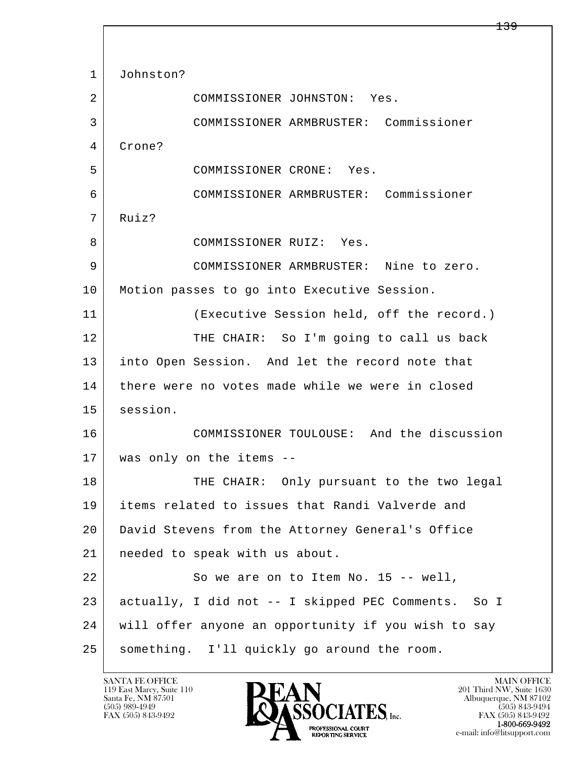1 Johnston?

2 COMMISSIONER JOHNSTON: Yes.

3 COMMISSIONER ARMBRUSTER: Commissioner

4 Crone?

5 COMMISSIONER CRONE: Yes.

6 COMMISSIONER ARMBRUSTER: Commissioner

7 Ruiz?

8 COMMISSIONER RUIZ: Yes.

9 COMMISSIONER ARMBRUSTER: Nine to zero.

10 Motion passes to go into Executive Session.

11 (Executive Session held, off the record.)

12 THE CHAIR: So I'm going to call us back

13 into Open Session. And let the record note that

14 there were no votes made while we were in closed

15 session.

16 COMMISSIONER TOULOUSE: And the discussion

17 was only on the items --

18 THE CHAIR: Only pursuant to the two legal

19 items related to issues that Randi Valverde and

20 David Stevens from the Attorney General's Office

21 needed to speak with us about.

22 So we are on to Item No. 15 -- well,

23 actually, I did not -- I skipped PEC Comments. So I

24 will offer anyone an opportunity if you wish to say

25 something. I'll quickly go around the room.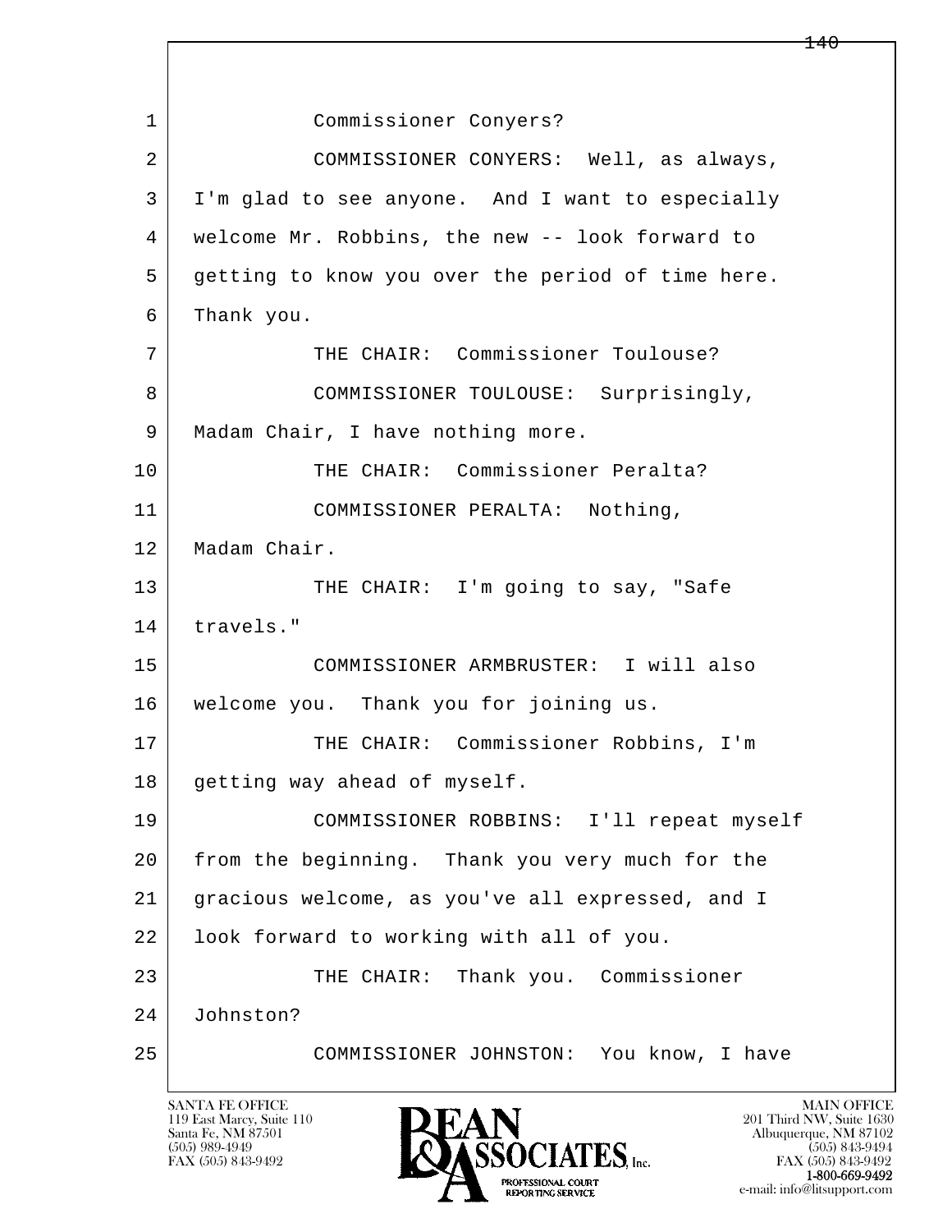1 Commissioner Conyers?

2 COMMISSIONER CONYERS: Well, as always,
3 I'm glad to see anyone. And I want to especially
4 welcome Mr. Robbins, the new -- look forward to
5 getting to know you over the period of time here.
6 Thank you.

7 THE CHAIR: Commissioner Toulouse?

8 COMMISSIONER TOULOUSE: Surprisingly,
9 Madam Chair, I have nothing more.

10 THE CHAIR: Commissioner Peralta?

11 COMMISSIONER PERALTA: Nothing,
12 Madam Chair.

13 THE CHAIR: I'm going to say, "Safe
14 travels."

15 COMMISSIONER ARMBRUSTER: I will also
16 welcome you. Thank you for joining us.

17 THE CHAIR: Commissioner Robbins, I'm
18 getting way ahead of myself.

19 COMMISSIONER ROBBINS: I'll repeat myself
20 from the beginning. Thank you very much for the
21 gracious welcome, as you've all expressed, and I
22 look forward to working with all of you.

23 THE CHAIR: Thank you. Commissioner
24 Johnston?

25 COMMISSIONER JOHNSTON: You know, I have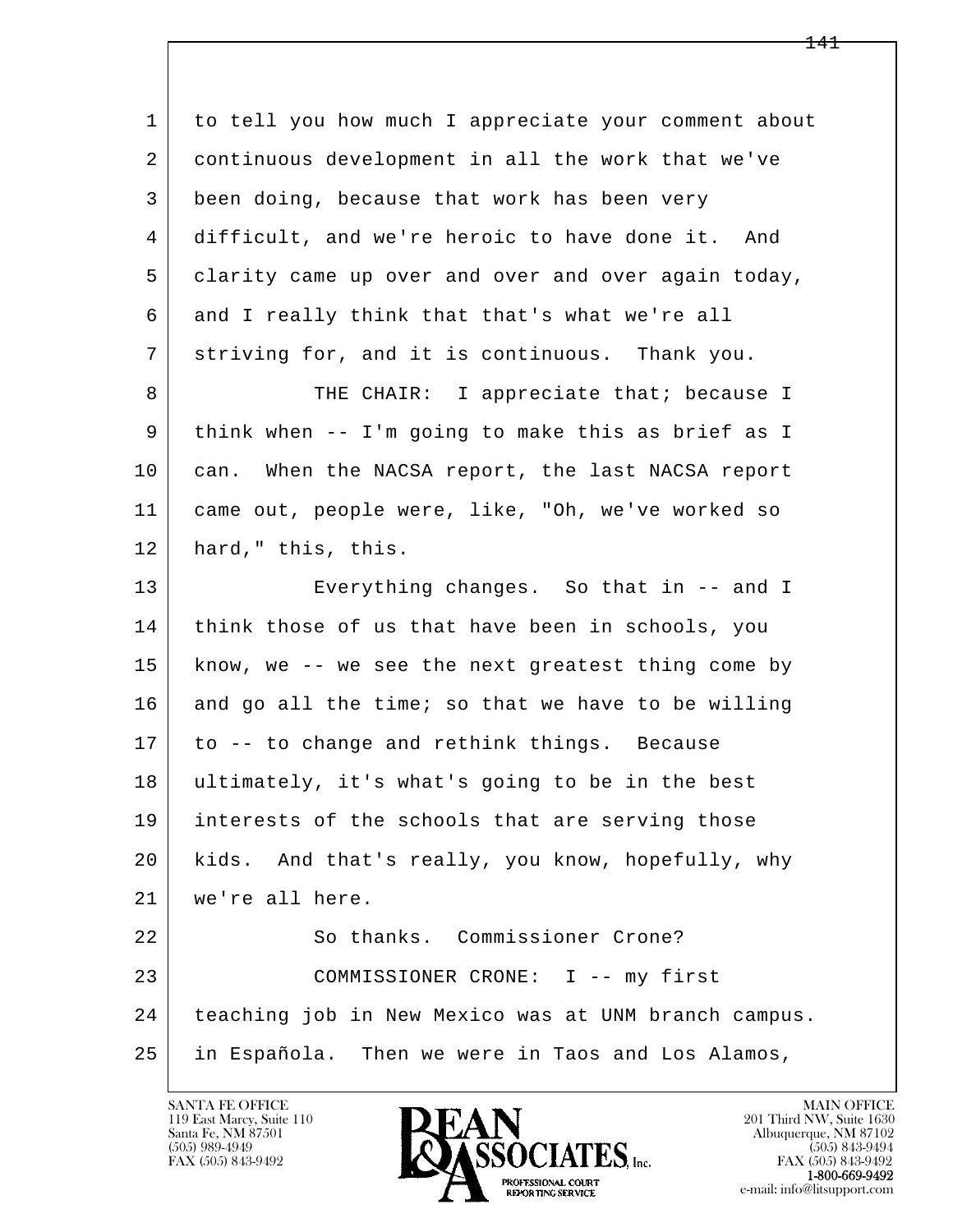to tell you how much I appreciate your comment about continuous development in all the work that we've been doing, because that work has been very difficult, and we're heroic to have done it. And clarity came up over and over and over again today, and I really think that that's what we're all striving for, and it is continuous. Thank you.

THE CHAIR: I appreciate that; because I think when -- I'm going to make this as brief as I can. When the NACSA report, the last NACSA report came out, people were, like, "Oh, we've worked so hard," this, this.

Everything changes. So that in -- and I think those of us that have been in schools, you know, we -- we see the next greatest thing come by and go all the time; so that we have to be willing to -- to change and rethink things. Because ultimately, it's what's going to be in the best interests of the schools that are serving those kids. And that's really, you know, hopefully, why we're all here.

So thanks. Commissioner Crone?

COMMISSIONER CRONE: I -- my first teaching job in New Mexico was at UNM branch campus. in Española. Then we were in Taos and Los Alamos,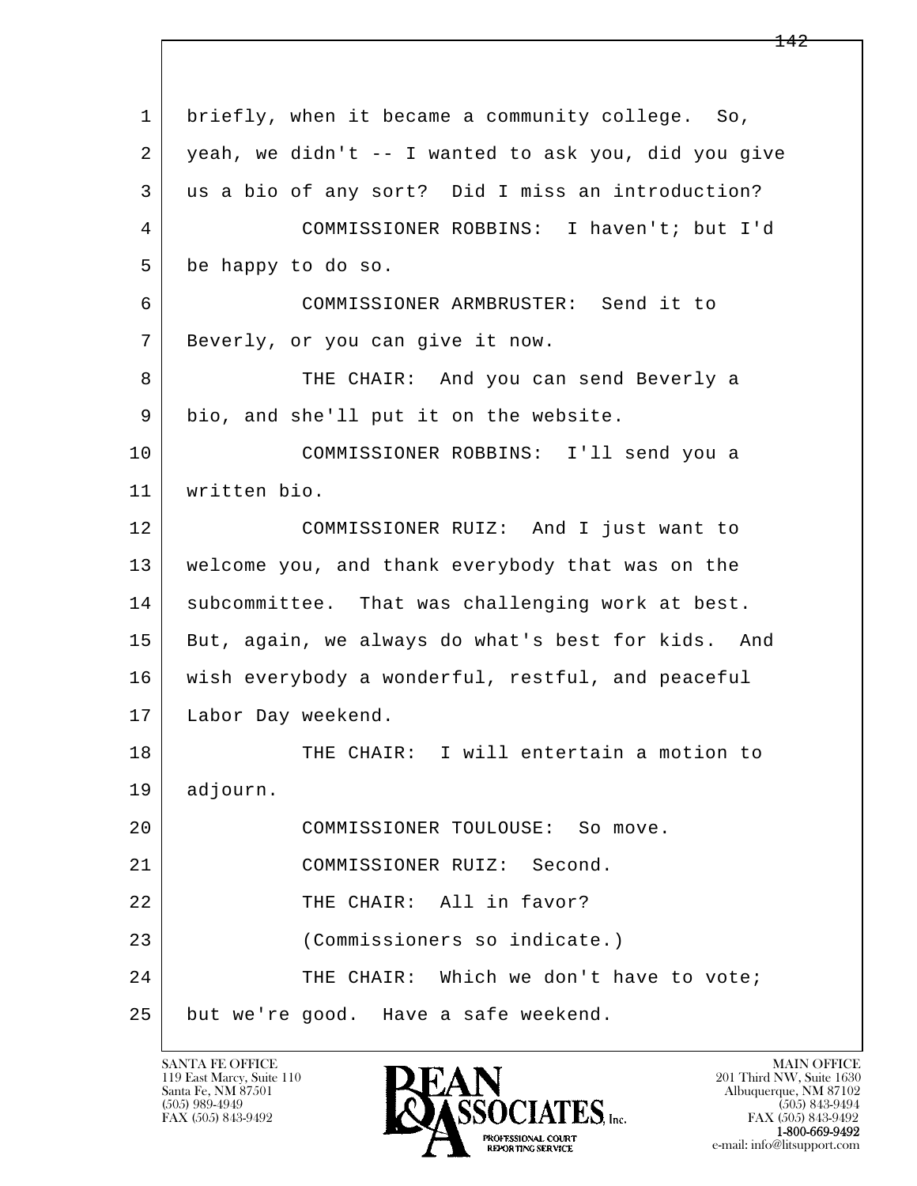briefly, when it became a community college. So, yeah, we didn't -- I wanted to ask you, did you give us a bio of any sort? Did I miss an introduction?

COMMISSIONER ROBBINS: I haven't; but I'd be happy to do so.

COMMISSIONER ARMBRUSTER: Send it to Beverly, or you can give it now.

THE CHAIR: And you can send Beverly a bio, and she'll put it on the website.

COMMISSIONER ROBBINS: I'll send you a written bio.

COMMISSIONER RUIZ: And I just want to welcome you, and thank everybody that was on the subcommittee. That was challenging work at best. But, again, we always do what's best for kids. And wish everybody a wonderful, restful, and peaceful Labor Day weekend.

THE CHAIR: I will entertain a motion to adjourn.

COMMISSIONER TOULOUSE: So move.

COMMISSIONER RUIZ: Second.

THE CHAIR: All in favor?

(Commissioners so indicate.)

THE CHAIR: Which we don't have to vote; but we're good. Have a safe weekend.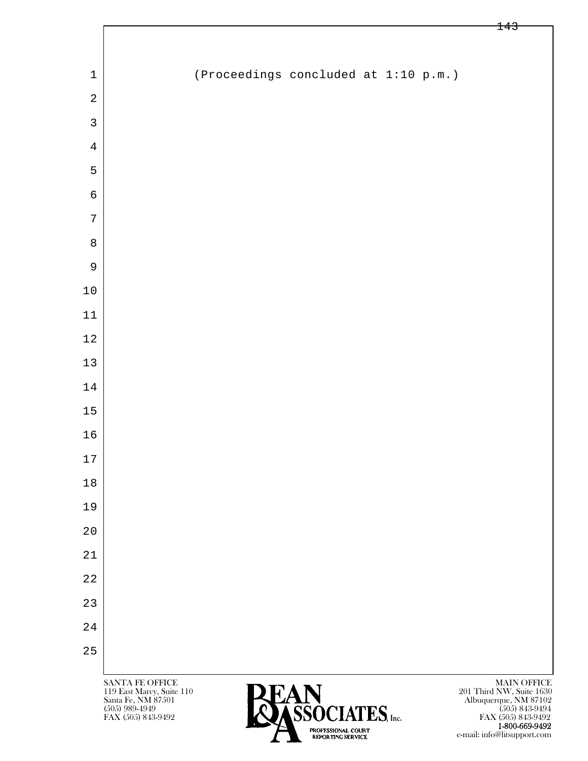(Proceedings concluded at 1:10 p.m.)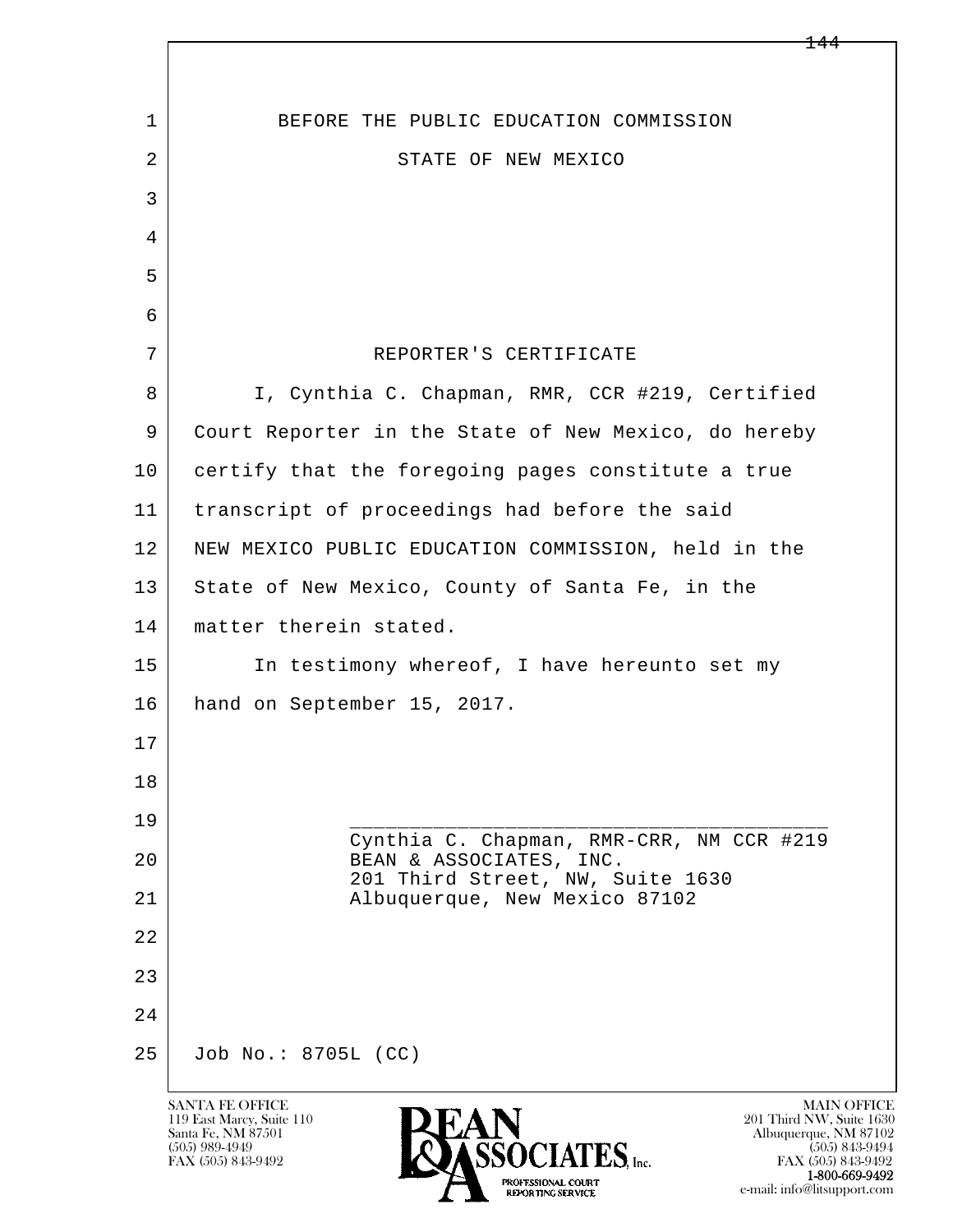BEFORE THE PUBLIC EDUCATION COMMISSION

STATE OF NEW MEXICO

REPORTER'S CERTIFICATE

I, Cynthia C. Chapman, RMR, CCR #219, Certified Court Reporter in the State of New Mexico, do hereby certify that the foregoing pages constitute a true transcript of proceedings had before the said NEW MEXICO PUBLIC EDUCATION COMMISSION, held in the State of New Mexico, County of Santa Fe, in the matter therein stated.

In testimony whereof, I have hereunto set my hand on September 15, 2017.

_______________________________________
Cynthia C. Chapman, RMR-CRR, NM CCR #219
BEAN & ASSOCIATES, INC.
201 Third Street, NW, Suite 1630
Albuquerque, New Mexico 87102

Job No.: 8705L (CC)

SANTA FE OFFICE
119 East Marcy, Suite 110
Santa Fe, NM 87501
(505) 989-4949
FAX (505) 843-9492

MAIN OFFICE
201 Third NW, Suite 1630
Albuquerque, NM 87102
(505) 843-9494
FAX (505) 843-9492
1-800-669-9492
e-mail: info@litsupport.com